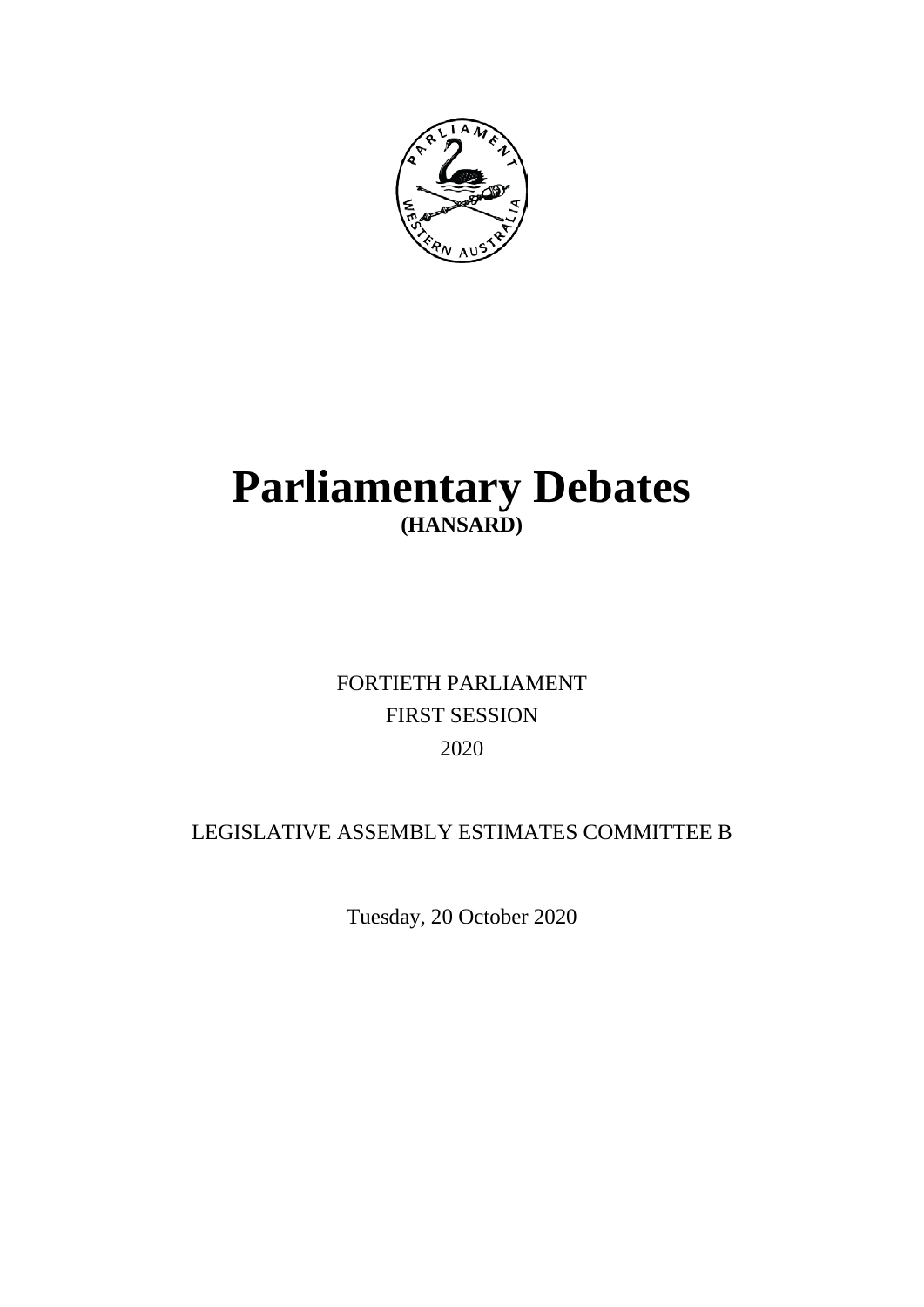# Parliamentary Debates

**(HANSARD)**

FORTIETH PARLIAMENT

FIRST SESSION

2020

LEGISLATIVE ASSEMBLY ESTIMATES COMMITTEE B

Tuesday, 20 October 2020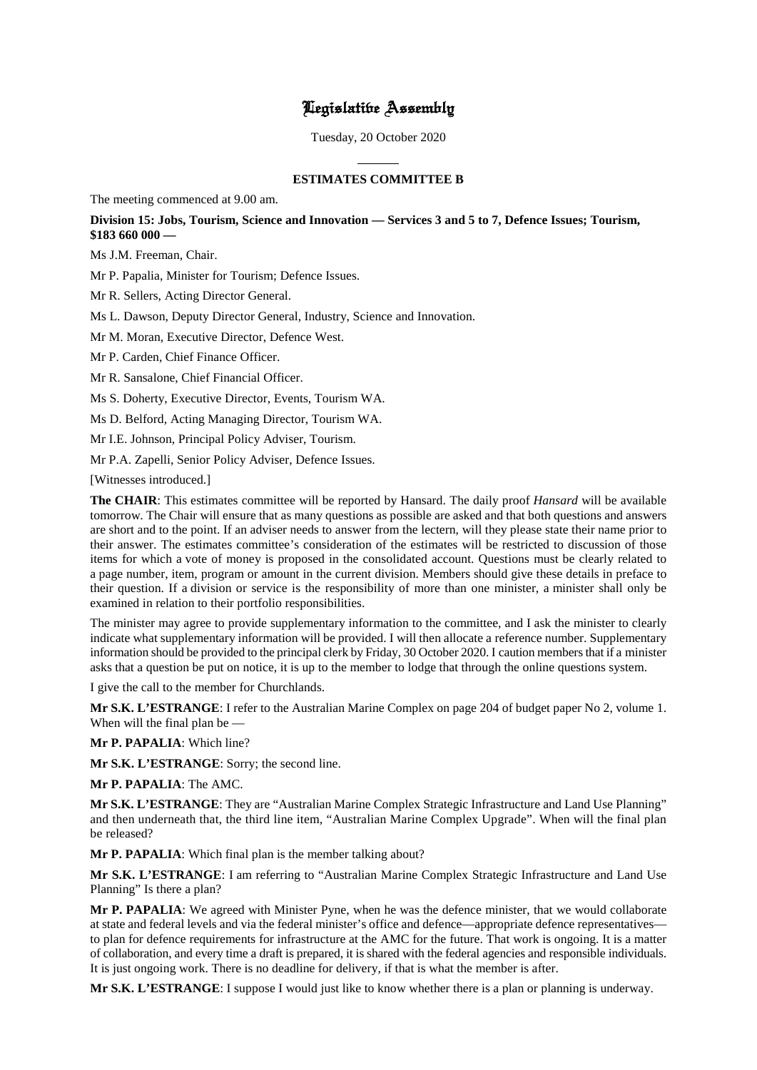# Legislative Assembly

Tuesday, 20 October 2020

---

**ESTIMATES COMMITTEE B**

The meeting commenced at 9.00 am.

**Division 15: Jobs, Tourism, Science and Innovation — Services 3 and 5 to 7, Defence Issues; Tourism, $183 660 000 —**

Ms J.M. Freeman, Chair.

Mr P. Papalia, Minister for Tourism; Defence Issues.

Mr R. Sellers, Acting Director General.

Ms L. Dawson, Deputy Director General, Industry, Science and Innovation.

Mr M. Moran, Executive Director, Defence West.

Mr P. Carden, Chief Finance Officer.

Mr R. Sansalone, Chief Financial Officer.

Ms S. Doherty, Executive Director, Events, Tourism WA.

Ms D. Belford, Acting Managing Director, Tourism WA.

Mr I.E. Johnson, Principal Policy Adviser, Tourism.

Mr P.A. Zapelli, Senior Policy Adviser, Defence Issues.

[Witnesses introduced.]

**The CHAIR**: This estimates committee will be reported by Hansard. The daily proof *Hansard* will be available tomorrow. The Chair will ensure that as many questions as possible are asked and that both questions and answers are short and to the point. If an adviser needs to answer from the lectern, will they please state their name prior to their answer. The estimates committee's consideration of the estimates will be restricted to discussion of those items for which a vote of money is proposed in the consolidated account. Questions must be clearly related to a page number, item, program or amount in the current division. Members should give these details in preface to their question. If a division or service is the responsibility of more than one minister, a minister shall only be examined in relation to their portfolio responsibilities.

The minister may agree to provide supplementary information to the committee, and I ask the minister to clearly indicate what supplementary information will be provided. I will then allocate a reference number. Supplementary information should be provided to the principal clerk by Friday, 30 October 2020. I caution members that if a minister asks that a question be put on notice, it is up to the member to lodge that through the online questions system.

I give the call to the member for Churchlands.

**Mr S.K. L'ESTRANGE**: I refer to the Australian Marine Complex on page 204 of budget paper No 2, volume 1. When will the final plan be —

**Mr P. PAPALIA**: Which line?

**Mr S.K. L'ESTRANGE**: Sorry; the second line.

**Mr P. PAPALIA**: The AMC.

**Mr S.K. L'ESTRANGE**: They are "Australian Marine Complex Strategic Infrastructure and Land Use Planning" and then underneath that, the third line item, "Australian Marine Complex Upgrade". When will the final plan be released?

**Mr P. PAPALIA**: Which final plan is the member talking about?

**Mr S.K. L'ESTRANGE**: I am referring to "Australian Marine Complex Strategic Infrastructure and Land Use Planning" Is there a plan?

**Mr P. PAPALIA**: We agreed with Minister Pyne, when he was the defence minister, that we would collaborate at state and federal levels and via the federal minister's office and defence—appropriate defence representatives—to plan for defence requirements for infrastructure at the AMC for the future. That work is ongoing. It is a matter of collaboration, and every time a draft is prepared, it is shared with the federal agencies and responsible individuals. It is just ongoing work. There is no deadline for delivery, if that is what the member is after.

**Mr S.K. L'ESTRANGE**: I suppose I would just like to know whether there is a plan or planning is underway.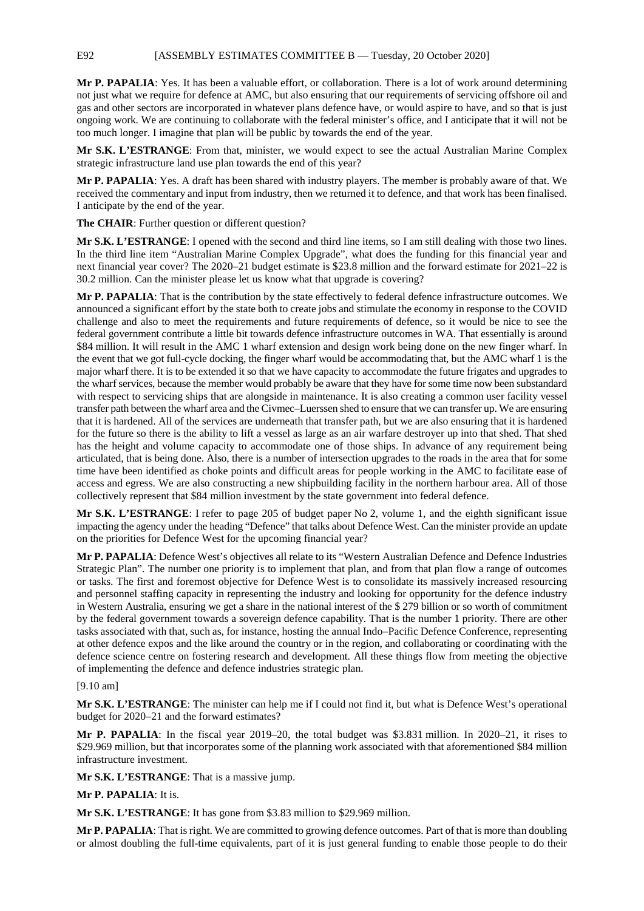**Mr P. PAPALIA**: Yes. It has been a valuable effort, or collaboration. There is a lot of work around determining not just what we require for defence at AMC, but also ensuring that our requirements of servicing offshore oil and gas and other sectors are incorporated in whatever plans defence have, or would aspire to have, and so that is just ongoing work. We are continuing to collaborate with the federal minister's office, and I anticipate that it will not be too much longer. I imagine that plan will be public by towards the end of the year.

**Mr S.K. L'ESTRANGE**: From that, minister, we would expect to see the actual Australian Marine Complex strategic infrastructure land use plan towards the end of this year?

**Mr P. PAPALIA**: Yes. A draft has been shared with industry players. The member is probably aware of that. We received the commentary and input from industry, then we returned it to defence, and that work has been finalised. I anticipate by the end of the year.

**The CHAIR**: Further question or different question?

**Mr S.K. L'ESTRANGE**: I opened with the second and third line items, so I am still dealing with those two lines. In the third line item "Australian Marine Complex Upgrade", what does the funding for this financial year and next financial year cover? The 2020–21 budget estimate is $23.8 million and the forward estimate for 2021–22 is 30.2 million. Can the minister please let us know what that upgrade is covering?

**Mr P. PAPALIA**: That is the contribution by the state effectively to federal defence infrastructure outcomes. We announced a significant effort by the state both to create jobs and stimulate the economy in response to the COVID challenge and also to meet the requirements and future requirements of defence, so it would be nice to see the federal government contribute a little bit towards defence infrastructure outcomes in WA. That essentially is around $84 million. It will result in the AMC 1 wharf extension and design work being done on the new finger wharf. In the event that we got full-cycle docking, the finger wharf would be accommodating that, but the AMC wharf 1 is the major wharf there. It is to be extended it so that we have capacity to accommodate the future frigates and upgrades to the wharf services, because the member would probably be aware that they have for some time now been substandard with respect to servicing ships that are alongside in maintenance. It is also creating a common user facility vessel transfer path between the wharf area and the Civmec–Luerssen shed to ensure that we can transfer up. We are ensuring that it is hardened. All of the services are underneath that transfer path, but we are also ensuring that it is hardened for the future so there is the ability to lift a vessel as large as an air warfare destroyer up into that shed. That shed has the height and volume capacity to accommodate one of those ships. In advance of any requirement being articulated, that is being done. Also, there is a number of intersection upgrades to the roads in the area that for some time have been identified as choke points and difficult areas for people working in the AMC to facilitate ease of access and egress. We are also constructing a new shipbuilding facility in the northern harbour area. All of those collectively represent that $84 million investment by the state government into federal defence.

**Mr S.K. L'ESTRANGE**: I refer to page 205 of budget paper No 2, volume 1, and the eighth significant issue impacting the agency under the heading "Defence" that talks about Defence West. Can the minister provide an update on the priorities for Defence West for the upcoming financial year?

**Mr P. PAPALIA**: Defence West's objectives all relate to its "Western Australian Defence and Defence Industries Strategic Plan". The number one priority is to implement that plan, and from that plan flow a range of outcomes or tasks. The first and foremost objective for Defence West is to consolidate its massively increased resourcing and personnel staffing capacity in representing the industry and looking for opportunity for the defence industry in Western Australia, ensuring we get a share in the national interest of the $ 279 billion or so worth of commitment by the federal government towards a sovereign defence capability. That is the number 1 priority. There are other tasks associated with that, such as, for instance, hosting the annual Indo–Pacific Defence Conference, representing at other defence expos and the like around the country or in the region, and collaborating or coordinating with the defence science centre on fostering research and development. All these things flow from meeting the objective of implementing the defence and defence industries strategic plan.

[9.10 am]

**Mr S.K. L'ESTRANGE**: The minister can help me if I could not find it, but what is Defence West's operational budget for 2020–21 and the forward estimates?

**Mr P. PAPALIA**: In the fiscal year 2019–20, the total budget was $3.831 million. In 2020–21, it rises to $29.969 million, but that incorporates some of the planning work associated with that aforementioned $84 million infrastructure investment.

**Mr S.K. L'ESTRANGE**: That is a massive jump.

**Mr P. PAPALIA**: It is.

**Mr S.K. L'ESTRANGE**: It has gone from $3.83 million to $29.969 million.

**Mr P. PAPALIA**: That is right. We are committed to growing defence outcomes. Part of that is more than doubling or almost doubling the full-time equivalents, part of it is just general funding to enable those people to do their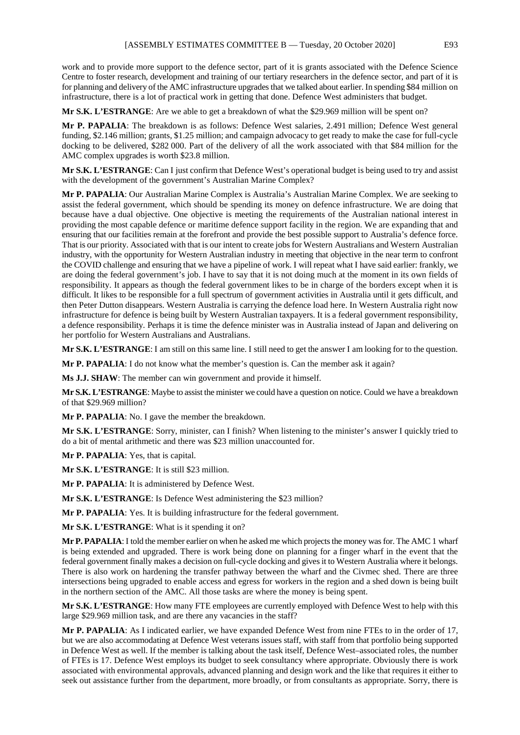work and to provide more support to the defence sector, part of it is grants associated with the Defence Science Centre to foster research, development and training of our tertiary researchers in the defence sector, and part of it is for planning and delivery of the AMC infrastructure upgrades that we talked about earlier. In spending $84 million on infrastructure, there is a lot of practical work in getting that done. Defence West administers that budget.

**Mr S.K. L'ESTRANGE**: Are we able to get a breakdown of what the $29.969 million will be spent on?

**Mr P. PAPALIA**: The breakdown is as follows: Defence West salaries, 2.491 million; Defence West general funding, $2.146 million; grants, $1.25 million; and campaign advocacy to get ready to make the case for full-cycle docking to be delivered, $282 000. Part of the delivery of all the work associated with that $84 million for the AMC complex upgrades is worth $23.8 million.

**Mr S.K. L'ESTRANGE**: Can I just confirm that Defence West's operational budget is being used to try and assist with the development of the government's Australian Marine Complex?

**Mr P. PAPALIA**: Our Australian Marine Complex is Australia's Australian Marine Complex. We are seeking to assist the federal government, which should be spending its money on defence infrastructure. We are doing that because have a dual objective. One objective is meeting the requirements of the Australian national interest in providing the most capable defence or maritime defence support facility in the region. We are expanding that and ensuring that our facilities remain at the forefront and provide the best possible support to Australia's defence force. That is our priority. Associated with that is our intent to create jobs for Western Australians and Western Australian industry, with the opportunity for Western Australian industry in meeting that objective in the near term to confront the COVID challenge and ensuring that we have a pipeline of work. I will repeat what I have said earlier: frankly, we are doing the federal government's job. I have to say that it is not doing much at the moment in its own fields of responsibility. It appears as though the federal government likes to be in charge of the borders except when it is difficult. It likes to be responsible for a full spectrum of government activities in Australia until it gets difficult, and then Peter Dutton disappears. Western Australia is carrying the defence load here. In Western Australia right now infrastructure for defence is being built by Western Australian taxpayers. It is a federal government responsibility, a defence responsibility. Perhaps it is time the defence minister was in Australia instead of Japan and delivering on her portfolio for Western Australians and Australians.

**Mr S.K. L'ESTRANGE**: I am still on this same line. I still need to get the answer I am looking for to the question.

**Mr P. PAPALIA**: I do not know what the member's question is. Can the member ask it again?

**Ms J.J. SHAW**: The member can win government and provide it himself.

**Mr S.K. L'ESTRANGE**: Maybe to assist the minister we could have a question on notice. Could we have a breakdown of that $29.969 million?

**Mr P. PAPALIA**: No. I gave the member the breakdown.

**Mr S.K. L'ESTRANGE**: Sorry, minister, can I finish? When listening to the minister's answer I quickly tried to do a bit of mental arithmetic and there was $23 million unaccounted for.

**Mr P. PAPALIA**: Yes, that is capital.

**Mr S.K. L'ESTRANGE**: It is still $23 million.

**Mr P. PAPALIA**: It is administered by Defence West.

**Mr S.K. L'ESTRANGE**: Is Defence West administering the $23 million?

**Mr P. PAPALIA**: Yes. It is building infrastructure for the federal government.

**Mr S.K. L'ESTRANGE**: What is it spending it on?

**Mr P. PAPALIA**: I told the member earlier on when he asked me which projects the money was for. The AMC 1 wharf is being extended and upgraded. There is work being done on planning for a finger wharf in the event that the federal government finally makes a decision on full-cycle docking and gives it to Western Australia where it belongs. There is also work on hardening the transfer pathway between the wharf and the Civmec shed. There are three intersections being upgraded to enable access and egress for workers in the region and a shed down is being built in the northern section of the AMC. All those tasks are where the money is being spent.

**Mr S.K. L'ESTRANGE**: How many FTE employees are currently employed with Defence West to help with this large $29.969 million task, and are there any vacancies in the staff?

**Mr P. PAPALIA**: As I indicated earlier, we have expanded Defence West from nine FTEs to in the order of 17, but we are also accommodating at Defence West veterans issues staff, with staff from that portfolio being supported in Defence West as well. If the member is talking about the task itself, Defence West–associated roles, the number of FTEs is 17. Defence West employs its budget to seek consultancy where appropriate. Obviously there is work associated with environmental approvals, advanced planning and design work and the like that requires it either to seek out assistance further from the department, more broadly, or from consultants as appropriate. Sorry, there is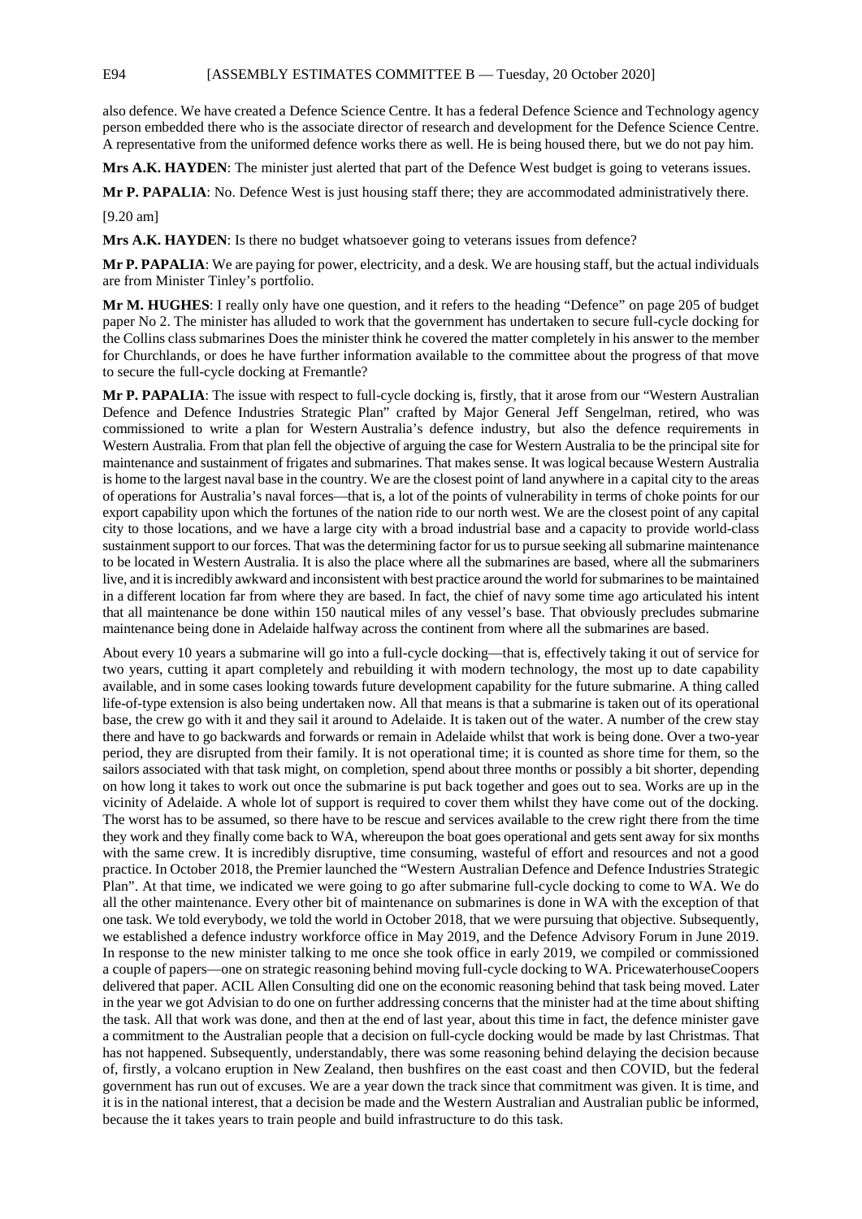also defence. We have created a Defence Science Centre. It has a federal Defence Science and Technology agency person embedded there who is the associate director of research and development for the Defence Science Centre. A representative from the uniformed defence works there as well. He is being housed there, but we do not pay him.

**Mrs A.K. HAYDEN**: The minister just alerted that part of the Defence West budget is going to veterans issues.

**Mr P. PAPALIA**: No. Defence West is just housing staff there; they are accommodated administratively there.

[9.20 am]

**Mrs A.K. HAYDEN**: Is there no budget whatsoever going to veterans issues from defence?

**Mr P. PAPALIA**: We are paying for power, electricity, and a desk. We are housing staff, but the actual individuals are from Minister Tinley's portfolio.

**Mr M. HUGHES**: I really only have one question, and it refers to the heading "Defence" on page 205 of budget paper No 2. The minister has alluded to work that the government has undertaken to secure full-cycle docking for the Collins class submarines Does the minister think he covered the matter completely in his answer to the member for Churchlands, or does he have further information available to the committee about the progress of that move to secure the full-cycle docking at Fremantle?

**Mr P. PAPALIA**: The issue with respect to full-cycle docking is, firstly, that it arose from our "Western Australian Defence and Defence Industries Strategic Plan" crafted by Major General Jeff Sengelman, retired, who was commissioned to write a plan for Western Australia's defence industry, but also the defence requirements in Western Australia. From that plan fell the objective of arguing the case for Western Australia to be the principal site for maintenance and sustainment of frigates and submarines. That makes sense. It was logical because Western Australia is home to the largest naval base in the country. We are the closest point of land anywhere in a capital city to the areas of operations for Australia's naval forces—that is, a lot of the points of vulnerability in terms of choke points for our export capability upon which the fortunes of the nation ride to our north west. We are the closest point of any capital city to those locations, and we have a large city with a broad industrial base and a capacity to provide world-class sustainment support to our forces. That was the determining factor for us to pursue seeking all submarine maintenance to be located in Western Australia. It is also the place where all the submarines are based, where all the submariners live, and it is incredibly awkward and inconsistent with best practice around the world for submarines to be maintained in a different location far from where they are based. In fact, the chief of navy some time ago articulated his intent that all maintenance be done within 150 nautical miles of any vessel's base. That obviously precludes submarine maintenance being done in Adelaide halfway across the continent from where all the submarines are based.

About every 10 years a submarine will go into a full-cycle docking—that is, effectively taking it out of service for two years, cutting it apart completely and rebuilding it with modern technology, the most up to date capability available, and in some cases looking towards future development capability for the future submarine. A thing called life-of-type extension is also being undertaken now. All that means is that a submarine is taken out of its operational base, the crew go with it and they sail it around to Adelaide. It is taken out of the water. A number of the crew stay there and have to go backwards and forwards or remain in Adelaide whilst that work is being done. Over a two-year period, they are disrupted from their family. It is not operational time; it is counted as shore time for them, so the sailors associated with that task might, on completion, spend about three months or possibly a bit shorter, depending on how long it takes to work out once the submarine is put back together and goes out to sea. Works are up in the vicinity of Adelaide. A whole lot of support is required to cover them whilst they have come out of the docking. The worst has to be assumed, so there have to be rescue and services available to the crew right there from the time they work and they finally come back to WA, whereupon the boat goes operational and gets sent away for six months with the same crew. It is incredibly disruptive, time consuming, wasteful of effort and resources and not a good practice. In October 2018, the Premier launched the "Western Australian Defence and Defence Industries Strategic Plan". At that time, we indicated we were going to go after submarine full-cycle docking to come to WA. We do all the other maintenance. Every other bit of maintenance on submarines is done in WA with the exception of that one task. We told everybody, we told the world in October 2018, that we were pursuing that objective. Subsequently, we established a defence industry workforce office in May 2019, and the Defence Advisory Forum in June 2019. In response to the new minister talking to me once she took office in early 2019, we compiled or commissioned a couple of papers—one on strategic reasoning behind moving full-cycle docking to WA. PricewaterhouseCoopers delivered that paper. ACIL Allen Consulting did one on the economic reasoning behind that task being moved. Later in the year we got Advisian to do one on further addressing concerns that the minister had at the time about shifting the task. All that work was done, and then at the end of last year, about this time in fact, the defence minister gave a commitment to the Australian people that a decision on full-cycle docking would be made by last Christmas. That has not happened. Subsequently, understandably, there was some reasoning behind delaying the decision because of, firstly, a volcano eruption in New Zealand, then bushfires on the east coast and then COVID, but the federal government has run out of excuses. We are a year down the track since that commitment was given. It is time, and it is in the national interest, that a decision be made and the Western Australian and Australian public be informed, because the it takes years to train people and build infrastructure to do this task.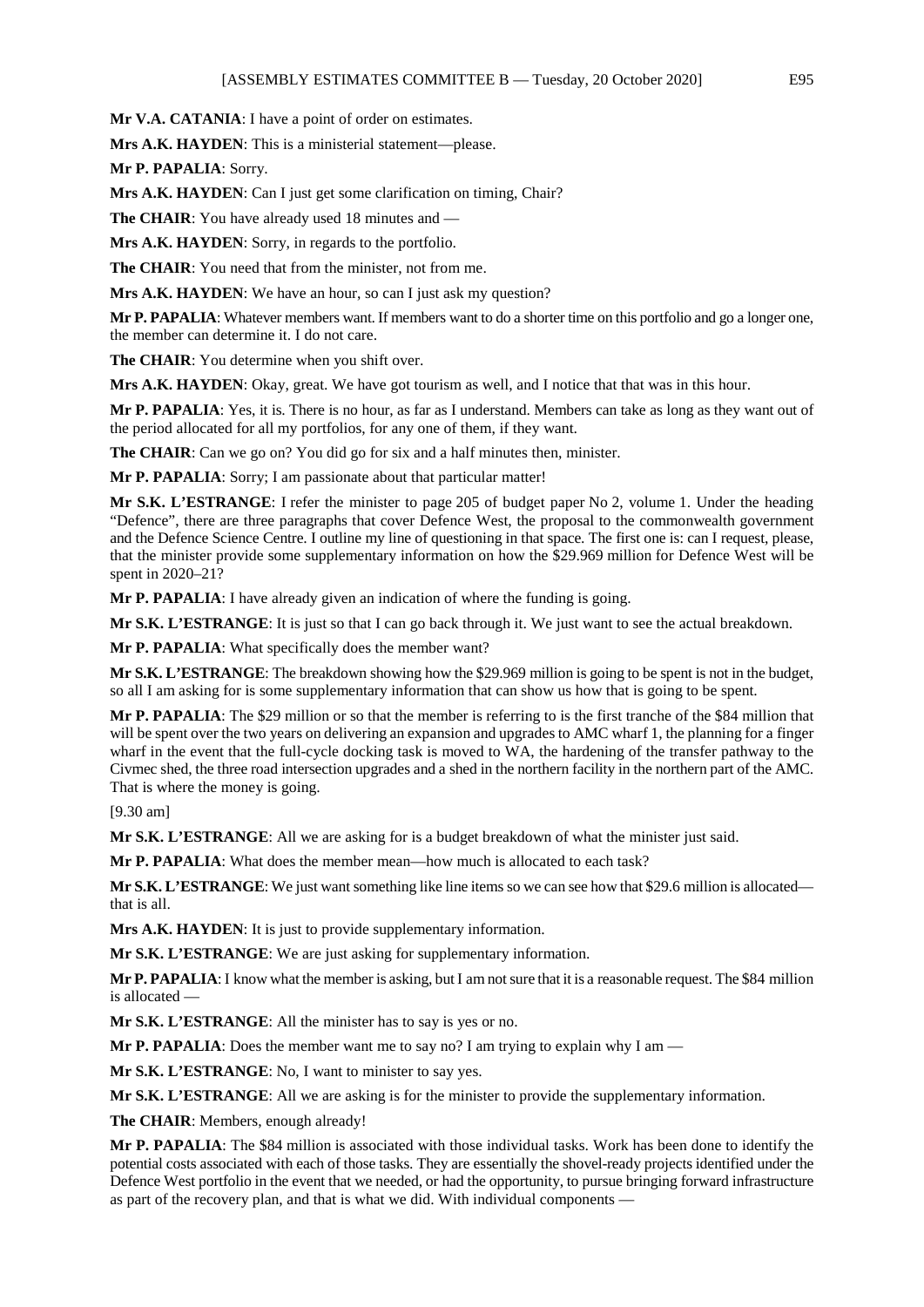**Mr V.A. CATANIA**: I have a point of order on estimates.

**Mrs A.K. HAYDEN**: This is a ministerial statement—please.

**Mr P. PAPALIA**: Sorry.

**Mrs A.K. HAYDEN**: Can I just get some clarification on timing, Chair?

**The CHAIR**: You have already used 18 minutes and —

**Mrs A.K. HAYDEN**: Sorry, in regards to the portfolio.

**The CHAIR**: You need that from the minister, not from me.

**Mrs A.K. HAYDEN**: We have an hour, so can I just ask my question?

**Mr P. PAPALIA**: Whatever members want. If members want to do a shorter time on this portfolio and go a longer one, the member can determine it. I do not care.

**The CHAIR**: You determine when you shift over.

**Mrs A.K. HAYDEN**: Okay, great. We have got tourism as well, and I notice that that was in this hour.

**Mr P. PAPALIA**: Yes, it is. There is no hour, as far as I understand. Members can take as long as they want out of the period allocated for all my portfolios, for any one of them, if they want.

**The CHAIR**: Can we go on? You did go for six and a half minutes then, minister.

**Mr P. PAPALIA**: Sorry; I am passionate about that particular matter!

**Mr S.K. L'ESTRANGE**: I refer the minister to page 205 of budget paper No 2, volume 1. Under the heading "Defence", there are three paragraphs that cover Defence West, the proposal to the commonwealth government and the Defence Science Centre. I outline my line of questioning in that space. The first one is: can I request, please, that the minister provide some supplementary information on how the $29.969 million for Defence West will be spent in 2020–21?

**Mr P. PAPALIA**: I have already given an indication of where the funding is going.

**Mr S.K. L'ESTRANGE**: It is just so that I can go back through it. We just want to see the actual breakdown.

**Mr P. PAPALIA**: What specifically does the member want?

**Mr S.K. L'ESTRANGE**: The breakdown showing how the $29.969 million is going to be spent is not in the budget, so all I am asking for is some supplementary information that can show us how that is going to be spent.

**Mr P. PAPALIA**: The $29 million or so that the member is referring to is the first tranche of the $84 million that will be spent over the two years on delivering an expansion and upgrades to AMC wharf 1, the planning for a finger wharf in the event that the full-cycle docking task is moved to WA, the hardening of the transfer pathway to the Civmec shed, the three road intersection upgrades and a shed in the northern facility in the northern part of the AMC. That is where the money is going.

[9.30 am]

**Mr S.K. L'ESTRANGE**: All we are asking for is a budget breakdown of what the minister just said.

**Mr P. PAPALIA**: What does the member mean—how much is allocated to each task?

**Mr S.K. L'ESTRANGE**: We just want something like line items so we can see how that $29.6 million is allocated—that is all.

**Mrs A.K. HAYDEN**: It is just to provide supplementary information.

**Mr S.K. L'ESTRANGE**: We are just asking for supplementary information.

**Mr P. PAPALIA**: I know what the member is asking, but I am not sure that it is a reasonable request. The $84 million is allocated —

**Mr S.K. L'ESTRANGE**: All the minister has to say is yes or no.

**Mr P. PAPALIA**: Does the member want me to say no? I am trying to explain why I am —

**Mr S.K. L'ESTRANGE**: No, I want to minister to say yes.

**Mr S.K. L'ESTRANGE**: All we are asking is for the minister to provide the supplementary information.

**The CHAIR**: Members, enough already!

**Mr P. PAPALIA**: The $84 million is associated with those individual tasks. Work has been done to identify the potential costs associated with each of those tasks. They are essentially the shovel-ready projects identified under the Defence West portfolio in the event that we needed, or had the opportunity, to pursue bringing forward infrastructure as part of the recovery plan, and that is what we did. With individual components —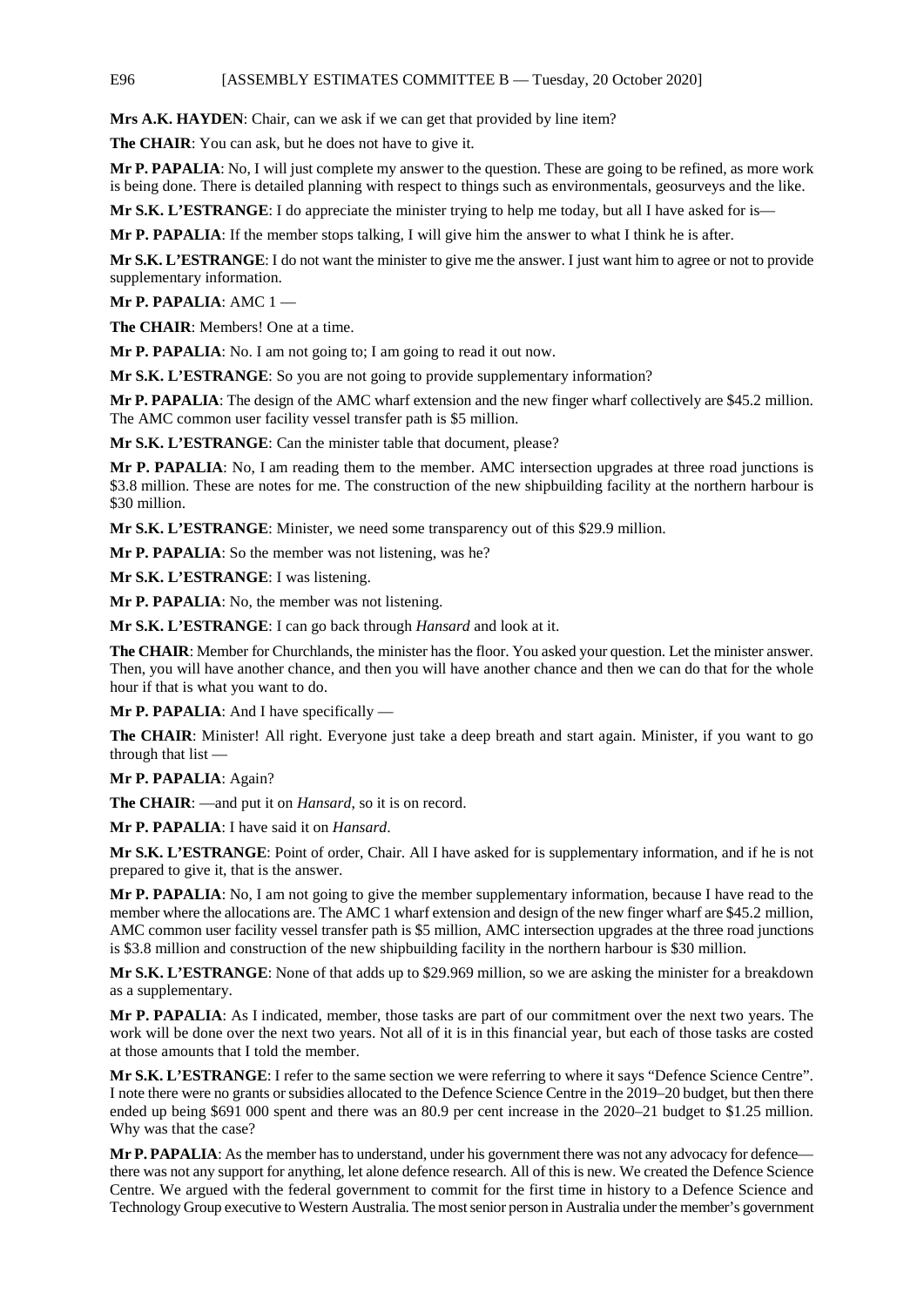**Mrs A.K. HAYDEN**: Chair, can we ask if we can get that provided by line item?

**The CHAIR**: You can ask, but he does not have to give it.

**Mr P. PAPALIA**: No, I will just complete my answer to the question. These are going to be refined, as more work is being done. There is detailed planning with respect to things such as environmentals, geosurveys and the like.

**Mr S.K. L'ESTRANGE**: I do appreciate the minister trying to help me today, but all I have asked for is—

**Mr P. PAPALIA**: If the member stops talking, I will give him the answer to what I think he is after.

**Mr S.K. L'ESTRANGE**: I do not want the minister to give me the answer. I just want him to agree or not to provide supplementary information.

**Mr P. PAPALIA**: AMC 1 —

**The CHAIR**: Members! One at a time.

**Mr P. PAPALIA**: No. I am not going to; I am going to read it out now.

**Mr S.K. L'ESTRANGE**: So you are not going to provide supplementary information?

**Mr P. PAPALIA**: The design of the AMC wharf extension and the new finger wharf collectively are $45.2 million. The AMC common user facility vessel transfer path is $5 million.

**Mr S.K. L'ESTRANGE**: Can the minister table that document, please?

**Mr P. PAPALIA**: No, I am reading them to the member. AMC intersection upgrades at three road junctions is $3.8 million. These are notes for me. The construction of the new shipbuilding facility at the northern harbour is $30 million.

**Mr S.K. L'ESTRANGE**: Minister, we need some transparency out of this $29.9 million.

**Mr P. PAPALIA**: So the member was not listening, was he?

**Mr S.K. L'ESTRANGE**: I was listening.

**Mr P. PAPALIA**: No, the member was not listening.

**Mr S.K. L'ESTRANGE**: I can go back through *Hansard* and look at it.

**The CHAIR**: Member for Churchlands, the minister has the floor. You asked your question. Let the minister answer. Then, you will have another chance, and then you will have another chance and then we can do that for the whole hour if that is what you want to do.

**Mr P. PAPALIA**: And I have specifically —

**The CHAIR**: Minister! All right. Everyone just take a deep breath and start again. Minister, if you want to go through that list —

**Mr P. PAPALIA**: Again?

**The CHAIR**: —and put it on *Hansard*, so it is on record.

**Mr P. PAPALIA**: I have said it on *Hansard*.

**Mr S.K. L'ESTRANGE**: Point of order, Chair. All I have asked for is supplementary information, and if he is not prepared to give it, that is the answer.

**Mr P. PAPALIA**: No, I am not going to give the member supplementary information, because I have read to the member where the allocations are. The AMC 1 wharf extension and design of the new finger wharf are $45.2 million, AMC common user facility vessel transfer path is $5 million, AMC intersection upgrades at the three road junctions is $3.8 million and construction of the new shipbuilding facility in the northern harbour is $30 million.

**Mr S.K. L'ESTRANGE**: None of that adds up to $29.969 million, so we are asking the minister for a breakdown as a supplementary.

**Mr P. PAPALIA**: As I indicated, member, those tasks are part of our commitment over the next two years. The work will be done over the next two years. Not all of it is in this financial year, but each of those tasks are costed at those amounts that I told the member.

**Mr S.K. L'ESTRANGE**: I refer to the same section we were referring to where it says "Defence Science Centre". I note there were no grants or subsidies allocated to the Defence Science Centre in the 2019–20 budget, but then there ended up being $691 000 spent and there was an 80.9 per cent increase in the 2020–21 budget to $1.25 million. Why was that the case?

**Mr P. PAPALIA**: As the member has to understand, under his government there was not any advocacy for defence—there was not any support for anything, let alone defence research. All of this is new. We created the Defence Science Centre. We argued with the federal government to commit for the first time in history to a Defence Science and Technology Group executive to Western Australia. The most senior person in Australia under the member's government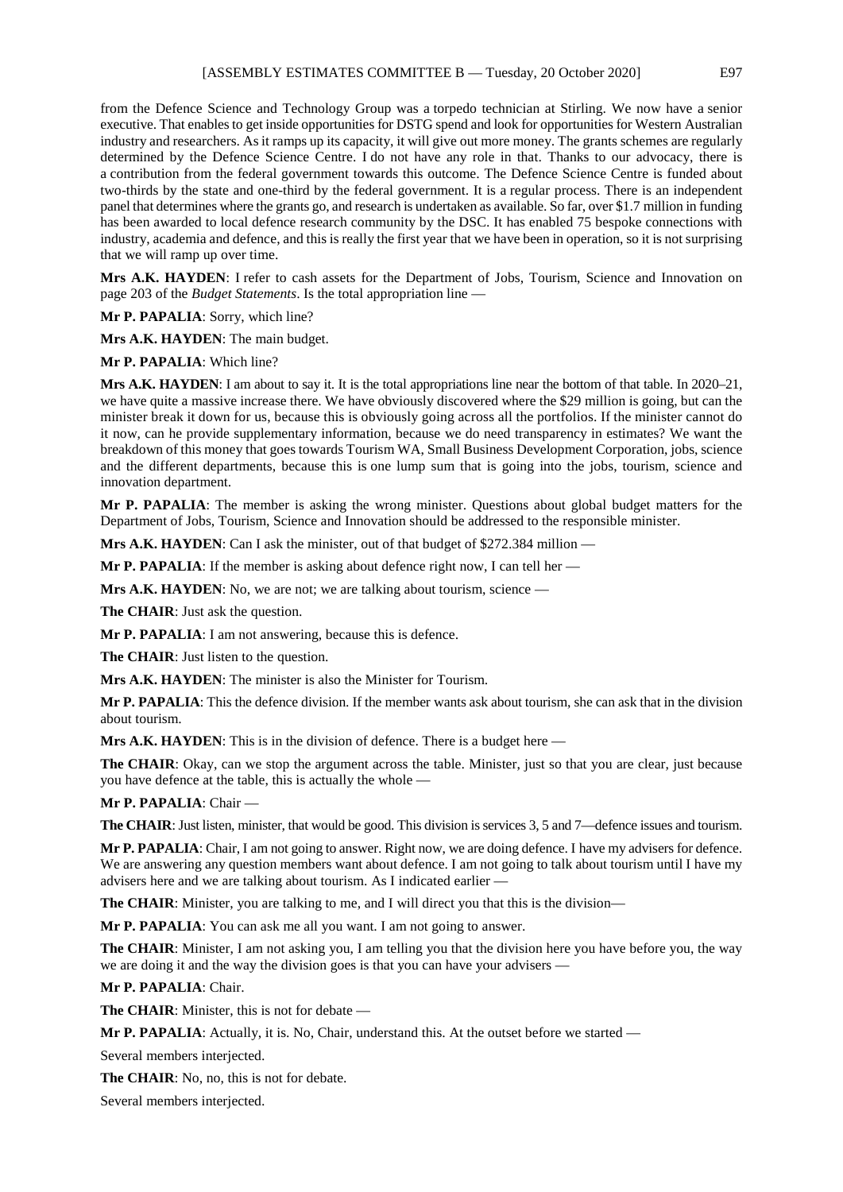from the Defence Science and Technology Group was a torpedo technician at Stirling. We now have a senior executive. That enables to get inside opportunities for DSTG spend and look for opportunities for Western Australian industry and researchers. As it ramps up its capacity, it will give out more money. The grants schemes are regularly determined by the Defence Science Centre. I do not have any role in that. Thanks to our advocacy, there is a contribution from the federal government towards this outcome. The Defence Science Centre is funded about two-thirds by the state and one-third by the federal government. It is a regular process. There is an independent panel that determines where the grants go, and research is undertaken as available. So far, over $1.7 million in funding has been awarded to local defence research community by the DSC. It has enabled 75 bespoke connections with industry, academia and defence, and this is really the first year that we have been in operation, so it is not surprising that we will ramp up over time.

**Mrs A.K. HAYDEN**: I refer to cash assets for the Department of Jobs, Tourism, Science and Innovation on page 203 of the *Budget Statements*. Is the total appropriation line —

**Mr P. PAPALIA**: Sorry, which line?

**Mrs A.K. HAYDEN**: The main budget.

**Mr P. PAPALIA**: Which line?

**Mrs A.K. HAYDEN**: I am about to say it. It is the total appropriations line near the bottom of that table. In 2020–21, we have quite a massive increase there. We have obviously discovered where the $29 million is going, but can the minister break it down for us, because this is obviously going across all the portfolios. If the minister cannot do it now, can he provide supplementary information, because we do need transparency in estimates? We want the breakdown of this money that goes towards Tourism WA, Small Business Development Corporation, jobs, science and the different departments, because this is one lump sum that is going into the jobs, tourism, science and innovation department.

**Mr P. PAPALIA**: The member is asking the wrong minister. Questions about global budget matters for the Department of Jobs, Tourism, Science and Innovation should be addressed to the responsible minister.

**Mrs A.K. HAYDEN**: Can I ask the minister, out of that budget of $272.384 million —

**Mr P. PAPALIA**: If the member is asking about defence right now, I can tell her —

**Mrs A.K. HAYDEN**: No, we are not; we are talking about tourism, science —

**The CHAIR**: Just ask the question.

**Mr P. PAPALIA**: I am not answering, because this is defence.

**The CHAIR**: Just listen to the question.

**Mrs A.K. HAYDEN**: The minister is also the Minister for Tourism.

**Mr P. PAPALIA**: This the defence division. If the member wants ask about tourism, she can ask that in the division about tourism.

**Mrs A.K. HAYDEN**: This is in the division of defence. There is a budget here —

**The CHAIR**: Okay, can we stop the argument across the table. Minister, just so that you are clear, just because you have defence at the table, this is actually the whole —

**Mr P. PAPALIA**: Chair —

**The CHAIR**: Just listen, minister, that would be good. This division is services 3, 5 and 7—defence issues and tourism.

**Mr P. PAPALIA**: Chair, I am not going to answer. Right now, we are doing defence. I have my advisers for defence. We are answering any question members want about defence. I am not going to talk about tourism until I have my advisers here and we are talking about tourism. As I indicated earlier —

**The CHAIR**: Minister, you are talking to me, and I will direct you that this is the division—

**Mr P. PAPALIA**: You can ask me all you want. I am not going to answer.

**The CHAIR**: Minister, I am not asking you, I am telling you that the division here you have before you, the way we are doing it and the way the division goes is that you can have your advisers —

**Mr P. PAPALIA**: Chair.

**The CHAIR**: Minister, this is not for debate —

**Mr P. PAPALIA**: Actually, it is. No, Chair, understand this. At the outset before we started —

Several members interjected.

**The CHAIR**: No, no, this is not for debate.

Several members interjected.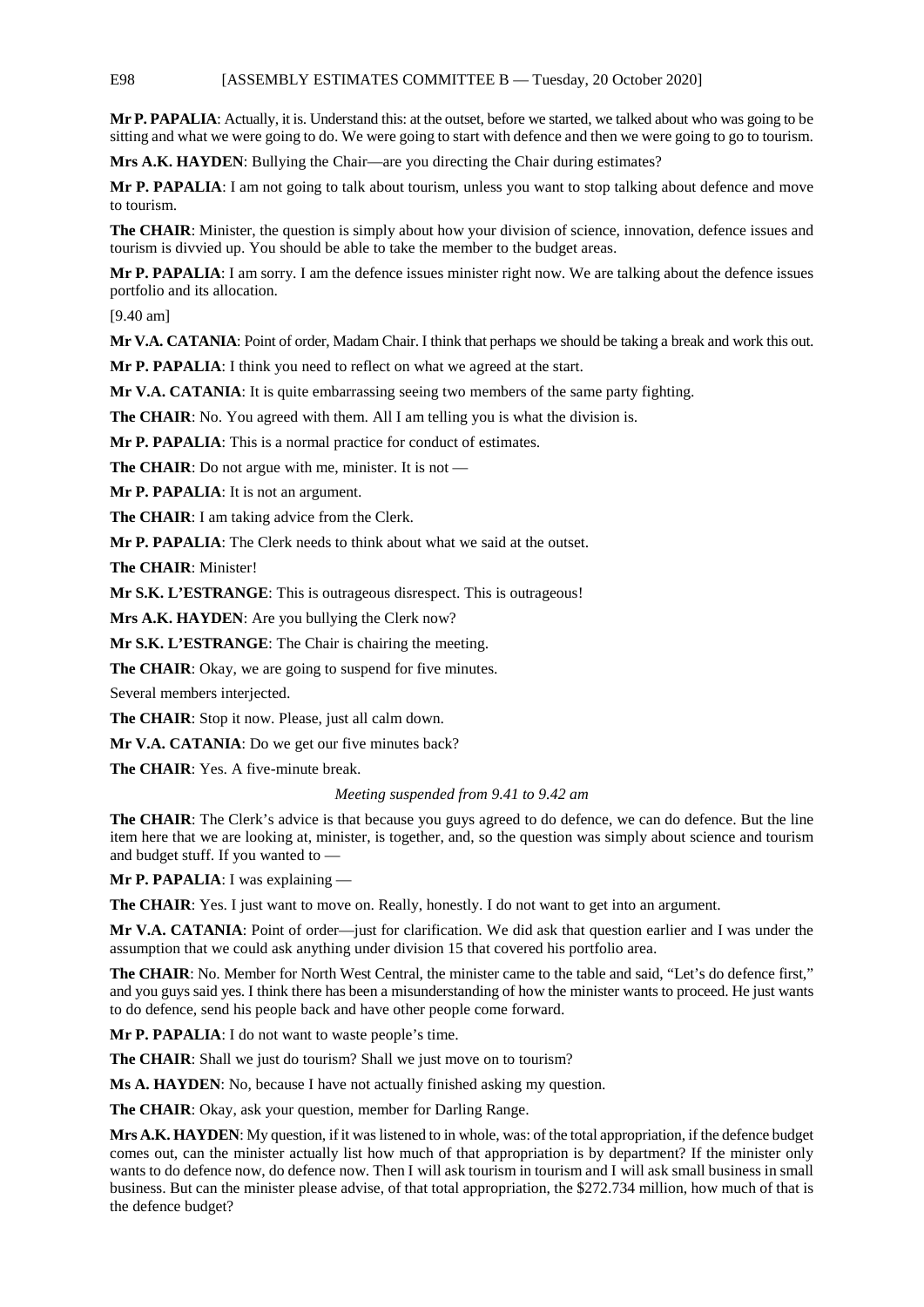**Mr P. PAPALIA**: Actually, it is. Understand this: at the outset, before we started, we talked about who was going to be sitting and what we were going to do. We were going to start with defence and then we were going to go to tourism.

**Mrs A.K. HAYDEN**: Bullying the Chair—are you directing the Chair during estimates?

**Mr P. PAPALIA**: I am not going to talk about tourism, unless you want to stop talking about defence and move to tourism.

**The CHAIR**: Minister, the question is simply about how your division of science, innovation, defence issues and tourism is divvied up. You should be able to take the member to the budget areas.

**Mr P. PAPALIA**: I am sorry. I am the defence issues minister right now. We are talking about the defence issues portfolio and its allocation.

[9.40 am]

**Mr V.A. CATANIA**: Point of order, Madam Chair. I think that perhaps we should be taking a break and work this out.

**Mr P. PAPALIA**: I think you need to reflect on what we agreed at the start.

**Mr V.A. CATANIA**: It is quite embarrassing seeing two members of the same party fighting.

**The CHAIR**: No. You agreed with them. All I am telling you is what the division is.

**Mr P. PAPALIA**: This is a normal practice for conduct of estimates.

**The CHAIR**: Do not argue with me, minister. It is not —

**Mr P. PAPALIA**: It is not an argument.

**The CHAIR**: I am taking advice from the Clerk.

**Mr P. PAPALIA**: The Clerk needs to think about what we said at the outset.

**The CHAIR**: Minister!

**Mr S.K. L'ESTRANGE**: This is outrageous disrespect. This is outrageous!

**Mrs A.K. HAYDEN**: Are you bullying the Clerk now?

**Mr S.K. L'ESTRANGE**: The Chair is chairing the meeting.

**The CHAIR**: Okay, we are going to suspend for five minutes.

Several members interjected.

**The CHAIR**: Stop it now. Please, just all calm down.

**Mr V.A. CATANIA**: Do we get our five minutes back?

**The CHAIR**: Yes. A five-minute break.

*Meeting suspended from 9.41 to 9.42 am*

**The CHAIR**: The Clerk's advice is that because you guys agreed to do defence, we can do defence. But the line item here that we are looking at, minister, is together, and, so the question was simply about science and tourism and budget stuff. If you wanted to —

**Mr P. PAPALIA**: I was explaining —

**The CHAIR**: Yes. I just want to move on. Really, honestly. I do not want to get into an argument.

**Mr V.A. CATANIA**: Point of order—just for clarification. We did ask that question earlier and I was under the assumption that we could ask anything under division 15 that covered his portfolio area.

**The CHAIR**: No. Member for North West Central, the minister came to the table and said, "Let's do defence first," and you guys said yes. I think there has been a misunderstanding of how the minister wants to proceed. He just wants to do defence, send his people back and have other people come forward.

**Mr P. PAPALIA**: I do not want to waste people's time.

**The CHAIR**: Shall we just do tourism? Shall we just move on to tourism?

**Ms A. HAYDEN**: No, because I have not actually finished asking my question.

**The CHAIR**: Okay, ask your question, member for Darling Range.

**Mrs A.K. HAYDEN**: My question, if it was listened to in whole, was: of the total appropriation, if the defence budget comes out, can the minister actually list how much of that appropriation is by department? If the minister only wants to do defence now, do defence now. Then I will ask tourism in tourism and I will ask small business in small business. But can the minister please advise, of that total appropriation, the $272.734 million, how much of that is the defence budget?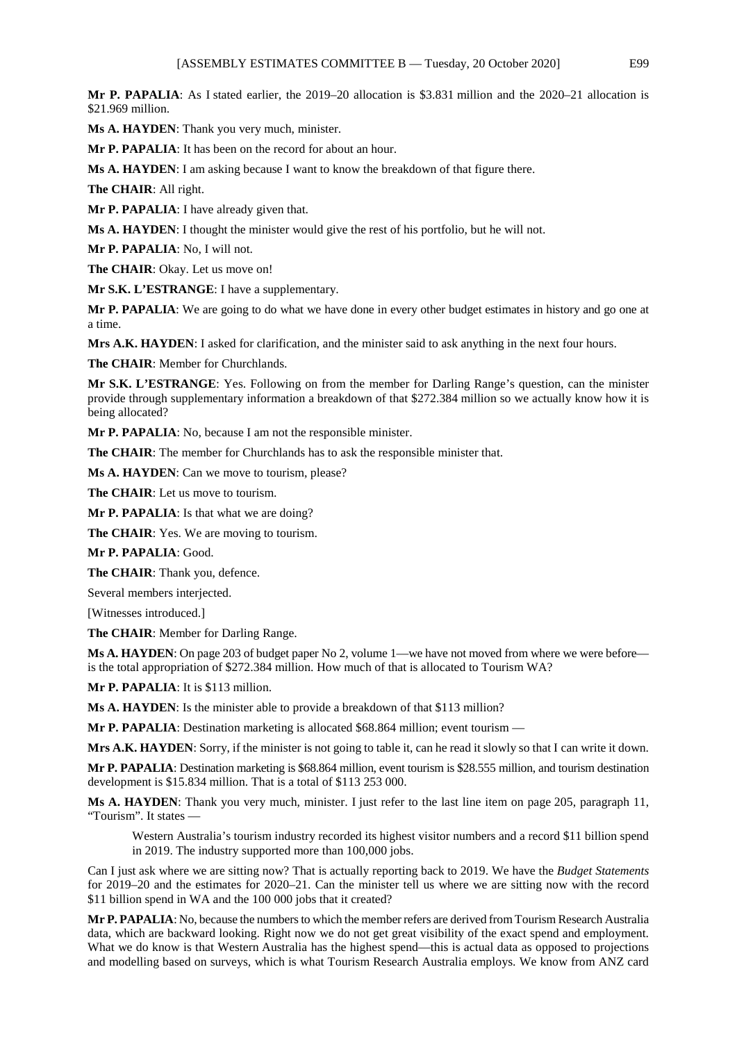**Mr P. PAPALIA**: As I stated earlier, the 2019–20 allocation is $3.831 million and the 2020–21 allocation is $21.969 million.

**Ms A. HAYDEN**: Thank you very much, minister.

**Mr P. PAPALIA**: It has been on the record for about an hour.

**Ms A. HAYDEN**: I am asking because I want to know the breakdown of that figure there.

**The CHAIR**: All right.

**Mr P. PAPALIA**: I have already given that.

**Ms A. HAYDEN**: I thought the minister would give the rest of his portfolio, but he will not.

**Mr P. PAPALIA**: No, I will not.

**The CHAIR**: Okay. Let us move on!

**Mr S.K. L'ESTRANGE**: I have a supplementary.

**Mr P. PAPALIA**: We are going to do what we have done in every other budget estimates in history and go one at a time.

**Mrs A.K. HAYDEN**: I asked for clarification, and the minister said to ask anything in the next four hours.

**The CHAIR**: Member for Churchlands.

**Mr S.K. L'ESTRANGE**: Yes. Following on from the member for Darling Range's question, can the minister provide through supplementary information a breakdown of that $272.384 million so we actually know how it is being allocated?

**Mr P. PAPALIA**: No, because I am not the responsible minister.

**The CHAIR**: The member for Churchlands has to ask the responsible minister that.

**Ms A. HAYDEN**: Can we move to tourism, please?

**The CHAIR**: Let us move to tourism.

**Mr P. PAPALIA**: Is that what we are doing?

**The CHAIR**: Yes. We are moving to tourism.

**Mr P. PAPALIA**: Good.

**The CHAIR**: Thank you, defence.

Several members interjected.

[Witnesses introduced.]

**The CHAIR**: Member for Darling Range.

**Ms A. HAYDEN**: On page 203 of budget paper No 2, volume 1—we have not moved from where we were before—is the total appropriation of $272.384 million. How much of that is allocated to Tourism WA?

**Mr P. PAPALIA**: It is $113 million.

**Ms A. HAYDEN**: Is the minister able to provide a breakdown of that $113 million?

**Mr P. PAPALIA**: Destination marketing is allocated $68.864 million; event tourism —

**Mrs A.K. HAYDEN**: Sorry, if the minister is not going to table it, can he read it slowly so that I can write it down.

**Mr P. PAPALIA**: Destination marketing is $68.864 million, event tourism is $28.555 million, and tourism destination development is $15.834 million. That is a total of $113 253 000.

**Ms A. HAYDEN**: Thank you very much, minister. I just refer to the last line item on page 205, paragraph 11, "Tourism". It states —

> Western Australia's tourism industry recorded its highest visitor numbers and a record $11 billion spend in 2019. The industry supported more than 100,000 jobs.

Can I just ask where we are sitting now? That is actually reporting back to 2019. We have the *Budget Statements* for 2019–20 and the estimates for 2020–21. Can the minister tell us where we are sitting now with the record $11 billion spend in WA and the 100 000 jobs that it created?

**Mr P. PAPALIA**: No, because the numbers to which the member refers are derived from Tourism Research Australia data, which are backward looking. Right now we do not get great visibility of the exact spend and employment. What we do know is that Western Australia has the highest spend—this is actual data as opposed to projections and modelling based on surveys, which is what Tourism Research Australia employs. We know from ANZ card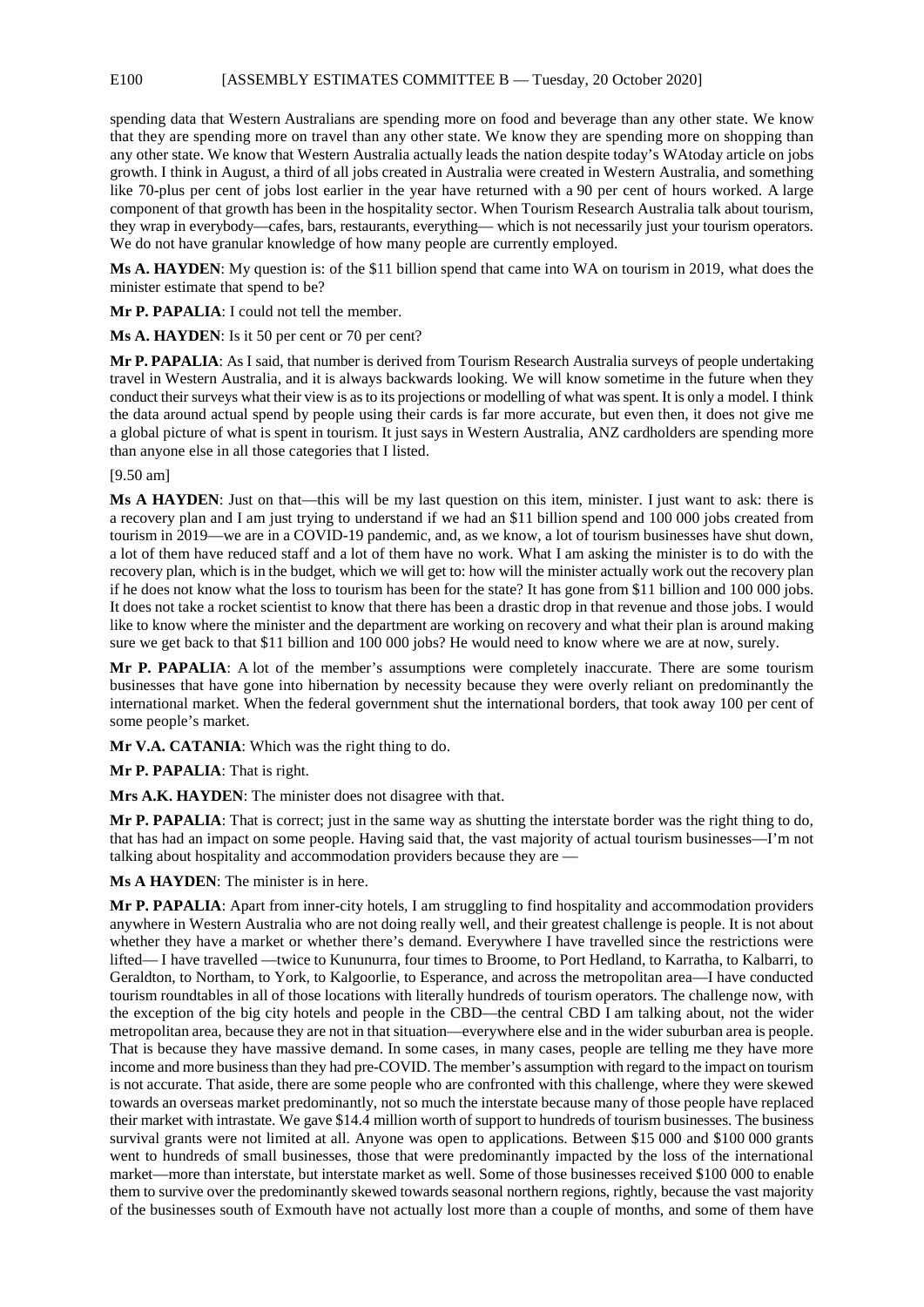spending data that Western Australians are spending more on food and beverage than any other state. We know that they are spending more on travel than any other state. We know they are spending more on shopping than any other state. We know that Western Australia actually leads the nation despite today's WAtoday article on jobs growth. I think in August, a third of all jobs created in Australia were created in Western Australia, and something like 70-plus per cent of jobs lost earlier in the year have returned with a 90 per cent of hours worked. A large component of that growth has been in the hospitality sector. When Tourism Research Australia talk about tourism, they wrap in everybody—cafes, bars, restaurants, everything— which is not necessarily just your tourism operators. We do not have granular knowledge of how many people are currently employed.

**Ms A. HAYDEN**: My question is: of the $11 billion spend that came into WA on tourism in 2019, what does the minister estimate that spend to be?

**Mr P. PAPALIA**: I could not tell the member.

**Ms A. HAYDEN**: Is it 50 per cent or 70 per cent?

**Mr P. PAPALIA**: As I said, that number is derived from Tourism Research Australia surveys of people undertaking travel in Western Australia, and it is always backwards looking. We will know sometime in the future when they conduct their surveys what their view is as to its projections or modelling of what was spent. It is only a model. I think the data around actual spend by people using their cards is far more accurate, but even then, it does not give me a global picture of what is spent in tourism. It just says in Western Australia, ANZ cardholders are spending more than anyone else in all those categories that I listed.

[9.50 am]

**Ms A HAYDEN**: Just on that—this will be my last question on this item, minister. I just want to ask: there is a recovery plan and I am just trying to understand if we had an $11 billion spend and 100 000 jobs created from tourism in 2019—we are in a COVID-19 pandemic, and, as we know, a lot of tourism businesses have shut down, a lot of them have reduced staff and a lot of them have no work. What I am asking the minister is to do with the recovery plan, which is in the budget, which we will get to: how will the minister actually work out the recovery plan if he does not know what the loss to tourism has been for the state? It has gone from $11 billion and 100 000 jobs. It does not take a rocket scientist to know that there has been a drastic drop in that revenue and those jobs. I would like to know where the minister and the department are working on recovery and what their plan is around making sure we get back to that $11 billion and 100 000 jobs? He would need to know where we are at now, surely.

**Mr P. PAPALIA**: A lot of the member's assumptions were completely inaccurate. There are some tourism businesses that have gone into hibernation by necessity because they were overly reliant on predominantly the international market. When the federal government shut the international borders, that took away 100 per cent of some people's market.

**Mr V.A. CATANIA**: Which was the right thing to do.

**Mr P. PAPALIA**: That is right.

**Mrs A.K. HAYDEN**: The minister does not disagree with that.

**Mr P. PAPALIA**: That is correct; just in the same way as shutting the interstate border was the right thing to do, that has had an impact on some people. Having said that, the vast majority of actual tourism businesses—I'm not talking about hospitality and accommodation providers because they are —

**Ms A HAYDEN**: The minister is in here.

**Mr P. PAPALIA**: Apart from inner-city hotels, I am struggling to find hospitality and accommodation providers anywhere in Western Australia who are not doing really well, and their greatest challenge is people. It is not about whether they have a market or whether there's demand. Everywhere I have travelled since the restrictions were lifted— I have travelled —twice to Kununurra, four times to Broome, to Port Hedland, to Karratha, to Kalbarri, to Geraldton, to Northam, to York, to Kalgoorlie, to Esperance, and across the metropolitan area—I have conducted tourism roundtables in all of those locations with literally hundreds of tourism operators. The challenge now, with the exception of the big city hotels and people in the CBD—the central CBD I am talking about, not the wider metropolitan area, because they are not in that situation—everywhere else and in the wider suburban area is people. That is because they have massive demand. In some cases, in many cases, people are telling me they have more income and more business than they had pre-COVID. The member's assumption with regard to the impact on tourism is not accurate. That aside, there are some people who are confronted with this challenge, where they were skewed towards an overseas market predominantly, not so much the interstate because many of those people have replaced their market with intrastate. We gave $14.4 million worth of support to hundreds of tourism businesses. The business survival grants were not limited at all. Anyone was open to applications. Between $15 000 and $100 000 grants went to hundreds of small businesses, those that were predominantly impacted by the loss of the international market—more than interstate, but interstate market as well. Some of those businesses received $100 000 to enable them to survive over the predominantly skewed towards seasonal northern regions, rightly, because the vast majority of the businesses south of Exmouth have not actually lost more than a couple of months, and some of them have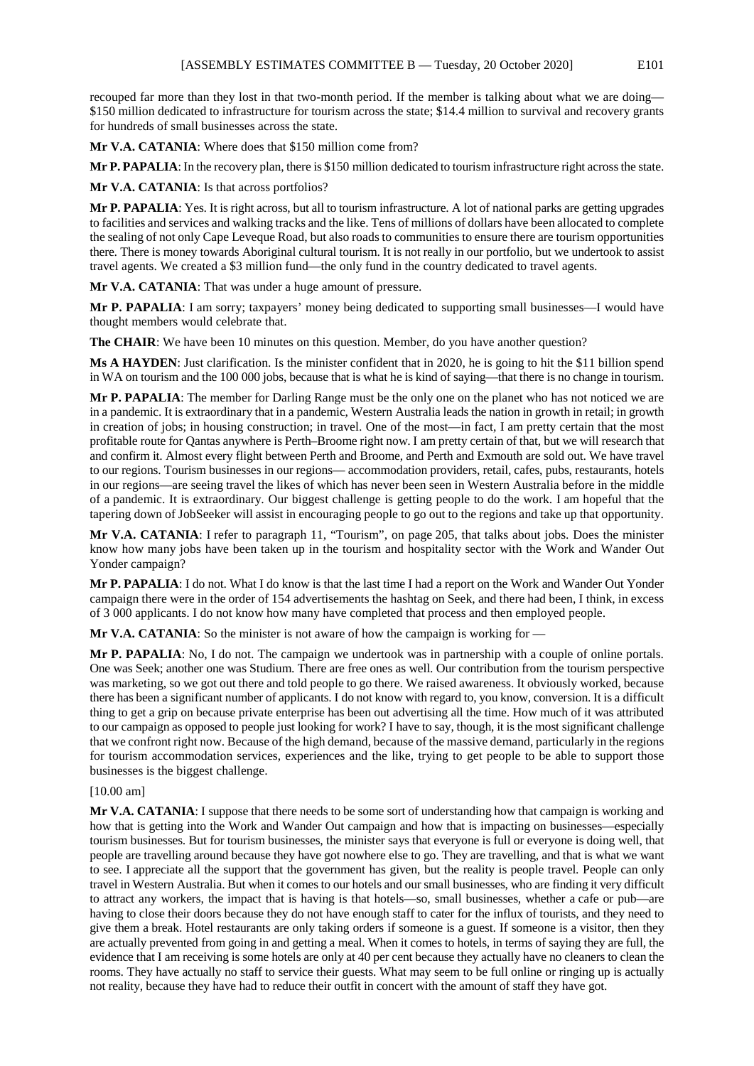recouped far more than they lost in that two-month period. If the member is talking about what we are doing—$150 million dedicated to infrastructure for tourism across the state; $14.4 million to survival and recovery grants for hundreds of small businesses across the state.

**Mr V.A. CATANIA**: Where does that $150 million come from?

**Mr P. PAPALIA**: In the recovery plan, there is $150 million dedicated to tourism infrastructure right across the state.

**Mr V.A. CATANIA**: Is that across portfolios?

**Mr P. PAPALIA**: Yes. It is right across, but all to tourism infrastructure. A lot of national parks are getting upgrades to facilities and services and walking tracks and the like. Tens of millions of dollars have been allocated to complete the sealing of not only Cape Leveque Road, but also roads to communities to ensure there are tourism opportunities there. There is money towards Aboriginal cultural tourism. It is not really in our portfolio, but we undertook to assist travel agents. We created a $3 million fund—the only fund in the country dedicated to travel agents.

**Mr V.A. CATANIA**: That was under a huge amount of pressure.

**Mr P. PAPALIA**: I am sorry; taxpayers' money being dedicated to supporting small businesses—I would have thought members would celebrate that.

**The CHAIR**: We have been 10 minutes on this question. Member, do you have another question?

**Ms A HAYDEN**: Just clarification. Is the minister confident that in 2020, he is going to hit the $11 billion spend in WA on tourism and the 100 000 jobs, because that is what he is kind of saying—that there is no change in tourism.

**Mr P. PAPALIA**: The member for Darling Range must be the only one on the planet who has not noticed we are in a pandemic. It is extraordinary that in a pandemic, Western Australia leads the nation in growth in retail; in growth in creation of jobs; in housing construction; in travel. One of the most—in fact, I am pretty certain that the most profitable route for Qantas anywhere is Perth–Broome right now. I am pretty certain of that, but we will research that and confirm it. Almost every flight between Perth and Broome, and Perth and Exmouth are sold out. We have travel to our regions. Tourism businesses in our regions— accommodation providers, retail, cafes, pubs, restaurants, hotels in our regions—are seeing travel the likes of which has never been seen in Western Australia before in the middle of a pandemic. It is extraordinary. Our biggest challenge is getting people to do the work. I am hopeful that the tapering down of JobSeeker will assist in encouraging people to go out to the regions and take up that opportunity.

**Mr V.A. CATANIA**: I refer to paragraph 11, "Tourism", on page 205, that talks about jobs. Does the minister know how many jobs have been taken up in the tourism and hospitality sector with the Work and Wander Out Yonder campaign?

**Mr P. PAPALIA**: I do not. What I do know is that the last time I had a report on the Work and Wander Out Yonder campaign there were in the order of 154 advertisements the hashtag on Seek, and there had been, I think, in excess of 3 000 applicants. I do not know how many have completed that process and then employed people.

**Mr V.A. CATANIA**: So the minister is not aware of how the campaign is working for —

**Mr P. PAPALIA**: No, I do not. The campaign we undertook was in partnership with a couple of online portals. One was Seek; another one was Studium. There are free ones as well. Our contribution from the tourism perspective was marketing, so we got out there and told people to go there. We raised awareness. It obviously worked, because there has been a significant number of applicants. I do not know with regard to, you know, conversion. It is a difficult thing to get a grip on because private enterprise has been out advertising all the time. How much of it was attributed to our campaign as opposed to people just looking for work? I have to say, though, it is the most significant challenge that we confront right now. Because of the high demand, because of the massive demand, particularly in the regions for tourism accommodation services, experiences and the like, trying to get people to be able to support those businesses is the biggest challenge.

[10.00 am]

**Mr V.A. CATANIA**: I suppose that there needs to be some sort of understanding how that campaign is working and how that is getting into the Work and Wander Out campaign and how that is impacting on businesses—especially tourism businesses. But for tourism businesses, the minister says that everyone is full or everyone is doing well, that people are travelling around because they have got nowhere else to go. They are travelling, and that is what we want to see. I appreciate all the support that the government has given, but the reality is people travel. People can only travel in Western Australia. But when it comes to our hotels and our small businesses, who are finding it very difficult to attract any workers, the impact that is having is that hotels—so, small businesses, whether a cafe or pub—are having to close their doors because they do not have enough staff to cater for the influx of tourists, and they need to give them a break. Hotel restaurants are only taking orders if someone is a guest. If someone is a visitor, then they are actually prevented from going in and getting a meal. When it comes to hotels, in terms of saying they are full, the evidence that I am receiving is some hotels are only at 40 per cent because they actually have no cleaners to clean the rooms. They have actually no staff to service their guests. What may seem to be full online or ringing up is actually not reality, because they have had to reduce their outfit in concert with the amount of staff they have got.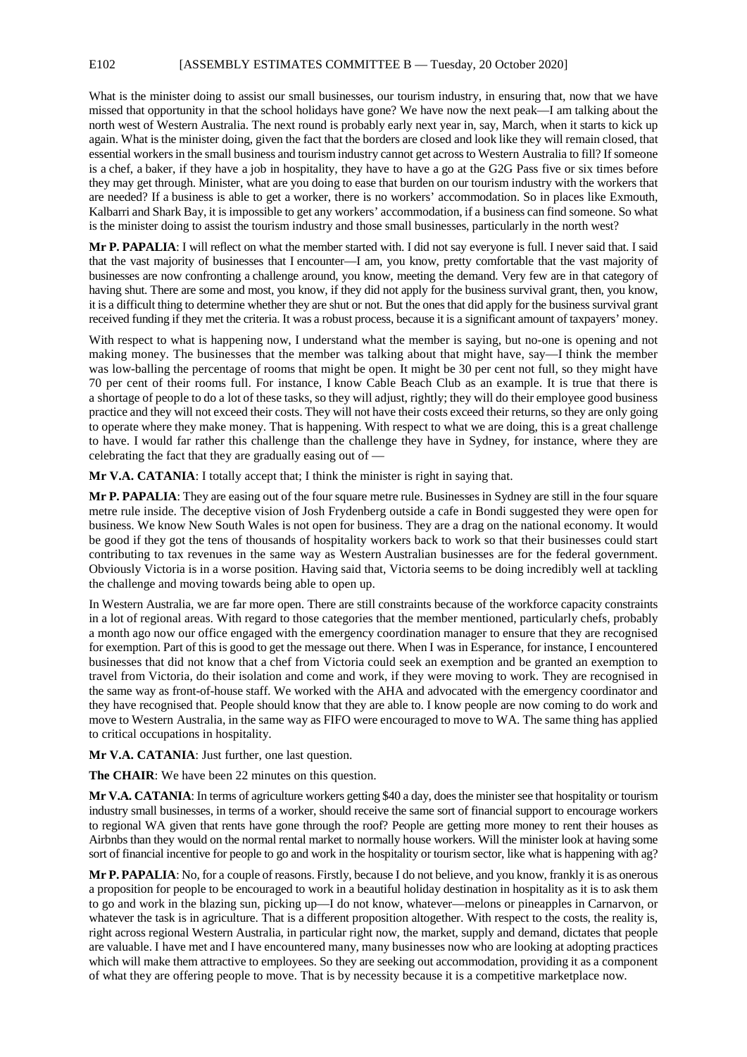What is the minister doing to assist our small businesses, our tourism industry, in ensuring that, now that we have missed that opportunity in that the school holidays have gone? We have now the next peak—I am talking about the north west of Western Australia. The next round is probably early next year in, say, March, when it starts to kick up again. What is the minister doing, given the fact that the borders are closed and look like they will remain closed, that essential workers in the small business and tourism industry cannot get across to Western Australia to fill? If someone is a chef, a baker, if they have a job in hospitality, they have to have a go at the G2G Pass five or six times before they may get through. Minister, what are you doing to ease that burden on our tourism industry with the workers that are needed? If a business is able to get a worker, there is no workers' accommodation. So in places like Exmouth, Kalbarri and Shark Bay, it is impossible to get any workers' accommodation, if a business can find someone. So what is the minister doing to assist the tourism industry and those small businesses, particularly in the north west?

**Mr P. PAPALIA**: I will reflect on what the member started with. I did not say everyone is full. I never said that. I said that the vast majority of businesses that I encounter—I am, you know, pretty comfortable that the vast majority of businesses are now confronting a challenge around, you know, meeting the demand. Very few are in that category of having shut. There are some and most, you know, if they did not apply for the business survival grant, then, you know, it is a difficult thing to determine whether they are shut or not. But the ones that did apply for the business survival grant received funding if they met the criteria. It was a robust process, because it is a significant amount of taxpayers' money.

With respect to what is happening now, I understand what the member is saying, but no-one is opening and not making money. The businesses that the member was talking about that might have, say—I think the member was low-balling the percentage of rooms that might be open. It might be 30 per cent not full, so they might have 70 per cent of their rooms full. For instance, I know Cable Beach Club as an example. It is true that there is a shortage of people to do a lot of these tasks, so they will adjust, rightly; they will do their employee good business practice and they will not exceed their costs. They will not have their costs exceed their returns, so they are only going to operate where they make money. That is happening. With respect to what we are doing, this is a great challenge to have. I would far rather this challenge than the challenge they have in Sydney, for instance, where they are celebrating the fact that they are gradually easing out of —

**Mr V.A. CATANIA**: I totally accept that; I think the minister is right in saying that.

**Mr P. PAPALIA**: They are easing out of the four square metre rule. Businesses in Sydney are still in the four square metre rule inside. The deceptive vision of Josh Frydenberg outside a cafe in Bondi suggested they were open for business. We know New South Wales is not open for business. They are a drag on the national economy. It would be good if they got the tens of thousands of hospitality workers back to work so that their businesses could start contributing to tax revenues in the same way as Western Australian businesses are for the federal government. Obviously Victoria is in a worse position. Having said that, Victoria seems to be doing incredibly well at tackling the challenge and moving towards being able to open up.

In Western Australia, we are far more open. There are still constraints because of the workforce capacity constraints in a lot of regional areas. With regard to those categories that the member mentioned, particularly chefs, probably a month ago now our office engaged with the emergency coordination manager to ensure that they are recognised for exemption. Part of this is good to get the message out there. When I was in Esperance, for instance, I encountered businesses that did not know that a chef from Victoria could seek an exemption and be granted an exemption to travel from Victoria, do their isolation and come and work, if they were moving to work. They are recognised in the same way as front-of-house staff. We worked with the AHA and advocated with the emergency coordinator and they have recognised that. People should know that they are able to. I know people are now coming to do work and move to Western Australia, in the same way as FIFO were encouraged to move to WA. The same thing has applied to critical occupations in hospitality.

**Mr V.A. CATANIA**: Just further, one last question.

**The CHAIR**: We have been 22 minutes on this question.

**Mr V.A. CATANIA**: In terms of agriculture workers getting $40 a day, does the minister see that hospitality or tourism industry small businesses, in terms of a worker, should receive the same sort of financial support to encourage workers to regional WA given that rents have gone through the roof? People are getting more money to rent their houses as Airbnbs than they would on the normal rental market to normally house workers. Will the minister look at having some sort of financial incentive for people to go and work in the hospitality or tourism sector, like what is happening with ag?

**Mr P. PAPALIA**: No, for a couple of reasons. Firstly, because I do not believe, and you know, frankly it is as onerous a proposition for people to be encouraged to work in a beautiful holiday destination in hospitality as it is to ask them to go and work in the blazing sun, picking up—I do not know, whatever—melons or pineapples in Carnarvon, or whatever the task is in agriculture. That is a different proposition altogether. With respect to the costs, the reality is, right across regional Western Australia, in particular right now, the market, supply and demand, dictates that people are valuable. I have met and I have encountered many, many businesses now who are looking at adopting practices which will make them attractive to employees. So they are seeking out accommodation, providing it as a component of what they are offering people to move. That is by necessity because it is a competitive marketplace now.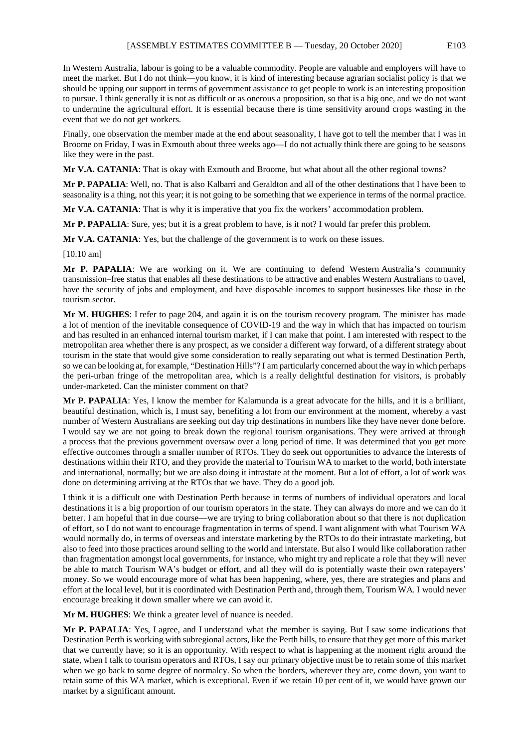In Western Australia, labour is going to be a valuable commodity. People are valuable and employers will have to meet the market. But I do not think—you know, it is kind of interesting because agrarian socialist policy is that we should be upping our support in terms of government assistance to get people to work is an interesting proposition to pursue. I think generally it is not as difficult or as onerous a proposition, so that is a big one, and we do not want to undermine the agricultural effort. It is essential because there is time sensitivity around crops wasting in the event that we do not get workers.

Finally, one observation the member made at the end about seasonality, I have got to tell the member that I was in Broome on Friday, I was in Exmouth about three weeks ago—I do not actually think there are going to be seasons like they were in the past.

**Mr V.A. CATANIA**: That is okay with Exmouth and Broome, but what about all the other regional towns?

**Mr P. PAPALIA**: Well, no. That is also Kalbarri and Geraldton and all of the other destinations that I have been to seasonality is a thing, not this year; it is not going to be something that we experience in terms of the normal practice.

**Mr V.A. CATANIA**: That is why it is imperative that you fix the workers' accommodation problem.

**Mr P. PAPALIA**: Sure, yes; but it is a great problem to have, is it not? I would far prefer this problem.

**Mr V.A. CATANIA**: Yes, but the challenge of the government is to work on these issues.

[10.10 am]

**Mr P. PAPALIA**: We are working on it. We are continuing to defend Western Australia's community transmission–free status that enables all these destinations to be attractive and enables Western Australians to travel, have the security of jobs and employment, and have disposable incomes to support businesses like those in the tourism sector.

**Mr M. HUGHES**: I refer to page 204, and again it is on the tourism recovery program. The minister has made a lot of mention of the inevitable consequence of COVID-19 and the way in which that has impacted on tourism and has resulted in an enhanced internal tourism market, if I can make that point. I am interested with respect to the metropolitan area whether there is any prospect, as we consider a different way forward, of a different strategy about tourism in the state that would give some consideration to really separating out what is termed Destination Perth, so we can be looking at, for example, "Destination Hills"? I am particularly concerned about the way in which perhaps the peri-urban fringe of the metropolitan area, which is a really delightful destination for visitors, is probably under-marketed. Can the minister comment on that?

**Mr P. PAPALIA**: Yes, I know the member for Kalamunda is a great advocate for the hills, and it is a brilliant, beautiful destination, which is, I must say, benefiting a lot from our environment at the moment, whereby a vast number of Western Australians are seeking out day trip destinations in numbers like they have never done before. I would say we are not going to break down the regional tourism organisations. They were arrived at through a process that the previous government oversaw over a long period of time. It was determined that you get more effective outcomes through a smaller number of RTOs. They do seek out opportunities to advance the interests of destinations within their RTO, and they provide the material to Tourism WA to market to the world, both interstate and international, normally; but we are also doing it intrastate at the moment. But a lot of effort, a lot of work was done on determining arriving at the RTOs that we have. They do a good job.

I think it is a difficult one with Destination Perth because in terms of numbers of individual operators and local destinations it is a big proportion of our tourism operators in the state. They can always do more and we can do it better. I am hopeful that in due course—we are trying to bring collaboration about so that there is not duplication of effort, so I do not want to encourage fragmentation in terms of spend. I want alignment with what Tourism WA would normally do, in terms of overseas and interstate marketing by the RTOs to do their intrastate marketing, but also to feed into those practices around selling to the world and interstate. But also I would like collaboration rather than fragmentation amongst local governments, for instance, who might try and replicate a role that they will never be able to match Tourism WA's budget or effort, and all they will do is potentially waste their own ratepayers' money. So we would encourage more of what has been happening, where, yes, there are strategies and plans and effort at the local level, but it is coordinated with Destination Perth and, through them, Tourism WA. I would never encourage breaking it down smaller where we can avoid it.

**Mr M. HUGHES**: We think a greater level of nuance is needed.

**Mr P. PAPALIA**: Yes, I agree, and I understand what the member is saying. But I saw some indications that Destination Perth is working with subregional actors, like the Perth hills, to ensure that they get more of this market that we currently have; so it is an opportunity. With respect to what is happening at the moment right around the state, when I talk to tourism operators and RTOs, I say our primary objective must be to retain some of this market when we go back to some degree of normalcy. So when the borders, wherever they are, come down, you want to retain some of this WA market, which is exceptional. Even if we retain 10 per cent of it, we would have grown our market by a significant amount.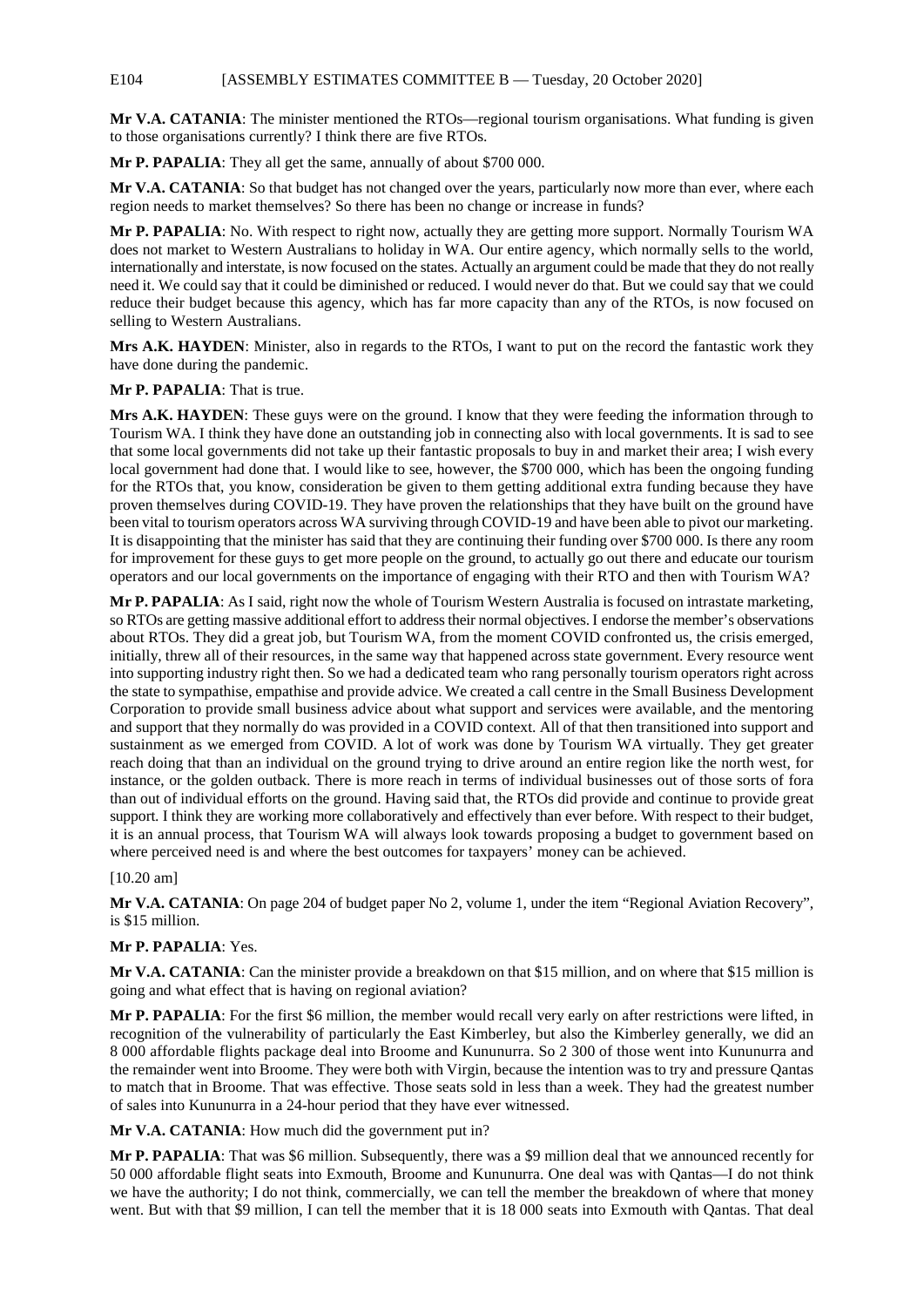**Mr V.A. CATANIA**: The minister mentioned the RTOs—regional tourism organisations. What funding is given to those organisations currently? I think there are five RTOs.

**Mr P. PAPALIA**: They all get the same, annually of about $700 000.

**Mr V.A. CATANIA**: So that budget has not changed over the years, particularly now more than ever, where each region needs to market themselves? So there has been no change or increase in funds?

**Mr P. PAPALIA**: No. With respect to right now, actually they are getting more support. Normally Tourism WA does not market to Western Australians to holiday in WA. Our entire agency, which normally sells to the world, internationally and interstate, is now focused on the states. Actually an argument could be made that they do not really need it. We could say that it could be diminished or reduced. I would never do that. But we could say that we could reduce their budget because this agency, which has far more capacity than any of the RTOs, is now focused on selling to Western Australians.

**Mrs A.K. HAYDEN**: Minister, also in regards to the RTOs, I want to put on the record the fantastic work they have done during the pandemic.

**Mr P. PAPALIA**: That is true.

**Mrs A.K. HAYDEN**: These guys were on the ground. I know that they were feeding the information through to Tourism WA. I think they have done an outstanding job in connecting also with local governments. It is sad to see that some local governments did not take up their fantastic proposals to buy in and market their area; I wish every local government had done that. I would like to see, however, the $700 000, which has been the ongoing funding for the RTOs that, you know, consideration be given to them getting additional extra funding because they have proven themselves during COVID-19. They have proven the relationships that they have built on the ground have been vital to tourism operators across WA surviving through COVID-19 and have been able to pivot our marketing. It is disappointing that the minister has said that they are continuing their funding over $700 000. Is there any room for improvement for these guys to get more people on the ground, to actually go out there and educate our tourism operators and our local governments on the importance of engaging with their RTO and then with Tourism WA?

**Mr P. PAPALIA**: As I said, right now the whole of Tourism Western Australia is focused on intrastate marketing, so RTOs are getting massive additional effort to address their normal objectives. I endorse the member's observations about RTOs. They did a great job, but Tourism WA, from the moment COVID confronted us, the crisis emerged, initially, threw all of their resources, in the same way that happened across state government. Every resource went into supporting industry right then. So we had a dedicated team who rang personally tourism operators right across the state to sympathise, empathise and provide advice. We created a call centre in the Small Business Development Corporation to provide small business advice about what support and services were available, and the mentoring and support that they normally do was provided in a COVID context. All of that then transitioned into support and sustainment as we emerged from COVID. A lot of work was done by Tourism WA virtually. They get greater reach doing that than an individual on the ground trying to drive around an entire region like the north west, for instance, or the golden outback. There is more reach in terms of individual businesses out of those sorts of fora than out of individual efforts on the ground. Having said that, the RTOs did provide and continue to provide great support. I think they are working more collaboratively and effectively than ever before. With respect to their budget, it is an annual process, that Tourism WA will always look towards proposing a budget to government based on where perceived need is and where the best outcomes for taxpayers' money can be achieved.

[10.20 am]

**Mr V.A. CATANIA**: On page 204 of budget paper No 2, volume 1, under the item "Regional Aviation Recovery", is $15 million.

**Mr P. PAPALIA**: Yes.

**Mr V.A. CATANIA**: Can the minister provide a breakdown on that $15 million, and on where that $15 million is going and what effect that is having on regional aviation?

**Mr P. PAPALIA**: For the first $6 million, the member would recall very early on after restrictions were lifted, in recognition of the vulnerability of particularly the East Kimberley, but also the Kimberley generally, we did an 8 000 affordable flights package deal into Broome and Kununurra. So 2 300 of those went into Kununurra and the remainder went into Broome. They were both with Virgin, because the intention was to try and pressure Qantas to match that in Broome. That was effective. Those seats sold in less than a week. They had the greatest number of sales into Kununurra in a 24-hour period that they have ever witnessed.

**Mr V.A. CATANIA**: How much did the government put in?

**Mr P. PAPALIA**: That was $6 million. Subsequently, there was a $9 million deal that we announced recently for 50 000 affordable flight seats into Exmouth, Broome and Kununurra. One deal was with Qantas—I do not think we have the authority; I do not think, commercially, we can tell the member the breakdown of where that money went. But with that $9 million, I can tell the member that it is 18 000 seats into Exmouth with Qantas. That deal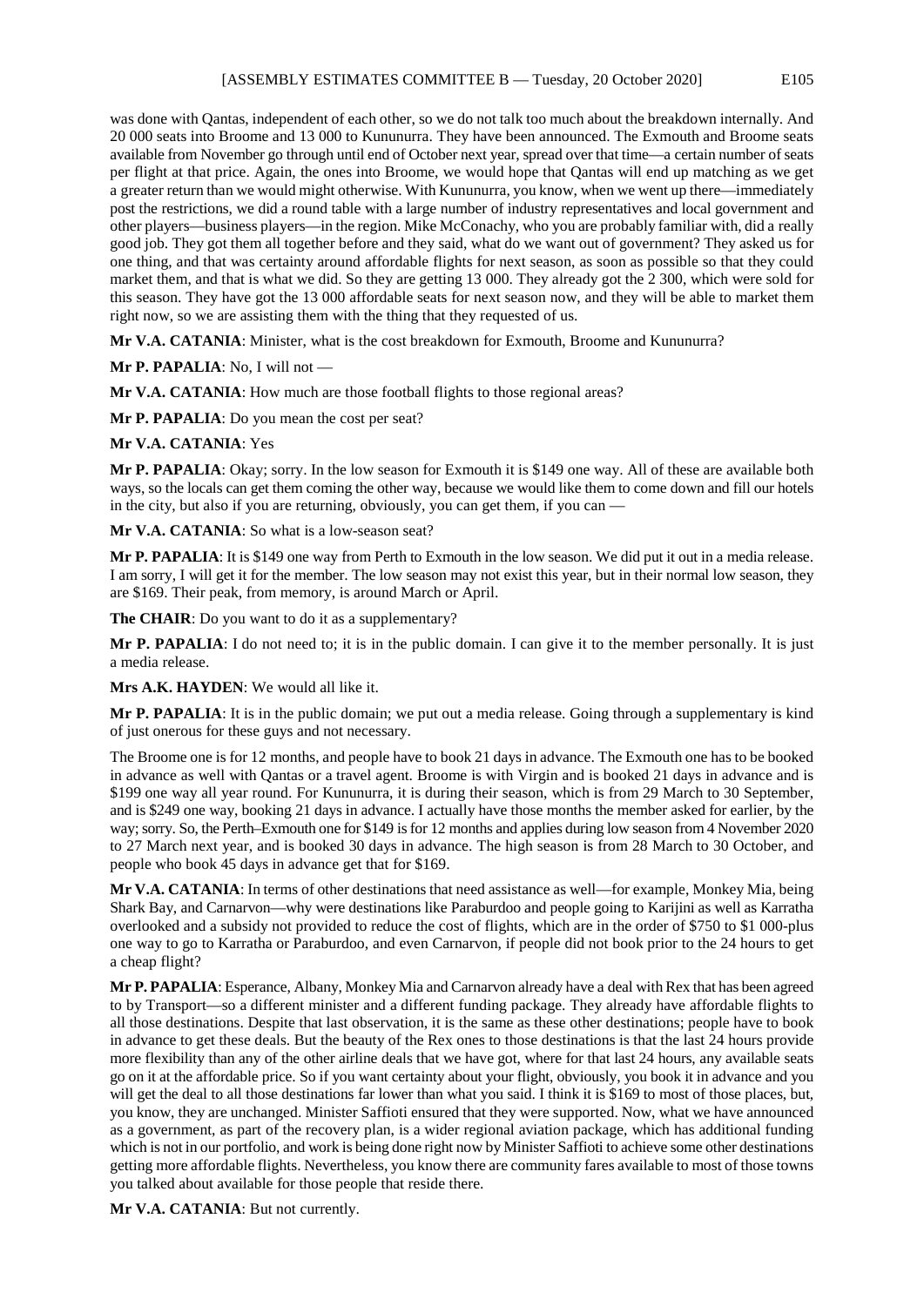was done with Qantas, independent of each other, so we do not talk too much about the breakdown internally. And 20 000 seats into Broome and 13 000 to Kununurra. They have been announced. The Exmouth and Broome seats available from November go through until end of October next year, spread over that time—a certain number of seats per flight at that price. Again, the ones into Broome, we would hope that Qantas will end up matching as we get a greater return than we would might otherwise. With Kununurra, you know, when we went up there—immediately post the restrictions, we did a round table with a large number of industry representatives and local government and other players—business players—in the region. Mike McConachy, who you are probably familiar with, did a really good job. They got them all together before and they said, what do we want out of government? They asked us for one thing, and that was certainty around affordable flights for next season, as soon as possible so that they could market them, and that is what we did. So they are getting 13 000. They already got the 2 300, which were sold for this season. They have got the 13 000 affordable seats for next season now, and they will be able to market them right now, so we are assisting them with the thing that they requested of us.

**Mr V.A. CATANIA**: Minister, what is the cost breakdown for Exmouth, Broome and Kununurra?

**Mr P. PAPALIA**: No, I will not —

**Mr V.A. CATANIA**: How much are those football flights to those regional areas?

**Mr P. PAPALIA**: Do you mean the cost per seat?

**Mr V.A. CATANIA**: Yes

**Mr P. PAPALIA**: Okay; sorry. In the low season for Exmouth it is $149 one way. All of these are available both ways, so the locals can get them coming the other way, because we would like them to come down and fill our hotels in the city, but also if you are returning, obviously, you can get them, if you can —

**Mr V.A. CATANIA**: So what is a low-season seat?

**Mr P. PAPALIA**: It is $149 one way from Perth to Exmouth in the low season. We did put it out in a media release. I am sorry, I will get it for the member. The low season may not exist this year, but in their normal low season, they are $169. Their peak, from memory, is around March or April.

**The CHAIR**: Do you want to do it as a supplementary?

**Mr P. PAPALIA**: I do not need to; it is in the public domain. I can give it to the member personally. It is just a media release.

**Mrs A.K. HAYDEN**: We would all like it.

**Mr P. PAPALIA**: It is in the public domain; we put out a media release. Going through a supplementary is kind of just onerous for these guys and not necessary.

The Broome one is for 12 months, and people have to book 21 days in advance. The Exmouth one has to be booked in advance as well with Qantas or a travel agent. Broome is with Virgin and is booked 21 days in advance and is $199 one way all year round. For Kununurra, it is during their season, which is from 29 March to 30 September, and is $249 one way, booking 21 days in advance. I actually have those months the member asked for earlier, by the way; sorry. So, the Perth–Exmouth one for $149 is for 12 months and applies during low season from 4 November 2020 to 27 March next year, and is booked 30 days in advance. The high season is from 28 March to 30 October, and people who book 45 days in advance get that for $169.

**Mr V.A. CATANIA**: In terms of other destinations that need assistance as well—for example, Monkey Mia, being Shark Bay, and Carnarvon—why were destinations like Paraburdoo and people going to Karijini as well as Karratha overlooked and a subsidy not provided to reduce the cost of flights, which are in the order of $750 to $1 000-plus one way to go to Karratha or Paraburdoo, and even Carnarvon, if people did not book prior to the 24 hours to get a cheap flight?

**Mr P. PAPALIA**: Esperance, Albany, Monkey Mia and Carnarvon already have a deal with Rex that has been agreed to by Transport—so a different minister and a different funding package. They already have affordable flights to all those destinations. Despite that last observation, it is the same as these other destinations; people have to book in advance to get these deals. But the beauty of the Rex ones to those destinations is that the last 24 hours provide more flexibility than any of the other airline deals that we have got, where for that last 24 hours, any available seats go on it at the affordable price. So if you want certainty about your flight, obviously, you book it in advance and you will get the deal to all those destinations far lower than what you said. I think it is $169 to most of those places, but, you know, they are unchanged. Minister Saffioti ensured that they were supported. Now, what we have announced as a government, as part of the recovery plan, is a wider regional aviation package, which has additional funding which is not in our portfolio, and work is being done right now by Minister Saffioti to achieve some other destinations getting more affordable flights. Nevertheless, you know there are community fares available to most of those towns you talked about available for those people that reside there.

**Mr V.A. CATANIA**: But not currently.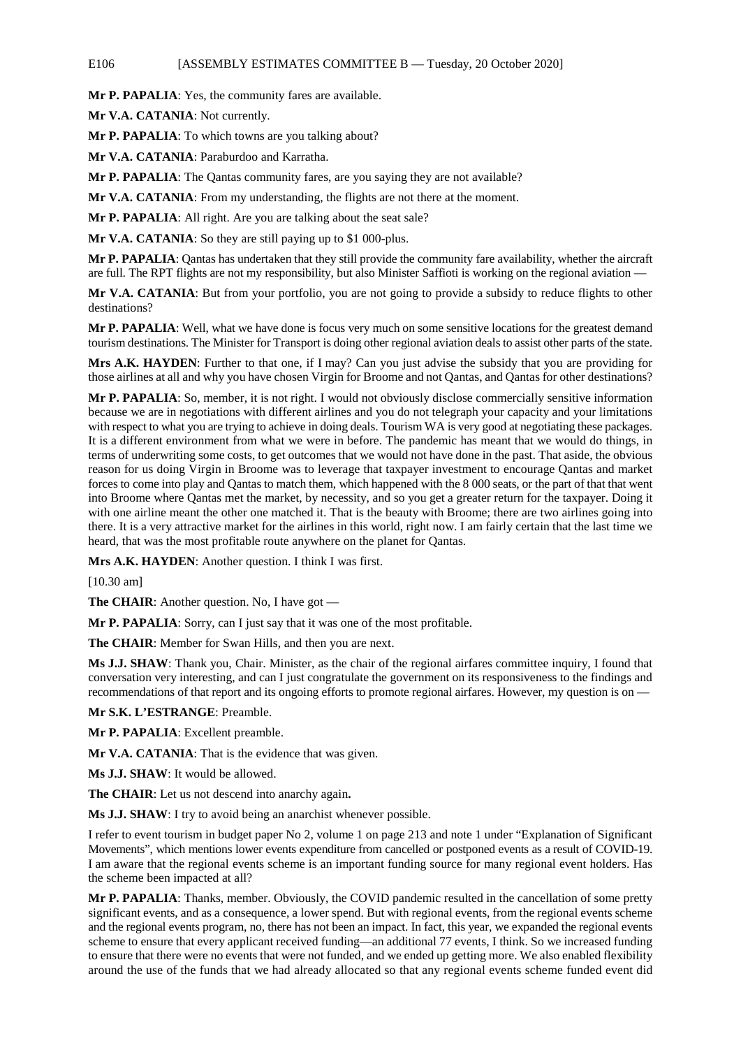**Mr P. PAPALIA**: Yes, the community fares are available.

**Mr V.A. CATANIA**: Not currently.

**Mr P. PAPALIA**: To which towns are you talking about?

**Mr V.A. CATANIA**: Paraburdoo and Karratha.

**Mr P. PAPALIA**: The Qantas community fares, are you saying they are not available?

**Mr V.A. CATANIA**: From my understanding, the flights are not there at the moment.

**Mr P. PAPALIA**: All right. Are you are talking about the seat sale?

**Mr V.A. CATANIA**: So they are still paying up to $1 000-plus.

**Mr P. PAPALIA**: Qantas has undertaken that they still provide the community fare availability, whether the aircraft are full. The RPT flights are not my responsibility, but also Minister Saffioti is working on the regional aviation —

**Mr V.A. CATANIA**: But from your portfolio, you are not going to provide a subsidy to reduce flights to other destinations?

**Mr P. PAPALIA**: Well, what we have done is focus very much on some sensitive locations for the greatest demand tourism destinations. The Minister for Transport is doing other regional aviation deals to assist other parts of the state.

**Mrs A.K. HAYDEN**: Further to that one, if I may? Can you just advise the subsidy that you are providing for those airlines at all and why you have chosen Virgin for Broome and not Qantas, and Qantas for other destinations?

**Mr P. PAPALIA**: So, member, it is not right. I would not obviously disclose commercially sensitive information because we are in negotiations with different airlines and you do not telegraph your capacity and your limitations with respect to what you are trying to achieve in doing deals. Tourism WA is very good at negotiating these packages. It is a different environment from what we were in before. The pandemic has meant that we would do things, in terms of underwriting some costs, to get outcomes that we would not have done in the past. That aside, the obvious reason for us doing Virgin in Broome was to leverage that taxpayer investment to encourage Qantas and market forces to come into play and Qantas to match them, which happened with the 8 000 seats, or the part of that that went into Broome where Qantas met the market, by necessity, and so you get a greater return for the taxpayer. Doing it with one airline meant the other one matched it. That is the beauty with Broome; there are two airlines going into there. It is a very attractive market for the airlines in this world, right now. I am fairly certain that the last time we heard, that was the most profitable route anywhere on the planet for Qantas.

**Mrs A.K. HAYDEN**: Another question. I think I was first.

[10.30 am]

**The CHAIR**: Another question. No, I have got —

**Mr P. PAPALIA**: Sorry, can I just say that it was one of the most profitable.

**The CHAIR**: Member for Swan Hills, and then you are next.

**Ms J.J. SHAW**: Thank you, Chair. Minister, as the chair of the regional airfares committee inquiry, I found that conversation very interesting, and can I just congratulate the government on its responsiveness to the findings and recommendations of that report and its ongoing efforts to promote regional airfares. However, my question is on —

**Mr S.K. L'ESTRANGE**: Preamble.

**Mr P. PAPALIA**: Excellent preamble.

**Mr V.A. CATANIA**: That is the evidence that was given.

**Ms J.J. SHAW**: It would be allowed.

**The CHAIR**: Let us not descend into anarchy again**.**

**Ms J.J. SHAW**: I try to avoid being an anarchist whenever possible.

I refer to event tourism in budget paper No 2, volume 1 on page 213 and note 1 under "Explanation of Significant Movements", which mentions lower events expenditure from cancelled or postponed events as a result of COVID-19. I am aware that the regional events scheme is an important funding source for many regional event holders. Has the scheme been impacted at all?

**Mr P. PAPALIA**: Thanks, member. Obviously, the COVID pandemic resulted in the cancellation of some pretty significant events, and as a consequence, a lower spend. But with regional events, from the regional events scheme and the regional events program, no, there has not been an impact. In fact, this year, we expanded the regional events scheme to ensure that every applicant received funding—an additional 77 events, I think. So we increased funding to ensure that there were no events that were not funded, and we ended up getting more. We also enabled flexibility around the use of the funds that we had already allocated so that any regional events scheme funded event did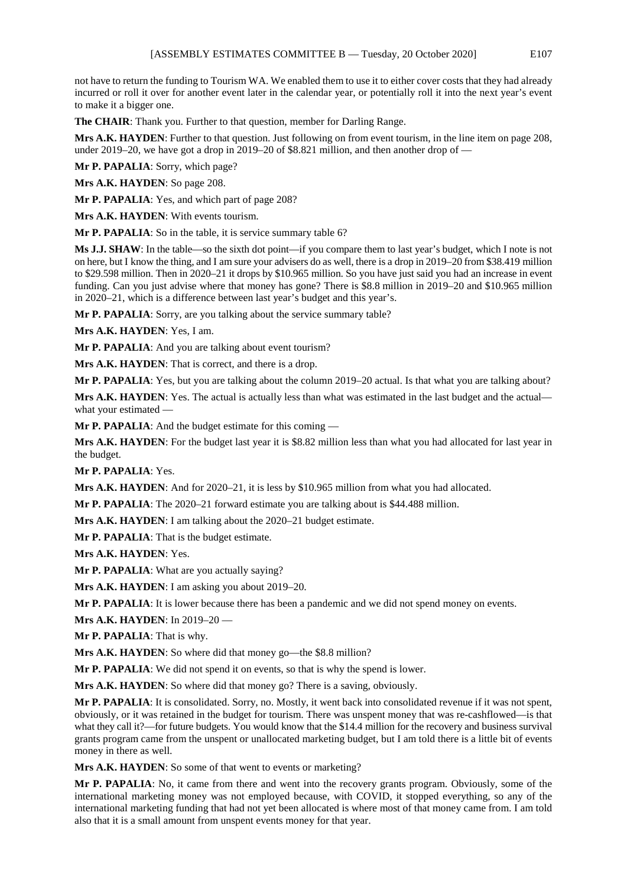not have to return the funding to Tourism WA. We enabled them to use it to either cover costs that they had already incurred or roll it over for another event later in the calendar year, or potentially roll it into the next year's event to make it a bigger one.

**The CHAIR**: Thank you. Further to that question, member for Darling Range.

**Mrs A.K. HAYDEN**: Further to that question. Just following on from event tourism, in the line item on page 208, under 2019–20, we have got a drop in 2019–20 of $8.821 million, and then another drop of —

**Mr P. PAPALIA**: Sorry, which page?

**Mrs A.K. HAYDEN**: So page 208.

**Mr P. PAPALIA**: Yes, and which part of page 208?

**Mrs A.K. HAYDEN**: With events tourism.

**Mr P. PAPALIA**: So in the table, it is service summary table 6?

**Ms J.J. SHAW**: In the table—so the sixth dot point—if you compare them to last year's budget, which I note is not on here, but I know the thing, and I am sure your advisers do as well, there is a drop in 2019–20 from $38.419 million to $29.598 million. Then in 2020–21 it drops by $10.965 million. So you have just said you had an increase in event funding. Can you just advise where that money has gone? There is $8.8 million in 2019–20 and $10.965 million in 2020–21, which is a difference between last year's budget and this year's.

**Mr P. PAPALIA**: Sorry, are you talking about the service summary table?

**Mrs A.K. HAYDEN**: Yes, I am.

**Mr P. PAPALIA**: And you are talking about event tourism?

**Mrs A.K. HAYDEN**: That is correct, and there is a drop.

**Mr P. PAPALIA**: Yes, but you are talking about the column 2019–20 actual. Is that what you are talking about?

**Mrs A.K. HAYDEN**: Yes. The actual is actually less than what was estimated in the last budget and the actual—what your estimated —

**Mr P. PAPALIA**: And the budget estimate for this coming —

**Mrs A.K. HAYDEN**: For the budget last year it is $8.82 million less than what you had allocated for last year in the budget.

**Mr P. PAPALIA**: Yes.

**Mrs A.K. HAYDEN**: And for 2020–21, it is less by $10.965 million from what you had allocated.

**Mr P. PAPALIA**: The 2020–21 forward estimate you are talking about is $44.488 million.

**Mrs A.K. HAYDEN**: I am talking about the 2020–21 budget estimate.

**Mr P. PAPALIA**: That is the budget estimate.

**Mrs A.K. HAYDEN**: Yes.

**Mr P. PAPALIA**: What are you actually saying?

**Mrs A.K. HAYDEN**: I am asking you about 2019–20.

**Mr P. PAPALIA**: It is lower because there has been a pandemic and we did not spend money on events.

**Mrs A.K. HAYDEN**: In 2019–20 —

**Mr P. PAPALIA**: That is why.

**Mrs A.K. HAYDEN**: So where did that money go—the $8.8 million?

**Mr P. PAPALIA**: We did not spend it on events, so that is why the spend is lower.

**Mrs A.K. HAYDEN**: So where did that money go? There is a saving, obviously.

**Mr P. PAPALIA**: It is consolidated. Sorry, no. Mostly, it went back into consolidated revenue if it was not spent, obviously, or it was retained in the budget for tourism. There was unspent money that was re-cashflowed—is that what they call it?—for future budgets. You would know that the $14.4 million for the recovery and business survival grants program came from the unspent or unallocated marketing budget, but I am told there is a little bit of events money in there as well.

**Mrs A.K. HAYDEN**: So some of that went to events or marketing?

**Mr P. PAPALIA**: No, it came from there and went into the recovery grants program. Obviously, some of the international marketing money was not employed because, with COVID, it stopped everything, so any of the international marketing funding that had not yet been allocated is where most of that money came from. I am told also that it is a small amount from unspent events money for that year.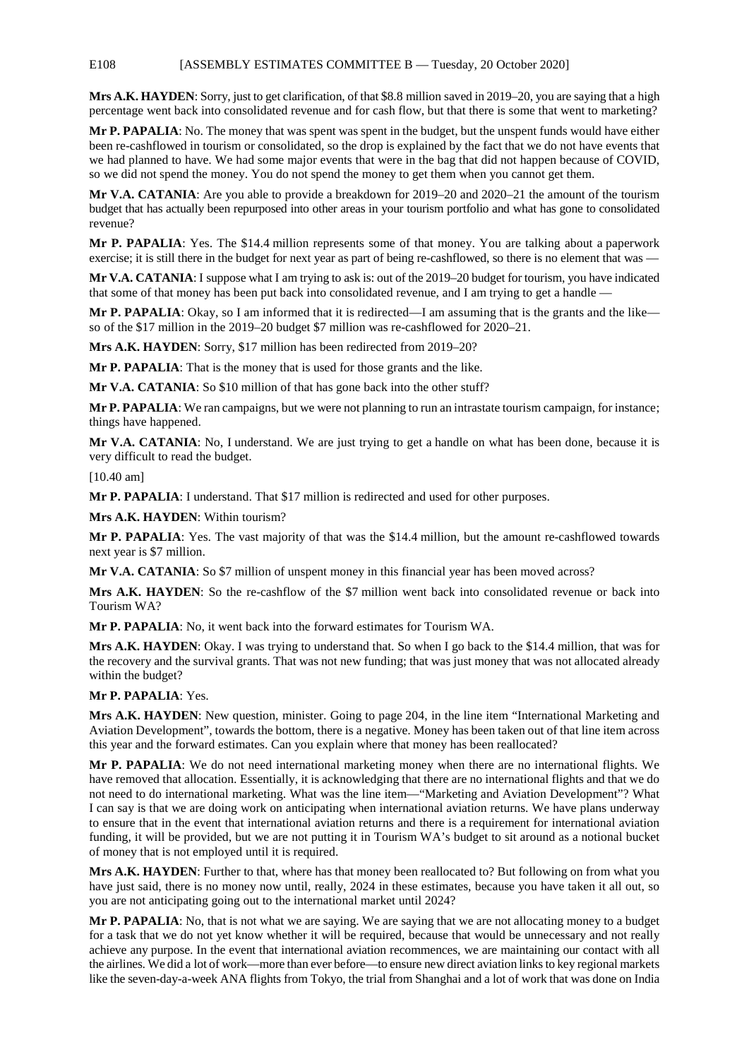**Mrs A.K. HAYDEN**: Sorry, just to get clarification, of that $8.8 million saved in 2019–20, you are saying that a high percentage went back into consolidated revenue and for cash flow, but that there is some that went to marketing?

**Mr P. PAPALIA**: No. The money that was spent was spent in the budget, but the unspent funds would have either been re-cashflowed in tourism or consolidated, so the drop is explained by the fact that we do not have events that we had planned to have. We had some major events that were in the bag that did not happen because of COVID, so we did not spend the money. You do not spend the money to get them when you cannot get them.

**Mr V.A. CATANIA**: Are you able to provide a breakdown for 2019–20 and 2020–21 the amount of the tourism budget that has actually been repurposed into other areas in your tourism portfolio and what has gone to consolidated revenue?

**Mr P. PAPALIA**: Yes. The $14.4 million represents some of that money. You are talking about a paperwork exercise; it is still there in the budget for next year as part of being re-cashflowed, so there is no element that was —

**Mr V.A. CATANIA**: I suppose what I am trying to ask is: out of the 2019–20 budget for tourism, you have indicated that some of that money has been put back into consolidated revenue, and I am trying to get a handle —

**Mr P. PAPALIA**: Okay, so I am informed that it is redirected—I am assuming that is the grants and the like—so of the $17 million in the 2019–20 budget $7 million was re-cashflowed for 2020–21.

**Mrs A.K. HAYDEN**: Sorry, $17 million has been redirected from 2019–20?

**Mr P. PAPALIA**: That is the money that is used for those grants and the like.

**Mr V.A. CATANIA**: So $10 million of that has gone back into the other stuff?

**Mr P. PAPALIA**: We ran campaigns, but we were not planning to run an intrastate tourism campaign, for instance; things have happened.

**Mr V.A. CATANIA**: No, I understand. We are just trying to get a handle on what has been done, because it is very difficult to read the budget.

[10.40 am]

**Mr P. PAPALIA**: I understand. That $17 million is redirected and used for other purposes.

**Mrs A.K. HAYDEN**: Within tourism?

**Mr P. PAPALIA**: Yes. The vast majority of that was the $14.4 million, but the amount re-cashflowed towards next year is $7 million.

**Mr V.A. CATANIA**: So $7 million of unspent money in this financial year has been moved across?

**Mrs A.K. HAYDEN**: So the re-cashflow of the $7 million went back into consolidated revenue or back into Tourism WA?

**Mr P. PAPALIA**: No, it went back into the forward estimates for Tourism WA.

**Mrs A.K. HAYDEN**: Okay. I was trying to understand that. So when I go back to the $14.4 million, that was for the recovery and the survival grants. That was not new funding; that was just money that was not allocated already within the budget?

**Mr P. PAPALIA**: Yes.

**Mrs A.K. HAYDEN**: New question, minister. Going to page 204, in the line item "International Marketing and Aviation Development", towards the bottom, there is a negative. Money has been taken out of that line item across this year and the forward estimates. Can you explain where that money has been reallocated?

**Mr P. PAPALIA**: We do not need international marketing money when there are no international flights. We have removed that allocation. Essentially, it is acknowledging that there are no international flights and that we do not need to do international marketing. What was the line item—"Marketing and Aviation Development"? What I can say is that we are doing work on anticipating when international aviation returns. We have plans underway to ensure that in the event that international aviation returns and there is a requirement for international aviation funding, it will be provided, but we are not putting it in Tourism WA's budget to sit around as a notional bucket of money that is not employed until it is required.

**Mrs A.K. HAYDEN**: Further to that, where has that money been reallocated to? But following on from what you have just said, there is no money now until, really, 2024 in these estimates, because you have taken it all out, so you are not anticipating going out to the international market until 2024?

**Mr P. PAPALIA**: No, that is not what we are saying. We are saying that we are not allocating money to a budget for a task that we do not yet know whether it will be required, because that would be unnecessary and not really achieve any purpose. In the event that international aviation recommences, we are maintaining our contact with all the airlines. We did a lot of work—more than ever before—to ensure new direct aviation links to key regional markets like the seven-day-a-week ANA flights from Tokyo, the trial from Shanghai and a lot of work that was done on India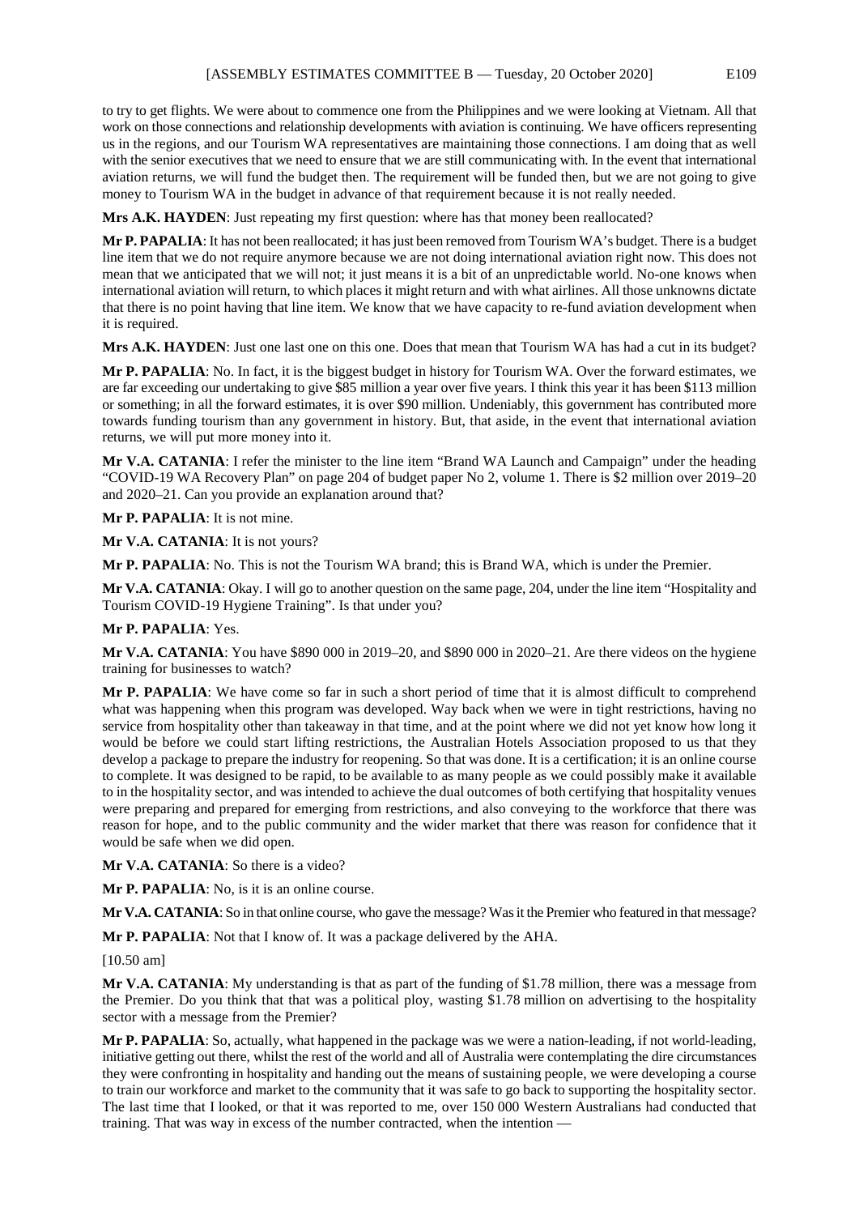to try to get flights. We were about to commence one from the Philippines and we were looking at Vietnam. All that work on those connections and relationship developments with aviation is continuing. We have officers representing us in the regions, and our Tourism WA representatives are maintaining those connections. I am doing that as well with the senior executives that we need to ensure that we are still communicating with. In the event that international aviation returns, we will fund the budget then. The requirement will be funded then, but we are not going to give money to Tourism WA in the budget in advance of that requirement because it is not really needed.

**Mrs A.K. HAYDEN**: Just repeating my first question: where has that money been reallocated?

**Mr P. PAPALIA**: It has not been reallocated; it has just been removed from Tourism WA's budget. There is a budget line item that we do not require anymore because we are not doing international aviation right now. This does not mean that we anticipated that we will not; it just means it is a bit of an unpredictable world. No-one knows when international aviation will return, to which places it might return and with what airlines. All those unknowns dictate that there is no point having that line item. We know that we have capacity to re-fund aviation development when it is required.

**Mrs A.K. HAYDEN**: Just one last one on this one. Does that mean that Tourism WA has had a cut in its budget?

**Mr P. PAPALIA**: No. In fact, it is the biggest budget in history for Tourism WA. Over the forward estimates, we are far exceeding our undertaking to give $85 million a year over five years. I think this year it has been $113 million or something; in all the forward estimates, it is over $90 million. Undeniably, this government has contributed more towards funding tourism than any government in history. But, that aside, in the event that international aviation returns, we will put more money into it.

**Mr V.A. CATANIA**: I refer the minister to the line item "Brand WA Launch and Campaign" under the heading "COVID-19 WA Recovery Plan" on page 204 of budget paper No 2, volume 1. There is $2 million over 2019–20 and 2020–21. Can you provide an explanation around that?

**Mr P. PAPALIA**: It is not mine.

**Mr V.A. CATANIA**: It is not yours?

**Mr P. PAPALIA**: No. This is not the Tourism WA brand; this is Brand WA, which is under the Premier.

**Mr V.A. CATANIA**: Okay. I will go to another question on the same page, 204, under the line item "Hospitality and Tourism COVID-19 Hygiene Training". Is that under you?

**Mr P. PAPALIA**: Yes.

**Mr V.A. CATANIA**: You have $890 000 in 2019–20, and $890 000 in 2020–21. Are there videos on the hygiene training for businesses to watch?

**Mr P. PAPALIA**: We have come so far in such a short period of time that it is almost difficult to comprehend what was happening when this program was developed. Way back when we were in tight restrictions, having no service from hospitality other than takeaway in that time, and at the point where we did not yet know how long it would be before we could start lifting restrictions, the Australian Hotels Association proposed to us that they develop a package to prepare the industry for reopening. So that was done. It is a certification; it is an online course to complete. It was designed to be rapid, to be available to as many people as we could possibly make it available to in the hospitality sector, and was intended to achieve the dual outcomes of both certifying that hospitality venues were preparing and prepared for emerging from restrictions, and also conveying to the workforce that there was reason for hope, and to the public community and the wider market that there was reason for confidence that it would be safe when we did open.

**Mr V.A. CATANIA**: So there is a video?

**Mr P. PAPALIA**: No, is it is an online course.

**Mr V.A. CATANIA**: So in that online course, who gave the message? Was it the Premier who featured in that message?

**Mr P. PAPALIA**: Not that I know of. It was a package delivered by the AHA.

[10.50 am]

**Mr V.A. CATANIA**: My understanding is that as part of the funding of $1.78 million, there was a message from the Premier. Do you think that that was a political ploy, wasting $1.78 million on advertising to the hospitality sector with a message from the Premier?

**Mr P. PAPALIA**: So, actually, what happened in the package was we were a nation-leading, if not world-leading, initiative getting out there, whilst the rest of the world and all of Australia were contemplating the dire circumstances they were confronting in hospitality and handing out the means of sustaining people, we were developing a course to train our workforce and market to the community that it was safe to go back to supporting the hospitality sector. The last time that I looked, or that it was reported to me, over 150 000 Western Australians had conducted that training. That was way in excess of the number contracted, when the intention —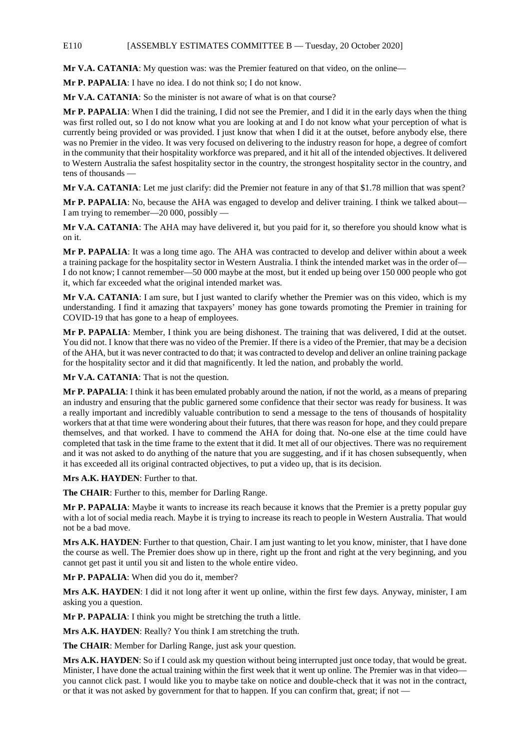**Mr V.A. CATANIA**: My question was: was the Premier featured on that video, on the online—

**Mr P. PAPALIA**: I have no idea. I do not think so; I do not know.

**Mr V.A. CATANIA**: So the minister is not aware of what is on that course?

**Mr P. PAPALIA**: When I did the training, I did not see the Premier, and I did it in the early days when the thing was first rolled out, so I do not know what you are looking at and I do not know what your perception of what is currently being provided or was provided. I just know that when I did it at the outset, before anybody else, there was no Premier in the video. It was very focused on delivering to the industry reason for hope, a degree of comfort in the community that their hospitality workforce was prepared, and it hit all of the intended objectives. It delivered to Western Australia the safest hospitality sector in the country, the strongest hospitality sector in the country, and tens of thousands —

**Mr V.A. CATANIA**: Let me just clarify: did the Premier not feature in any of that $1.78 million that was spent?

**Mr P. PAPALIA**: No, because the AHA was engaged to develop and deliver training. I think we talked about— I am trying to remember—20 000, possibly —

**Mr V.A. CATANIA**: The AHA may have delivered it, but you paid for it, so therefore you should know what is on it.

**Mr P. PAPALIA**: It was a long time ago. The AHA was contracted to develop and deliver within about a week a training package for the hospitality sector in Western Australia. I think the intended market was in the order of— I do not know; I cannot remember—50 000 maybe at the most, but it ended up being over 150 000 people who got it, which far exceeded what the original intended market was.

**Mr V.A. CATANIA**: I am sure, but I just wanted to clarify whether the Premier was on this video, which is my understanding. I find it amazing that taxpayers' money has gone towards promoting the Premier in training for COVID-19 that has gone to a heap of employees.

**Mr P. PAPALIA**: Member, I think you are being dishonest. The training that was delivered, I did at the outset. You did not. I know that there was no video of the Premier. If there is a video of the Premier, that may be a decision of the AHA, but it was never contracted to do that; it was contracted to develop and deliver an online training package for the hospitality sector and it did that magnificently. It led the nation, and probably the world.

**Mr V.A. CATANIA**: That is not the question.

**Mr P. PAPALIA**: I think it has been emulated probably around the nation, if not the world, as a means of preparing an industry and ensuring that the public garnered some confidence that their sector was ready for business. It was a really important and incredibly valuable contribution to send a message to the tens of thousands of hospitality workers that at that time were wondering about their futures, that there was reason for hope, and they could prepare themselves, and that worked. I have to commend the AHA for doing that. No-one else at the time could have completed that task in the time frame to the extent that it did. It met all of our objectives. There was no requirement and it was not asked to do anything of the nature that you are suggesting, and if it has chosen subsequently, when it has exceeded all its original contracted objectives, to put a video up, that is its decision.

**Mrs A.K. HAYDEN**: Further to that.

**The CHAIR**: Further to this, member for Darling Range.

**Mr P. PAPALIA**: Maybe it wants to increase its reach because it knows that the Premier is a pretty popular guy with a lot of social media reach. Maybe it is trying to increase its reach to people in Western Australia. That would not be a bad move.

**Mrs A.K. HAYDEN**: Further to that question, Chair. I am just wanting to let you know, minister, that I have done the course as well. The Premier does show up in there, right up the front and right at the very beginning, and you cannot get past it until you sit and listen to the whole entire video.

**Mr P. PAPALIA**: When did you do it, member?

**Mrs A.K. HAYDEN**: I did it not long after it went up online, within the first few days. Anyway, minister, I am asking you a question.

**Mr P. PAPALIA**: I think you might be stretching the truth a little.

**Mrs A.K. HAYDEN**: Really? You think I am stretching the truth.

**The CHAIR**: Member for Darling Range, just ask your question.

**Mrs A.K. HAYDEN**: So if I could ask my question without being interrupted just once today, that would be great. Minister, I have done the actual training within the first week that it went up online. The Premier was in that video— you cannot click past. I would like you to maybe take on notice and double-check that it was not in the contract, or that it was not asked by government for that to happen. If you can confirm that, great; if not —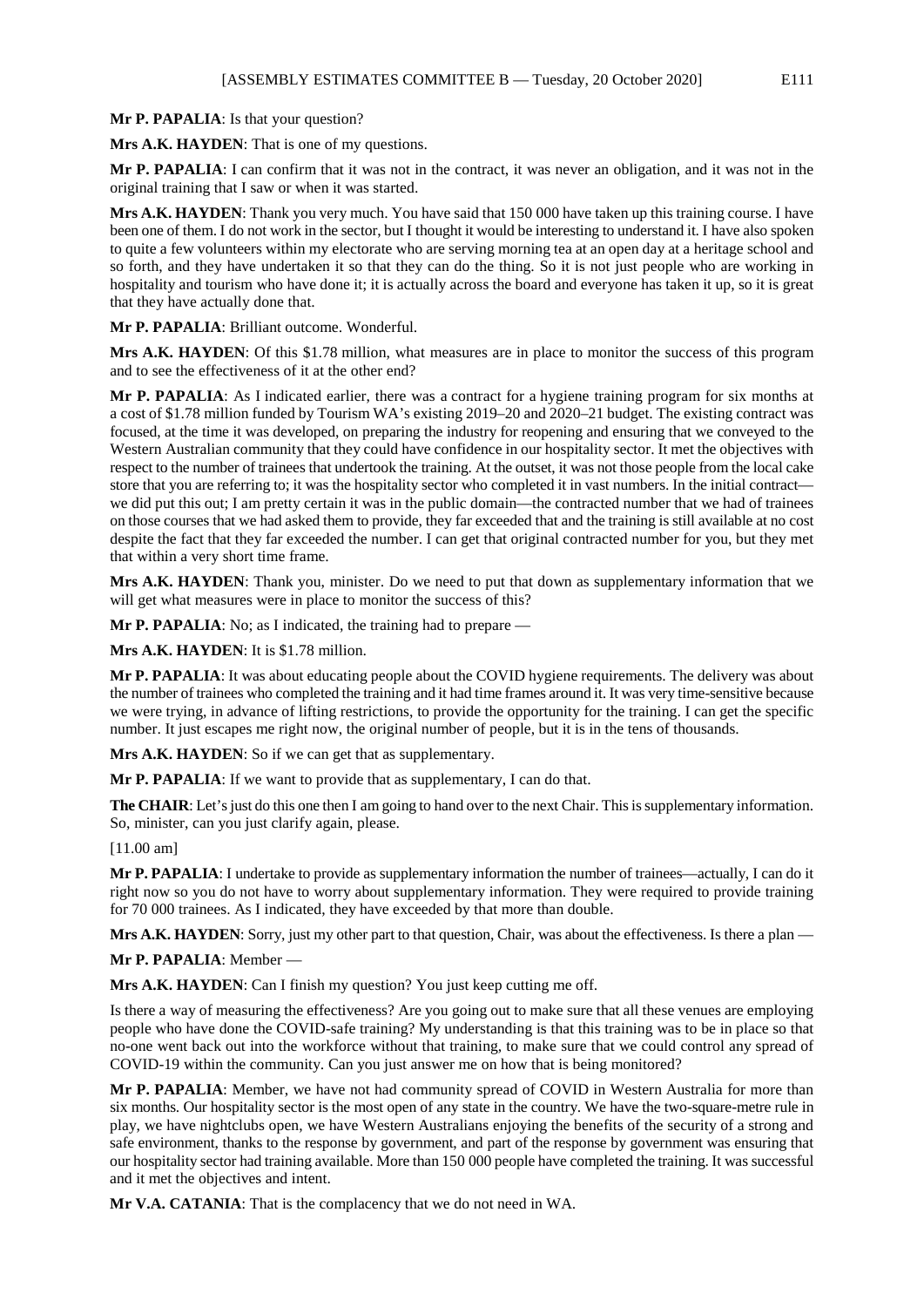**Mr P. PAPALIA**: Is that your question?

**Mrs A.K. HAYDEN**: That is one of my questions.

**Mr P. PAPALIA**: I can confirm that it was not in the contract, it was never an obligation, and it was not in the original training that I saw or when it was started.

**Mrs A.K. HAYDEN**: Thank you very much. You have said that 150 000 have taken up this training course. I have been one of them. I do not work in the sector, but I thought it would be interesting to understand it. I have also spoken to quite a few volunteers within my electorate who are serving morning tea at an open day at a heritage school and so forth, and they have undertaken it so that they can do the thing. So it is not just people who are working in hospitality and tourism who have done it; it is actually across the board and everyone has taken it up, so it is great that they have actually done that.

**Mr P. PAPALIA**: Brilliant outcome. Wonderful.

**Mrs A.K. HAYDEN**: Of this $1.78 million, what measures are in place to monitor the success of this program and to see the effectiveness of it at the other end?

**Mr P. PAPALIA**: As I indicated earlier, there was a contract for a hygiene training program for six months at a cost of $1.78 million funded by Tourism WA's existing 2019–20 and 2020–21 budget. The existing contract was focused, at the time it was developed, on preparing the industry for reopening and ensuring that we conveyed to the Western Australian community that they could have confidence in our hospitality sector. It met the objectives with respect to the number of trainees that undertook the training. At the outset, it was not those people from the local cake store that you are referring to; it was the hospitality sector who completed it in vast numbers. In the initial contract—we did put this out; I am pretty certain it was in the public domain—the contracted number that we had of trainees on those courses that we had asked them to provide, they far exceeded that and the training is still available at no cost despite the fact that they far exceeded the number. I can get that original contracted number for you, but they met that within a very short time frame.

**Mrs A.K. HAYDEN**: Thank you, minister. Do we need to put that down as supplementary information that we will get what measures were in place to monitor the success of this?

**Mr P. PAPALIA**: No; as I indicated, the training had to prepare —

**Mrs A.K. HAYDEN**: It is $1.78 million.

**Mr P. PAPALIA**: It was about educating people about the COVID hygiene requirements. The delivery was about the number of trainees who completed the training and it had time frames around it. It was very time-sensitive because we were trying, in advance of lifting restrictions, to provide the opportunity for the training. I can get the specific number. It just escapes me right now, the original number of people, but it is in the tens of thousands.

**Mrs A.K. HAYDEN**: So if we can get that as supplementary.

**Mr P. PAPALIA**: If we want to provide that as supplementary, I can do that.

**The CHAIR**: Let's just do this one then I am going to hand over to the next Chair. This is supplementary information. So, minister, can you just clarify again, please.

[11.00 am]

**Mr P. PAPALIA**: I undertake to provide as supplementary information the number of trainees—actually, I can do it right now so you do not have to worry about supplementary information. They were required to provide training for 70 000 trainees. As I indicated, they have exceeded by that more than double.

**Mrs A.K. HAYDEN**: Sorry, just my other part to that question, Chair, was about the effectiveness. Is there a plan —

**Mr P. PAPALIA**: Member —

**Mrs A.K. HAYDEN**: Can I finish my question? You just keep cutting me off.

Is there a way of measuring the effectiveness? Are you going out to make sure that all these venues are employing people who have done the COVID-safe training? My understanding is that this training was to be in place so that no-one went back out into the workforce without that training, to make sure that we could control any spread of COVID-19 within the community. Can you just answer me on how that is being monitored?

**Mr P. PAPALIA**: Member, we have not had community spread of COVID in Western Australia for more than six months. Our hospitality sector is the most open of any state in the country. We have the two-square-metre rule in play, we have nightclubs open, we have Western Australians enjoying the benefits of the security of a strong and safe environment, thanks to the response by government, and part of the response by government was ensuring that our hospitality sector had training available. More than 150 000 people have completed the training. It was successful and it met the objectives and intent.

**Mr V.A. CATANIA**: That is the complacency that we do not need in WA.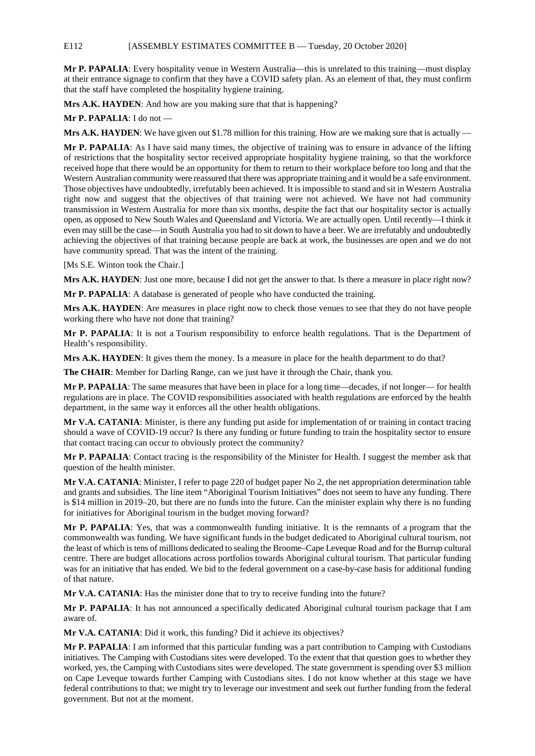**Mr P. PAPALIA**: Every hospitality venue in Western Australia—this is unrelated to this training—must display at their entrance signage to confirm that they have a COVID safety plan. As an element of that, they must confirm that the staff have completed the hospitality hygiene training.

**Mrs A.K. HAYDEN**: And how are you making sure that that is happening?

**Mr P. PAPALIA**: I do not —

**Mrs A.K. HAYDEN**: We have given out $1.78 million for this training. How are we making sure that is actually —

**Mr P. PAPALIA**: As I have said many times, the objective of training was to ensure in advance of the lifting of restrictions that the hospitality sector received appropriate hospitality hygiene training, so that the workforce received hope that there would be an opportunity for them to return to their workplace before too long and that the Western Australian community were reassured that there was appropriate training and it would be a safe environment. Those objectives have undoubtedly, irrefutably been achieved. It is impossible to stand and sit in Western Australia right now and suggest that the objectives of that training were not achieved. We have not had community transmission in Western Australia for more than six months, despite the fact that our hospitality sector is actually open, as opposed to New South Wales and Queensland and Victoria. We are actually open. Until recently—I think it even may still be the case—in South Australia you had to sit down to have a beer. We are irrefutably and undoubtedly achieving the objectives of that training because people are back at work, the businesses are open and we do not have community spread. That was the intent of the training.

[Ms S.E. Winton took the Chair.]

**Mrs A.K. HAYDEN**: Just one more, because I did not get the answer to that. Is there a measure in place right now?

**Mr P. PAPALIA**: A database is generated of people who have conducted the training.

**Mrs A.K. HAYDEN**: Are measures in place right now to check those venues to see that they do not have people working there who have not done that training?

**Mr P. PAPALIA**: It is not a Tourism responsibility to enforce health regulations. That is the Department of Health's responsibility.

**Mrs A.K. HAYDEN**: It gives them the money. Is a measure in place for the health department to do that?

**The CHAIR**: Member for Darling Range, can we just have it through the Chair, thank you.

**Mr P. PAPALIA**: The same measures that have been in place for a long time—decades, if not longer— for health regulations are in place. The COVID responsibilities associated with health regulations are enforced by the health department, in the same way it enforces all the other health obligations.

**Mr V.A. CATANIA**: Minister, is there any funding put aside for implementation of or training in contact tracing should a wave of COVID-19 occur? Is there any funding or future funding to train the hospitality sector to ensure that contact tracing can occur to obviously protect the community?

**Mr P. PAPALIA**: Contact tracing is the responsibility of the Minister for Health. I suggest the member ask that question of the health minister.

**Mr V.A. CATANIA**: Minister, I refer to page 220 of budget paper No 2, the net appropriation determination table and grants and subsidies. The line item "Aboriginal Tourism Initiatives" does not seem to have any funding. There is $14 million in 2019–20, but there are no funds into the future. Can the minister explain why there is no funding for initiatives for Aboriginal tourism in the budget moving forward?

**Mr P. PAPALIA**: Yes, that was a commonwealth funding initiative. It is the remnants of a program that the commonwealth was funding. We have significant funds in the budget dedicated to Aboriginal cultural tourism, not the least of which is tens of millions dedicated to sealing the Broome–Cape Leveque Road and for the Burrup cultural centre. There are budget allocations across portfolios towards Aboriginal cultural tourism. That particular funding was for an initiative that has ended. We bid to the federal government on a case-by-case basis for additional funding of that nature.

**Mr V.A. CATANIA**: Has the minister done that to try to receive funding into the future?

**Mr P. PAPALIA**: It has not announced a specifically dedicated Aboriginal cultural tourism package that I am aware of.

**Mr V.A. CATANIA**: Did it work, this funding? Did it achieve its objectives?

**Mr P. PAPALIA**: I am informed that this particular funding was a part contribution to Camping with Custodians initiatives. The Camping with Custodians sites were developed. To the extent that that question goes to whether they worked, yes, the Camping with Custodians sites were developed. The state government is spending over $3 million on Cape Leveque towards further Camping with Custodians sites. I do not know whether at this stage we have federal contributions to that; we might try to leverage our investment and seek out further funding from the federal government. But not at the moment.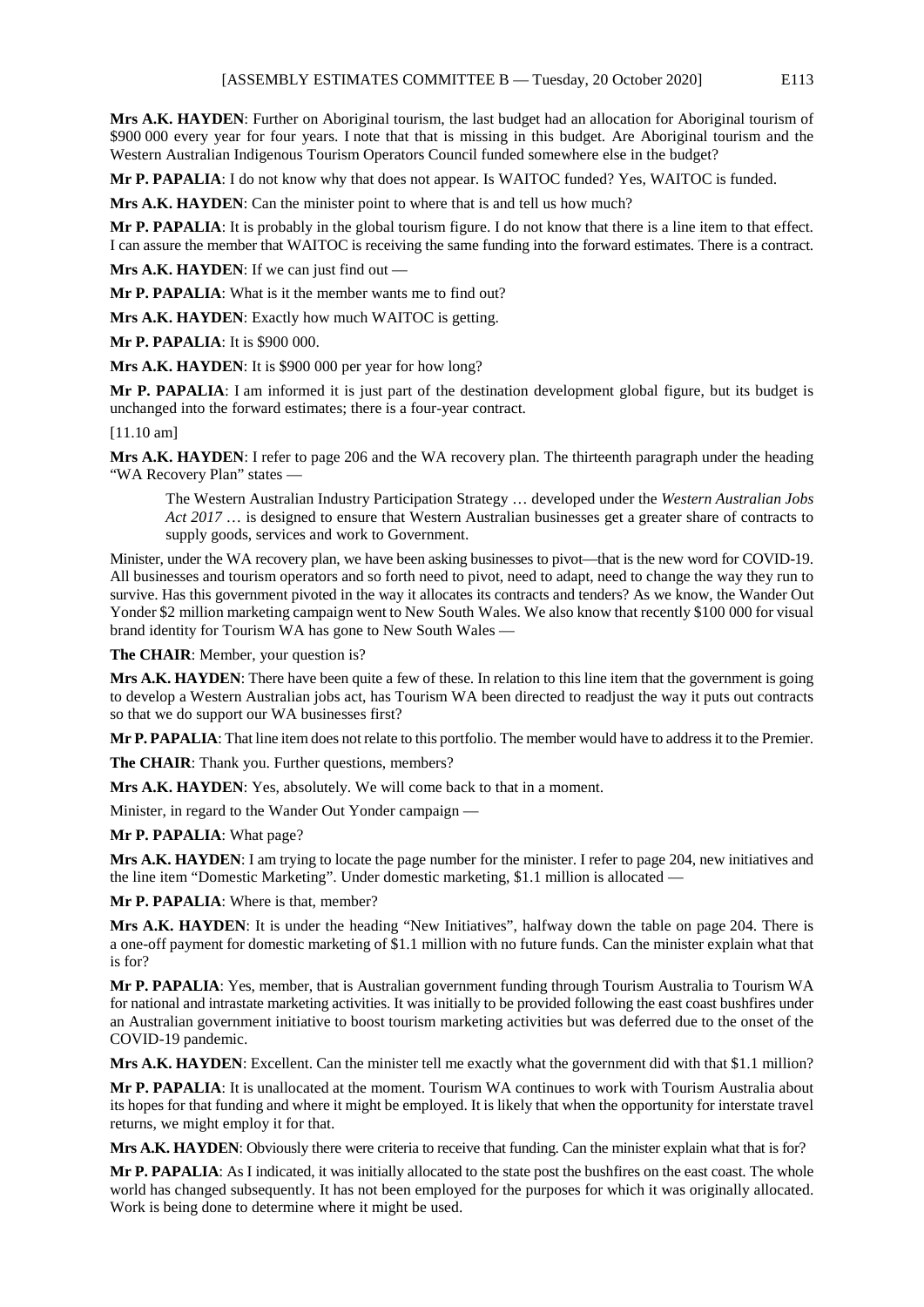**Mrs A.K. HAYDEN**: Further on Aboriginal tourism, the last budget had an allocation for Aboriginal tourism of $900 000 every year for four years. I note that that is missing in this budget. Are Aboriginal tourism and the Western Australian Indigenous Tourism Operators Council funded somewhere else in the budget?

**Mr P. PAPALIA**: I do not know why that does not appear. Is WAITOC funded? Yes, WAITOC is funded.

**Mrs A.K. HAYDEN**: Can the minister point to where that is and tell us how much?

**Mr P. PAPALIA**: It is probably in the global tourism figure. I do not know that there is a line item to that effect. I can assure the member that WAITOC is receiving the same funding into the forward estimates. There is a contract.

**Mrs A.K. HAYDEN**: If we can just find out —

**Mr P. PAPALIA**: What is it the member wants me to find out?

**Mrs A.K. HAYDEN**: Exactly how much WAITOC is getting.

**Mr P. PAPALIA**: It is $900 000.

**Mrs A.K. HAYDEN**: It is $900 000 per year for how long?

**Mr P. PAPALIA**: I am informed it is just part of the destination development global figure, but its budget is unchanged into the forward estimates; there is a four-year contract.

[11.10 am]

**Mrs A.K. HAYDEN**: I refer to page 206 and the WA recovery plan. The thirteenth paragraph under the heading "WA Recovery Plan" states —

> The Western Australian Industry Participation Strategy … developed under the *Western Australian Jobs Act 2017* … is designed to ensure that Western Australian businesses get a greater share of contracts to supply goods, services and work to Government.

Minister, under the WA recovery plan, we have been asking businesses to pivot—that is the new word for COVID-19. All businesses and tourism operators and so forth need to pivot, need to adapt, need to change the way they run to survive. Has this government pivoted in the way it allocates its contracts and tenders? As we know, the Wander Out Yonder $2 million marketing campaign went to New South Wales. We also know that recently $100 000 for visual brand identity for Tourism WA has gone to New South Wales —

**The CHAIR**: Member, your question is?

**Mrs A.K. HAYDEN**: There have been quite a few of these. In relation to this line item that the government is going to develop a Western Australian jobs act, has Tourism WA been directed to readjust the way it puts out contracts so that we do support our WA businesses first?

**Mr P. PAPALIA**: That line item does not relate to this portfolio. The member would have to address it to the Premier.

**The CHAIR**: Thank you. Further questions, members?

**Mrs A.K. HAYDEN**: Yes, absolutely. We will come back to that in a moment.

Minister, in regard to the Wander Out Yonder campaign —

**Mr P. PAPALIA**: What page?

**Mrs A.K. HAYDEN**: I am trying to locate the page number for the minister. I refer to page 204, new initiatives and the line item "Domestic Marketing". Under domestic marketing, $1.1 million is allocated —

**Mr P. PAPALIA**: Where is that, member?

**Mrs A.K. HAYDEN**: It is under the heading "New Initiatives", halfway down the table on page 204. There is a one-off payment for domestic marketing of $1.1 million with no future funds. Can the minister explain what that is for?

**Mr P. PAPALIA**: Yes, member, that is Australian government funding through Tourism Australia to Tourism WA for national and intrastate marketing activities. It was initially to be provided following the east coast bushfires under an Australian government initiative to boost tourism marketing activities but was deferred due to the onset of the COVID-19 pandemic.

**Mrs A.K. HAYDEN**: Excellent. Can the minister tell me exactly what the government did with that $1.1 million?

**Mr P. PAPALIA**: It is unallocated at the moment. Tourism WA continues to work with Tourism Australia about its hopes for that funding and where it might be employed. It is likely that when the opportunity for interstate travel returns, we might employ it for that.

**Mrs A.K. HAYDEN**: Obviously there were criteria to receive that funding. Can the minister explain what that is for?

**Mr P. PAPALIA**: As I indicated, it was initially allocated to the state post the bushfires on the east coast. The whole world has changed subsequently. It has not been employed for the purposes for which it was originally allocated. Work is being done to determine where it might be used.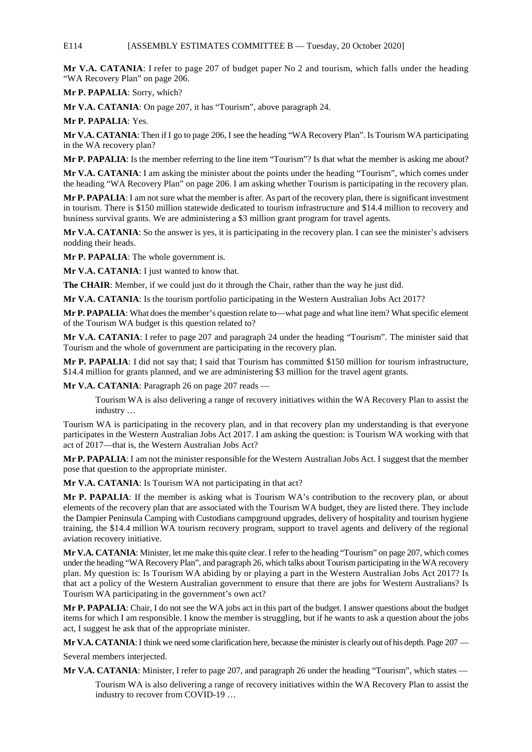**Mr V.A. CATANIA**: I refer to page 207 of budget paper No 2 and tourism, which falls under the heading "WA Recovery Plan" on page 206.

**Mr P. PAPALIA**: Sorry, which?

**Mr V.A. CATANIA**: On page 207, it has "Tourism", above paragraph 24.

**Mr P. PAPALIA**: Yes.

**Mr V.A. CATANIA**: Then if I go to page 206, I see the heading "WA Recovery Plan". Is Tourism WA participating in the WA recovery plan?

**Mr P. PAPALIA**: Is the member referring to the line item "Tourism"? Is that what the member is asking me about?

**Mr V.A. CATANIA**: I am asking the minister about the points under the heading "Tourism", which comes under the heading "WA Recovery Plan" on page 206. I am asking whether Tourism is participating in the recovery plan.

**Mr P. PAPALIA**: I am not sure what the member is after. As part of the recovery plan, there is significant investment in tourism. There is $150 million statewide dedicated to tourism infrastructure and $14.4 million to recovery and business survival grants. We are administering a $3 million grant program for travel agents.

**Mr V.A. CATANIA**: So the answer is yes, it is participating in the recovery plan. I can see the minister's advisers nodding their heads.

**Mr P. PAPALIA**: The whole government is.

**Mr V.A. CATANIA**: I just wanted to know that.

**The CHAIR**: Member, if we could just do it through the Chair, rather than the way he just did.

**Mr V.A. CATANIA**: Is the tourism portfolio participating in the Western Australian Jobs Act 2017?

**Mr P. PAPALIA**: What does the member's question relate to—what page and what line item? What specific element of the Tourism WA budget is this question related to?

**Mr V.A. CATANIA**: I refer to page 207 and paragraph 24 under the heading "Tourism". The minister said that Tourism and the whole of government are participating in the recovery plan.

**Mr P. PAPALIA**: I did not say that; I said that Tourism has committed $150 million for tourism infrastructure, $14.4 million for grants planned, and we are administering $3 million for the travel agent grants.

**Mr V.A. CATANIA**: Paragraph 26 on page 207 reads —

> Tourism WA is also delivering a range of recovery initiatives within the WA Recovery Plan to assist the industry …

Tourism WA is participating in the recovery plan, and in that recovery plan my understanding is that everyone participates in the Western Australian Jobs Act 2017. I am asking the question: is Tourism WA working with that act of 2017—that is, the Western Australian Jobs Act?

**Mr P. PAPALIA**: I am not the minister responsible for the Western Australian Jobs Act. I suggest that the member pose that question to the appropriate minister.

**Mr V.A. CATANIA**: Is Tourism WA not participating in that act?

**Mr P. PAPALIA**: If the member is asking what is Tourism WA's contribution to the recovery plan, or about elements of the recovery plan that are associated with the Tourism WA budget, they are listed there. They include the Dampier Peninsula Camping with Custodians campground upgrades, delivery of hospitality and tourism hygiene training, the $14.4 million WA tourism recovery program, support to travel agents and delivery of the regional aviation recovery initiative.

**Mr V.A. CATANIA**: Minister, let me make this quite clear. I refer to the heading "Tourism" on page 207, which comes under the heading "WA Recovery Plan", and paragraph 26, which talks about Tourism participating in the WA recovery plan. My question is: Is Tourism WA abiding by or playing a part in the Western Australian Jobs Act 2017? Is that act a policy of the Western Australian government to ensure that there are jobs for Western Australians? Is Tourism WA participating in the government's own act?

**Mr P. PAPALIA**: Chair, I do not see the WA jobs act in this part of the budget. I answer questions about the budget items for which I am responsible. I know the member is struggling, but if he wants to ask a question about the jobs act, I suggest he ask that of the appropriate minister.

**Mr V.A. CATANIA**: I think we need some clarification here, because the minister is clearly out of his depth. Page 207 —

Several members interjected.

**Mr V.A. CATANIA**: Minister, I refer to page 207, and paragraph 26 under the heading "Tourism", which states —

> Tourism WA is also delivering a range of recovery initiatives within the WA Recovery Plan to assist the industry to recover from COVID-19 …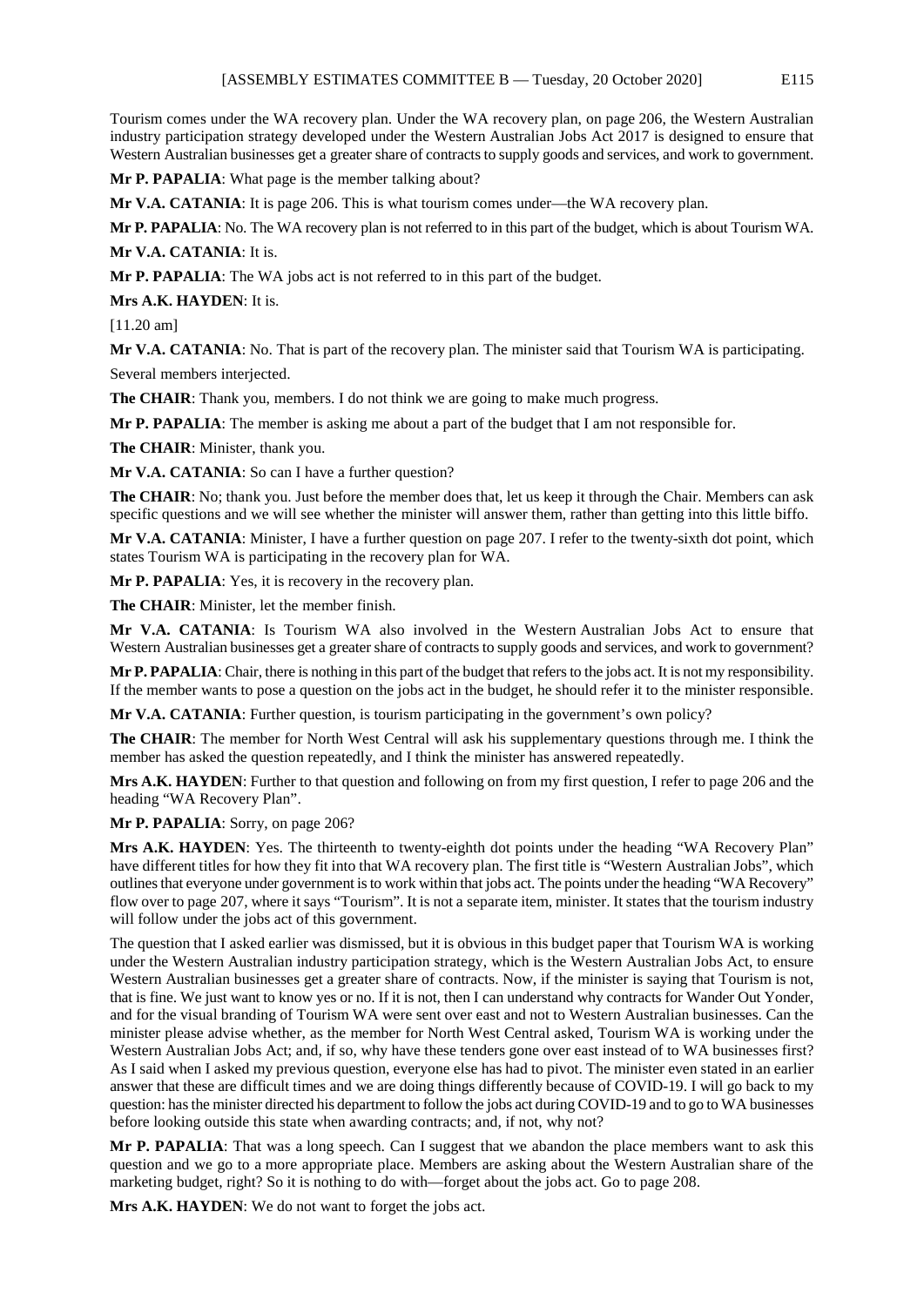Tourism comes under the WA recovery plan. Under the WA recovery plan, on page 206, the Western Australian industry participation strategy developed under the Western Australian Jobs Act 2017 is designed to ensure that Western Australian businesses get a greater share of contracts to supply goods and services, and work to government.

**Mr P. PAPALIA**: What page is the member talking about?

**Mr V.A. CATANIA**: It is page 206. This is what tourism comes under—the WA recovery plan.

**Mr P. PAPALIA**: No. The WA recovery plan is not referred to in this part of the budget, which is about Tourism WA.

**Mr V.A. CATANIA**: It is.

**Mr P. PAPALIA**: The WA jobs act is not referred to in this part of the budget.

**Mrs A.K. HAYDEN**: It is.

[11.20 am]

**Mr V.A. CATANIA**: No. That is part of the recovery plan. The minister said that Tourism WA is participating.

Several members interjected.

**The CHAIR**: Thank you, members. I do not think we are going to make much progress.

**Mr P. PAPALIA**: The member is asking me about a part of the budget that I am not responsible for.

**The CHAIR**: Minister, thank you.

**Mr V.A. CATANIA**: So can I have a further question?

**The CHAIR**: No; thank you. Just before the member does that, let us keep it through the Chair. Members can ask specific questions and we will see whether the minister will answer them, rather than getting into this little biffo.

**Mr V.A. CATANIA**: Minister, I have a further question on page 207. I refer to the twenty-sixth dot point, which states Tourism WA is participating in the recovery plan for WA.

**Mr P. PAPALIA**: Yes, it is recovery in the recovery plan.

**The CHAIR**: Minister, let the member finish.

**Mr V.A. CATANIA**: Is Tourism WA also involved in the Western Australian Jobs Act to ensure that Western Australian businesses get a greater share of contracts to supply goods and services, and work to government?

**Mr P. PAPALIA**: Chair, there is nothing in this part of the budget that refers to the jobs act. It is not my responsibility. If the member wants to pose a question on the jobs act in the budget, he should refer it to the minister responsible.

**Mr V.A. CATANIA**: Further question, is tourism participating in the government's own policy?

**The CHAIR**: The member for North West Central will ask his supplementary questions through me. I think the member has asked the question repeatedly, and I think the minister has answered repeatedly.

**Mrs A.K. HAYDEN**: Further to that question and following on from my first question, I refer to page 206 and the heading "WA Recovery Plan".

**Mr P. PAPALIA**: Sorry, on page 206?

**Mrs A.K. HAYDEN**: Yes. The thirteenth to twenty-eighth dot points under the heading "WA Recovery Plan" have different titles for how they fit into that WA recovery plan. The first title is "Western Australian Jobs", which outlines that everyone under government is to work within that jobs act. The points under the heading "WA Recovery" flow over to page 207, where it says "Tourism". It is not a separate item, minister. It states that the tourism industry will follow under the jobs act of this government.

The question that I asked earlier was dismissed, but it is obvious in this budget paper that Tourism WA is working under the Western Australian industry participation strategy, which is the Western Australian Jobs Act, to ensure Western Australian businesses get a greater share of contracts. Now, if the minister is saying that Tourism is not, that is fine. We just want to know yes or no. If it is not, then I can understand why contracts for Wander Out Yonder, and for the visual branding of Tourism WA were sent over east and not to Western Australian businesses. Can the minister please advise whether, as the member for North West Central asked, Tourism WA is working under the Western Australian Jobs Act; and, if so, why have these tenders gone over east instead of to WA businesses first? As I said when I asked my previous question, everyone else has had to pivot. The minister even stated in an earlier answer that these are difficult times and we are doing things differently because of COVID-19. I will go back to my question: has the minister directed his department to follow the jobs act during COVID-19 and to go to WA businesses before looking outside this state when awarding contracts; and, if not, why not?

**Mr P. PAPALIA**: That was a long speech. Can I suggest that we abandon the place members want to ask this question and we go to a more appropriate place. Members are asking about the Western Australian share of the marketing budget, right? So it is nothing to do with—forget about the jobs act. Go to page 208.

**Mrs A.K. HAYDEN**: We do not want to forget the jobs act.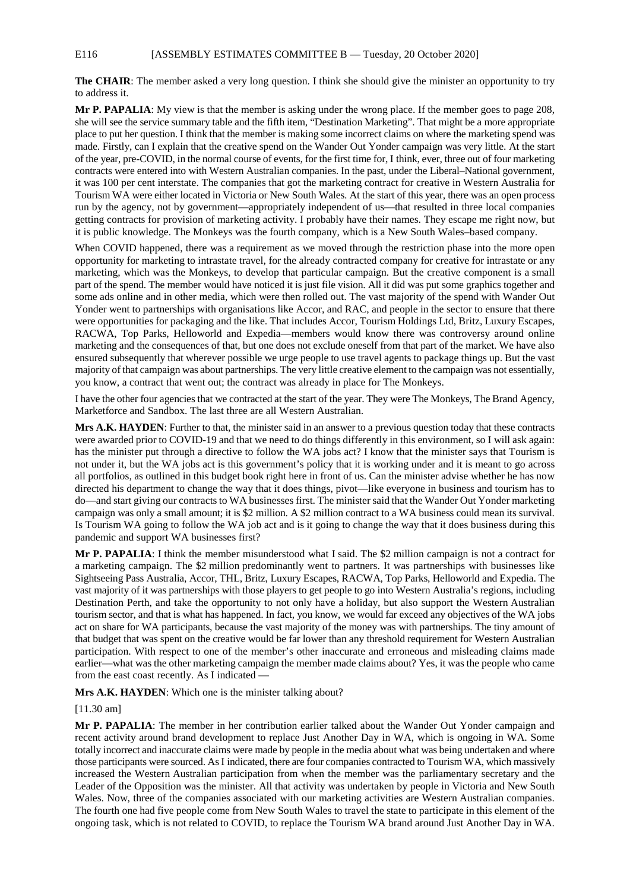**The CHAIR**: The member asked a very long question. I think she should give the minister an opportunity to try to address it.

**Mr P. PAPALIA**: My view is that the member is asking under the wrong place. If the member goes to page 208, she will see the service summary table and the fifth item, "Destination Marketing". That might be a more appropriate place to put her question. I think that the member is making some incorrect claims on where the marketing spend was made. Firstly, can I explain that the creative spend on the Wander Out Yonder campaign was very little. At the start of the year, pre-COVID, in the normal course of events, for the first time for, I think, ever, three out of four marketing contracts were entered into with Western Australian companies. In the past, under the Liberal–National government, it was 100 per cent interstate. The companies that got the marketing contract for creative in Western Australia for Tourism WA were either located in Victoria or New South Wales. At the start of this year, there was an open process run by the agency, not by government—appropriately independent of us—that resulted in three local companies getting contracts for provision of marketing activity. I probably have their names. They escape me right now, but it is public knowledge. The Monkeys was the fourth company, which is a New South Wales–based company.

When COVID happened, there was a requirement as we moved through the restriction phase into the more open opportunity for marketing to intrastate travel, for the already contracted company for creative for intrastate or any marketing, which was the Monkeys, to develop that particular campaign. But the creative component is a small part of the spend. The member would have noticed it is just file vision. All it did was put some graphics together and some ads online and in other media, which were then rolled out. The vast majority of the spend with Wander Out Yonder went to partnerships with organisations like Accor, and RAC, and people in the sector to ensure that there were opportunities for packaging and the like. That includes Accor, Tourism Holdings Ltd, Britz, Luxury Escapes, RACWA, Top Parks, Helloworld and Expedia—members would know there was controversy around online marketing and the consequences of that, but one does not exclude oneself from that part of the market. We have also ensured subsequently that wherever possible we urge people to use travel agents to package things up. But the vast majority of that campaign was about partnerships. The very little creative element to the campaign was not essentially, you know, a contract that went out; the contract was already in place for The Monkeys.

I have the other four agencies that we contracted at the start of the year. They were The Monkeys, The Brand Agency, Marketforce and Sandbox. The last three are all Western Australian.

**Mrs A.K. HAYDEN**: Further to that, the minister said in an answer to a previous question today that these contracts were awarded prior to COVID-19 and that we need to do things differently in this environment, so I will ask again: has the minister put through a directive to follow the WA jobs act? I know that the minister says that Tourism is not under it, but the WA jobs act is this government's policy that it is working under and it is meant to go across all portfolios, as outlined in this budget book right here in front of us. Can the minister advise whether he has now directed his department to change the way that it does things, pivot—like everyone in business and tourism has to do—and start giving our contracts to WA businesses first. The minister said that the Wander Out Yonder marketing campaign was only a small amount; it is $2 million. A $2 million contract to a WA business could mean its survival. Is Tourism WA going to follow the WA job act and is it going to change the way that it does business during this pandemic and support WA businesses first?

**Mr P. PAPALIA**: I think the member misunderstood what I said. The $2 million campaign is not a contract for a marketing campaign. The $2 million predominantly went to partners. It was partnerships with businesses like Sightseeing Pass Australia, Accor, THL, Britz, Luxury Escapes, RACWA, Top Parks, Helloworld and Expedia. The vast majority of it was partnerships with those players to get people to go into Western Australia's regions, including Destination Perth, and take the opportunity to not only have a holiday, but also support the Western Australian tourism sector, and that is what has happened. In fact, you know, we would far exceed any objectives of the WA jobs act on share for WA participants, because the vast majority of the money was with partnerships. The tiny amount of that budget that was spent on the creative would be far lower than any threshold requirement for Western Australian participation. With respect to one of the member's other inaccurate and erroneous and misleading claims made earlier—what was the other marketing campaign the member made claims about? Yes, it was the people who came from the east coast recently. As I indicated —

**Mrs A.K. HAYDEN**: Which one is the minister talking about?

[11.30 am]

**Mr P. PAPALIA**: The member in her contribution earlier talked about the Wander Out Yonder campaign and recent activity around brand development to replace Just Another Day in WA, which is ongoing in WA. Some totally incorrect and inaccurate claims were made by people in the media about what was being undertaken and where those participants were sourced. As I indicated, there are four companies contracted to Tourism WA, which massively increased the Western Australian participation from when the member was the parliamentary secretary and the Leader of the Opposition was the minister. All that activity was undertaken by people in Victoria and New South Wales. Now, three of the companies associated with our marketing activities are Western Australian companies. The fourth one had five people come from New South Wales to travel the state to participate in this element of the ongoing task, which is not related to COVID, to replace the Tourism WA brand around Just Another Day in WA.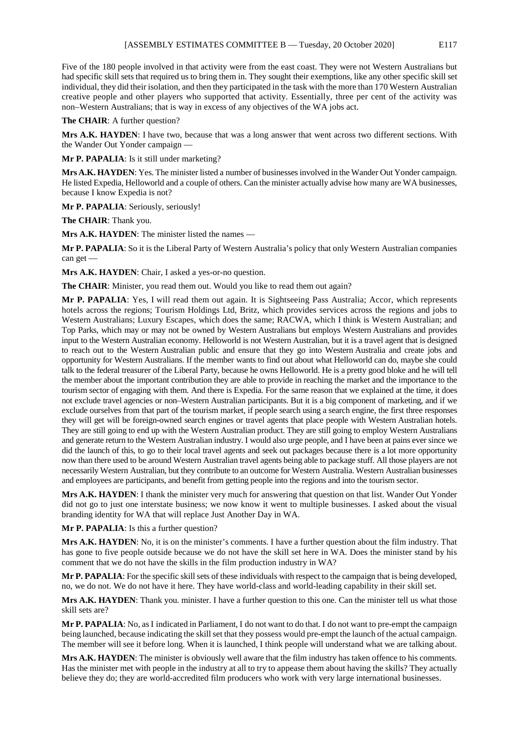Five of the 180 people involved in that activity were from the east coast. They were not Western Australians but had specific skill sets that required us to bring them in. They sought their exemptions, like any other specific skill set individual, they did their isolation, and then they participated in the task with the more than 170 Western Australian creative people and other players who supported that activity. Essentially, three per cent of the activity was non–Western Australians; that is way in excess of any objectives of the WA jobs act.

**The CHAIR**: A further question?

**Mrs A.K. HAYDEN**: I have two, because that was a long answer that went across two different sections. With the Wander Out Yonder campaign —

**Mr P. PAPALIA**: Is it still under marketing?

**Mrs A.K. HAYDEN**: Yes. The minister listed a number of businesses involved in the Wander Out Yonder campaign. He listed Expedia, Helloworld and a couple of others. Can the minister actually advise how many are WA businesses, because I know Expedia is not?

**Mr P. PAPALIA**: Seriously, seriously!

**The CHAIR**: Thank you.

**Mrs A.K. HAYDEN**: The minister listed the names —

**Mr P. PAPALIA**: So it is the Liberal Party of Western Australia's policy that only Western Australian companies can get —

**Mrs A.K. HAYDEN**: Chair, I asked a yes-or-no question.

**The CHAIR**: Minister, you read them out. Would you like to read them out again?

**Mr P. PAPALIA**: Yes, I will read them out again. It is Sightseeing Pass Australia; Accor, which represents hotels across the regions; Tourism Holdings Ltd, Britz, which provides services across the regions and jobs to Western Australians; Luxury Escapes, which does the same; RACWA, which I think is Western Australian; and Top Parks, which may or may not be owned by Western Australians but employs Western Australians and provides input to the Western Australian economy. Helloworld is not Western Australian, but it is a travel agent that is designed to reach out to the Western Australian public and ensure that they go into Western Australia and create jobs and opportunity for Western Australians. If the member wants to find out about what Helloworld can do, maybe she could talk to the federal treasurer of the Liberal Party, because he owns Helloworld. He is a pretty good bloke and he will tell the member about the important contribution they are able to provide in reaching the market and the importance to the tourism sector of engaging with them. And there is Expedia. For the same reason that we explained at the time, it does not exclude travel agencies or non–Western Australian participants. But it is a big component of marketing, and if we exclude ourselves from that part of the tourism market, if people search using a search engine, the first three responses they will get will be foreign-owned search engines or travel agents that place people with Western Australian hotels. They are still going to end up with the Western Australian product. They are still going to employ Western Australians and generate return to the Western Australian industry. I would also urge people, and I have been at pains ever since we did the launch of this, to go to their local travel agents and seek out packages because there is a lot more opportunity now than there used to be around Western Australian travel agents being able to package stuff. All those players are not necessarily Western Australian, but they contribute to an outcome for Western Australia. Western Australian businesses and employees are participants, and benefit from getting people into the regions and into the tourism sector.

**Mrs A.K. HAYDEN**: I thank the minister very much for answering that question on that list. Wander Out Yonder did not go to just one interstate business; we now know it went to multiple businesses. I asked about the visual branding identity for WA that will replace Just Another Day in WA.

**Mr P. PAPALIA**: Is this a further question?

**Mrs A.K. HAYDEN**: No, it is on the minister's comments. I have a further question about the film industry. That has gone to five people outside because we do not have the skill set here in WA. Does the minister stand by his comment that we do not have the skills in the film production industry in WA?

**Mr P. PAPALIA**: For the specific skill sets of these individuals with respect to the campaign that is being developed, no, we do not. We do not have it here. They have world-class and world-leading capability in their skill set.

**Mrs A.K. HAYDEN**: Thank you. minister. I have a further question to this one. Can the minister tell us what those skill sets are?

**Mr P. PAPALIA**: No, as I indicated in Parliament, I do not want to do that. I do not want to pre-empt the campaign being launched, because indicating the skill set that they possess would pre-empt the launch of the actual campaign. The member will see it before long. When it is launched, I think people will understand what we are talking about.

**Mrs A.K. HAYDEN**: The minister is obviously well aware that the film industry has taken offence to his comments. Has the minister met with people in the industry at all to try to appease them about having the skills? They actually believe they do; they are world-accredited film producers who work with very large international businesses.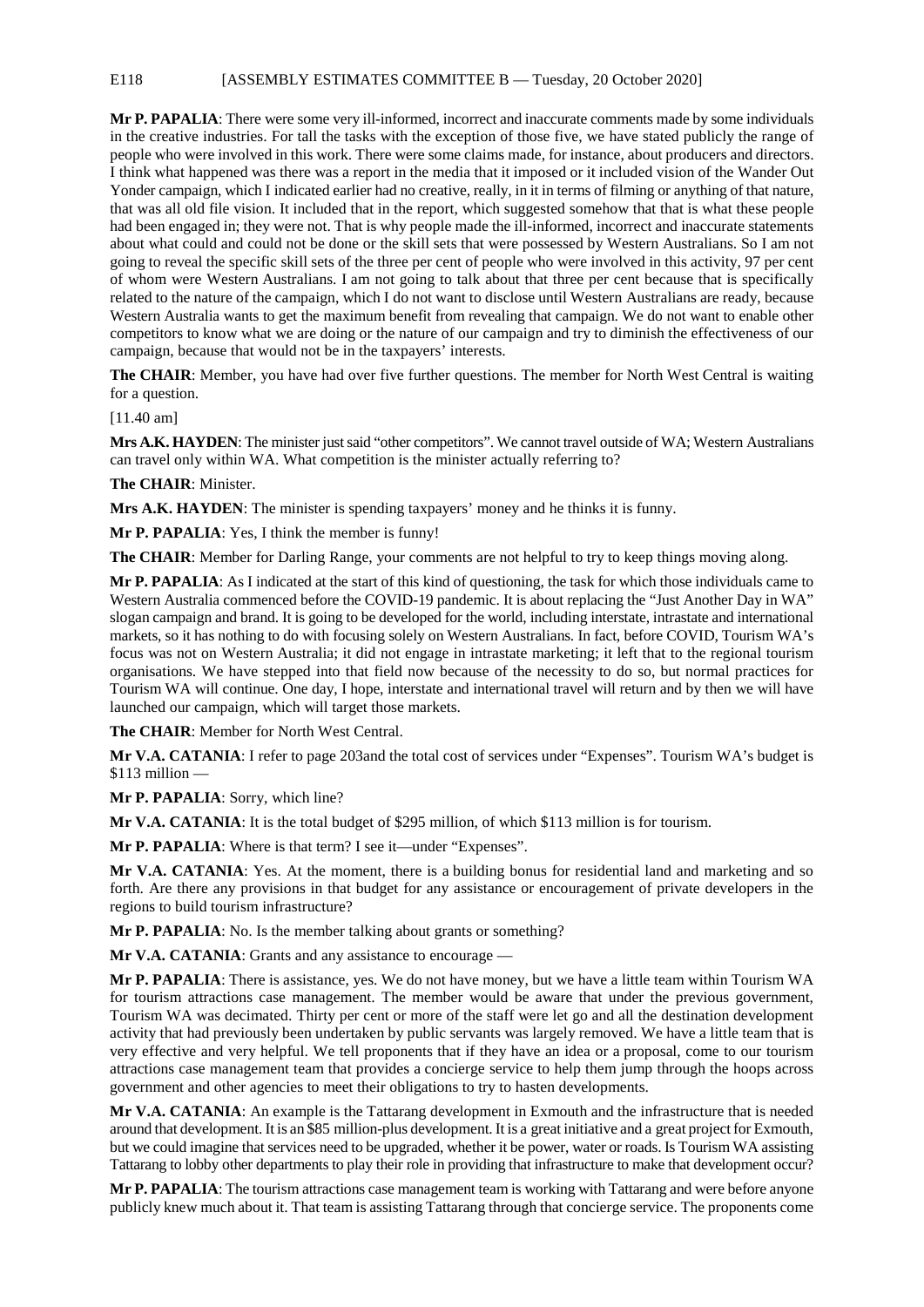**Mr P. PAPALIA**: There were some very ill-informed, incorrect and inaccurate comments made by some individuals in the creative industries. For tall the tasks with the exception of those five, we have stated publicly the range of people who were involved in this work. There were some claims made, for instance, about producers and directors. I think what happened was there was a report in the media that it imposed or it included vision of the Wander Out Yonder campaign, which I indicated earlier had no creative, really, in it in terms of filming or anything of that nature, that was all old file vision. It included that in the report, which suggested somehow that that is what these people had been engaged in; they were not. That is why people made the ill-informed, incorrect and inaccurate statements about what could and could not be done or the skill sets that were possessed by Western Australians. So I am not going to reveal the specific skill sets of the three per cent of people who were involved in this activity, 97 per cent of whom were Western Australians. I am not going to talk about that three per cent because that is specifically related to the nature of the campaign, which I do not want to disclose until Western Australians are ready, because Western Australia wants to get the maximum benefit from revealing that campaign. We do not want to enable other competitors to know what we are doing or the nature of our campaign and try to diminish the effectiveness of our campaign, because that would not be in the taxpayers' interests.

**The CHAIR**: Member, you have had over five further questions. The member for North West Central is waiting for a question.

[11.40 am]

**Mrs A.K. HAYDEN**: The minister just said "other competitors". We cannot travel outside of WA; Western Australians can travel only within WA. What competition is the minister actually referring to?

**The CHAIR**: Minister.

**Mrs A.K. HAYDEN**: The minister is spending taxpayers' money and he thinks it is funny.

**Mr P. PAPALIA**: Yes, I think the member is funny!

**The CHAIR**: Member for Darling Range, your comments are not helpful to try to keep things moving along.

**Mr P. PAPALIA**: As I indicated at the start of this kind of questioning, the task for which those individuals came to Western Australia commenced before the COVID-19 pandemic. It is about replacing the "Just Another Day in WA" slogan campaign and brand. It is going to be developed for the world, including interstate, intrastate and international markets, so it has nothing to do with focusing solely on Western Australians. In fact, before COVID, Tourism WA's focus was not on Western Australia; it did not engage in intrastate marketing; it left that to the regional tourism organisations. We have stepped into that field now because of the necessity to do so, but normal practices for Tourism WA will continue. One day, I hope, interstate and international travel will return and by then we will have launched our campaign, which will target those markets.

**The CHAIR**: Member for North West Central.

**Mr V.A. CATANIA**: I refer to page 203and the total cost of services under "Expenses". Tourism WA's budget is $113 million —

**Mr P. PAPALIA**: Sorry, which line?

**Mr V.A. CATANIA**: It is the total budget of $295 million, of which $113 million is for tourism.

**Mr P. PAPALIA**: Where is that term? I see it—under "Expenses".

**Mr V.A. CATANIA**: Yes. At the moment, there is a building bonus for residential land and marketing and so forth. Are there any provisions in that budget for any assistance or encouragement of private developers in the regions to build tourism infrastructure?

**Mr P. PAPALIA**: No. Is the member talking about grants or something?

**Mr V.A. CATANIA**: Grants and any assistance to encourage —

**Mr P. PAPALIA**: There is assistance, yes. We do not have money, but we have a little team within Tourism WA for tourism attractions case management. The member would be aware that under the previous government, Tourism WA was decimated. Thirty per cent or more of the staff were let go and all the destination development activity that had previously been undertaken by public servants was largely removed. We have a little team that is very effective and very helpful. We tell proponents that if they have an idea or a proposal, come to our tourism attractions case management team that provides a concierge service to help them jump through the hoops across government and other agencies to meet their obligations to try to hasten developments.

**Mr V.A. CATANIA**: An example is the Tattarang development in Exmouth and the infrastructure that is needed around that development. It is an $85 million-plus development. It is a great initiative and a great project for Exmouth, but we could imagine that services need to be upgraded, whether it be power, water or roads. Is Tourism WA assisting Tattarang to lobby other departments to play their role in providing that infrastructure to make that development occur?

**Mr P. PAPALIA**: The tourism attractions case management team is working with Tattarang and were before anyone publicly knew much about it. That team is assisting Tattarang through that concierge service. The proponents come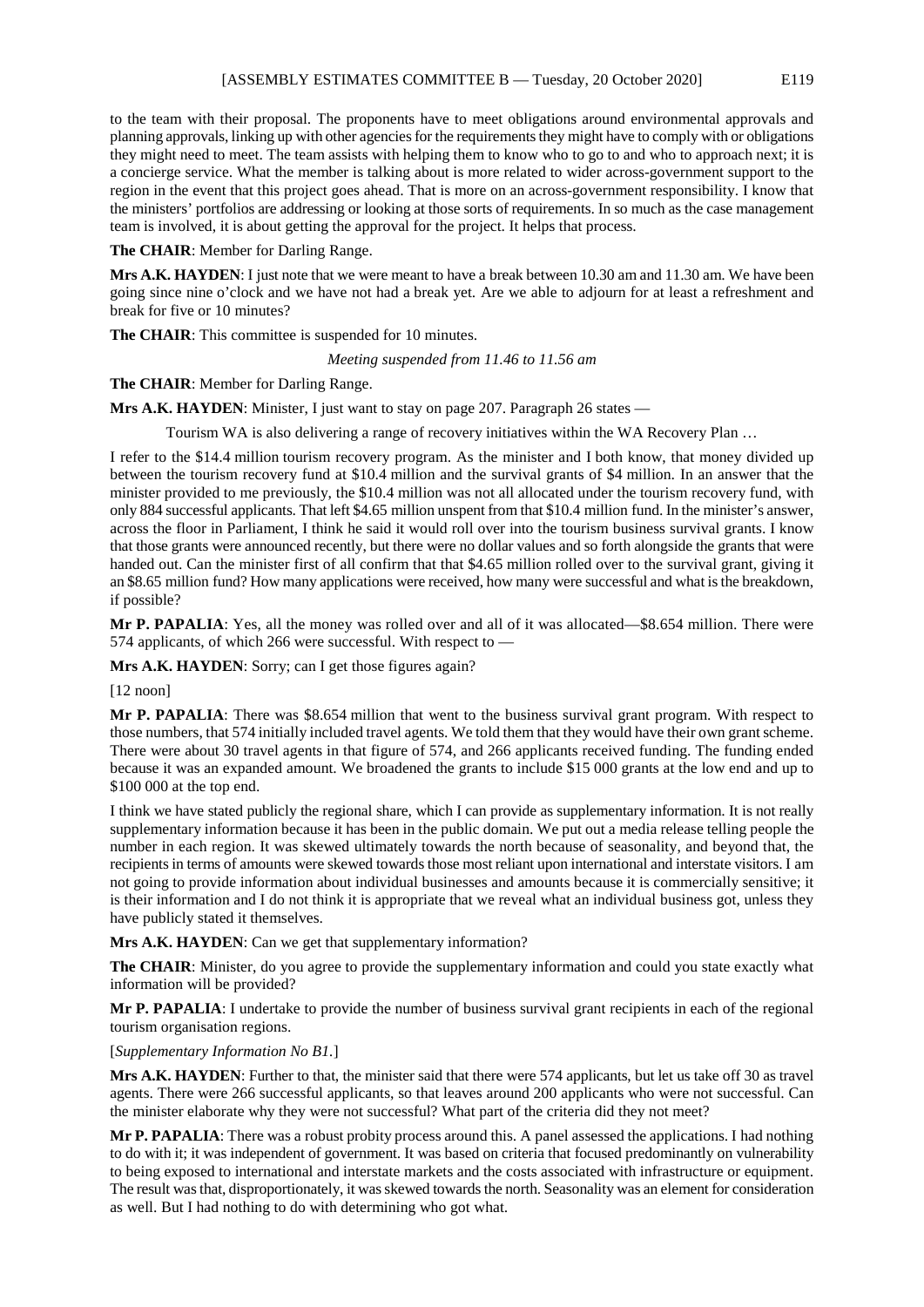to the team with their proposal. The proponents have to meet obligations around environmental approvals and planning approvals, linking up with other agencies for the requirements they might have to comply with or obligations they might need to meet. The team assists with helping them to know who to go to and who to approach next; it is a concierge service. What the member is talking about is more related to wider across-government support to the region in the event that this project goes ahead. That is more on an across-government responsibility. I know that the ministers' portfolios are addressing or looking at those sorts of requirements. In so much as the case management team is involved, it is about getting the approval for the project. It helps that process.

**The CHAIR**: Member for Darling Range.

**Mrs A.K. HAYDEN**: I just note that we were meant to have a break between 10.30 am and 11.30 am. We have been going since nine o'clock and we have not had a break yet. Are we able to adjourn for at least a refreshment and break for five or 10 minutes?

**The CHAIR**: This committee is suspended for 10 minutes.

*Meeting suspended from 11.46 to 11.56 am*

**The CHAIR**: Member for Darling Range.

**Mrs A.K. HAYDEN**: Minister, I just want to stay on page 207. Paragraph 26 states —

> Tourism WA is also delivering a range of recovery initiatives within the WA Recovery Plan …

I refer to the $14.4 million tourism recovery program. As the minister and I both know, that money divided up between the tourism recovery fund at $10.4 million and the survival grants of $4 million. In an answer that the minister provided to me previously, the $10.4 million was not all allocated under the tourism recovery fund, with only 884 successful applicants. That left $4.65 million unspent from that $10.4 million fund. In the minister's answer, across the floor in Parliament, I think he said it would roll over into the tourism business survival grants. I know that those grants were announced recently, but there were no dollar values and so forth alongside the grants that were handed out. Can the minister first of all confirm that that $4.65 million rolled over to the survival grant, giving it an $8.65 million fund? How many applications were received, how many were successful and what is the breakdown, if possible?

**Mr P. PAPALIA**: Yes, all the money was rolled over and all of it was allocated—$8.654 million. There were 574 applicants, of which 266 were successful. With respect to —

**Mrs A.K. HAYDEN**: Sorry; can I get those figures again?

[12 noon]

**Mr P. PAPALIA**: There was $8.654 million that went to the business survival grant program. With respect to those numbers, that 574 initially included travel agents. We told them that they would have their own grant scheme. There were about 30 travel agents in that figure of 574, and 266 applicants received funding. The funding ended because it was an expanded amount. We broadened the grants to include $15 000 grants at the low end and up to $100 000 at the top end.

I think we have stated publicly the regional share, which I can provide as supplementary information. It is not really supplementary information because it has been in the public domain. We put out a media release telling people the number in each region. It was skewed ultimately towards the north because of seasonality, and beyond that, the recipients in terms of amounts were skewed towards those most reliant upon international and interstate visitors. I am not going to provide information about individual businesses and amounts because it is commercially sensitive; it is their information and I do not think it is appropriate that we reveal what an individual business got, unless they have publicly stated it themselves.

**Mrs A.K. HAYDEN**: Can we get that supplementary information?

**The CHAIR**: Minister, do you agree to provide the supplementary information and could you state exactly what information will be provided?

**Mr P. PAPALIA**: I undertake to provide the number of business survival grant recipients in each of the regional tourism organisation regions.

[*Supplementary Information No B1.*]

**Mrs A.K. HAYDEN**: Further to that, the minister said that there were 574 applicants, but let us take off 30 as travel agents. There were 266 successful applicants, so that leaves around 200 applicants who were not successful. Can the minister elaborate why they were not successful? What part of the criteria did they not meet?

**Mr P. PAPALIA**: There was a robust probity process around this. A panel assessed the applications. I had nothing to do with it; it was independent of government. It was based on criteria that focused predominantly on vulnerability to being exposed to international and interstate markets and the costs associated with infrastructure or equipment. The result was that, disproportionately, it was skewed towards the north. Seasonality was an element for consideration as well. But I had nothing to do with determining who got what.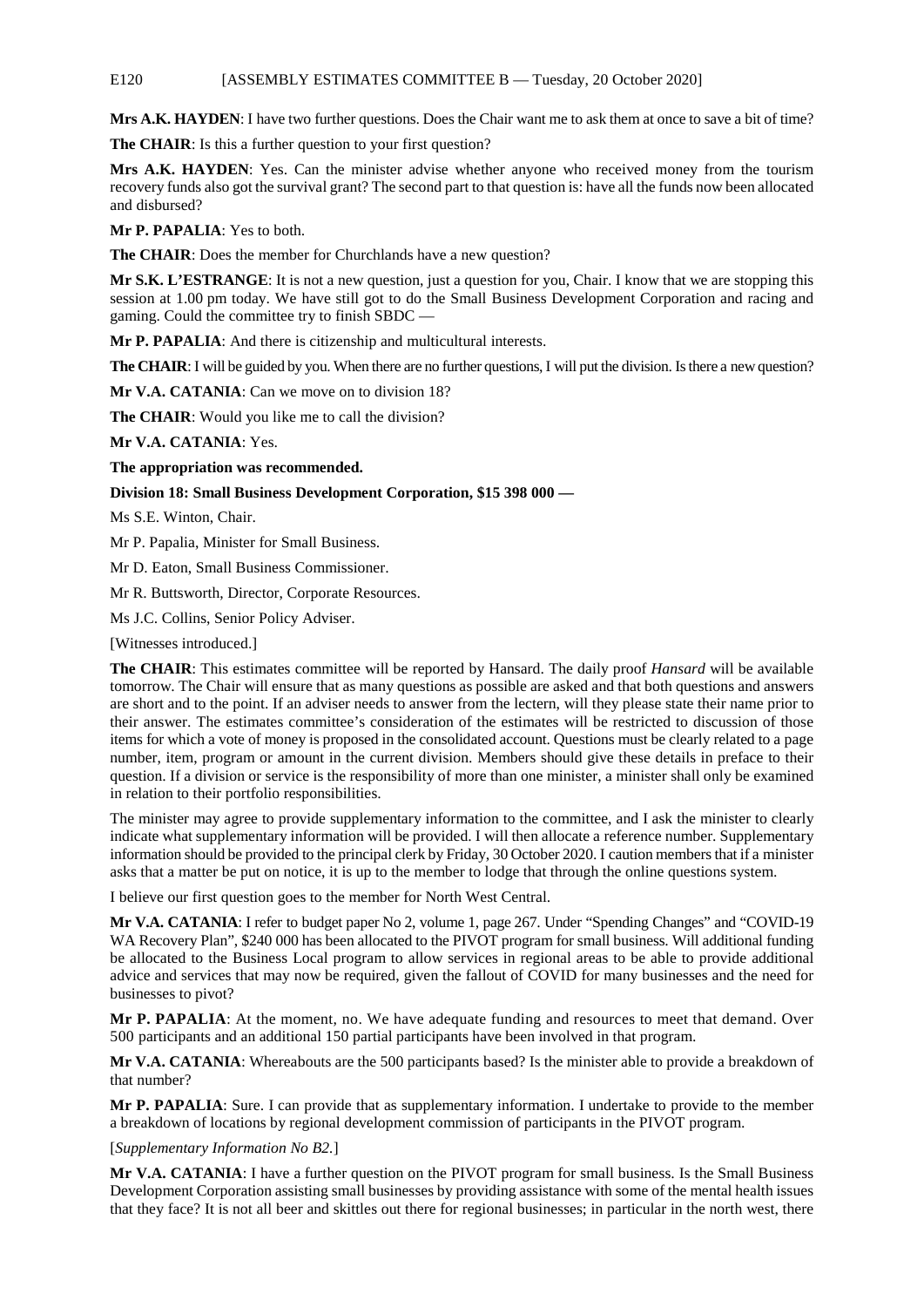**Mrs A.K. HAYDEN**: I have two further questions. Does the Chair want me to ask them at once to save a bit of time?

**The CHAIR**: Is this a further question to your first question?

**Mrs A.K. HAYDEN**: Yes. Can the minister advise whether anyone who received money from the tourism recovery funds also got the survival grant? The second part to that question is: have all the funds now been allocated and disbursed?

**Mr P. PAPALIA**: Yes to both.

**The CHAIR**: Does the member for Churchlands have a new question?

**Mr S.K. L'ESTRANGE**: It is not a new question, just a question for you, Chair. I know that we are stopping this session at 1.00 pm today. We have still got to do the Small Business Development Corporation and racing and gaming. Could the committee try to finish SBDC —

**Mr P. PAPALIA**: And there is citizenship and multicultural interests.

**The CHAIR**: I will be guided by you. When there are no further questions, I will put the division. Is there a new question?

**Mr V.A. CATANIA**: Can we move on to division 18?

**The CHAIR**: Would you like me to call the division?

**Mr V.A. CATANIA**: Yes.

**The appropriation was recommended.**

**Division 18: Small Business Development Corporation, $15 398 000 —**

Ms S.E. Winton, Chair.

Mr P. Papalia, Minister for Small Business.

Mr D. Eaton, Small Business Commissioner.

Mr R. Buttsworth, Director, Corporate Resources.

Ms J.C. Collins, Senior Policy Adviser.

[Witnesses introduced.]

**The CHAIR**: This estimates committee will be reported by Hansard. The daily proof *Hansard* will be available tomorrow. The Chair will ensure that as many questions as possible are asked and that both questions and answers are short and to the point. If an adviser needs to answer from the lectern, will they please state their name prior to their answer. The estimates committee's consideration of the estimates will be restricted to discussion of those items for which a vote of money is proposed in the consolidated account. Questions must be clearly related to a page number, item, program or amount in the current division. Members should give these details in preface to their question. If a division or service is the responsibility of more than one minister, a minister shall only be examined in relation to their portfolio responsibilities.

The minister may agree to provide supplementary information to the committee, and I ask the minister to clearly indicate what supplementary information will be provided. I will then allocate a reference number. Supplementary information should be provided to the principal clerk by Friday, 30 October 2020. I caution members that if a minister asks that a matter be put on notice, it is up to the member to lodge that through the online questions system.

I believe our first question goes to the member for North West Central.

**Mr V.A. CATANIA**: I refer to budget paper No 2, volume 1, page 267. Under "Spending Changes" and "COVID-19 WA Recovery Plan", $240 000 has been allocated to the PIVOT program for small business. Will additional funding be allocated to the Business Local program to allow services in regional areas to be able to provide additional advice and services that may now be required, given the fallout of COVID for many businesses and the need for businesses to pivot?

**Mr P. PAPALIA**: At the moment, no. We have adequate funding and resources to meet that demand. Over 500 participants and an additional 150 partial participants have been involved in that program.

**Mr V.A. CATANIA**: Whereabouts are the 500 participants based? Is the minister able to provide a breakdown of that number?

**Mr P. PAPALIA**: Sure. I can provide that as supplementary information. I undertake to provide to the member a breakdown of locations by regional development commission of participants in the PIVOT program.

[*Supplementary Information No B2.*]

**Mr V.A. CATANIA**: I have a further question on the PIVOT program for small business. Is the Small Business Development Corporation assisting small businesses by providing assistance with some of the mental health issues that they face? It is not all beer and skittles out there for regional businesses; in particular in the north west, there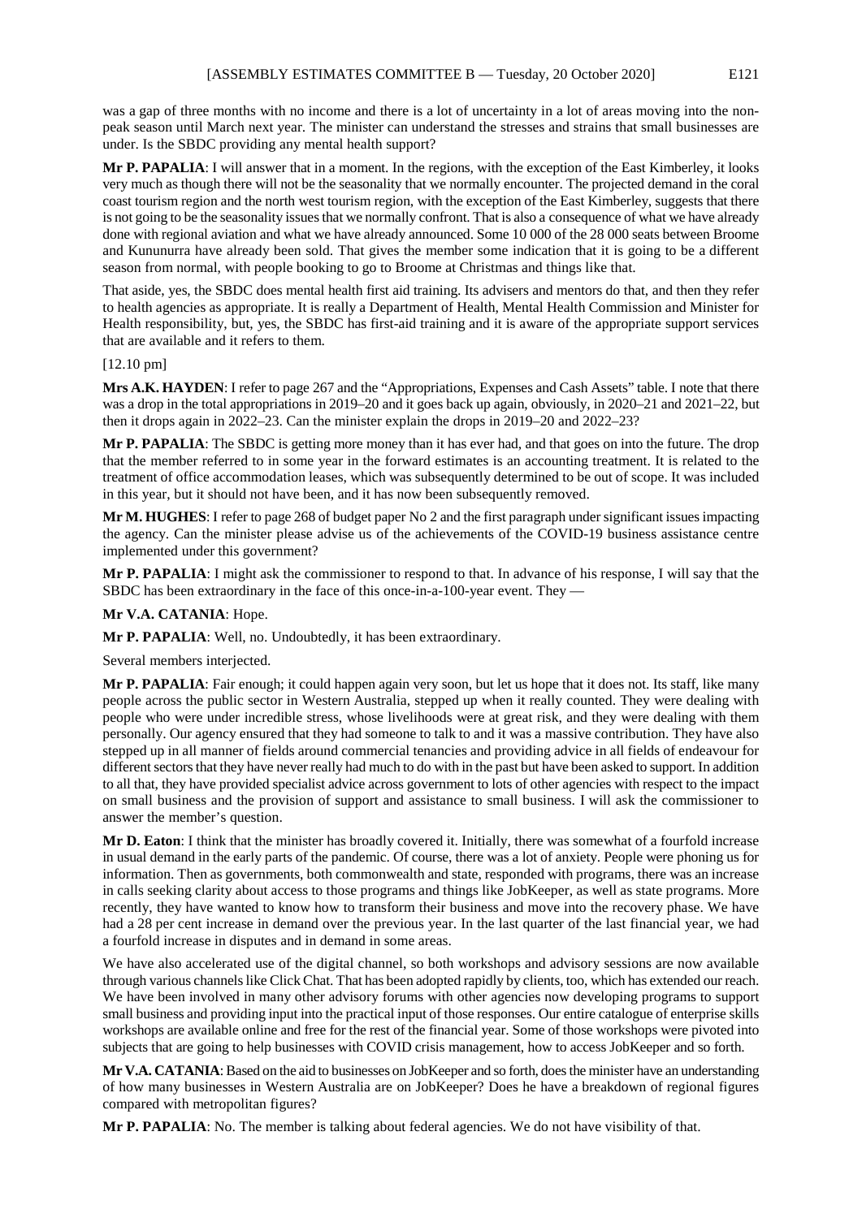was a gap of three months with no income and there is a lot of uncertainty in a lot of areas moving into the non-peak season until March next year. The minister can understand the stresses and strains that small businesses are under. Is the SBDC providing any mental health support?

**Mr P. PAPALIA**: I will answer that in a moment. In the regions, with the exception of the East Kimberley, it looks very much as though there will not be the seasonality that we normally encounter. The projected demand in the coral coast tourism region and the north west tourism region, with the exception of the East Kimberley, suggests that there is not going to be the seasonality issues that we normally confront. That is also a consequence of what we have already done with regional aviation and what we have already announced. Some 10 000 of the 28 000 seats between Broome and Kununurra have already been sold. That gives the member some indication that it is going to be a different season from normal, with people booking to go to Broome at Christmas and things like that.

That aside, yes, the SBDC does mental health first aid training. Its advisers and mentors do that, and then they refer to health agencies as appropriate. It is really a Department of Health, Mental Health Commission and Minister for Health responsibility, but, yes, the SBDC has first-aid training and it is aware of the appropriate support services that are available and it refers to them.

[12.10 pm]

**Mrs A.K. HAYDEN**: I refer to page 267 and the "Appropriations, Expenses and Cash Assets" table. I note that there was a drop in the total appropriations in 2019–20 and it goes back up again, obviously, in 2020–21 and 2021–22, but then it drops again in 2022–23. Can the minister explain the drops in 2019–20 and 2022–23?

**Mr P. PAPALIA**: The SBDC is getting more money than it has ever had, and that goes on into the future. The drop that the member referred to in some year in the forward estimates is an accounting treatment. It is related to the treatment of office accommodation leases, which was subsequently determined to be out of scope. It was included in this year, but it should not have been, and it has now been subsequently removed.

**Mr M. HUGHES**: I refer to page 268 of budget paper No 2 and the first paragraph under significant issues impacting the agency. Can the minister please advise us of the achievements of the COVID-19 business assistance centre implemented under this government?

**Mr P. PAPALIA**: I might ask the commissioner to respond to that. In advance of his response, I will say that the SBDC has been extraordinary in the face of this once-in-a-100-year event. They —

**Mr V.A. CATANIA**: Hope.

**Mr P. PAPALIA**: Well, no. Undoubtedly, it has been extraordinary.

Several members interjected.

**Mr P. PAPALIA**: Fair enough; it could happen again very soon, but let us hope that it does not. Its staff, like many people across the public sector in Western Australia, stepped up when it really counted. They were dealing with people who were under incredible stress, whose livelihoods were at great risk, and they were dealing with them personally. Our agency ensured that they had someone to talk to and it was a massive contribution. They have also stepped up in all manner of fields around commercial tenancies and providing advice in all fields of endeavour for different sectors that they have never really had much to do with in the past but have been asked to support. In addition to all that, they have provided specialist advice across government to lots of other agencies with respect to the impact on small business and the provision of support and assistance to small business. I will ask the commissioner to answer the member's question.

**Mr D. Eaton**: I think that the minister has broadly covered it. Initially, there was somewhat of a fourfold increase in usual demand in the early parts of the pandemic. Of course, there was a lot of anxiety. People were phoning us for information. Then as governments, both commonwealth and state, responded with programs, there was an increase in calls seeking clarity about access to those programs and things like JobKeeper, as well as state programs. More recently, they have wanted to know how to transform their business and move into the recovery phase. We have had a 28 per cent increase in demand over the previous year. In the last quarter of the last financial year, we had a fourfold increase in disputes and in demand in some areas.

We have also accelerated use of the digital channel, so both workshops and advisory sessions are now available through various channels like Click Chat. That has been adopted rapidly by clients, too, which has extended our reach. We have been involved in many other advisory forums with other agencies now developing programs to support small business and providing input into the practical input of those responses. Our entire catalogue of enterprise skills workshops are available online and free for the rest of the financial year. Some of those workshops were pivoted into subjects that are going to help businesses with COVID crisis management, how to access JobKeeper and so forth.

**Mr V.A. CATANIA**: Based on the aid to businesses on JobKeeper and so forth, does the minister have an understanding of how many businesses in Western Australia are on JobKeeper? Does he have a breakdown of regional figures compared with metropolitan figures?

**Mr P. PAPALIA**: No. The member is talking about federal agencies. We do not have visibility of that.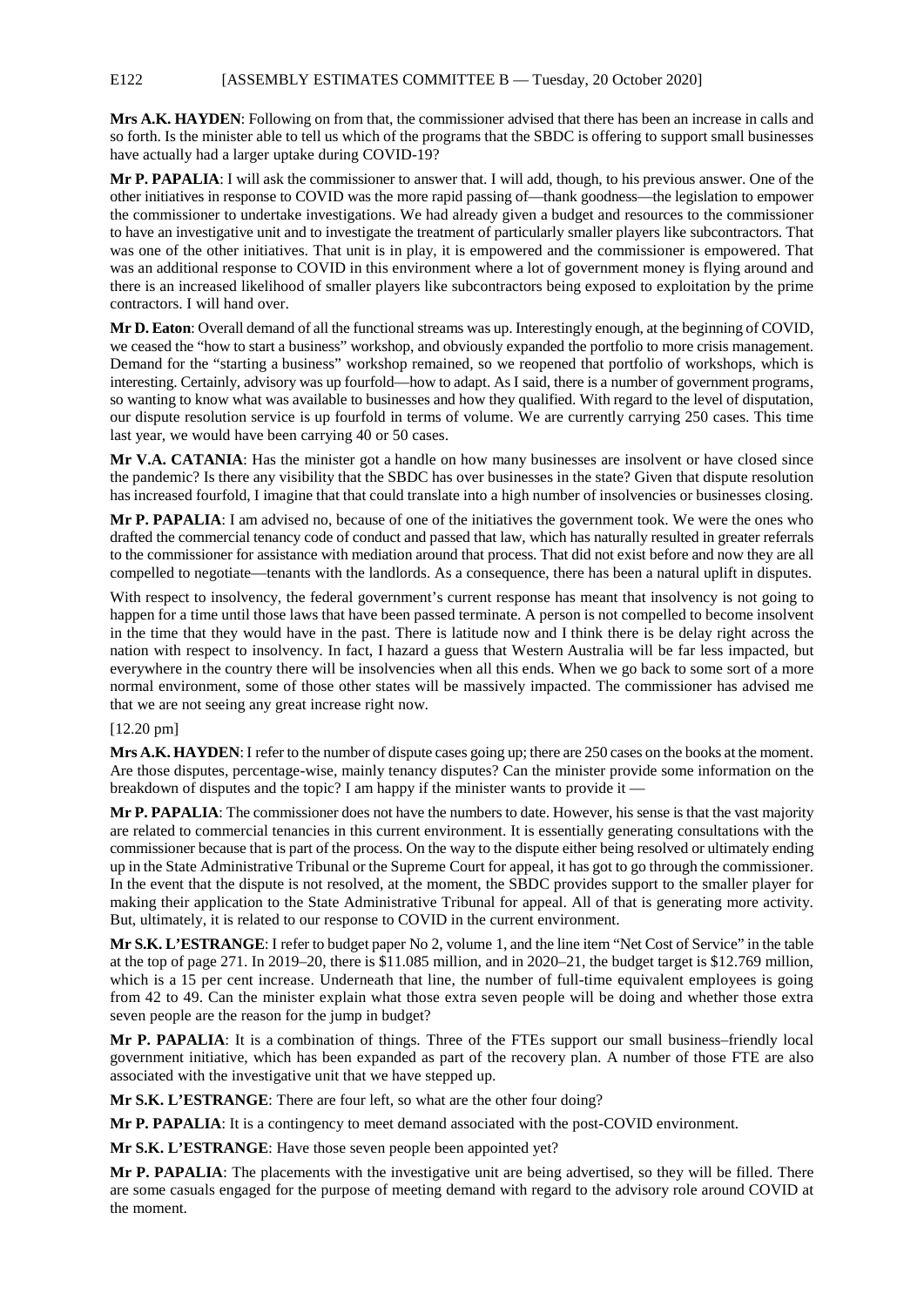**Mrs A.K. HAYDEN**: Following on from that, the commissioner advised that there has been an increase in calls and so forth. Is the minister able to tell us which of the programs that the SBDC is offering to support small businesses have actually had a larger uptake during COVID-19?

**Mr P. PAPALIA**: I will ask the commissioner to answer that. I will add, though, to his previous answer. One of the other initiatives in response to COVID was the more rapid passing of—thank goodness—the legislation to empower the commissioner to undertake investigations. We had already given a budget and resources to the commissioner to have an investigative unit and to investigate the treatment of particularly smaller players like subcontractors. That was one of the other initiatives. That unit is in play, it is empowered and the commissioner is empowered. That was an additional response to COVID in this environment where a lot of government money is flying around and there is an increased likelihood of smaller players like subcontractors being exposed to exploitation by the prime contractors. I will hand over.

**Mr D. Eaton**: Overall demand of all the functional streams was up. Interestingly enough, at the beginning of COVID, we ceased the "how to start a business" workshop, and obviously expanded the portfolio to more crisis management. Demand for the "starting a business" workshop remained, so we reopened that portfolio of workshops, which is interesting. Certainly, advisory was up fourfold—how to adapt. As I said, there is a number of government programs, so wanting to know what was available to businesses and how they qualified. With regard to the level of disputation, our dispute resolution service is up fourfold in terms of volume. We are currently carrying 250 cases. This time last year, we would have been carrying 40 or 50 cases.

**Mr V.A. CATANIA**: Has the minister got a handle on how many businesses are insolvent or have closed since the pandemic? Is there any visibility that the SBDC has over businesses in the state? Given that dispute resolution has increased fourfold, I imagine that that could translate into a high number of insolvencies or businesses closing.

**Mr P. PAPALIA**: I am advised no, because of one of the initiatives the government took. We were the ones who drafted the commercial tenancy code of conduct and passed that law, which has naturally resulted in greater referrals to the commissioner for assistance with mediation around that process. That did not exist before and now they are all compelled to negotiate—tenants with the landlords. As a consequence, there has been a natural uplift in disputes.

With respect to insolvency, the federal government's current response has meant that insolvency is not going to happen for a time until those laws that have been passed terminate. A person is not compelled to become insolvent in the time that they would have in the past. There is latitude now and I think there is be delay right across the nation with respect to insolvency. In fact, I hazard a guess that Western Australia will be far less impacted, but everywhere in the country there will be insolvencies when all this ends. When we go back to some sort of a more normal environment, some of those other states will be massively impacted. The commissioner has advised me that we are not seeing any great increase right now.

[12.20 pm]

**Mrs A.K. HAYDEN**: I refer to the number of dispute cases going up; there are 250 cases on the books at the moment. Are those disputes, percentage-wise, mainly tenancy disputes? Can the minister provide some information on the breakdown of disputes and the topic? I am happy if the minister wants to provide it —

**Mr P. PAPALIA**: The commissioner does not have the numbers to date. However, his sense is that the vast majority are related to commercial tenancies in this current environment. It is essentially generating consultations with the commissioner because that is part of the process. On the way to the dispute either being resolved or ultimately ending up in the State Administrative Tribunal or the Supreme Court for appeal, it has got to go through the commissioner. In the event that the dispute is not resolved, at the moment, the SBDC provides support to the smaller player for making their application to the State Administrative Tribunal for appeal. All of that is generating more activity. But, ultimately, it is related to our response to COVID in the current environment.

**Mr S.K. L'ESTRANGE**: I refer to budget paper No 2, volume 1, and the line item "Net Cost of Service" in the table at the top of page 271. In 2019–20, there is $11.085 million, and in 2020–21, the budget target is $12.769 million, which is a 15 per cent increase. Underneath that line, the number of full-time equivalent employees is going from 42 to 49. Can the minister explain what those extra seven people will be doing and whether those extra seven people are the reason for the jump in budget?

**Mr P. PAPALIA**: It is a combination of things. Three of the FTEs support our small business–friendly local government initiative, which has been expanded as part of the recovery plan. A number of those FTE are also associated with the investigative unit that we have stepped up.

**Mr S.K. L'ESTRANGE**: There are four left, so what are the other four doing?

**Mr P. PAPALIA**: It is a contingency to meet demand associated with the post-COVID environment.

**Mr S.K. L'ESTRANGE**: Have those seven people been appointed yet?

**Mr P. PAPALIA**: The placements with the investigative unit are being advertised, so they will be filled. There are some casuals engaged for the purpose of meeting demand with regard to the advisory role around COVID at the moment.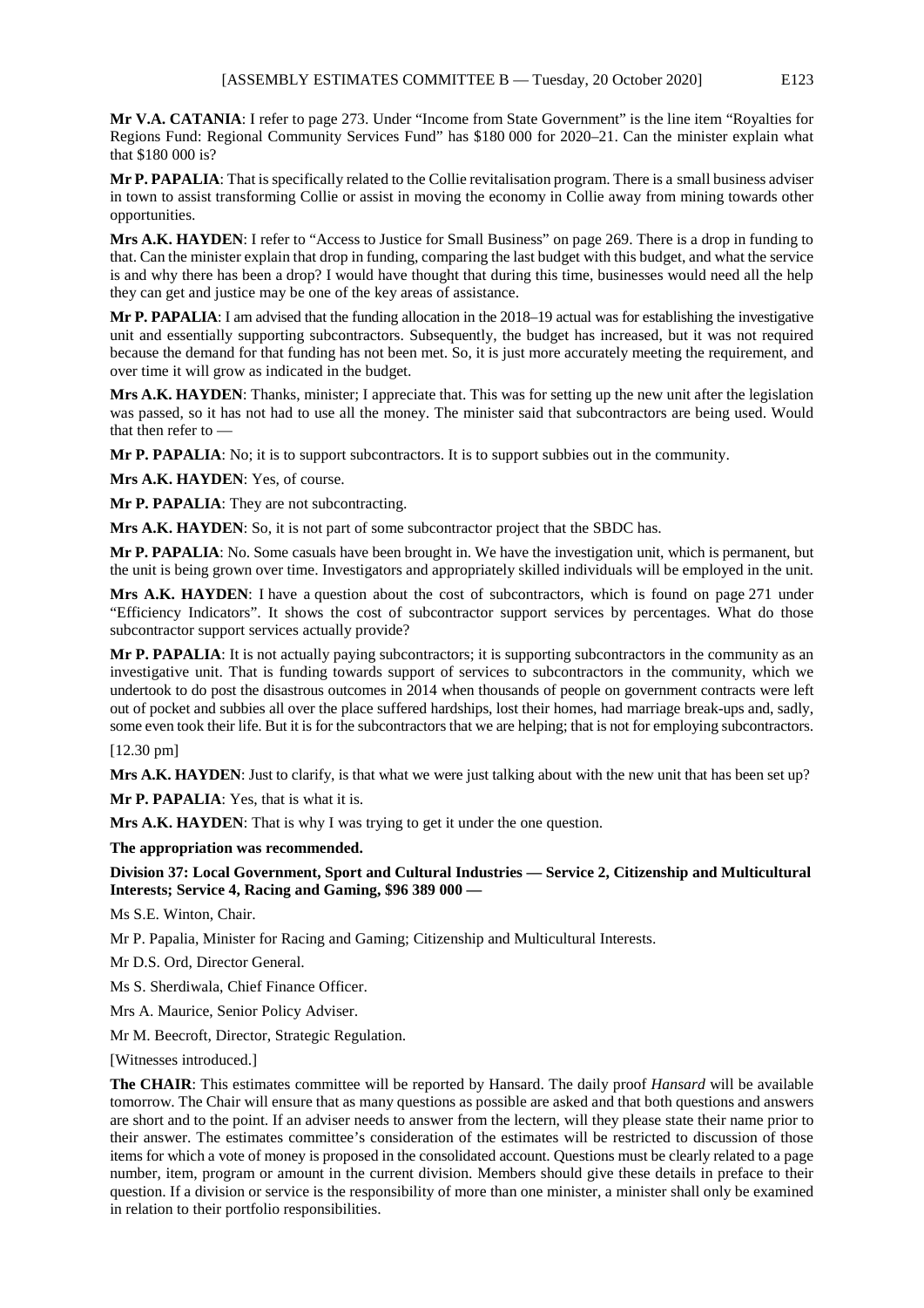**Mr V.A. CATANIA**: I refer to page 273. Under "Income from State Government" is the line item "Royalties for Regions Fund: Regional Community Services Fund" has $180 000 for 2020–21. Can the minister explain what that $180 000 is?

**Mr P. PAPALIA**: That is specifically related to the Collie revitalisation program. There is a small business adviser in town to assist transforming Collie or assist in moving the economy in Collie away from mining towards other opportunities.

**Mrs A.K. HAYDEN**: I refer to "Access to Justice for Small Business" on page 269. There is a drop in funding to that. Can the minister explain that drop in funding, comparing the last budget with this budget, and what the service is and why there has been a drop? I would have thought that during this time, businesses would need all the help they can get and justice may be one of the key areas of assistance.

**Mr P. PAPALIA**: I am advised that the funding allocation in the 2018–19 actual was for establishing the investigative unit and essentially supporting subcontractors. Subsequently, the budget has increased, but it was not required because the demand for that funding has not been met. So, it is just more accurately meeting the requirement, and over time it will grow as indicated in the budget.

**Mrs A.K. HAYDEN**: Thanks, minister; I appreciate that. This was for setting up the new unit after the legislation was passed, so it has not had to use all the money. The minister said that subcontractors are being used. Would that then refer to —

**Mr P. PAPALIA**: No; it is to support subcontractors. It is to support subbies out in the community.

**Mrs A.K. HAYDEN**: Yes, of course.

**Mr P. PAPALIA**: They are not subcontracting.

**Mrs A.K. HAYDEN**: So, it is not part of some subcontractor project that the SBDC has.

**Mr P. PAPALIA**: No. Some casuals have been brought in. We have the investigation unit, which is permanent, but the unit is being grown over time. Investigators and appropriately skilled individuals will be employed in the unit.

**Mrs A.K. HAYDEN**: I have a question about the cost of subcontractors, which is found on page 271 under "Efficiency Indicators". It shows the cost of subcontractor support services by percentages. What do those subcontractor support services actually provide?

**Mr P. PAPALIA**: It is not actually paying subcontractors; it is supporting subcontractors in the community as an investigative unit. That is funding towards support of services to subcontractors in the community, which we undertook to do post the disastrous outcomes in 2014 when thousands of people on government contracts were left out of pocket and subbies all over the place suffered hardships, lost their homes, had marriage break-ups and, sadly, some even took their life. But it is for the subcontractors that we are helping; that is not for employing subcontractors.

[12.30 pm]

**Mrs A.K. HAYDEN**: Just to clarify, is that what we were just talking about with the new unit that has been set up?

**Mr P. PAPALIA**: Yes, that is what it is.

**Mrs A.K. HAYDEN**: That is why I was trying to get it under the one question.

**The appropriation was recommended.**

**Division 37: Local Government, Sport and Cultural Industries — Service 2, Citizenship and Multicultural Interests; Service 4, Racing and Gaming, $96 389 000 —**

Ms S.E. Winton, Chair.

Mr P. Papalia, Minister for Racing and Gaming; Citizenship and Multicultural Interests.

Mr D.S. Ord, Director General.

Ms S. Sherdiwala, Chief Finance Officer.

Mrs A. Maurice, Senior Policy Adviser.

Mr M. Beecroft, Director, Strategic Regulation.

[Witnesses introduced.]

**The CHAIR**: This estimates committee will be reported by Hansard. The daily proof *Hansard* will be available tomorrow. The Chair will ensure that as many questions as possible are asked and that both questions and answers are short and to the point. If an adviser needs to answer from the lectern, will they please state their name prior to their answer. The estimates committee's consideration of the estimates will be restricted to discussion of those items for which a vote of money is proposed in the consolidated account. Questions must be clearly related to a page number, item, program or amount in the current division. Members should give these details in preface to their question. If a division or service is the responsibility of more than one minister, a minister shall only be examined in relation to their portfolio responsibilities.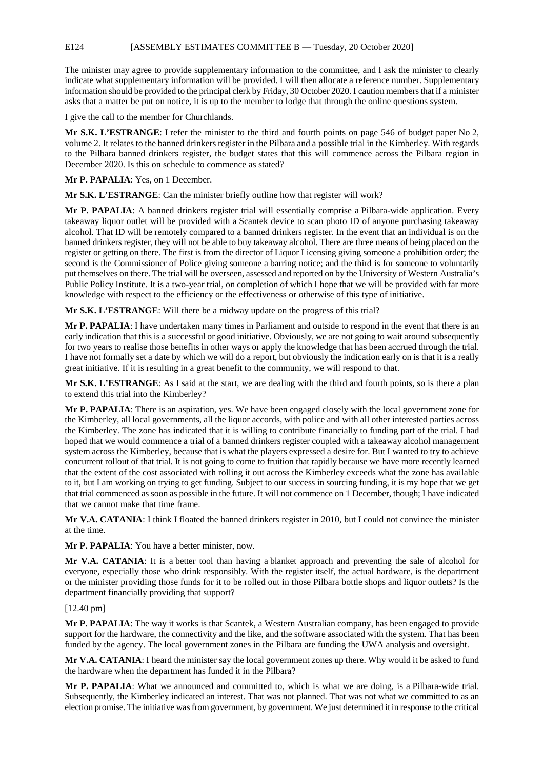The minister may agree to provide supplementary information to the committee, and I ask the minister to clearly indicate what supplementary information will be provided. I will then allocate a reference number. Supplementary information should be provided to the principal clerk by Friday, 30 October 2020. I caution members that if a minister asks that a matter be put on notice, it is up to the member to lodge that through the online questions system.

I give the call to the member for Churchlands.

**Mr S.K. L'ESTRANGE**: I refer the minister to the third and fourth points on page 546 of budget paper No 2, volume 2. It relates to the banned drinkers register in the Pilbara and a possible trial in the Kimberley. With regards to the Pilbara banned drinkers register, the budget states that this will commence across the Pilbara region in December 2020. Is this on schedule to commence as stated?

**Mr P. PAPALIA**: Yes, on 1 December.

**Mr S.K. L'ESTRANGE**: Can the minister briefly outline how that register will work?

**Mr P. PAPALIA**: A banned drinkers register trial will essentially comprise a Pilbara-wide application. Every takeaway liquor outlet will be provided with a Scantek device to scan photo ID of anyone purchasing takeaway alcohol. That ID will be remotely compared to a banned drinkers register. In the event that an individual is on the banned drinkers register, they will not be able to buy takeaway alcohol. There are three means of being placed on the register or getting on there. The first is from the director of Liquor Licensing giving someone a prohibition order; the second is the Commissioner of Police giving someone a barring notice; and the third is for someone to voluntarily put themselves on there. The trial will be overseen, assessed and reported on by the University of Western Australia's Public Policy Institute. It is a two-year trial, on completion of which I hope that we will be provided with far more knowledge with respect to the efficiency or the effectiveness or otherwise of this type of initiative.

**Mr S.K. L'ESTRANGE**: Will there be a midway update on the progress of this trial?

**Mr P. PAPALIA**: I have undertaken many times in Parliament and outside to respond in the event that there is an early indication that this is a successful or good initiative. Obviously, we are not going to wait around subsequently for two years to realise those benefits in other ways or apply the knowledge that has been accrued through the trial. I have not formally set a date by which we will do a report, but obviously the indication early on is that it is a really great initiative. If it is resulting in a great benefit to the community, we will respond to that.

**Mr S.K. L'ESTRANGE**: As I said at the start, we are dealing with the third and fourth points, so is there a plan to extend this trial into the Kimberley?

**Mr P. PAPALIA**: There is an aspiration, yes. We have been engaged closely with the local government zone for the Kimberley, all local governments, all the liquor accords, with police and with all other interested parties across the Kimberley. The zone has indicated that it is willing to contribute financially to funding part of the trial. I had hoped that we would commence a trial of a banned drinkers register coupled with a takeaway alcohol management system across the Kimberley, because that is what the players expressed a desire for. But I wanted to try to achieve concurrent rollout of that trial. It is not going to come to fruition that rapidly because we have more recently learned that the extent of the cost associated with rolling it out across the Kimberley exceeds what the zone has available to it, but I am working on trying to get funding. Subject to our success in sourcing funding, it is my hope that we get that trial commenced as soon as possible in the future. It will not commence on 1 December, though; I have indicated that we cannot make that time frame.

**Mr V.A. CATANIA**: I think I floated the banned drinkers register in 2010, but I could not convince the minister at the time.

**Mr P. PAPALIA**: You have a better minister, now.

**Mr V.A. CATANIA**: It is a better tool than having a blanket approach and preventing the sale of alcohol for everyone, especially those who drink responsibly. With the register itself, the actual hardware, is the department or the minister providing those funds for it to be rolled out in those Pilbara bottle shops and liquor outlets? Is the department financially providing that support?

[12.40 pm]

**Mr P. PAPALIA**: The way it works is that Scantek, a Western Australian company, has been engaged to provide support for the hardware, the connectivity and the like, and the software associated with the system. That has been funded by the agency. The local government zones in the Pilbara are funding the UWA analysis and oversight.

**Mr V.A. CATANIA**: I heard the minister say the local government zones up there. Why would it be asked to fund the hardware when the department has funded it in the Pilbara?

**Mr P. PAPALIA**: What we announced and committed to, which is what we are doing, is a Pilbara-wide trial. Subsequently, the Kimberley indicated an interest. That was not planned. That was not what we committed to as an election promise. The initiative was from government, by government. We just determined it in response to the critical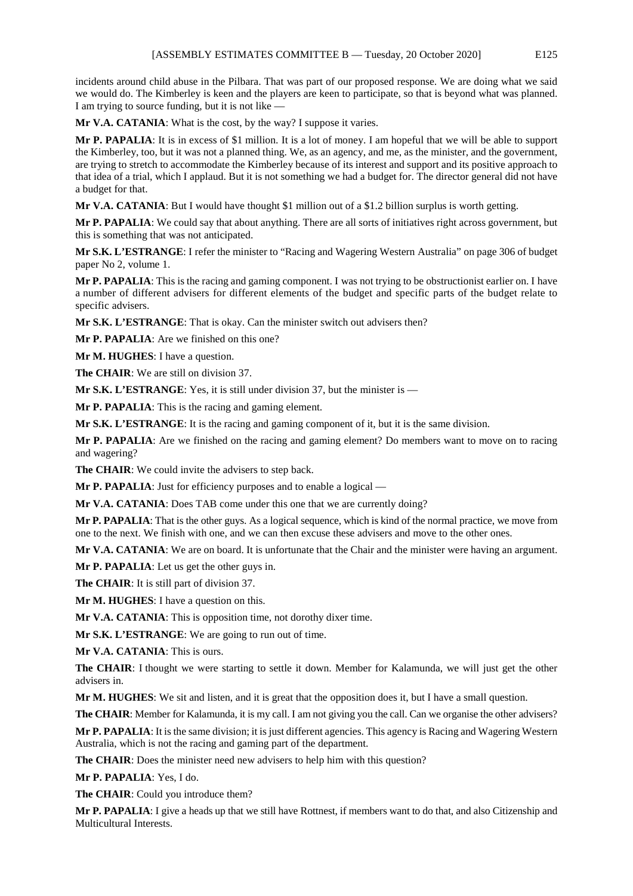incidents around child abuse in the Pilbara. That was part of our proposed response. We are doing what we said we would do. The Kimberley is keen and the players are keen to participate, so that is beyond what was planned. I am trying to source funding, but it is not like —

**Mr V.A. CATANIA**: What is the cost, by the way? I suppose it varies.

**Mr P. PAPALIA**: It is in excess of $1 million. It is a lot of money. I am hopeful that we will be able to support the Kimberley, too, but it was not a planned thing. We, as an agency, and me, as the minister, and the government, are trying to stretch to accommodate the Kimberley because of its interest and support and its positive approach to that idea of a trial, which I applaud. But it is not something we had a budget for. The director general did not have a budget for that.

**Mr V.A. CATANIA**: But I would have thought $1 million out of a $1.2 billion surplus is worth getting.

**Mr P. PAPALIA**: We could say that about anything. There are all sorts of initiatives right across government, but this is something that was not anticipated.

**Mr S.K. L'ESTRANGE**: I refer the minister to "Racing and Wagering Western Australia" on page 306 of budget paper No 2, volume 1.

**Mr P. PAPALIA**: This is the racing and gaming component. I was not trying to be obstructionist earlier on. I have a number of different advisers for different elements of the budget and specific parts of the budget relate to specific advisers.

**Mr S.K. L'ESTRANGE**: That is okay. Can the minister switch out advisers then?

**Mr P. PAPALIA**: Are we finished on this one?

**Mr M. HUGHES**: I have a question.

**The CHAIR**: We are still on division 37.

**Mr S.K. L'ESTRANGE**: Yes, it is still under division 37, but the minister is —

**Mr P. PAPALIA**: This is the racing and gaming element.

**Mr S.K. L'ESTRANGE**: It is the racing and gaming component of it, but it is the same division.

**Mr P. PAPALIA**: Are we finished on the racing and gaming element? Do members want to move on to racing and wagering?

**The CHAIR**: We could invite the advisers to step back.

**Mr P. PAPALIA**: Just for efficiency purposes and to enable a logical —

**Mr V.A. CATANIA**: Does TAB come under this one that we are currently doing?

**Mr P. PAPALIA**: That is the other guys. As a logical sequence, which is kind of the normal practice, we move from one to the next. We finish with one, and we can then excuse these advisers and move to the other ones.

**Mr V.A. CATANIA**: We are on board. It is unfortunate that the Chair and the minister were having an argument.

**Mr P. PAPALIA**: Let us get the other guys in.

**The CHAIR**: It is still part of division 37.

**Mr M. HUGHES**: I have a question on this.

**Mr V.A. CATANIA**: This is opposition time, not dorothy dixer time.

**Mr S.K. L'ESTRANGE**: We are going to run out of time.

**Mr V.A. CATANIA**: This is ours.

**The CHAIR**: I thought we were starting to settle it down. Member for Kalamunda, we will just get the other advisers in.

**Mr M. HUGHES**: We sit and listen, and it is great that the opposition does it, but I have a small question.

**The CHAIR**: Member for Kalamunda, it is my call. I am not giving you the call. Can we organise the other advisers?

**Mr P. PAPALIA**: It is the same division; it is just different agencies. This agency is Racing and Wagering Western Australia, which is not the racing and gaming part of the department.

**The CHAIR**: Does the minister need new advisers to help him with this question?

**Mr P. PAPALIA**: Yes, I do.

**The CHAIR**: Could you introduce them?

**Mr P. PAPALIA**: I give a heads up that we still have Rottnest, if members want to do that, and also Citizenship and Multicultural Interests.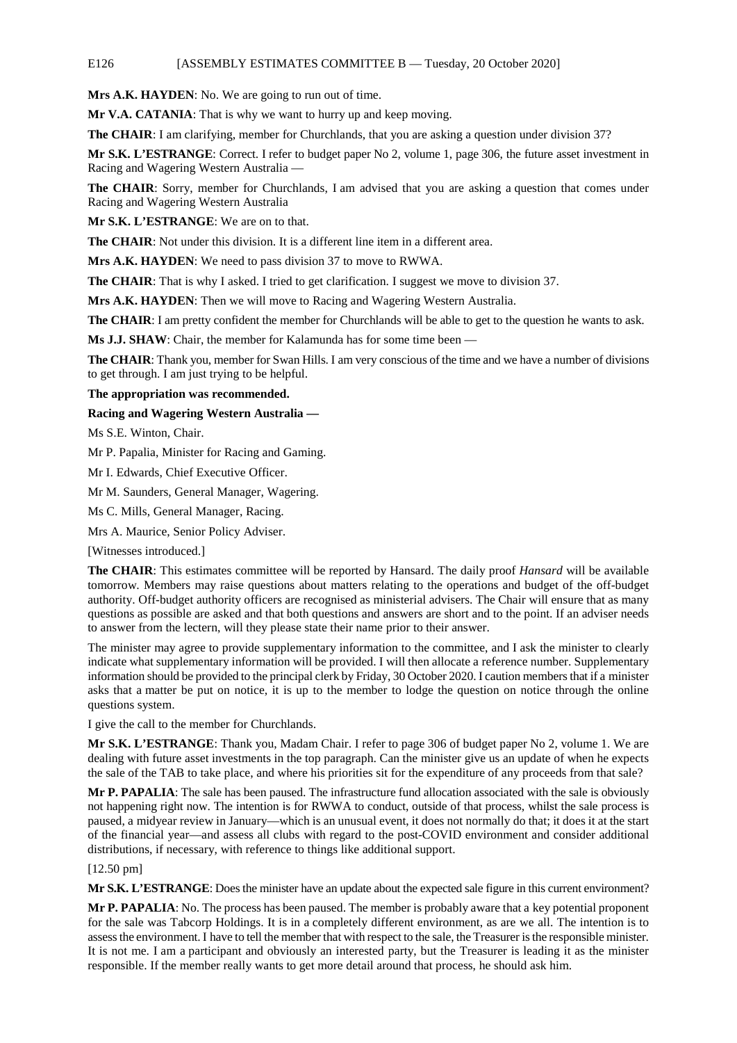**Mrs A.K. HAYDEN**: No. We are going to run out of time.

**Mr V.A. CATANIA**: That is why we want to hurry up and keep moving.

**The CHAIR**: I am clarifying, member for Churchlands, that you are asking a question under division 37?

**Mr S.K. L'ESTRANGE**: Correct. I refer to budget paper No 2, volume 1, page 306, the future asset investment in Racing and Wagering Western Australia —

**The CHAIR**: Sorry, member for Churchlands, I am advised that you are asking a question that comes under Racing and Wagering Western Australia

**Mr S.K. L'ESTRANGE**: We are on to that.

**The CHAIR**: Not under this division. It is a different line item in a different area.

**Mrs A.K. HAYDEN**: We need to pass division 37 to move to RWWA.

**The CHAIR**: That is why I asked. I tried to get clarification. I suggest we move to division 37.

**Mrs A.K. HAYDEN**: Then we will move to Racing and Wagering Western Australia.

**The CHAIR**: I am pretty confident the member for Churchlands will be able to get to the question he wants to ask.

**Ms J.J. SHAW**: Chair, the member for Kalamunda has for some time been —

**The CHAIR**: Thank you, member for Swan Hills. I am very conscious of the time and we have a number of divisions to get through. I am just trying to be helpful.

**The appropriation was recommended.**

**Racing and Wagering Western Australia —**

Ms S.E. Winton, Chair.

Mr P. Papalia, Minister for Racing and Gaming.

Mr I. Edwards, Chief Executive Officer.

Mr M. Saunders, General Manager, Wagering.

Ms C. Mills, General Manager, Racing.

Mrs A. Maurice, Senior Policy Adviser.

[Witnesses introduced.]

**The CHAIR**: This estimates committee will be reported by Hansard. The daily proof *Hansard* will be available tomorrow. Members may raise questions about matters relating to the operations and budget of the off-budget authority. Off-budget authority officers are recognised as ministerial advisers. The Chair will ensure that as many questions as possible are asked and that both questions and answers are short and to the point. If an adviser needs to answer from the lectern, will they please state their name prior to their answer.

The minister may agree to provide supplementary information to the committee, and I ask the minister to clearly indicate what supplementary information will be provided. I will then allocate a reference number. Supplementary information should be provided to the principal clerk by Friday, 30 October 2020. I caution members that if a minister asks that a matter be put on notice, it is up to the member to lodge the question on notice through the online questions system.

I give the call to the member for Churchlands.

**Mr S.K. L'ESTRANGE**: Thank you, Madam Chair. I refer to page 306 of budget paper No 2, volume 1. We are dealing with future asset investments in the top paragraph. Can the minister give us an update of when he expects the sale of the TAB to take place, and where his priorities sit for the expenditure of any proceeds from that sale?

**Mr P. PAPALIA**: The sale has been paused. The infrastructure fund allocation associated with the sale is obviously not happening right now. The intention is for RWWA to conduct, outside of that process, whilst the sale process is paused, a midyear review in January—which is an unusual event, it does not normally do that; it does it at the start of the financial year—and assess all clubs with regard to the post-COVID environment and consider additional distributions, if necessary, with reference to things like additional support.

[12.50 pm]

**Mr S.K. L'ESTRANGE**: Does the minister have an update about the expected sale figure in this current environment?

**Mr P. PAPALIA**: No. The process has been paused. The member is probably aware that a key potential proponent for the sale was Tabcorp Holdings. It is in a completely different environment, as are we all. The intention is to assess the environment. I have to tell the member that with respect to the sale, the Treasurer is the responsible minister. It is not me. I am a participant and obviously an interested party, but the Treasurer is leading it as the minister responsible. If the member really wants to get more detail around that process, he should ask him.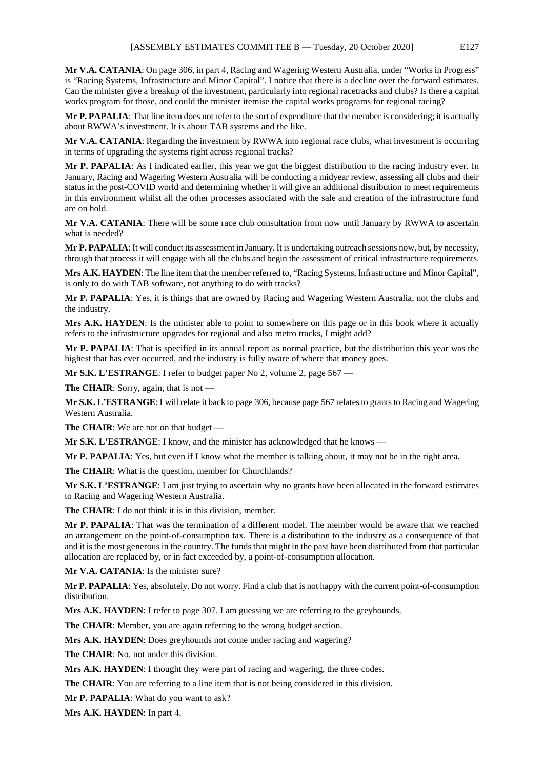**Mr V.A. CATANIA**: On page 306, in part 4, Racing and Wagering Western Australia, under "Works in Progress" is "Racing Systems, Infrastructure and Minor Capital". I notice that there is a decline over the forward estimates. Can the minister give a breakup of the investment, particularly into regional racetracks and clubs? Is there a capital works program for those, and could the minister itemise the capital works programs for regional racing?

**Mr P. PAPALIA**: That line item does not refer to the sort of expenditure that the member is considering; it is actually about RWWA's investment. It is about TAB systems and the like.

**Mr V.A. CATANIA**: Regarding the investment by RWWA into regional race clubs, what investment is occurring in terms of upgrading the systems right across regional tracks?

**Mr P. PAPALIA**: As I indicated earlier, this year we got the biggest distribution to the racing industry ever. In January, Racing and Wagering Western Australia will be conducting a midyear review, assessing all clubs and their status in the post-COVID world and determining whether it will give an additional distribution to meet requirements in this environment whilst all the other processes associated with the sale and creation of the infrastructure fund are on hold.

**Mr V.A. CATANIA**: There will be some race club consultation from now until January by RWWA to ascertain what is needed?

**Mr P. PAPALIA**: It will conduct its assessment in January. It is undertaking outreach sessions now, but, by necessity, through that process it will engage with all the clubs and begin the assessment of critical infrastructure requirements.

**Mrs A.K. HAYDEN**: The line item that the member referred to, "Racing Systems, Infrastructure and Minor Capital", is only to do with TAB software, not anything to do with tracks?

**Mr P. PAPALIA**: Yes, it is things that are owned by Racing and Wagering Western Australia, not the clubs and the industry.

**Mrs A.K. HAYDEN**: Is the minister able to point to somewhere on this page or in this book where it actually refers to the infrastructure upgrades for regional and also metro tracks, I might add?

**Mr P. PAPALIA**: That is specified in its annual report as normal practice, but the distribution this year was the highest that has ever occurred, and the industry is fully aware of where that money goes.

**Mr S.K. L'ESTRANGE**: I refer to budget paper No 2, volume 2, page 567 —

**The CHAIR**: Sorry, again, that is not —

**Mr S.K. L'ESTRANGE**: I will relate it back to page 306, because page 567 relates to grants to Racing and Wagering Western Australia.

**The CHAIR**: We are not on that budget —

**Mr S.K. L'ESTRANGE**: I know, and the minister has acknowledged that he knows —

**Mr P. PAPALIA**: Yes, but even if I know what the member is talking about, it may not be in the right area.

**The CHAIR**: What is the question, member for Churchlands?

**Mr S.K. L'ESTRANGE**: I am just trying to ascertain why no grants have been allocated in the forward estimates to Racing and Wagering Western Australia.

**The CHAIR**: I do not think it is in this division, member.

**Mr P. PAPALIA**: That was the termination of a different model. The member would be aware that we reached an arrangement on the point-of-consumption tax. There is a distribution to the industry as a consequence of that and it is the most generous in the country. The funds that might in the past have been distributed from that particular allocation are replaced by, or in fact exceeded by, a point-of-consumption allocation.

**Mr V.A. CATANIA**: Is the minister sure?

**Mr P. PAPALIA**: Yes, absolutely. Do not worry. Find a club that is not happy with the current point-of-consumption distribution.

**Mrs A.K. HAYDEN**: I refer to page 307. I am guessing we are referring to the greyhounds.

**The CHAIR**: Member, you are again referring to the wrong budget section.

**Mrs A.K. HAYDEN**: Does greyhounds not come under racing and wagering?

**The CHAIR**: No, not under this division.

**Mrs A.K. HAYDEN**: I thought they were part of racing and wagering, the three codes.

**The CHAIR**: You are referring to a line item that is not being considered in this division.

**Mr P. PAPALIA**: What do you want to ask?

**Mrs A.K. HAYDEN**: In part 4.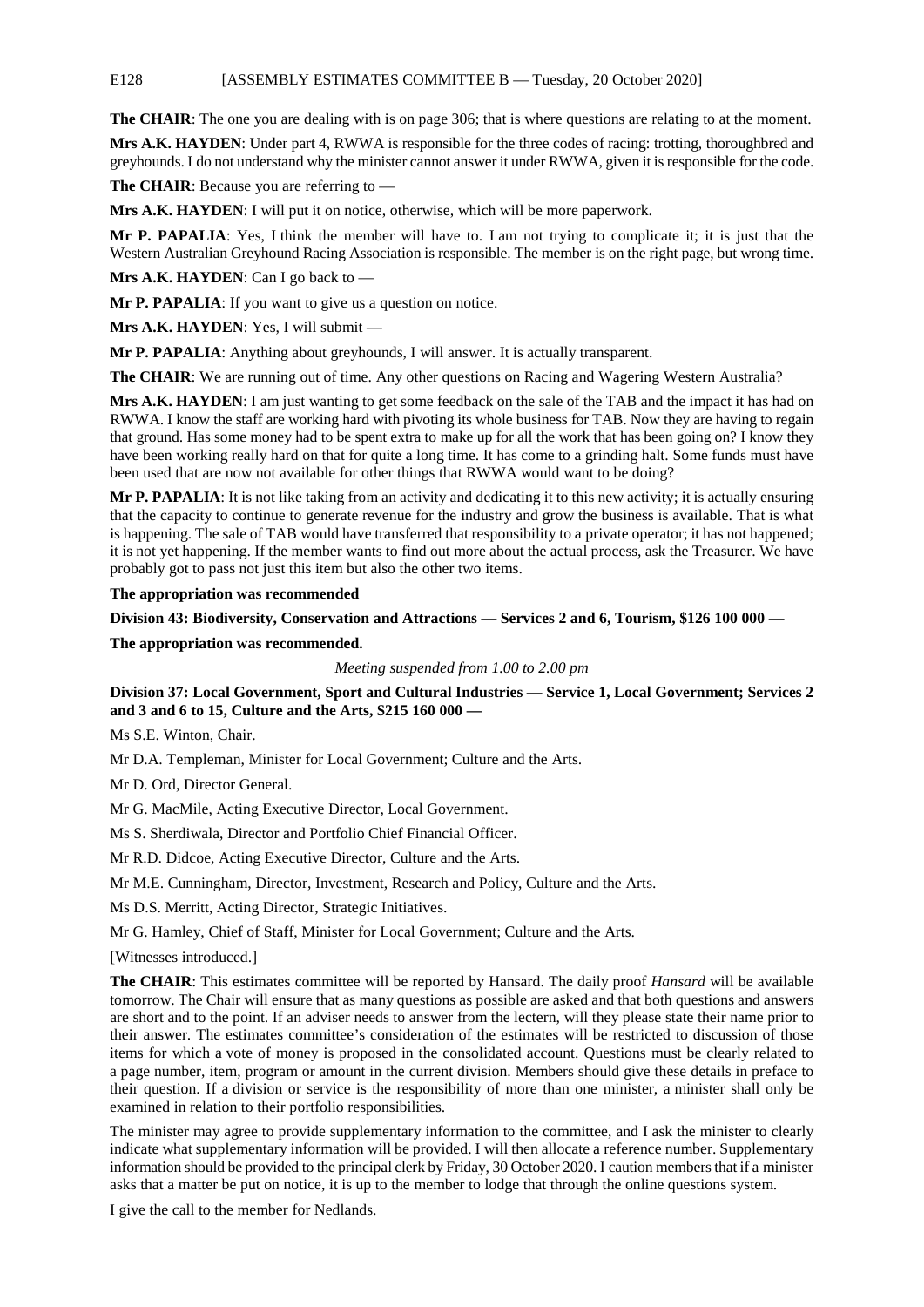**The CHAIR**: The one you are dealing with is on page 306; that is where questions are relating to at the moment.

**Mrs A.K. HAYDEN**: Under part 4, RWWA is responsible for the three codes of racing: trotting, thoroughbred and greyhounds. I do not understand why the minister cannot answer it under RWWA, given it is responsible for the code.

**The CHAIR**: Because you are referring to —

**Mrs A.K. HAYDEN**: I will put it on notice, otherwise, which will be more paperwork.

**Mr P. PAPALIA**: Yes, I think the member will have to. I am not trying to complicate it; it is just that the Western Australian Greyhound Racing Association is responsible. The member is on the right page, but wrong time.

**Mrs A.K. HAYDEN**: Can I go back to —

**Mr P. PAPALIA**: If you want to give us a question on notice.

**Mrs A.K. HAYDEN**: Yes, I will submit —

**Mr P. PAPALIA**: Anything about greyhounds, I will answer. It is actually transparent.

**The CHAIR**: We are running out of time. Any other questions on Racing and Wagering Western Australia?

**Mrs A.K. HAYDEN**: I am just wanting to get some feedback on the sale of the TAB and the impact it has had on RWWA. I know the staff are working hard with pivoting its whole business for TAB. Now they are having to regain that ground. Has some money had to be spent extra to make up for all the work that has been going on? I know they have been working really hard on that for quite a long time. It has come to a grinding halt. Some funds must have been used that are now not available for other things that RWWA would want to be doing?

**Mr P. PAPALIA**: It is not like taking from an activity and dedicating it to this new activity; it is actually ensuring that the capacity to continue to generate revenue for the industry and grow the business is available. That is what is happening. The sale of TAB would have transferred that responsibility to a private operator; it has not happened; it is not yet happening. If the member wants to find out more about the actual process, ask the Treasurer. We have probably got to pass not just this item but also the other two items.

**The appropriation was recommended**

**Division 43: Biodiversity, Conservation and Attractions — Services 2 and 6, Tourism, $126 100 000 —**

**The appropriation was recommended.**

*Meeting suspended from 1.00 to 2.00 pm*

**Division 37: Local Government, Sport and Cultural Industries — Service 1, Local Government; Services 2 and 3 and 6 to 15, Culture and the Arts, $215 160 000 —**

Ms S.E. Winton, Chair.

Mr D.A. Templeman, Minister for Local Government; Culture and the Arts.

Mr D. Ord, Director General.

Mr G. MacMile, Acting Executive Director, Local Government.

Ms S. Sherdiwala, Director and Portfolio Chief Financial Officer.

Mr R.D. Didcoe, Acting Executive Director, Culture and the Arts.

Mr M.E. Cunningham, Director, Investment, Research and Policy, Culture and the Arts.

Ms D.S. Merritt, Acting Director, Strategic Initiatives.

Mr G. Hamley, Chief of Staff, Minister for Local Government; Culture and the Arts.

[Witnesses introduced.]

**The CHAIR**: This estimates committee will be reported by Hansard. The daily proof *Hansard* will be available tomorrow. The Chair will ensure that as many questions as possible are asked and that both questions and answers are short and to the point. If an adviser needs to answer from the lectern, will they please state their name prior to their answer. The estimates committee's consideration of the estimates will be restricted to discussion of those items for which a vote of money is proposed in the consolidated account. Questions must be clearly related to a page number, item, program or amount in the current division. Members should give these details in preface to their question. If a division or service is the responsibility of more than one minister, a minister shall only be examined in relation to their portfolio responsibilities.

The minister may agree to provide supplementary information to the committee, and I ask the minister to clearly indicate what supplementary information will be provided. I will then allocate a reference number. Supplementary information should be provided to the principal clerk by Friday, 30 October 2020. I caution members that if a minister asks that a matter be put on notice, it is up to the member to lodge that through the online questions system.

I give the call to the member for Nedlands.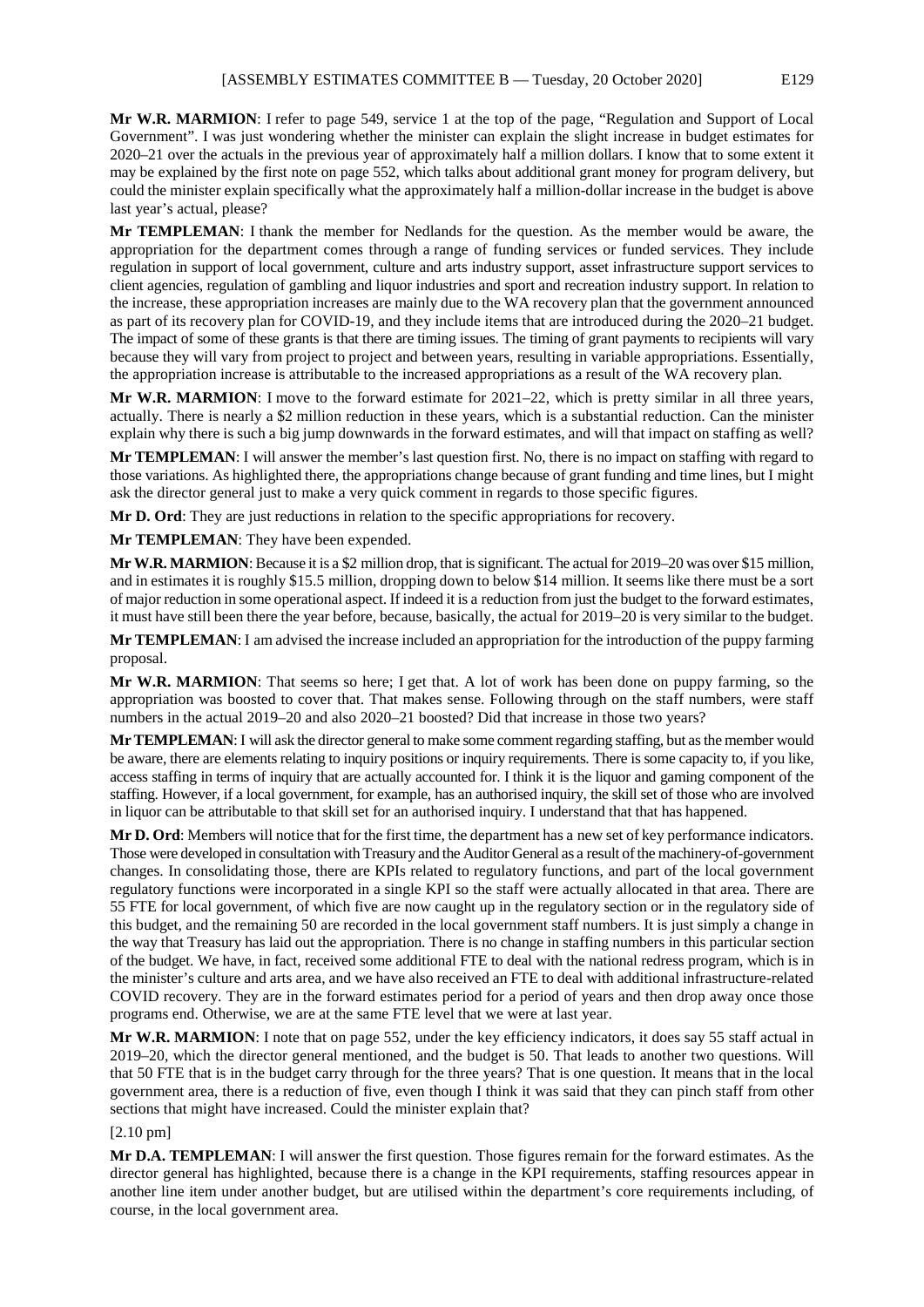**Mr W.R. MARMION**: I refer to page 549, service 1 at the top of the page, "Regulation and Support of Local Government". I was just wondering whether the minister can explain the slight increase in budget estimates for 2020–21 over the actuals in the previous year of approximately half a million dollars. I know that to some extent it may be explained by the first note on page 552, which talks about additional grant money for program delivery, but could the minister explain specifically what the approximately half a million-dollar increase in the budget is above last year's actual, please?

**Mr TEMPLEMAN**: I thank the member for Nedlands for the question. As the member would be aware, the appropriation for the department comes through a range of funding services or funded services. They include regulation in support of local government, culture and arts industry support, asset infrastructure support services to client agencies, regulation of gambling and liquor industries and sport and recreation industry support. In relation to the increase, these appropriation increases are mainly due to the WA recovery plan that the government announced as part of its recovery plan for COVID-19, and they include items that are introduced during the 2020–21 budget. The impact of some of these grants is that there are timing issues. The timing of grant payments to recipients will vary because they will vary from project to project and between years, resulting in variable appropriations. Essentially, the appropriation increase is attributable to the increased appropriations as a result of the WA recovery plan.

**Mr W.R. MARMION**: I move to the forward estimate for 2021–22, which is pretty similar in all three years, actually. There is nearly a $2 million reduction in these years, which is a substantial reduction. Can the minister explain why there is such a big jump downwards in the forward estimates, and will that impact on staffing as well?

**Mr TEMPLEMAN**: I will answer the member's last question first. No, there is no impact on staffing with regard to those variations. As highlighted there, the appropriations change because of grant funding and time lines, but I might ask the director general just to make a very quick comment in regards to those specific figures.

**Mr D. Ord**: They are just reductions in relation to the specific appropriations for recovery.

**Mr TEMPLEMAN**: They have been expended.

**Mr W.R. MARMION**: Because it is a $2 million drop, that is significant. The actual for 2019–20 was over $15 million, and in estimates it is roughly $15.5 million, dropping down to below $14 million. It seems like there must be a sort of major reduction in some operational aspect. If indeed it is a reduction from just the budget to the forward estimates, it must have still been there the year before, because, basically, the actual for 2019–20 is very similar to the budget.

**Mr TEMPLEMAN**: I am advised the increase included an appropriation for the introduction of the puppy farming proposal.

**Mr W.R. MARMION**: That seems so here; I get that. A lot of work has been done on puppy farming, so the appropriation was boosted to cover that. That makes sense. Following through on the staff numbers, were staff numbers in the actual 2019–20 and also 2020–21 boosted? Did that increase in those two years?

**Mr TEMPLEMAN**: I will ask the director general to make some comment regarding staffing, but as the member would be aware, there are elements relating to inquiry positions or inquiry requirements. There is some capacity to, if you like, access staffing in terms of inquiry that are actually accounted for. I think it is the liquor and gaming component of the staffing. However, if a local government, for example, has an authorised inquiry, the skill set of those who are involved in liquor can be attributable to that skill set for an authorised inquiry. I understand that that has happened.

**Mr D. Ord**: Members will notice that for the first time, the department has a new set of key performance indicators. Those were developed in consultation with Treasury and the Auditor General as a result of the machinery-of-government changes. In consolidating those, there are KPIs related to regulatory functions, and part of the local government regulatory functions were incorporated in a single KPI so the staff were actually allocated in that area. There are 55 FTE for local government, of which five are now caught up in the regulatory section or in the regulatory side of this budget, and the remaining 50 are recorded in the local government staff numbers. It is just simply a change in the way that Treasury has laid out the appropriation. There is no change in staffing numbers in this particular section of the budget. We have, in fact, received some additional FTE to deal with the national redress program, which is in the minister's culture and arts area, and we have also received an FTE to deal with additional infrastructure-related COVID recovery. They are in the forward estimates period for a period of years and then drop away once those programs end. Otherwise, we are at the same FTE level that we were at last year.

**Mr W.R. MARMION**: I note that on page 552, under the key efficiency indicators, it does say 55 staff actual in 2019–20, which the director general mentioned, and the budget is 50. That leads to another two questions. Will that 50 FTE that is in the budget carry through for the three years? That is one question. It means that in the local government area, there is a reduction of five, even though I think it was said that they can pinch staff from other sections that might have increased. Could the minister explain that?

[2.10 pm]

**Mr D.A. TEMPLEMAN**: I will answer the first question. Those figures remain for the forward estimates. As the director general has highlighted, because there is a change in the KPI requirements, staffing resources appear in another line item under another budget, but are utilised within the department's core requirements including, of course, in the local government area.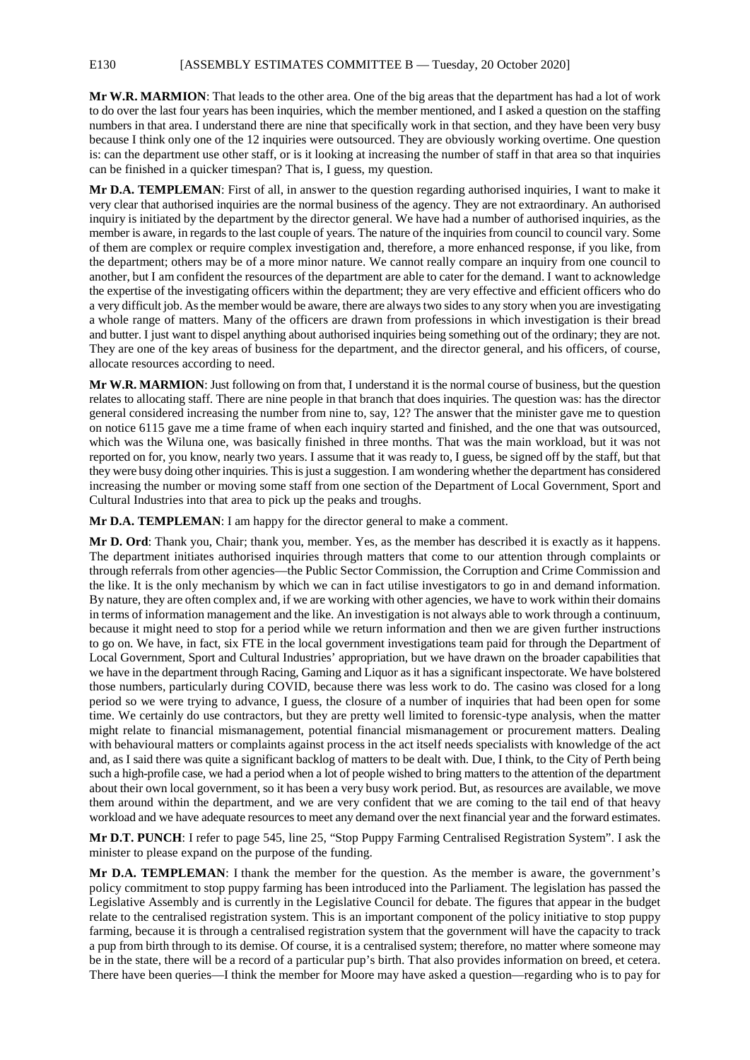**Mr W.R. MARMION**: That leads to the other area. One of the big areas that the department has had a lot of work to do over the last four years has been inquiries, which the member mentioned, and I asked a question on the staffing numbers in that area. I understand there are nine that specifically work in that section, and they have been very busy because I think only one of the 12 inquiries were outsourced. They are obviously working overtime. One question is: can the department use other staff, or is it looking at increasing the number of staff in that area so that inquiries can be finished in a quicker timespan? That is, I guess, my question.

**Mr D.A. TEMPLEMAN**: First of all, in answer to the question regarding authorised inquiries, I want to make it very clear that authorised inquiries are the normal business of the agency. They are not extraordinary. An authorised inquiry is initiated by the department by the director general. We have had a number of authorised inquiries, as the member is aware, in regards to the last couple of years. The nature of the inquiries from council to council vary. Some of them are complex or require complex investigation and, therefore, a more enhanced response, if you like, from the department; others may be of a more minor nature. We cannot really compare an inquiry from one council to another, but I am confident the resources of the department are able to cater for the demand. I want to acknowledge the expertise of the investigating officers within the department; they are very effective and efficient officers who do a very difficult job. As the member would be aware, there are always two sides to any story when you are investigating a whole range of matters. Many of the officers are drawn from professions in which investigation is their bread and butter. I just want to dispel anything about authorised inquiries being something out of the ordinary; they are not. They are one of the key areas of business for the department, and the director general, and his officers, of course, allocate resources according to need.

**Mr W.R. MARMION**: Just following on from that, I understand it is the normal course of business, but the question relates to allocating staff. There are nine people in that branch that does inquiries. The question was: has the director general considered increasing the number from nine to, say, 12? The answer that the minister gave me to question on notice 6115 gave me a time frame of when each inquiry started and finished, and the one that was outsourced, which was the Wiluna one, was basically finished in three months. That was the main workload, but it was not reported on for, you know, nearly two years. I assume that it was ready to, I guess, be signed off by the staff, but that they were busy doing other inquiries. This is just a suggestion. I am wondering whether the department has considered increasing the number or moving some staff from one section of the Department of Local Government, Sport and Cultural Industries into that area to pick up the peaks and troughs.

**Mr D.A. TEMPLEMAN**: I am happy for the director general to make a comment.

**Mr D. Ord**: Thank you, Chair; thank you, member. Yes, as the member has described it is exactly as it happens. The department initiates authorised inquiries through matters that come to our attention through complaints or through referrals from other agencies—the Public Sector Commission, the Corruption and Crime Commission and the like. It is the only mechanism by which we can in fact utilise investigators to go in and demand information. By nature, they are often complex and, if we are working with other agencies, we have to work within their domains in terms of information management and the like. An investigation is not always able to work through a continuum, because it might need to stop for a period while we return information and then we are given further instructions to go on. We have, in fact, six FTE in the local government investigations team paid for through the Department of Local Government, Sport and Cultural Industries' appropriation, but we have drawn on the broader capabilities that we have in the department through Racing, Gaming and Liquor as it has a significant inspectorate. We have bolstered those numbers, particularly during COVID, because there was less work to do. The casino was closed for a long period so we were trying to advance, I guess, the closure of a number of inquiries that had been open for some time. We certainly do use contractors, but they are pretty well limited to forensic-type analysis, when the matter might relate to financial mismanagement, potential financial mismanagement or procurement matters. Dealing with behavioural matters or complaints against process in the act itself needs specialists with knowledge of the act and, as I said there was quite a significant backlog of matters to be dealt with. Due, I think, to the City of Perth being such a high-profile case, we had a period when a lot of people wished to bring matters to the attention of the department about their own local government, so it has been a very busy work period. But, as resources are available, we move them around within the department, and we are very confident that we are coming to the tail end of that heavy workload and we have adequate resources to meet any demand over the next financial year and the forward estimates.

**Mr D.T. PUNCH**: I refer to page 545, line 25, "Stop Puppy Farming Centralised Registration System". I ask the minister to please expand on the purpose of the funding.

**Mr D.A. TEMPLEMAN**: I thank the member for the question. As the member is aware, the government's policy commitment to stop puppy farming has been introduced into the Parliament. The legislation has passed the Legislative Assembly and is currently in the Legislative Council for debate. The figures that appear in the budget relate to the centralised registration system. This is an important component of the policy initiative to stop puppy farming, because it is through a centralised registration system that the government will have the capacity to track a pup from birth through to its demise. Of course, it is a centralised system; therefore, no matter where someone may be in the state, there will be a record of a particular pup's birth. That also provides information on breed, et cetera. There have been queries—I think the member for Moore may have asked a question—regarding who is to pay for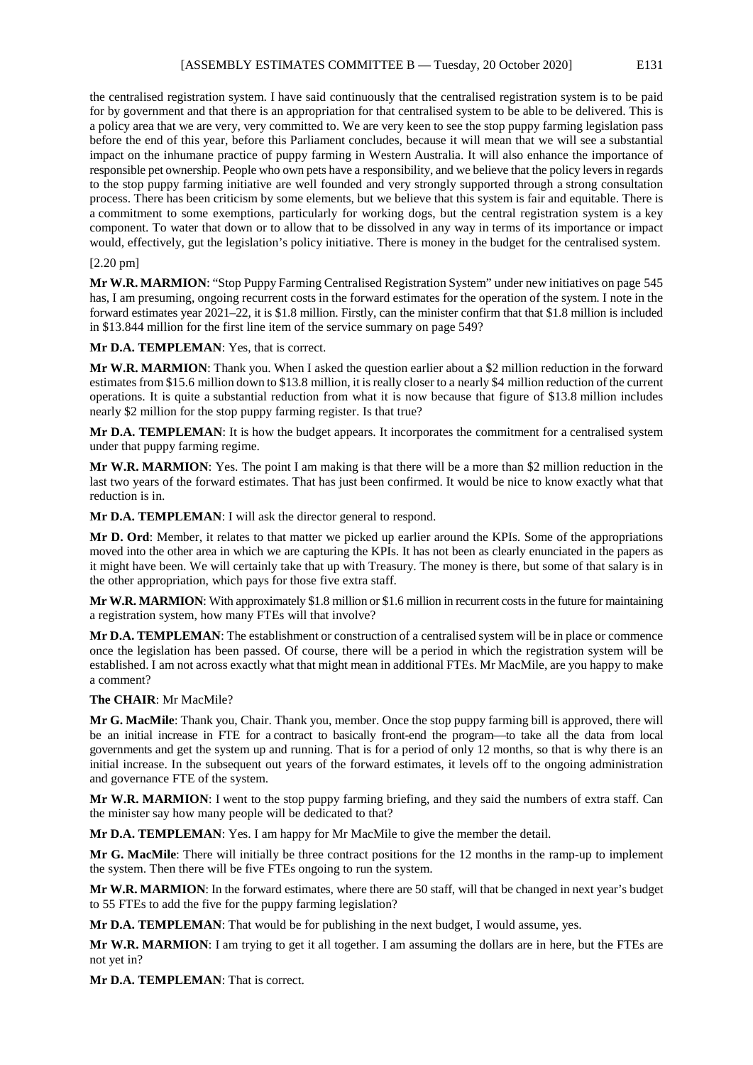the centralised registration system. I have said continuously that the centralised registration system is to be paid for by government and that there is an appropriation for that centralised system to be able to be delivered. This is a policy area that we are very, very committed to. We are very keen to see the stop puppy farming legislation pass before the end of this year, before this Parliament concludes, because it will mean that we will see a substantial impact on the inhumane practice of puppy farming in Western Australia. It will also enhance the importance of responsible pet ownership. People who own pets have a responsibility, and we believe that the policy levers in regards to the stop puppy farming initiative are well founded and very strongly supported through a strong consultation process. There has been criticism by some elements, but we believe that this system is fair and equitable. There is a commitment to some exemptions, particularly for working dogs, but the central registration system is a key component. To water that down or to allow that to be dissolved in any way in terms of its importance or impact would, effectively, gut the legislation's policy initiative. There is money in the budget for the centralised system.

[2.20 pm]

**Mr W.R. MARMION**: "Stop Puppy Farming Centralised Registration System" under new initiatives on page 545 has, I am presuming, ongoing recurrent costs in the forward estimates for the operation of the system. I note in the forward estimates year 2021–22, it is $1.8 million. Firstly, can the minister confirm that that $1.8 million is included in $13.844 million for the first line item of the service summary on page 549?

**Mr D.A. TEMPLEMAN**: Yes, that is correct.

**Mr W.R. MARMION**: Thank you. When I asked the question earlier about a $2 million reduction in the forward estimates from $15.6 million down to $13.8 million, it is really closer to a nearly $4 million reduction of the current operations. It is quite a substantial reduction from what it is now because that figure of $13.8 million includes nearly $2 million for the stop puppy farming register. Is that true?

**Mr D.A. TEMPLEMAN**: It is how the budget appears. It incorporates the commitment for a centralised system under that puppy farming regime.

**Mr W.R. MARMION**: Yes. The point I am making is that there will be a more than $2 million reduction in the last two years of the forward estimates. That has just been confirmed. It would be nice to know exactly what that reduction is in.

**Mr D.A. TEMPLEMAN**: I will ask the director general to respond.

**Mr D. Ord**: Member, it relates to that matter we picked up earlier around the KPIs. Some of the appropriations moved into the other area in which we are capturing the KPIs. It has not been as clearly enunciated in the papers as it might have been. We will certainly take that up with Treasury. The money is there, but some of that salary is in the other appropriation, which pays for those five extra staff.

**Mr W.R. MARMION**: With approximately $1.8 million or $1.6 million in recurrent costs in the future for maintaining a registration system, how many FTEs will that involve?

**Mr D.A. TEMPLEMAN**: The establishment or construction of a centralised system will be in place or commence once the legislation has been passed. Of course, there will be a period in which the registration system will be established. I am not across exactly what that might mean in additional FTEs. Mr MacMile, are you happy to make a comment?

**The CHAIR**: Mr MacMile?

**Mr G. MacMile**: Thank you, Chair. Thank you, member. Once the stop puppy farming bill is approved, there will be an initial increase in FTE for a contract to basically front-end the program—to take all the data from local governments and get the system up and running. That is for a period of only 12 months, so that is why there is an initial increase. In the subsequent out years of the forward estimates, it levels off to the ongoing administration and governance FTE of the system.

**Mr W.R. MARMION**: I went to the stop puppy farming briefing, and they said the numbers of extra staff. Can the minister say how many people will be dedicated to that?

**Mr D.A. TEMPLEMAN**: Yes. I am happy for Mr MacMile to give the member the detail.

**Mr G. MacMile**: There will initially be three contract positions for the 12 months in the ramp-up to implement the system. Then there will be five FTEs ongoing to run the system.

**Mr W.R. MARMION**: In the forward estimates, where there are 50 staff, will that be changed in next year's budget to 55 FTEs to add the five for the puppy farming legislation?

**Mr D.A. TEMPLEMAN**: That would be for publishing in the next budget, I would assume, yes.

**Mr W.R. MARMION**: I am trying to get it all together. I am assuming the dollars are in here, but the FTEs are not yet in?

**Mr D.A. TEMPLEMAN**: That is correct.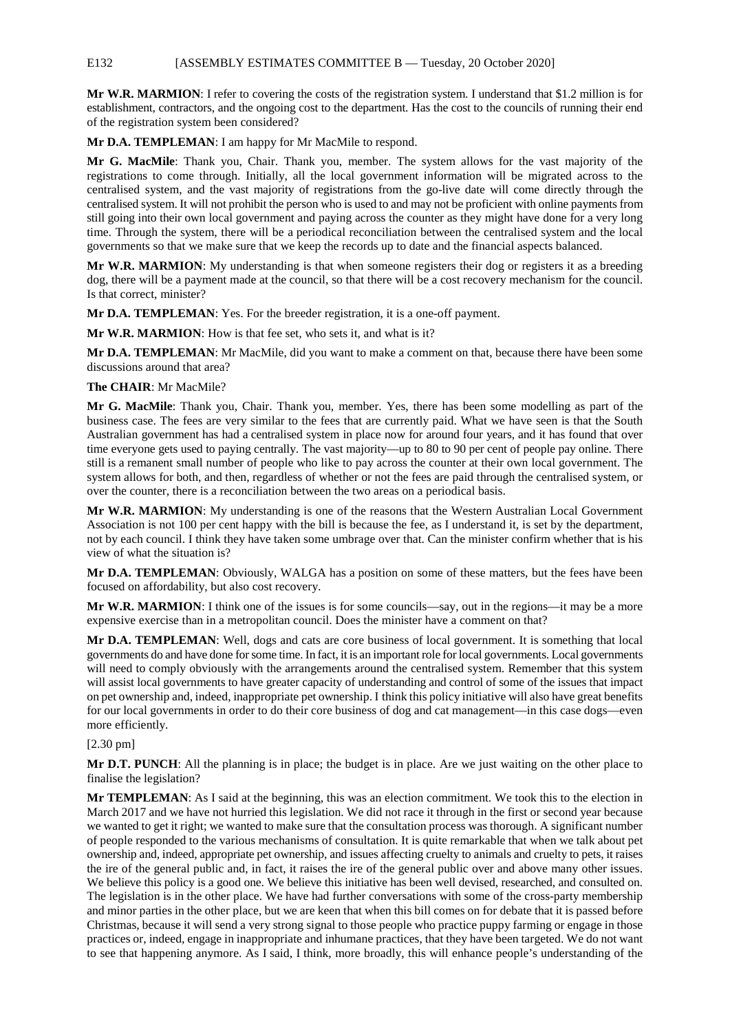**Mr W.R. MARMION**: I refer to covering the costs of the registration system. I understand that $1.2 million is for establishment, contractors, and the ongoing cost to the department. Has the cost to the councils of running their end of the registration system been considered?

**Mr D.A. TEMPLEMAN**: I am happy for Mr MacMile to respond.

**Mr G. MacMile**: Thank you, Chair. Thank you, member. The system allows for the vast majority of the registrations to come through. Initially, all the local government information will be migrated across to the centralised system, and the vast majority of registrations from the go-live date will come directly through the centralised system. It will not prohibit the person who is used to and may not be proficient with online payments from still going into their own local government and paying across the counter as they might have done for a very long time. Through the system, there will be a periodical reconciliation between the centralised system and the local governments so that we make sure that we keep the records up to date and the financial aspects balanced.

**Mr W.R. MARMION**: My understanding is that when someone registers their dog or registers it as a breeding dog, there will be a payment made at the council, so that there will be a cost recovery mechanism for the council. Is that correct, minister?

**Mr D.A. TEMPLEMAN**: Yes. For the breeder registration, it is a one-off payment.

**Mr W.R. MARMION**: How is that fee set, who sets it, and what is it?

**Mr D.A. TEMPLEMAN**: Mr MacMile, did you want to make a comment on that, because there have been some discussions around that area?

**The CHAIR**: Mr MacMile?

**Mr G. MacMile**: Thank you, Chair. Thank you, member. Yes, there has been some modelling as part of the business case. The fees are very similar to the fees that are currently paid. What we have seen is that the South Australian government has had a centralised system in place now for around four years, and it has found that over time everyone gets used to paying centrally. The vast majority—up to 80 to 90 per cent of people pay online. There still is a remanent small number of people who like to pay across the counter at their own local government. The system allows for both, and then, regardless of whether or not the fees are paid through the centralised system, or over the counter, there is a reconciliation between the two areas on a periodical basis.

**Mr W.R. MARMION**: My understanding is one of the reasons that the Western Australian Local Government Association is not 100 per cent happy with the bill is because the fee, as I understand it, is set by the department, not by each council. I think they have taken some umbrage over that. Can the minister confirm whether that is his view of what the situation is?

**Mr D.A. TEMPLEMAN**: Obviously, WALGA has a position on some of these matters, but the fees have been focused on affordability, but also cost recovery.

**Mr W.R. MARMION**: I think one of the issues is for some councils—say, out in the regions—it may be a more expensive exercise than in a metropolitan council. Does the minister have a comment on that?

**Mr D.A. TEMPLEMAN**: Well, dogs and cats are core business of local government. It is something that local governments do and have done for some time. In fact, it is an important role for local governments. Local governments will need to comply obviously with the arrangements around the centralised system. Remember that this system will assist local governments to have greater capacity of understanding and control of some of the issues that impact on pet ownership and, indeed, inappropriate pet ownership. I think this policy initiative will also have great benefits for our local governments in order to do their core business of dog and cat management—in this case dogs—even more efficiently.

[2.30 pm]

**Mr D.T. PUNCH**: All the planning is in place; the budget is in place. Are we just waiting on the other place to finalise the legislation?

**Mr TEMPLEMAN**: As I said at the beginning, this was an election commitment. We took this to the election in March 2017 and we have not hurried this legislation. We did not race it through in the first or second year because we wanted to get it right; we wanted to make sure that the consultation process was thorough. A significant number of people responded to the various mechanisms of consultation. It is quite remarkable that when we talk about pet ownership and, indeed, appropriate pet ownership, and issues affecting cruelty to animals and cruelty to pets, it raises the ire of the general public and, in fact, it raises the ire of the general public over and above many other issues. We believe this policy is a good one. We believe this initiative has been well devised, researched, and consulted on. The legislation is in the other place. We have had further conversations with some of the cross-party membership and minor parties in the other place, but we are keen that when this bill comes on for debate that it is passed before Christmas, because it will send a very strong signal to those people who practice puppy farming or engage in those practices or, indeed, engage in inappropriate and inhumane practices, that they have been targeted. We do not want to see that happening anymore. As I said, I think, more broadly, this will enhance people's understanding of the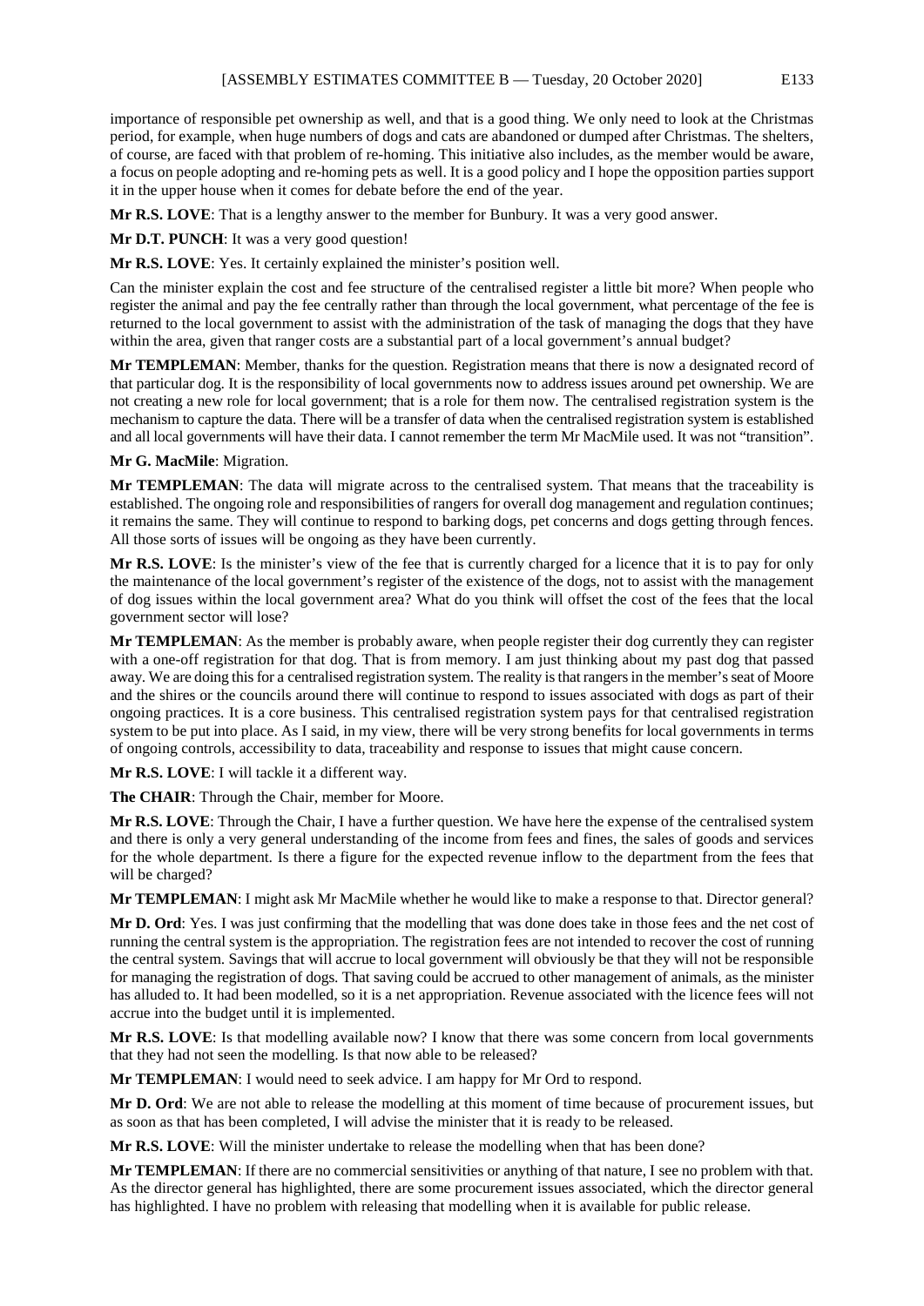importance of responsible pet ownership as well, and that is a good thing. We only need to look at the Christmas period, for example, when huge numbers of dogs and cats are abandoned or dumped after Christmas. The shelters, of course, are faced with that problem of re-homing. This initiative also includes, as the member would be aware, a focus on people adopting and re-homing pets as well. It is a good policy and I hope the opposition parties support it in the upper house when it comes for debate before the end of the year.

**Mr R.S. LOVE**: That is a lengthy answer to the member for Bunbury. It was a very good answer.

**Mr D.T. PUNCH**: It was a very good question!

**Mr R.S. LOVE**: Yes. It certainly explained the minister's position well.

Can the minister explain the cost and fee structure of the centralised register a little bit more? When people who register the animal and pay the fee centrally rather than through the local government, what percentage of the fee is returned to the local government to assist with the administration of the task of managing the dogs that they have within the area, given that ranger costs are a substantial part of a local government's annual budget?

**Mr TEMPLEMAN**: Member, thanks for the question. Registration means that there is now a designated record of that particular dog. It is the responsibility of local governments now to address issues around pet ownership. We are not creating a new role for local government; that is a role for them now. The centralised registration system is the mechanism to capture the data. There will be a transfer of data when the centralised registration system is established and all local governments will have their data. I cannot remember the term Mr MacMile used. It was not "transition".

**Mr G. MacMile**: Migration.

**Mr TEMPLEMAN**: The data will migrate across to the centralised system. That means that the traceability is established. The ongoing role and responsibilities of rangers for overall dog management and regulation continues; it remains the same. They will continue to respond to barking dogs, pet concerns and dogs getting through fences. All those sorts of issues will be ongoing as they have been currently.

**Mr R.S. LOVE**: Is the minister's view of the fee that is currently charged for a licence that it is to pay for only the maintenance of the local government's register of the existence of the dogs, not to assist with the management of dog issues within the local government area? What do you think will offset the cost of the fees that the local government sector will lose?

**Mr TEMPLEMAN**: As the member is probably aware, when people register their dog currently they can register with a one-off registration for that dog. That is from memory. I am just thinking about my past dog that passed away. We are doing this for a centralised registration system. The reality is that rangers in the member's seat of Moore and the shires or the councils around there will continue to respond to issues associated with dogs as part of their ongoing practices. It is a core business. This centralised registration system pays for that centralised registration system to be put into place. As I said, in my view, there will be very strong benefits for local governments in terms of ongoing controls, accessibility to data, traceability and response to issues that might cause concern.

**Mr R.S. LOVE**: I will tackle it a different way.

**The CHAIR**: Through the Chair, member for Moore.

**Mr R.S. LOVE**: Through the Chair, I have a further question. We have here the expense of the centralised system and there is only a very general understanding of the income from fees and fines, the sales of goods and services for the whole department. Is there a figure for the expected revenue inflow to the department from the fees that will be charged?

**Mr TEMPLEMAN**: I might ask Mr MacMile whether he would like to make a response to that. Director general?

**Mr D. Ord**: Yes. I was just confirming that the modelling that was done does take in those fees and the net cost of running the central system is the appropriation. The registration fees are not intended to recover the cost of running the central system. Savings that will accrue to local government will obviously be that they will not be responsible for managing the registration of dogs. That saving could be accrued to other management of animals, as the minister has alluded to. It had been modelled, so it is a net appropriation. Revenue associated with the licence fees will not accrue into the budget until it is implemented.

**Mr R.S. LOVE**: Is that modelling available now? I know that there was some concern from local governments that they had not seen the modelling. Is that now able to be released?

**Mr TEMPLEMAN**: I would need to seek advice. I am happy for Mr Ord to respond.

**Mr D. Ord**: We are not able to release the modelling at this moment of time because of procurement issues, but as soon as that has been completed, I will advise the minister that it is ready to be released.

**Mr R.S. LOVE**: Will the minister undertake to release the modelling when that has been done?

**Mr TEMPLEMAN**: If there are no commercial sensitivities or anything of that nature, I see no problem with that. As the director general has highlighted, there are some procurement issues associated, which the director general has highlighted. I have no problem with releasing that modelling when it is available for public release.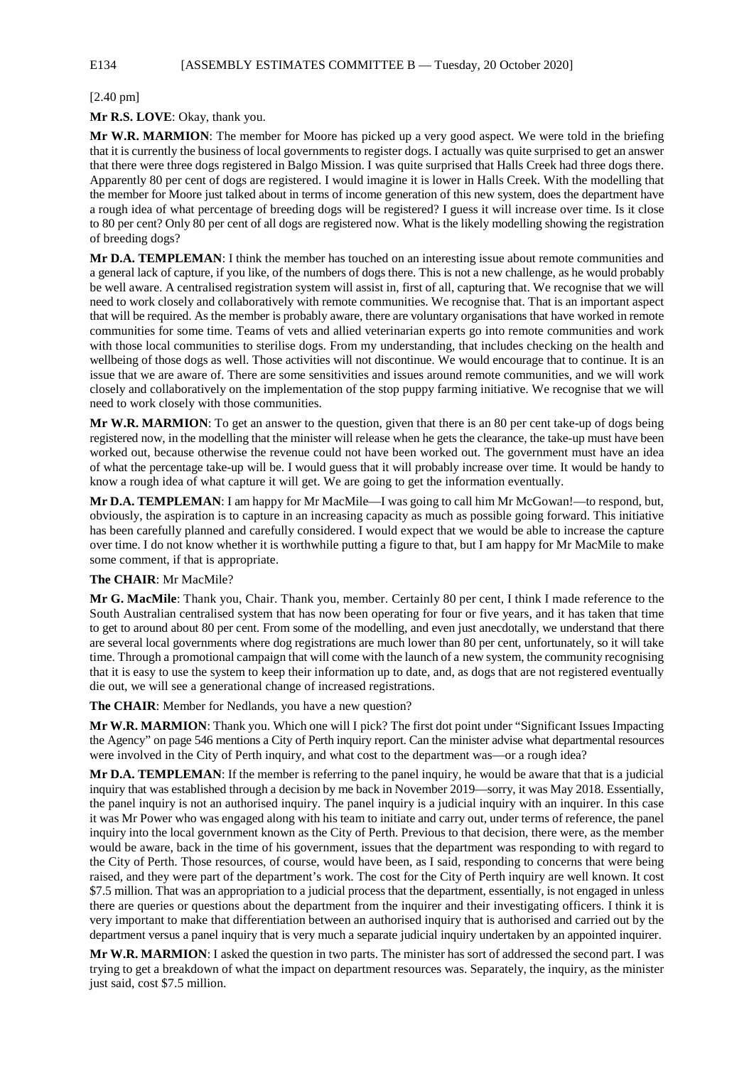[2.40 pm]

**Mr R.S. LOVE**: Okay, thank you.

**Mr W.R. MARMION**: The member for Moore has picked up a very good aspect. We were told in the briefing that it is currently the business of local governments to register dogs. I actually was quite surprised to get an answer that there were three dogs registered in Balgo Mission. I was quite surprised that Halls Creek had three dogs there. Apparently 80 per cent of dogs are registered. I would imagine it is lower in Halls Creek. With the modelling that the member for Moore just talked about in terms of income generation of this new system, does the department have a rough idea of what percentage of breeding dogs will be registered? I guess it will increase over time. Is it close to 80 per cent? Only 80 per cent of all dogs are registered now. What is the likely modelling showing the registration of breeding dogs?

**Mr D.A. TEMPLEMAN**: I think the member has touched on an interesting issue about remote communities and a general lack of capture, if you like, of the numbers of dogs there. This is not a new challenge, as he would probably be well aware. A centralised registration system will assist in, first of all, capturing that. We recognise that we will need to work closely and collaboratively with remote communities. We recognise that. That is an important aspect that will be required. As the member is probably aware, there are voluntary organisations that have worked in remote communities for some time. Teams of vets and allied veterinarian experts go into remote communities and work with those local communities to sterilise dogs. From my understanding, that includes checking on the health and wellbeing of those dogs as well. Those activities will not discontinue. We would encourage that to continue. It is an issue that we are aware of. There are some sensitivities and issues around remote communities, and we will work closely and collaboratively on the implementation of the stop puppy farming initiative. We recognise that we will need to work closely with those communities.

**Mr W.R. MARMION**: To get an answer to the question, given that there is an 80 per cent take-up of dogs being registered now, in the modelling that the minister will release when he gets the clearance, the take-up must have been worked out, because otherwise the revenue could not have been worked out. The government must have an idea of what the percentage take-up will be. I would guess that it will probably increase over time. It would be handy to know a rough idea of what capture it will get. We are going to get the information eventually.

**Mr D.A. TEMPLEMAN**: I am happy for Mr MacMile—I was going to call him Mr McGowan!—to respond, but, obviously, the aspiration is to capture in an increasing capacity as much as possible going forward. This initiative has been carefully planned and carefully considered. I would expect that we would be able to increase the capture over time. I do not know whether it is worthwhile putting a figure to that, but I am happy for Mr MacMile to make some comment, if that is appropriate.

**The CHAIR**: Mr MacMile?

**Mr G. MacMile**: Thank you, Chair. Thank you, member. Certainly 80 per cent, I think I made reference to the South Australian centralised system that has now been operating for four or five years, and it has taken that time to get to around about 80 per cent. From some of the modelling, and even just anecdotally, we understand that there are several local governments where dog registrations are much lower than 80 per cent, unfortunately, so it will take time. Through a promotional campaign that will come with the launch of a new system, the community recognising that it is easy to use the system to keep their information up to date, and, as dogs that are not registered eventually die out, we will see a generational change of increased registrations.

**The CHAIR**: Member for Nedlands, you have a new question?

**Mr W.R. MARMION**: Thank you. Which one will I pick? The first dot point under "Significant Issues Impacting the Agency" on page 546 mentions a City of Perth inquiry report. Can the minister advise what departmental resources were involved in the City of Perth inquiry, and what cost to the department was—or a rough idea?

**Mr D.A. TEMPLEMAN**: If the member is referring to the panel inquiry, he would be aware that that is a judicial inquiry that was established through a decision by me back in November 2019—sorry, it was May 2018. Essentially, the panel inquiry is not an authorised inquiry. The panel inquiry is a judicial inquiry with an inquirer. In this case it was Mr Power who was engaged along with his team to initiate and carry out, under terms of reference, the panel inquiry into the local government known as the City of Perth. Previous to that decision, there were, as the member would be aware, back in the time of his government, issues that the department was responding to with regard to the City of Perth. Those resources, of course, would have been, as I said, responding to concerns that were being raised, and they were part of the department's work. The cost for the City of Perth inquiry are well known. It cost \$7.5 million. That was an appropriation to a judicial process that the department, essentially, is not engaged in unless there are queries or questions about the department from the inquirer and their investigating officers. I think it is very important to make that differentiation between an authorised inquiry that is authorised and carried out by the department versus a panel inquiry that is very much a separate judicial inquiry undertaken by an appointed inquirer.

**Mr W.R. MARMION**: I asked the question in two parts. The minister has sort of addressed the second part. I was trying to get a breakdown of what the impact on department resources was. Separately, the inquiry, as the minister just said, cost \$7.5 million.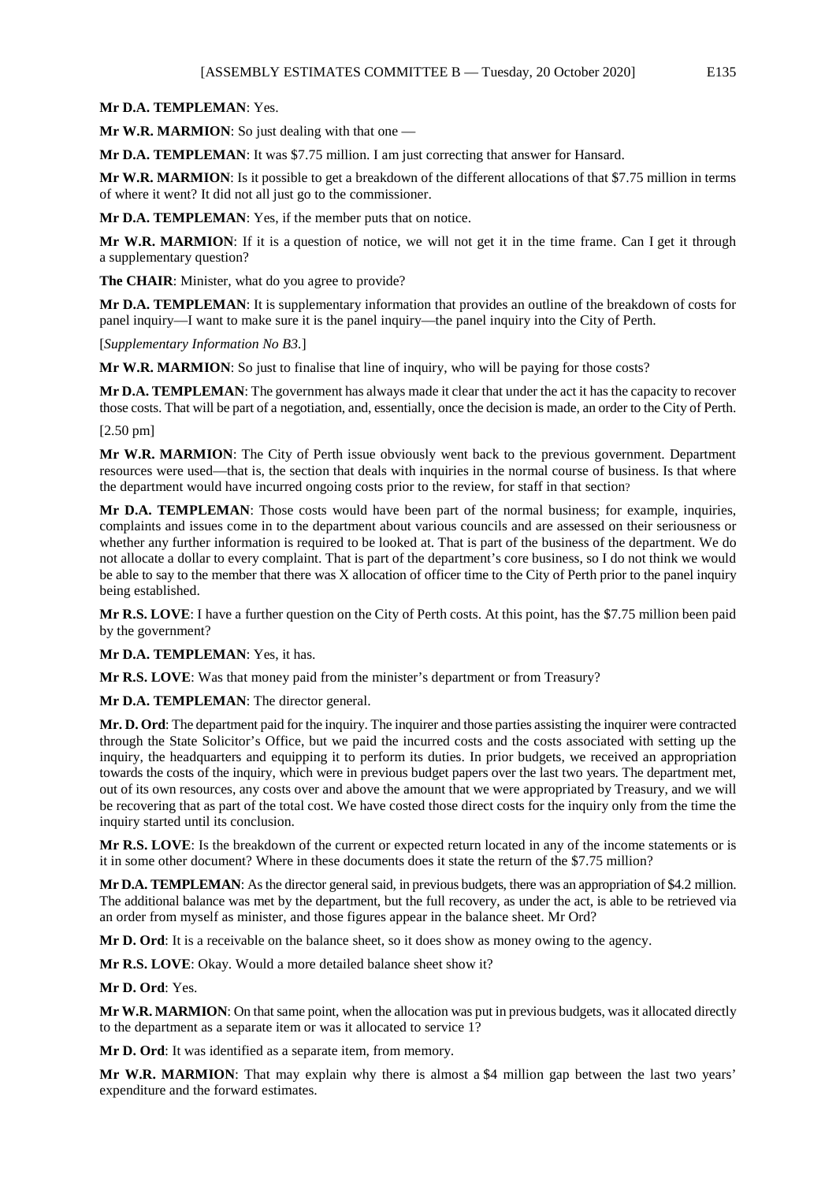**Mr D.A. TEMPLEMAN**: Yes.

**Mr W.R. MARMION**: So just dealing with that one —

**Mr D.A. TEMPLEMAN**: It was $7.75 million. I am just correcting that answer for Hansard.

**Mr W.R. MARMION**: Is it possible to get a breakdown of the different allocations of that $7.75 million in terms of where it went? It did not all just go to the commissioner.

**Mr D.A. TEMPLEMAN**: Yes, if the member puts that on notice.

**Mr W.R. MARMION**: If it is a question of notice, we will not get it in the time frame. Can I get it through a supplementary question?

**The CHAIR**: Minister, what do you agree to provide?

**Mr D.A. TEMPLEMAN**: It is supplementary information that provides an outline of the breakdown of costs for panel inquiry—I want to make sure it is the panel inquiry—the panel inquiry into the City of Perth.

[*Supplementary Information No B3.*]

**Mr W.R. MARMION**: So just to finalise that line of inquiry, who will be paying for those costs?

**Mr D.A. TEMPLEMAN**: The government has always made it clear that under the act it has the capacity to recover those costs. That will be part of a negotiation, and, essentially, once the decision is made, an order to the City of Perth.

[2.50 pm]

**Mr W.R. MARMION**: The City of Perth issue obviously went back to the previous government. Department resources were used—that is, the section that deals with inquiries in the normal course of business. Is that where the department would have incurred ongoing costs prior to the review, for staff in that section?

**Mr D.A. TEMPLEMAN**: Those costs would have been part of the normal business; for example, inquiries, complaints and issues come in to the department about various councils and are assessed on their seriousness or whether any further information is required to be looked at. That is part of the business of the department. We do not allocate a dollar to every complaint. That is part of the department's core business, so I do not think we would be able to say to the member that there was X allocation of officer time to the City of Perth prior to the panel inquiry being established.

**Mr R.S. LOVE**: I have a further question on the City of Perth costs. At this point, has the $7.75 million been paid by the government?

**Mr D.A. TEMPLEMAN**: Yes, it has.

**Mr R.S. LOVE**: Was that money paid from the minister's department or from Treasury?

**Mr D.A. TEMPLEMAN**: The director general.

**Mr. D. Ord**: The department paid for the inquiry. The inquirer and those parties assisting the inquirer were contracted through the State Solicitor's Office, but we paid the incurred costs and the costs associated with setting up the inquiry, the headquarters and equipping it to perform its duties. In prior budgets, we received an appropriation towards the costs of the inquiry, which were in previous budget papers over the last two years. The department met, out of its own resources, any costs over and above the amount that we were appropriated by Treasury, and we will be recovering that as part of the total cost. We have costed those direct costs for the inquiry only from the time the inquiry started until its conclusion.

**Mr R.S. LOVE**: Is the breakdown of the current or expected return located in any of the income statements or is it in some other document? Where in these documents does it state the return of the $7.75 million?

**Mr D.A. TEMPLEMAN**: As the director general said, in previous budgets, there was an appropriation of $4.2 million. The additional balance was met by the department, but the full recovery, as under the act, is able to be retrieved via an order from myself as minister, and those figures appear in the balance sheet. Mr Ord?

**Mr D. Ord**: It is a receivable on the balance sheet, so it does show as money owing to the agency.

**Mr R.S. LOVE**: Okay. Would a more detailed balance sheet show it?

**Mr D. Ord**: Yes.

**Mr W.R. MARMION**: On that same point, when the allocation was put in previous budgets, was it allocated directly to the department as a separate item or was it allocated to service 1?

**Mr D. Ord**: It was identified as a separate item, from memory.

**Mr W.R. MARMION**: That may explain why there is almost a $4 million gap between the last two years' expenditure and the forward estimates.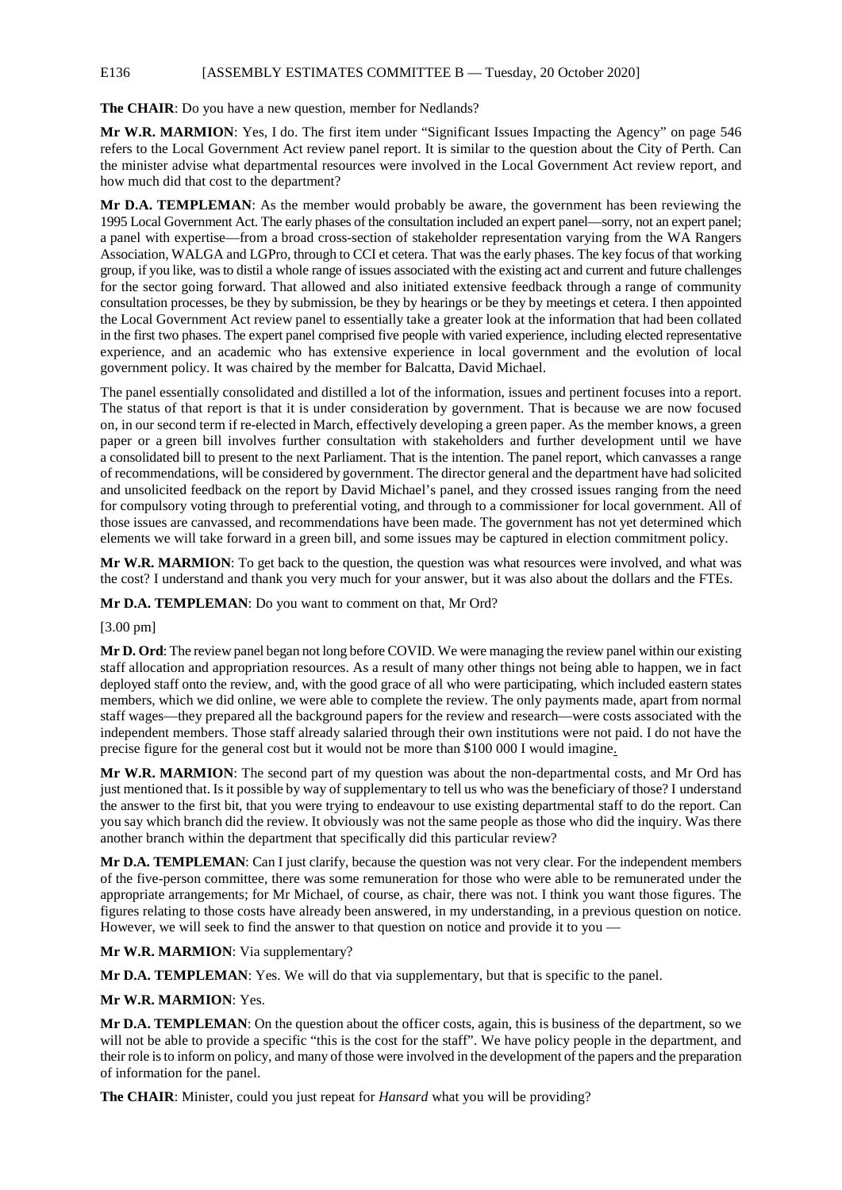**The CHAIR**: Do you have a new question, member for Nedlands?

**Mr W.R. MARMION**: Yes, I do. The first item under "Significant Issues Impacting the Agency" on page 546 refers to the Local Government Act review panel report. It is similar to the question about the City of Perth. Can the minister advise what departmental resources were involved in the Local Government Act review report, and how much did that cost to the department?

**Mr D.A. TEMPLEMAN**: As the member would probably be aware, the government has been reviewing the 1995 Local Government Act. The early phases of the consultation included an expert panel—sorry, not an expert panel; a panel with expertise—from a broad cross-section of stakeholder representation varying from the WA Rangers Association, WALGA and LGPro, through to CCI et cetera. That was the early phases. The key focus of that working group, if you like, was to distil a whole range of issues associated with the existing act and current and future challenges for the sector going forward. That allowed and also initiated extensive feedback through a range of community consultation processes, be they by submission, be they by hearings or be they by meetings et cetera. I then appointed the Local Government Act review panel to essentially take a greater look at the information that had been collated in the first two phases. The expert panel comprised five people with varied experience, including elected representative experience, and an academic who has extensive experience in local government and the evolution of local government policy. It was chaired by the member for Balcatta, David Michael.

The panel essentially consolidated and distilled a lot of the information, issues and pertinent focuses into a report. The status of that report is that it is under consideration by government. That is because we are now focused on, in our second term if re-elected in March, effectively developing a green paper. As the member knows, a green paper or a green bill involves further consultation with stakeholders and further development until we have a consolidated bill to present to the next Parliament. That is the intention. The panel report, which canvasses a range of recommendations, will be considered by government. The director general and the department have had solicited and unsolicited feedback on the report by David Michael's panel, and they crossed issues ranging from the need for compulsory voting through to preferential voting, and through to a commissioner for local government. All of those issues are canvassed, and recommendations have been made. The government has not yet determined which elements we will take forward in a green bill, and some issues may be captured in election commitment policy.

**Mr W.R. MARMION**: To get back to the question, the question was what resources were involved, and what was the cost? I understand and thank you very much for your answer, but it was also about the dollars and the FTEs.

**Mr D.A. TEMPLEMAN**: Do you want to comment on that, Mr Ord?

[3.00 pm]

**Mr D. Ord**: The review panel began not long before COVID. We were managing the review panel within our existing staff allocation and appropriation resources. As a result of many other things not being able to happen, we in fact deployed staff onto the review, and, with the good grace of all who were participating, which included eastern states members, which we did online, we were able to complete the review. The only payments made, apart from normal staff wages—they prepared all the background papers for the review and research—were costs associated with the independent members. Those staff already salaried through their own institutions were not paid. I do not have the precise figure for the general cost but it would not be more than $100 000 I would imagine.

**Mr W.R. MARMION**: The second part of my question was about the non-departmental costs, and Mr Ord has just mentioned that. Is it possible by way of supplementary to tell us who was the beneficiary of those? I understand the answer to the first bit, that you were trying to endeavour to use existing departmental staff to do the report. Can you say which branch did the review. It obviously was not the same people as those who did the inquiry. Was there another branch within the department that specifically did this particular review?

**Mr D.A. TEMPLEMAN**: Can I just clarify, because the question was not very clear. For the independent members of the five-person committee, there was some remuneration for those who were able to be remunerated under the appropriate arrangements; for Mr Michael, of course, as chair, there was not. I think you want those figures. The figures relating to those costs have already been answered, in my understanding, in a previous question on notice. However, we will seek to find the answer to that question on notice and provide it to you —

**Mr W.R. MARMION**: Via supplementary?

**Mr D.A. TEMPLEMAN**: Yes. We will do that via supplementary, but that is specific to the panel.

**Mr W.R. MARMION**: Yes.

**Mr D.A. TEMPLEMAN**: On the question about the officer costs, again, this is business of the department, so we will not be able to provide a specific "this is the cost for the staff". We have policy people in the department, and their role is to inform on policy, and many of those were involved in the development of the papers and the preparation of information for the panel.

**The CHAIR**: Minister, could you just repeat for *Hansard* what you will be providing?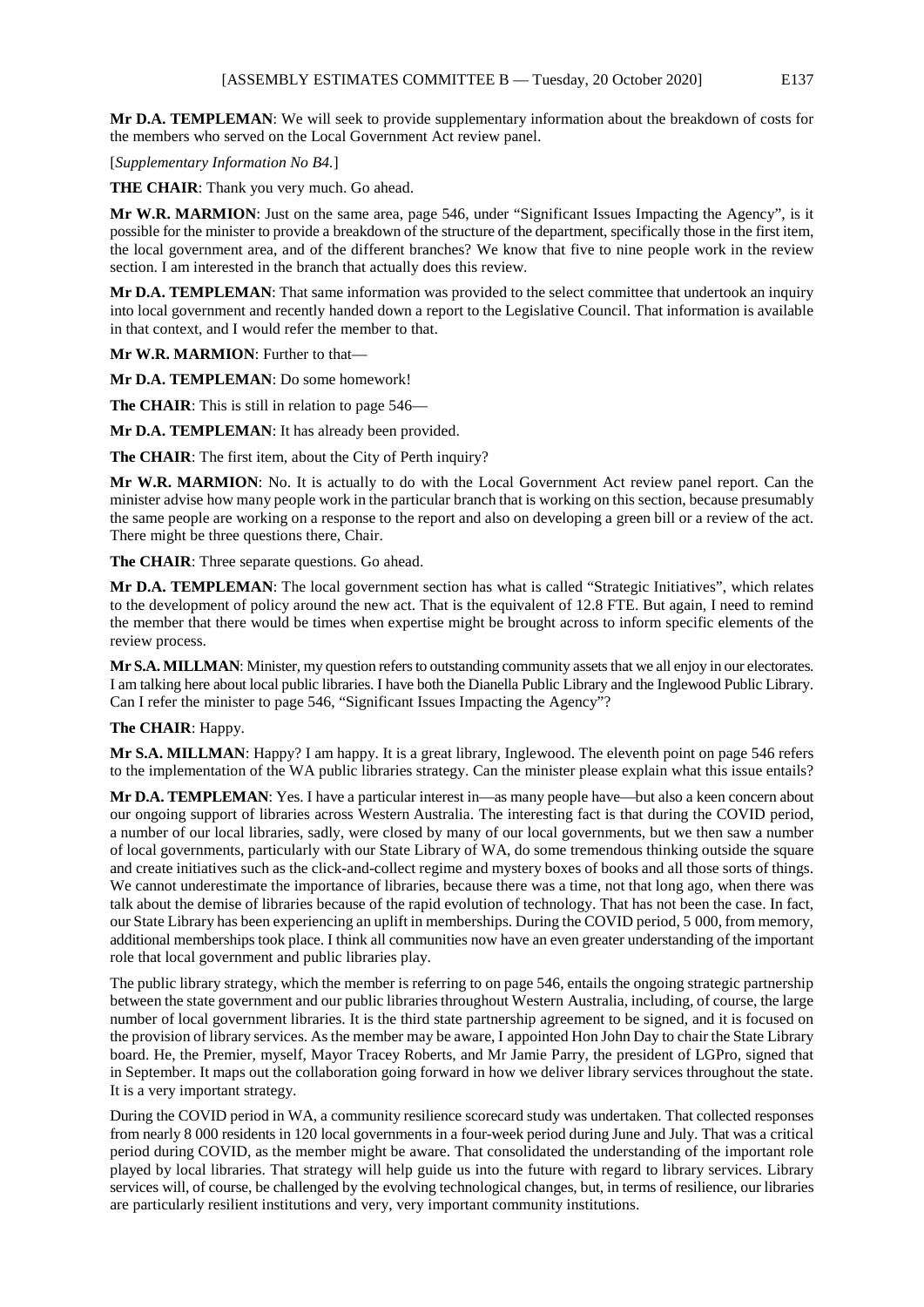**Mr D.A. TEMPLEMAN**: We will seek to provide supplementary information about the breakdown of costs for the members who served on the Local Government Act review panel.

[*Supplementary Information No B4.*]

**THE CHAIR**: Thank you very much. Go ahead.

**Mr W.R. MARMION**: Just on the same area, page 546, under "Significant Issues Impacting the Agency", is it possible for the minister to provide a breakdown of the structure of the department, specifically those in the first item, the local government area, and of the different branches? We know that five to nine people work in the review section. I am interested in the branch that actually does this review.

**Mr D.A. TEMPLEMAN**: That same information was provided to the select committee that undertook an inquiry into local government and recently handed down a report to the Legislative Council. That information is available in that context, and I would refer the member to that.

**Mr W.R. MARMION**: Further to that—

**Mr D.A. TEMPLEMAN**: Do some homework!

**The CHAIR**: This is still in relation to page 546—

**Mr D.A. TEMPLEMAN**: It has already been provided.

**The CHAIR**: The first item, about the City of Perth inquiry?

**Mr W.R. MARMION**: No. It is actually to do with the Local Government Act review panel report. Can the minister advise how many people work in the particular branch that is working on this section, because presumably the same people are working on a response to the report and also on developing a green bill or a review of the act. There might be three questions there, Chair.

**The CHAIR**: Three separate questions. Go ahead.

**Mr D.A. TEMPLEMAN**: The local government section has what is called "Strategic Initiatives", which relates to the development of policy around the new act. That is the equivalent of 12.8 FTE. But again, I need to remind the member that there would be times when expertise might be brought across to inform specific elements of the review process.

**Mr S.A. MILLMAN**: Minister, my question refers to outstanding community assets that we all enjoy in our electorates. I am talking here about local public libraries. I have both the Dianella Public Library and the Inglewood Public Library. Can I refer the minister to page 546, "Significant Issues Impacting the Agency"?

**The CHAIR**: Happy.

**Mr S.A. MILLMAN**: Happy? I am happy. It is a great library, Inglewood. The eleventh point on page 546 refers to the implementation of the WA public libraries strategy. Can the minister please explain what this issue entails?

**Mr D.A. TEMPLEMAN**: Yes. I have a particular interest in—as many people have—but also a keen concern about our ongoing support of libraries across Western Australia. The interesting fact is that during the COVID period, a number of our local libraries, sadly, were closed by many of our local governments, but we then saw a number of local governments, particularly with our State Library of WA, do some tremendous thinking outside the square and create initiatives such as the click-and-collect regime and mystery boxes of books and all those sorts of things. We cannot underestimate the importance of libraries, because there was a time, not that long ago, when there was talk about the demise of libraries because of the rapid evolution of technology. That has not been the case. In fact, our State Library has been experiencing an uplift in memberships. During the COVID period, 5 000, from memory, additional memberships took place. I think all communities now have an even greater understanding of the important role that local government and public libraries play.

The public library strategy, which the member is referring to on page 546, entails the ongoing strategic partnership between the state government and our public libraries throughout Western Australia, including, of course, the large number of local government libraries. It is the third state partnership agreement to be signed, and it is focused on the provision of library services. As the member may be aware, I appointed Hon John Day to chair the State Library board. He, the Premier, myself, Mayor Tracey Roberts, and Mr Jamie Parry, the president of LGPro, signed that in September. It maps out the collaboration going forward in how we deliver library services throughout the state. It is a very important strategy.

During the COVID period in WA, a community resilience scorecard study was undertaken. That collected responses from nearly 8 000 residents in 120 local governments in a four-week period during June and July. That was a critical period during COVID, as the member might be aware. That consolidated the understanding of the important role played by local libraries. That strategy will help guide us into the future with regard to library services. Library services will, of course, be challenged by the evolving technological changes, but, in terms of resilience, our libraries are particularly resilient institutions and very, very important community institutions.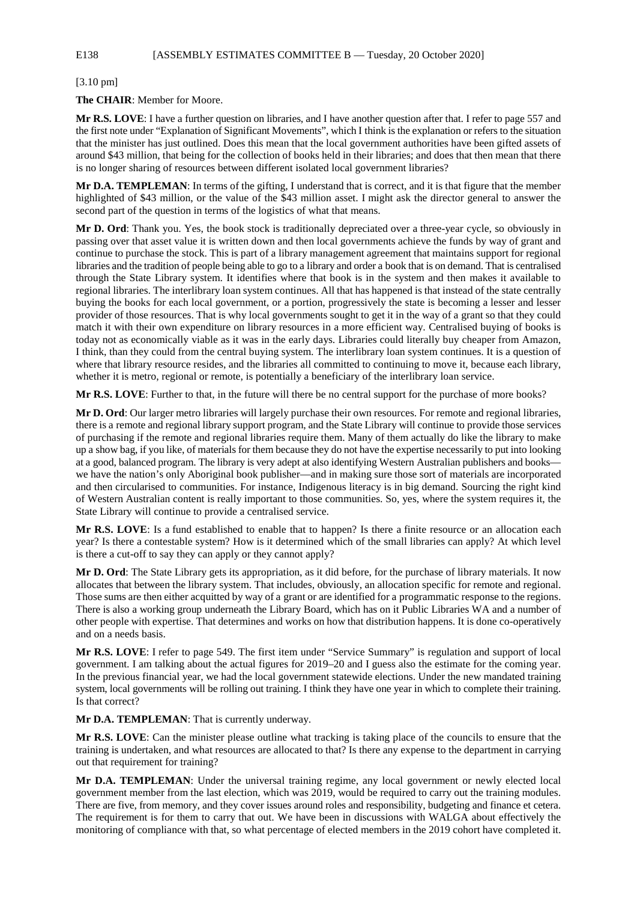[3.10 pm]

**The CHAIR**: Member for Moore.

**Mr R.S. LOVE**: I have a further question on libraries, and I have another question after that. I refer to page 557 and the first note under "Explanation of Significant Movements", which I think is the explanation or refers to the situation that the minister has just outlined. Does this mean that the local government authorities have been gifted assets of around $43 million, that being for the collection of books held in their libraries; and does that then mean that there is no longer sharing of resources between different isolated local government libraries?

**Mr D.A. TEMPLEMAN**: In terms of the gifting, I understand that is correct, and it is that figure that the member highlighted of $43 million, or the value of the $43 million asset. I might ask the director general to answer the second part of the question in terms of the logistics of what that means.

**Mr D. Ord**: Thank you. Yes, the book stock is traditionally depreciated over a three-year cycle, so obviously in passing over that asset value it is written down and then local governments achieve the funds by way of grant and continue to purchase the stock. This is part of a library management agreement that maintains support for regional libraries and the tradition of people being able to go to a library and order a book that is on demand. That is centralised through the State Library system. It identifies where that book is in the system and then makes it available to regional libraries. The interlibrary loan system continues. All that has happened is that instead of the state centrally buying the books for each local government, or a portion, progressively the state is becoming a lesser and lesser provider of those resources. That is why local governments sought to get it in the way of a grant so that they could match it with their own expenditure on library resources in a more efficient way. Centralised buying of books is today not as economically viable as it was in the early days. Libraries could literally buy cheaper from Amazon, I think, than they could from the central buying system. The interlibrary loan system continues. It is a question of where that library resource resides, and the libraries all committed to continuing to move it, because each library, whether it is metro, regional or remote, is potentially a beneficiary of the interlibrary loan service.

**Mr R.S. LOVE**: Further to that, in the future will there be no central support for the purchase of more books?

**Mr D. Ord**: Our larger metro libraries will largely purchase their own resources. For remote and regional libraries, there is a remote and regional library support program, and the State Library will continue to provide those services of purchasing if the remote and regional libraries require them. Many of them actually do like the library to make up a show bag, if you like, of materials for them because they do not have the expertise necessarily to put into looking at a good, balanced program. The library is very adept at also identifying Western Australian publishers and books—we have the nation's only Aboriginal book publisher—and in making sure those sort of materials are incorporated and then circularised to communities. For instance, Indigenous literacy is in big demand. Sourcing the right kind of Western Australian content is really important to those communities. So, yes, where the system requires it, the State Library will continue to provide a centralised service.

**Mr R.S. LOVE**: Is a fund established to enable that to happen? Is there a finite resource or an allocation each year? Is there a contestable system? How is it determined which of the small libraries can apply? At which level is there a cut-off to say they can apply or they cannot apply?

**Mr D. Ord**: The State Library gets its appropriation, as it did before, for the purchase of library materials. It now allocates that between the library system. That includes, obviously, an allocation specific for remote and regional. Those sums are then either acquitted by way of a grant or are identified for a programmatic response to the regions. There is also a working group underneath the Library Board, which has on it Public Libraries WA and a number of other people with expertise. That determines and works on how that distribution happens. It is done co-operatively and on a needs basis.

**Mr R.S. LOVE**: I refer to page 549. The first item under "Service Summary" is regulation and support of local government. I am talking about the actual figures for 2019–20 and I guess also the estimate for the coming year. In the previous financial year, we had the local government statewide elections. Under the new mandated training system, local governments will be rolling out training. I think they have one year in which to complete their training. Is that correct?

**Mr D.A. TEMPLEMAN**: That is currently underway.

**Mr R.S. LOVE**: Can the minister please outline what tracking is taking place of the councils to ensure that the training is undertaken, and what resources are allocated to that? Is there any expense to the department in carrying out that requirement for training?

**Mr D.A. TEMPLEMAN**: Under the universal training regime, any local government or newly elected local government member from the last election, which was 2019, would be required to carry out the training modules. There are five, from memory, and they cover issues around roles and responsibility, budgeting and finance et cetera. The requirement is for them to carry that out. We have been in discussions with WALGA about effectively the monitoring of compliance with that, so what percentage of elected members in the 2019 cohort have completed it.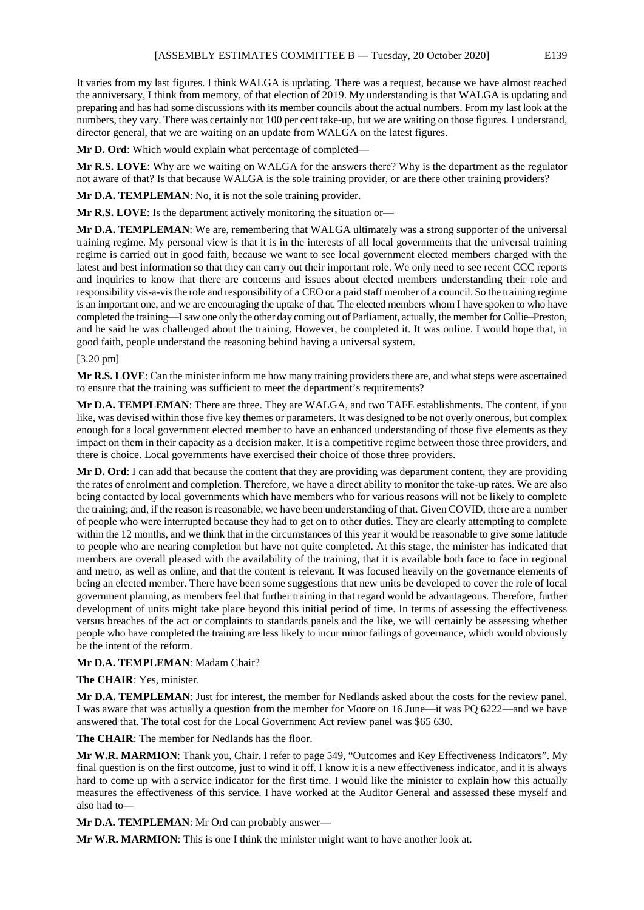It varies from my last figures. I think WALGA is updating. There was a request, because we have almost reached the anniversary, I think from memory, of that election of 2019. My understanding is that WALGA is updating and preparing and has had some discussions with its member councils about the actual numbers. From my last look at the numbers, they vary. There was certainly not 100 per cent take-up, but we are waiting on those figures. I understand, director general, that we are waiting on an update from WALGA on the latest figures.

**Mr D. Ord**: Which would explain what percentage of completed—

**Mr R.S. LOVE**: Why are we waiting on WALGA for the answers there? Why is the department as the regulator not aware of that? Is that because WALGA is the sole training provider, or are there other training providers?

**Mr D.A. TEMPLEMAN**: No, it is not the sole training provider.

**Mr R.S. LOVE**: Is the department actively monitoring the situation or—

**Mr D.A. TEMPLEMAN**: We are, remembering that WALGA ultimately was a strong supporter of the universal training regime. My personal view is that it is in the interests of all local governments that the universal training regime is carried out in good faith, because we want to see local government elected members charged with the latest and best information so that they can carry out their important role. We only need to see recent CCC reports and inquiries to know that there are concerns and issues about elected members understanding their role and responsibility vis-a-vis the role and responsibility of a CEO or a paid staff member of a council. So the training regime is an important one, and we are encouraging the uptake of that. The elected members whom I have spoken to who have completed the training—I saw one only the other day coming out of Parliament, actually, the member for Collie–Preston, and he said he was challenged about the training. However, he completed it. It was online. I would hope that, in good faith, people understand the reasoning behind having a universal system.

[3.20 pm]

**Mr R.S. LOVE**: Can the minister inform me how many training providers there are, and what steps were ascertained to ensure that the training was sufficient to meet the department's requirements?

**Mr D.A. TEMPLEMAN**: There are three. They are WALGA, and two TAFE establishments. The content, if you like, was devised within those five key themes or parameters. It was designed to be not overly onerous, but complex enough for a local government elected member to have an enhanced understanding of those five elements as they impact on them in their capacity as a decision maker. It is a competitive regime between those three providers, and there is choice. Local governments have exercised their choice of those three providers.

**Mr D. Ord**: I can add that because the content that they are providing was department content, they are providing the rates of enrolment and completion. Therefore, we have a direct ability to monitor the take-up rates. We are also being contacted by local governments which have members who for various reasons will not be likely to complete the training; and, if the reason is reasonable, we have been understanding of that. Given COVID, there are a number of people who were interrupted because they had to get on to other duties. They are clearly attempting to complete within the 12 months, and we think that in the circumstances of this year it would be reasonable to give some latitude to people who are nearing completion but have not quite completed. At this stage, the minister has indicated that members are overall pleased with the availability of the training, that it is available both face to face in regional and metro, as well as online, and that the content is relevant. It was focused heavily on the governance elements of being an elected member. There have been some suggestions that new units be developed to cover the role of local government planning, as members feel that further training in that regard would be advantageous. Therefore, further development of units might take place beyond this initial period of time. In terms of assessing the effectiveness versus breaches of the act or complaints to standards panels and the like, we will certainly be assessing whether people who have completed the training are less likely to incur minor failings of governance, which would obviously be the intent of the reform.

**Mr D.A. TEMPLEMAN**: Madam Chair?

**The CHAIR**: Yes, minister.

**Mr D.A. TEMPLEMAN**: Just for interest, the member for Nedlands asked about the costs for the review panel. I was aware that was actually a question from the member for Moore on 16 June—it was PQ 6222—and we have answered that. The total cost for the Local Government Act review panel was $65 630.

**The CHAIR**: The member for Nedlands has the floor.

**Mr W.R. MARMION**: Thank you, Chair. I refer to page 549, "Outcomes and Key Effectiveness Indicators". My final question is on the first outcome, just to wind it off. I know it is a new effectiveness indicator, and it is always hard to come up with a service indicator for the first time. I would like the minister to explain how this actually measures the effectiveness of this service. I have worked at the Auditor General and assessed these myself and also had to—

**Mr D.A. TEMPLEMAN**: Mr Ord can probably answer—

**Mr W.R. MARMION**: This is one I think the minister might want to have another look at.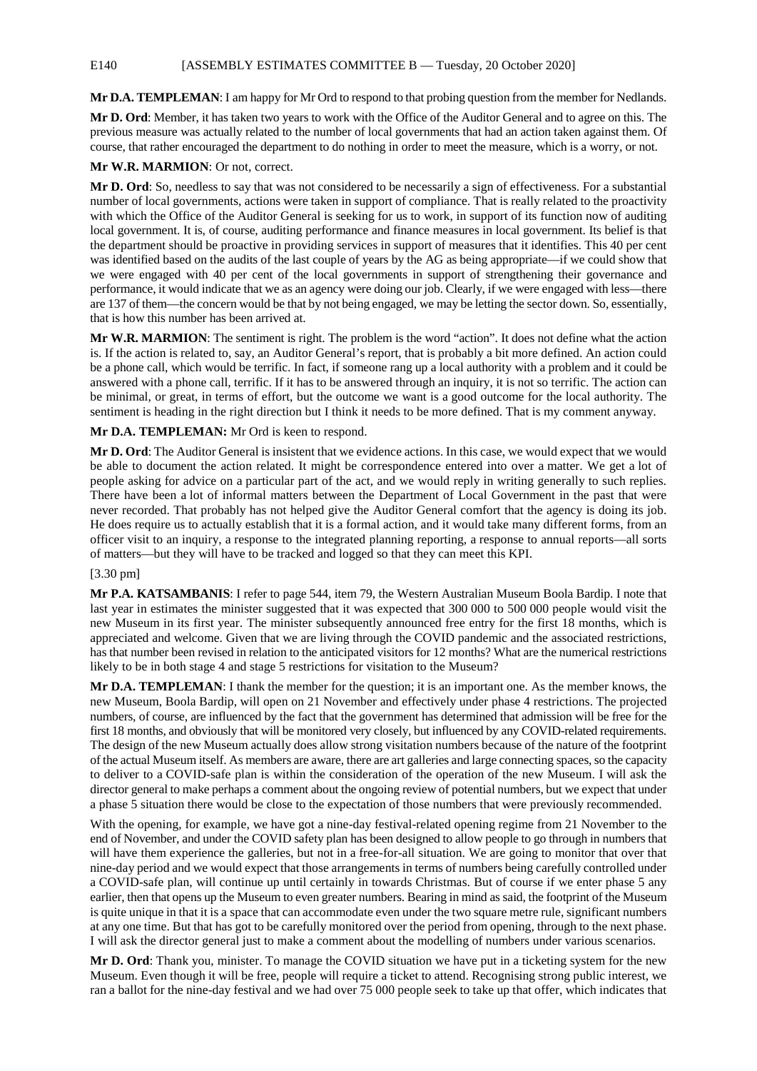**Mr D.A. TEMPLEMAN**: I am happy for Mr Ord to respond to that probing question from the member for Nedlands.

**Mr D. Ord**: Member, it has taken two years to work with the Office of the Auditor General and to agree on this. The previous measure was actually related to the number of local governments that had an action taken against them. Of course, that rather encouraged the department to do nothing in order to meet the measure, which is a worry, or not.

**Mr W.R. MARMION**: Or not, correct.

**Mr D. Ord**: So, needless to say that was not considered to be necessarily a sign of effectiveness. For a substantial number of local governments, actions were taken in support of compliance. That is really related to the proactivity with which the Office of the Auditor General is seeking for us to work, in support of its function now of auditing local government. It is, of course, auditing performance and finance measures in local government. Its belief is that the department should be proactive in providing services in support of measures that it identifies. This 40 per cent was identified based on the audits of the last couple of years by the AG as being appropriate—if we could show that we were engaged with 40 per cent of the local governments in support of strengthening their governance and performance, it would indicate that we as an agency were doing our job. Clearly, if we were engaged with less—there are 137 of them—the concern would be that by not being engaged, we may be letting the sector down. So, essentially, that is how this number has been arrived at.

**Mr W.R. MARMION**: The sentiment is right. The problem is the word "action". It does not define what the action is. If the action is related to, say, an Auditor General's report, that is probably a bit more defined. An action could be a phone call, which would be terrific. In fact, if someone rang up a local authority with a problem and it could be answered with a phone call, terrific. If it has to be answered through an inquiry, it is not so terrific. The action can be minimal, or great, in terms of effort, but the outcome we want is a good outcome for the local authority. The sentiment is heading in the right direction but I think it needs to be more defined. That is my comment anyway.

**Mr D.A. TEMPLEMAN:** Mr Ord is keen to respond.

**Mr D. Ord**: The Auditor General is insistent that we evidence actions. In this case, we would expect that we would be able to document the action related. It might be correspondence entered into over a matter. We get a lot of people asking for advice on a particular part of the act, and we would reply in writing generally to such replies. There have been a lot of informal matters between the Department of Local Government in the past that were never recorded. That probably has not helped give the Auditor General comfort that the agency is doing its job. He does require us to actually establish that it is a formal action, and it would take many different forms, from an officer visit to an inquiry, a response to the integrated planning reporting, a response to annual reports—all sorts of matters—but they will have to be tracked and logged so that they can meet this KPI.

[3.30 pm]

**Mr P.A. KATSAMBANIS**: I refer to page 544, item 79, the Western Australian Museum Boola Bardip. I note that last year in estimates the minister suggested that it was expected that 300 000 to 500 000 people would visit the new Museum in its first year. The minister subsequently announced free entry for the first 18 months, which is appreciated and welcome. Given that we are living through the COVID pandemic and the associated restrictions, has that number been revised in relation to the anticipated visitors for 12 months? What are the numerical restrictions likely to be in both stage 4 and stage 5 restrictions for visitation to the Museum?

**Mr D.A. TEMPLEMAN**: I thank the member for the question; it is an important one. As the member knows, the new Museum, Boola Bardip, will open on 21 November and effectively under phase 4 restrictions. The projected numbers, of course, are influenced by the fact that the government has determined that admission will be free for the first 18 months, and obviously that will be monitored very closely, but influenced by any COVID-related requirements. The design of the new Museum actually does allow strong visitation numbers because of the nature of the footprint of the actual Museum itself. As members are aware, there are art galleries and large connecting spaces, so the capacity to deliver to a COVID-safe plan is within the consideration of the operation of the new Museum. I will ask the director general to make perhaps a comment about the ongoing review of potential numbers, but we expect that under a phase 5 situation there would be close to the expectation of those numbers that were previously recommended.

With the opening, for example, we have got a nine-day festival-related opening regime from 21 November to the end of November, and under the COVID safety plan has been designed to allow people to go through in numbers that will have them experience the galleries, but not in a free-for-all situation. We are going to monitor that over that nine-day period and we would expect that those arrangements in terms of numbers being carefully controlled under a COVID-safe plan, will continue up until certainly in towards Christmas. But of course if we enter phase 5 any earlier, then that opens up the Museum to even greater numbers. Bearing in mind as said, the footprint of the Museum is quite unique in that it is a space that can accommodate even under the two square metre rule, significant numbers at any one time. But that has got to be carefully monitored over the period from opening, through to the next phase. I will ask the director general just to make a comment about the modelling of numbers under various scenarios.

**Mr D. Ord**: Thank you, minister. To manage the COVID situation we have put in a ticketing system for the new Museum. Even though it will be free, people will require a ticket to attend. Recognising strong public interest, we ran a ballot for the nine-day festival and we had over 75 000 people seek to take up that offer, which indicates that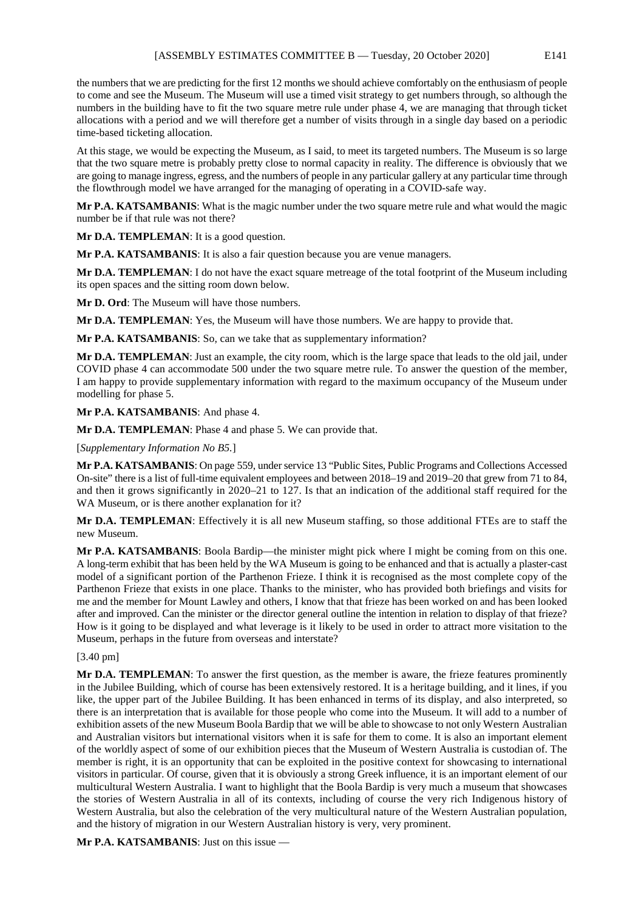the numbers that we are predicting for the first 12 months we should achieve comfortably on the enthusiasm of people to come and see the Museum. The Museum will use a timed visit strategy to get numbers through, so although the numbers in the building have to fit the two square metre rule under phase 4, we are managing that through ticket allocations with a period and we will therefore get a number of visits through in a single day based on a periodic time-based ticketing allocation.

At this stage, we would be expecting the Museum, as I said, to meet its targeted numbers. The Museum is so large that the two square metre is probably pretty close to normal capacity in reality. The difference is obviously that we are going to manage ingress, egress, and the numbers of people in any particular gallery at any particular time through the flowthrough model we have arranged for the managing of operating in a COVID-safe way.

**Mr P.A. KATSAMBANIS**: What is the magic number under the two square metre rule and what would the magic number be if that rule was not there?

**Mr D.A. TEMPLEMAN**: It is a good question.

**Mr P.A. KATSAMBANIS**: It is also a fair question because you are venue managers.

**Mr D.A. TEMPLEMAN**: I do not have the exact square metreage of the total footprint of the Museum including its open spaces and the sitting room down below.

**Mr D. Ord**: The Museum will have those numbers.

**Mr D.A. TEMPLEMAN**: Yes, the Museum will have those numbers. We are happy to provide that.

**Mr P.A. KATSAMBANIS**: So, can we take that as supplementary information?

**Mr D.A. TEMPLEMAN**: Just an example, the city room, which is the large space that leads to the old jail, under COVID phase 4 can accommodate 500 under the two square metre rule. To answer the question of the member, I am happy to provide supplementary information with regard to the maximum occupancy of the Museum under modelling for phase 5.

**Mr P.A. KATSAMBANIS**: And phase 4.

**Mr D.A. TEMPLEMAN**: Phase 4 and phase 5. We can provide that.

[*Supplementary Information No B5.*]

**Mr P.A. KATSAMBANIS**: On page 559, under service 13 "Public Sites, Public Programs and Collections Accessed On-site" there is a list of full-time equivalent employees and between 2018–19 and 2019–20 that grew from 71 to 84, and then it grows significantly in 2020–21 to 127. Is that an indication of the additional staff required for the WA Museum, or is there another explanation for it?

**Mr D.A. TEMPLEMAN**: Effectively it is all new Museum staffing, so those additional FTEs are to staff the new Museum.

**Mr P.A. KATSAMBANIS**: Boola Bardip—the minister might pick where I might be coming from on this one. A long-term exhibit that has been held by the WA Museum is going to be enhanced and that is actually a plaster-cast model of a significant portion of the Parthenon Frieze. I think it is recognised as the most complete copy of the Parthenon Frieze that exists in one place. Thanks to the minister, who has provided both briefings and visits for me and the member for Mount Lawley and others, I know that that frieze has been worked on and has been looked after and improved. Can the minister or the director general outline the intention in relation to display of that frieze? How is it going to be displayed and what leverage is it likely to be used in order to attract more visitation to the Museum, perhaps in the future from overseas and interstate?

[3.40 pm]

**Mr D.A. TEMPLEMAN**: To answer the first question, as the member is aware, the frieze features prominently in the Jubilee Building, which of course has been extensively restored. It is a heritage building, and it lines, if you like, the upper part of the Jubilee Building. It has been enhanced in terms of its display, and also interpreted, so there is an interpretation that is available for those people who come into the Museum. It will add to a number of exhibition assets of the new Museum Boola Bardip that we will be able to showcase to not only Western Australian and Australian visitors but international visitors when it is safe for them to come. It is also an important element of the worldly aspect of some of our exhibition pieces that the Museum of Western Australia is custodian of. The member is right, it is an opportunity that can be exploited in the positive context for showcasing to international visitors in particular. Of course, given that it is obviously a strong Greek influence, it is an important element of our multicultural Western Australia. I want to highlight that the Boola Bardip is very much a museum that showcases the stories of Western Australia in all of its contexts, including of course the very rich Indigenous history of Western Australia, but also the celebration of the very multicultural nature of the Western Australian population, and the history of migration in our Western Australian history is very, very prominent.

**Mr P.A. KATSAMBANIS**: Just on this issue —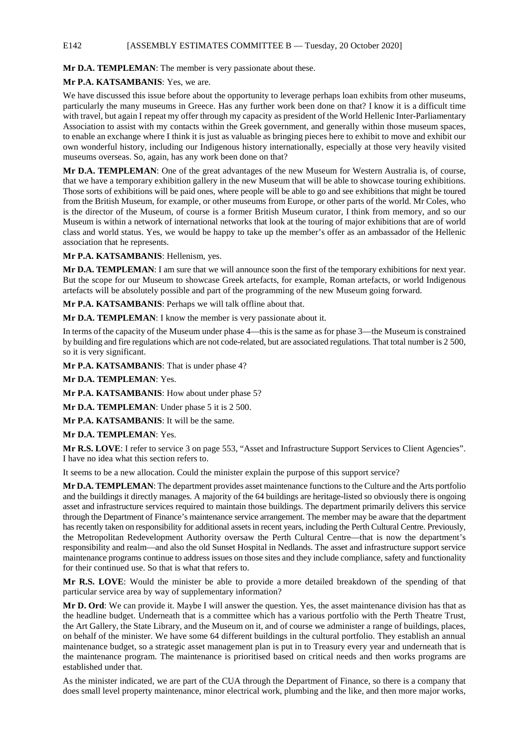**Mr D.A. TEMPLEMAN**: The member is very passionate about these.

**Mr P.A. KATSAMBANIS**: Yes, we are.

We have discussed this issue before about the opportunity to leverage perhaps loan exhibits from other museums, particularly the many museums in Greece. Has any further work been done on that? I know it is a difficult time with travel, but again I repeat my offer through my capacity as president of the World Hellenic Inter-Parliamentary Association to assist with my contacts within the Greek government, and generally within those museum spaces, to enable an exchange where I think it is just as valuable as bringing pieces here to exhibit to move and exhibit our own wonderful history, including our Indigenous history internationally, especially at those very heavily visited museums overseas. So, again, has any work been done on that?

**Mr D.A. TEMPLEMAN**: One of the great advantages of the new Museum for Western Australia is, of course, that we have a temporary exhibition gallery in the new Museum that will be able to showcase touring exhibitions. Those sorts of exhibitions will be paid ones, where people will be able to go and see exhibitions that might be toured from the British Museum, for example, or other museums from Europe, or other parts of the world. Mr Coles, who is the director of the Museum, of course is a former British Museum curator, I think from memory, and so our Museum is within a network of international networks that look at the touring of major exhibitions that are of world class and world status. Yes, we would be happy to take up the member's offer as an ambassador of the Hellenic association that he represents.

**Mr P.A. KATSAMBANIS**: Hellenism, yes.

**Mr D.A. TEMPLEMAN**: I am sure that we will announce soon the first of the temporary exhibitions for next year. But the scope for our Museum to showcase Greek artefacts, for example, Roman artefacts, or world Indigenous artefacts will be absolutely possible and part of the programming of the new Museum going forward.

**Mr P.A. KATSAMBANIS**: Perhaps we will talk offline about that.

**Mr D.A. TEMPLEMAN**: I know the member is very passionate about it.

In terms of the capacity of the Museum under phase 4—this is the same as for phase 3—the Museum is constrained by building and fire regulations which are not code-related, but are associated regulations. That total number is 2 500, so it is very significant.

**Mr P.A. KATSAMBANIS**: That is under phase 4?

**Mr D.A. TEMPLEMAN**: Yes.

**Mr P.A. KATSAMBANIS**: How about under phase 5?

**Mr D.A. TEMPLEMAN**: Under phase 5 it is 2 500.

**Mr P.A. KATSAMBANIS**: It will be the same.

**Mr D.A. TEMPLEMAN**: Yes.

**Mr R.S. LOVE**: I refer to service 3 on page 553, "Asset and Infrastructure Support Services to Client Agencies". I have no idea what this section refers to.

It seems to be a new allocation. Could the minister explain the purpose of this support service?

**Mr D.A. TEMPLEMAN**: The department provides asset maintenance functions to the Culture and the Arts portfolio and the buildings it directly manages. A majority of the 64 buildings are heritage-listed so obviously there is ongoing asset and infrastructure services required to maintain those buildings. The department primarily delivers this service through the Department of Finance's maintenance service arrangement. The member may be aware that the department has recently taken on responsibility for additional assets in recent years, including the Perth Cultural Centre. Previously, the Metropolitan Redevelopment Authority oversaw the Perth Cultural Centre—that is now the department's responsibility and realm—and also the old Sunset Hospital in Nedlands. The asset and infrastructure support service maintenance programs continue to address issues on those sites and they include compliance, safety and functionality for their continued use. So that is what that refers to.

**Mr R.S. LOVE**: Would the minister be able to provide a more detailed breakdown of the spending of that particular service area by way of supplementary information?

**Mr D. Ord**: We can provide it. Maybe I will answer the question. Yes, the asset maintenance division has that as the headline budget. Underneath that is a committee which has a various portfolio with the Perth Theatre Trust, the Art Gallery, the State Library, and the Museum on it, and of course we administer a range of buildings, places, on behalf of the minister. We have some 64 different buildings in the cultural portfolio. They establish an annual maintenance budget, so a strategic asset management plan is put in to Treasury every year and underneath that is the maintenance program. The maintenance is prioritised based on critical needs and then works programs are established under that.

As the minister indicated, we are part of the CUA through the Department of Finance, so there is a company that does small level property maintenance, minor electrical work, plumbing and the like, and then more major works,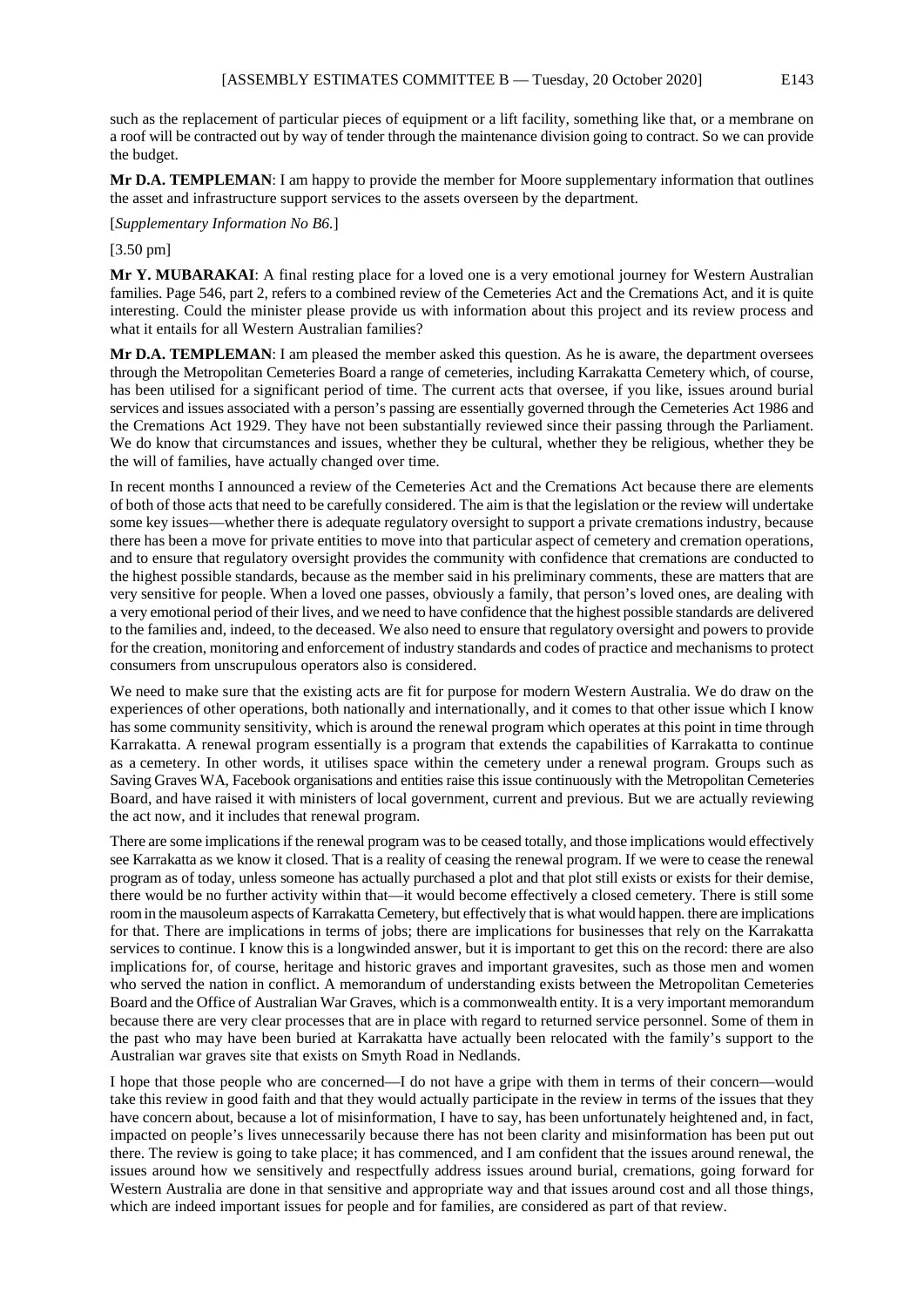such as the replacement of particular pieces of equipment or a lift facility, something like that, or a membrane on a roof will be contracted out by way of tender through the maintenance division going to contract. So we can provide the budget.

**Mr D.A. TEMPLEMAN**: I am happy to provide the member for Moore supplementary information that outlines the asset and infrastructure support services to the assets overseen by the department.

[*Supplementary Information No B6.*]

[3.50 pm]

**Mr Y. MUBARAKAI**: A final resting place for a loved one is a very emotional journey for Western Australian families. Page 546, part 2, refers to a combined review of the Cemeteries Act and the Cremations Act, and it is quite interesting. Could the minister please provide us with information about this project and its review process and what it entails for all Western Australian families?

**Mr D.A. TEMPLEMAN**: I am pleased the member asked this question. As he is aware, the department oversees through the Metropolitan Cemeteries Board a range of cemeteries, including Karrakatta Cemetery which, of course, has been utilised for a significant period of time. The current acts that oversee, if you like, issues around burial services and issues associated with a person's passing are essentially governed through the Cemeteries Act 1986 and the Cremations Act 1929. They have not been substantially reviewed since their passing through the Parliament. We do know that circumstances and issues, whether they be cultural, whether they be religious, whether they be the will of families, have actually changed over time.

In recent months I announced a review of the Cemeteries Act and the Cremations Act because there are elements of both of those acts that need to be carefully considered. The aim is that the legislation or the review will undertake some key issues—whether there is adequate regulatory oversight to support a private cremations industry, because there has been a move for private entities to move into that particular aspect of cemetery and cremation operations, and to ensure that regulatory oversight provides the community with confidence that cremations are conducted to the highest possible standards, because as the member said in his preliminary comments, these are matters that are very sensitive for people. When a loved one passes, obviously a family, that person's loved ones, are dealing with a very emotional period of their lives, and we need to have confidence that the highest possible standards are delivered to the families and, indeed, to the deceased. We also need to ensure that regulatory oversight and powers to provide for the creation, monitoring and enforcement of industry standards and codes of practice and mechanisms to protect consumers from unscrupulous operators also is considered.

We need to make sure that the existing acts are fit for purpose for modern Western Australia. We do draw on the experiences of other operations, both nationally and internationally, and it comes to that other issue which I know has some community sensitivity, which is around the renewal program which operates at this point in time through Karrakatta. A renewal program essentially is a program that extends the capabilities of Karrakatta to continue as a cemetery. In other words, it utilises space within the cemetery under a renewal program. Groups such as Saving Graves WA, Facebook organisations and entities raise this issue continuously with the Metropolitan Cemeteries Board, and have raised it with ministers of local government, current and previous. But we are actually reviewing the act now, and it includes that renewal program.

There are some implications if the renewal program was to be ceased totally, and those implications would effectively see Karrakatta as we know it closed. That is a reality of ceasing the renewal program. If we were to cease the renewal program as of today, unless someone has actually purchased a plot and that plot still exists or exists for their demise, there would be no further activity within that—it would become effectively a closed cemetery. There is still some room in the mausoleum aspects of Karrakatta Cemetery, but effectively that is what would happen. there are implications for that. There are implications in terms of jobs; there are implications for businesses that rely on the Karrakatta services to continue. I know this is a longwinded answer, but it is important to get this on the record: there are also implications for, of course, heritage and historic graves and important gravesites, such as those men and women who served the nation in conflict. A memorandum of understanding exists between the Metropolitan Cemeteries Board and the Office of Australian War Graves, which is a commonwealth entity. It is a very important memorandum because there are very clear processes that are in place with regard to returned service personnel. Some of them in the past who may have been buried at Karrakatta have actually been relocated with the family's support to the Australian war graves site that exists on Smyth Road in Nedlands.

I hope that those people who are concerned—I do not have a gripe with them in terms of their concern—would take this review in good faith and that they would actually participate in the review in terms of the issues that they have concern about, because a lot of misinformation, I have to say, has been unfortunately heightened and, in fact, impacted on people's lives unnecessarily because there has not been clarity and misinformation has been put out there. The review is going to take place; it has commenced, and I am confident that the issues around renewal, the issues around how we sensitively and respectfully address issues around burial, cremations, going forward for Western Australia are done in that sensitive and appropriate way and that issues around cost and all those things, which are indeed important issues for people and for families, are considered as part of that review.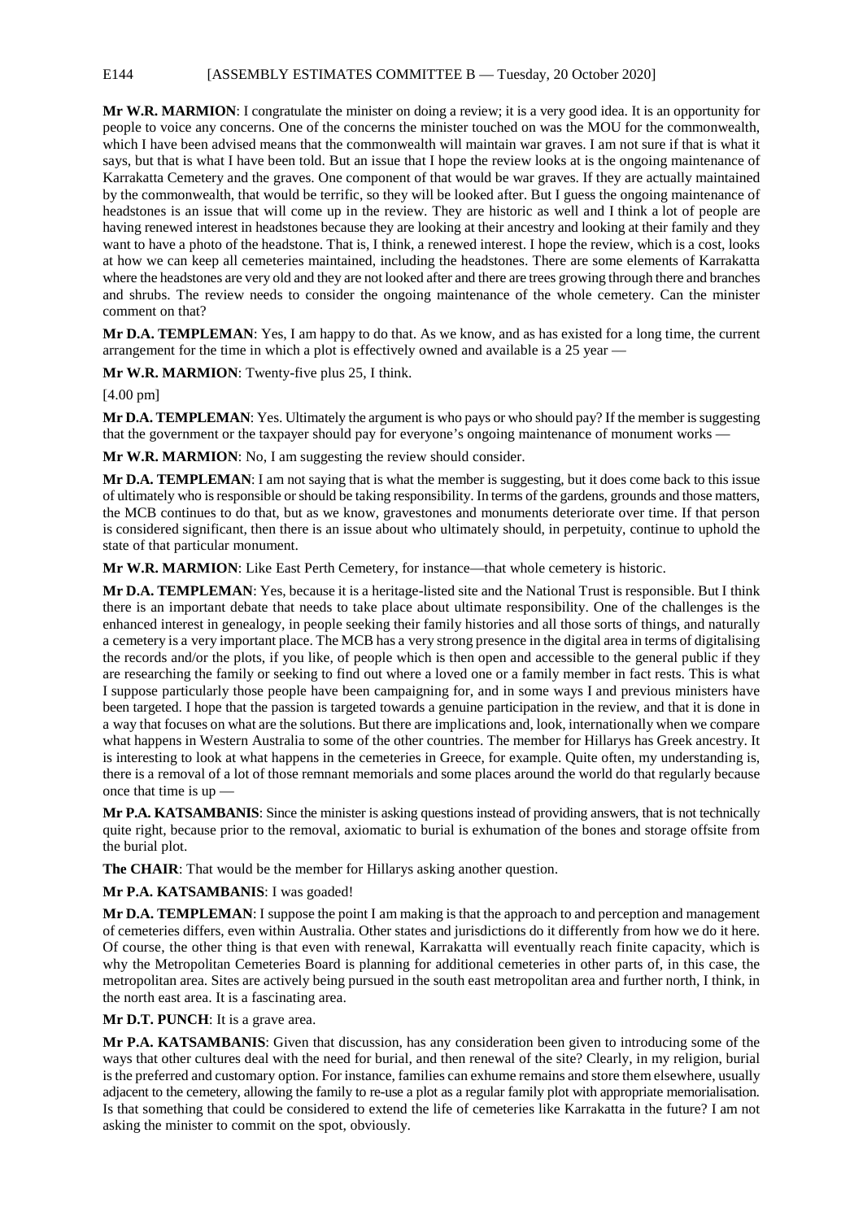**Mr W.R. MARMION**: I congratulate the minister on doing a review; it is a very good idea. It is an opportunity for people to voice any concerns. One of the concerns the minister touched on was the MOU for the commonwealth, which I have been advised means that the commonwealth will maintain war graves. I am not sure if that is what it says, but that is what I have been told. But an issue that I hope the review looks at is the ongoing maintenance of Karrakatta Cemetery and the graves. One component of that would be war graves. If they are actually maintained by the commonwealth, that would be terrific, so they will be looked after. But I guess the ongoing maintenance of headstones is an issue that will come up in the review. They are historic as well and I think a lot of people are having renewed interest in headstones because they are looking at their ancestry and looking at their family and they want to have a photo of the headstone. That is, I think, a renewed interest. I hope the review, which is a cost, looks at how we can keep all cemeteries maintained, including the headstones. There are some elements of Karrakatta where the headstones are very old and they are not looked after and there are trees growing through there and branches and shrubs. The review needs to consider the ongoing maintenance of the whole cemetery. Can the minister comment on that?

**Mr D.A. TEMPLEMAN**: Yes, I am happy to do that. As we know, and as has existed for a long time, the current arrangement for the time in which a plot is effectively owned and available is a 25 year —

**Mr W.R. MARMION**: Twenty-five plus 25, I think.

[4.00 pm]

**Mr D.A. TEMPLEMAN**: Yes. Ultimately the argument is who pays or who should pay? If the member is suggesting that the government or the taxpayer should pay for everyone's ongoing maintenance of monument works —

**Mr W.R. MARMION**: No, I am suggesting the review should consider.

**Mr D.A. TEMPLEMAN**: I am not saying that is what the member is suggesting, but it does come back to this issue of ultimately who is responsible or should be taking responsibility. In terms of the gardens, grounds and those matters, the MCB continues to do that, but as we know, gravestones and monuments deteriorate over time. If that person is considered significant, then there is an issue about who ultimately should, in perpetuity, continue to uphold the state of that particular monument.

**Mr W.R. MARMION**: Like East Perth Cemetery, for instance—that whole cemetery is historic.

**Mr D.A. TEMPLEMAN**: Yes, because it is a heritage-listed site and the National Trust is responsible. But I think there is an important debate that needs to take place about ultimate responsibility. One of the challenges is the enhanced interest in genealogy, in people seeking their family histories and all those sorts of things, and naturally a cemetery is a very important place. The MCB has a very strong presence in the digital area in terms of digitalising the records and/or the plots, if you like, of people which is then open and accessible to the general public if they are researching the family or seeking to find out where a loved one or a family member in fact rests. This is what I suppose particularly those people have been campaigning for, and in some ways I and previous ministers have been targeted. I hope that the passion is targeted towards a genuine participation in the review, and that it is done in a way that focuses on what are the solutions. But there are implications and, look, internationally when we compare what happens in Western Australia to some of the other countries. The member for Hillarys has Greek ancestry. It is interesting to look at what happens in the cemeteries in Greece, for example. Quite often, my understanding is, there is a removal of a lot of those remnant memorials and some places around the world do that regularly because once that time is up —

**Mr P.A. KATSAMBANIS**: Since the minister is asking questions instead of providing answers, that is not technically quite right, because prior to the removal, axiomatic to burial is exhumation of the bones and storage offsite from the burial plot.

**The CHAIR**: That would be the member for Hillarys asking another question.

**Mr P.A. KATSAMBANIS**: I was goaded!

**Mr D.A. TEMPLEMAN**: I suppose the point I am making is that the approach to and perception and management of cemeteries differs, even within Australia. Other states and jurisdictions do it differently from how we do it here. Of course, the other thing is that even with renewal, Karrakatta will eventually reach finite capacity, which is why the Metropolitan Cemeteries Board is planning for additional cemeteries in other parts of, in this case, the metropolitan area. Sites are actively being pursued in the south east metropolitan area and further north, I think, in the north east area. It is a fascinating area.

**Mr D.T. PUNCH**: It is a grave area.

**Mr P.A. KATSAMBANIS**: Given that discussion, has any consideration been given to introducing some of the ways that other cultures deal with the need for burial, and then renewal of the site? Clearly, in my religion, burial is the preferred and customary option. For instance, families can exhume remains and store them elsewhere, usually adjacent to the cemetery, allowing the family to re-use a plot as a regular family plot with appropriate memorialisation. Is that something that could be considered to extend the life of cemeteries like Karrakatta in the future? I am not asking the minister to commit on the spot, obviously.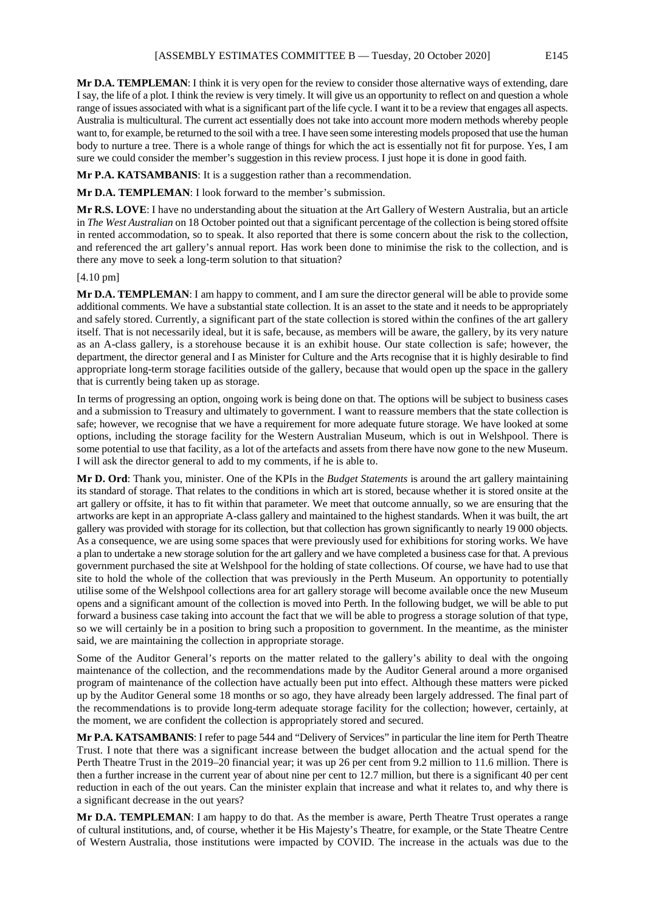**Mr D.A. TEMPLEMAN**: I think it is very open for the review to consider those alternative ways of extending, dare I say, the life of a plot. I think the review is very timely. It will give us an opportunity to reflect on and question a whole range of issues associated with what is a significant part of the life cycle. I want it to be a review that engages all aspects. Australia is multicultural. The current act essentially does not take into account more modern methods whereby people want to, for example, be returned to the soil with a tree. I have seen some interesting models proposed that use the human body to nurture a tree. There is a whole range of things for which the act is essentially not fit for purpose. Yes, I am sure we could consider the member's suggestion in this review process. I just hope it is done in good faith.

**Mr P.A. KATSAMBANIS**: It is a suggestion rather than a recommendation.

**Mr D.A. TEMPLEMAN**: I look forward to the member's submission.

**Mr R.S. LOVE**: I have no understanding about the situation at the Art Gallery of Western Australia, but an article in *The West Australian* on 18 October pointed out that a significant percentage of the collection is being stored offsite in rented accommodation, so to speak. It also reported that there is some concern about the risk to the collection, and referenced the art gallery's annual report. Has work been done to minimise the risk to the collection, and is there any move to seek a long-term solution to that situation?

[4.10 pm]

**Mr D.A. TEMPLEMAN**: I am happy to comment, and I am sure the director general will be able to provide some additional comments. We have a substantial state collection. It is an asset to the state and it needs to be appropriately and safely stored. Currently, a significant part of the state collection is stored within the confines of the art gallery itself. That is not necessarily ideal, but it is safe, because, as members will be aware, the gallery, by its very nature as an A-class gallery, is a storehouse because it is an exhibit house. Our state collection is safe; however, the department, the director general and I as Minister for Culture and the Arts recognise that it is highly desirable to find appropriate long-term storage facilities outside of the gallery, because that would open up the space in the gallery that is currently being taken up as storage.

In terms of progressing an option, ongoing work is being done on that. The options will be subject to business cases and a submission to Treasury and ultimately to government. I want to reassure members that the state collection is safe; however, we recognise that we have a requirement for more adequate future storage. We have looked at some options, including the storage facility for the Western Australian Museum, which is out in Welshpool. There is some potential to use that facility, as a lot of the artefacts and assets from there have now gone to the new Museum. I will ask the director general to add to my comments, if he is able to.

**Mr D. Ord**: Thank you, minister. One of the KPIs in the *Budget Statements* is around the art gallery maintaining its standard of storage. That relates to the conditions in which art is stored, because whether it is stored onsite at the art gallery or offsite, it has to fit within that parameter. We meet that outcome annually, so we are ensuring that the artworks are kept in an appropriate A-class gallery and maintained to the highest standards. When it was built, the art gallery was provided with storage for its collection, but that collection has grown significantly to nearly 19 000 objects. As a consequence, we are using some spaces that were previously used for exhibitions for storing works. We have a plan to undertake a new storage solution for the art gallery and we have completed a business case for that. A previous government purchased the site at Welshpool for the holding of state collections. Of course, we have had to use that site to hold the whole of the collection that was previously in the Perth Museum. An opportunity to potentially utilise some of the Welshpool collections area for art gallery storage will become available once the new Museum opens and a significant amount of the collection is moved into Perth. In the following budget, we will be able to put forward a business case taking into account the fact that we will be able to progress a storage solution of that type, so we will certainly be in a position to bring such a proposition to government. In the meantime, as the minister said, we are maintaining the collection in appropriate storage.

Some of the Auditor General's reports on the matter related to the gallery's ability to deal with the ongoing maintenance of the collection, and the recommendations made by the Auditor General around a more organised program of maintenance of the collection have actually been put into effect. Although these matters were picked up by the Auditor General some 18 months or so ago, they have already been largely addressed. The final part of the recommendations is to provide long-term adequate storage facility for the collection; however, certainly, at the moment, we are confident the collection is appropriately stored and secured.

**Mr P.A. KATSAMBANIS**: I refer to page 544 and "Delivery of Services" in particular the line item for Perth Theatre Trust. I note that there was a significant increase between the budget allocation and the actual spend for the Perth Theatre Trust in the 2019–20 financial year; it was up 26 per cent from 9.2 million to 11.6 million. There is then a further increase in the current year of about nine per cent to 12.7 million, but there is a significant 40 per cent reduction in each of the out years. Can the minister explain that increase and what it relates to, and why there is a significant decrease in the out years?

**Mr D.A. TEMPLEMAN**: I am happy to do that. As the member is aware, Perth Theatre Trust operates a range of cultural institutions, and, of course, whether it be His Majesty's Theatre, for example, or the State Theatre Centre of Western Australia, those institutions were impacted by COVID. The increase in the actuals was due to the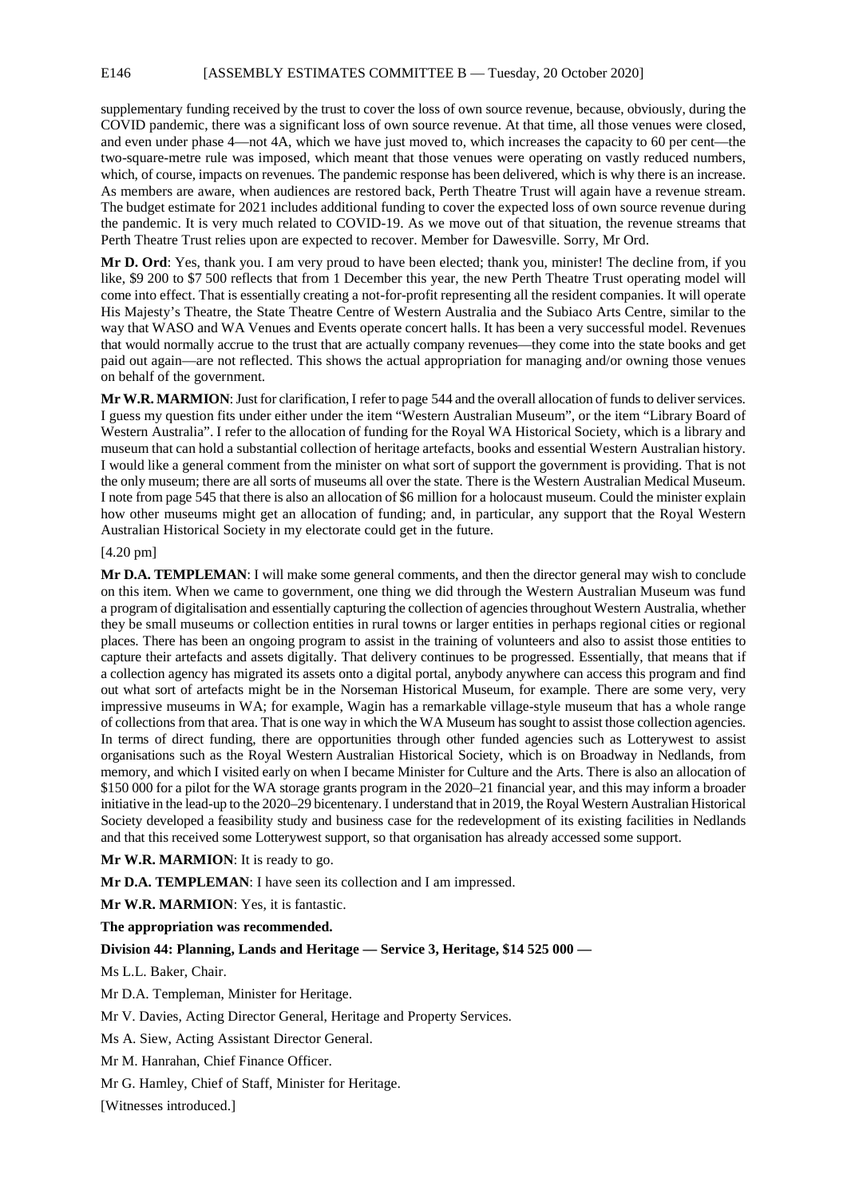supplementary funding received by the trust to cover the loss of own source revenue, because, obviously, during the COVID pandemic, there was a significant loss of own source revenue. At that time, all those venues were closed, and even under phase 4—not 4A, which we have just moved to, which increases the capacity to 60 per cent—the two-square-metre rule was imposed, which meant that those venues were operating on vastly reduced numbers, which, of course, impacts on revenues. The pandemic response has been delivered, which is why there is an increase. As members are aware, when audiences are restored back, Perth Theatre Trust will again have a revenue stream. The budget estimate for 2021 includes additional funding to cover the expected loss of own source revenue during the pandemic. It is very much related to COVID-19. As we move out of that situation, the revenue streams that Perth Theatre Trust relies upon are expected to recover. Member for Dawesville. Sorry, Mr Ord.

**Mr D. Ord**: Yes, thank you. I am very proud to have been elected; thank you, minister! The decline from, if you like, $9 200 to $7 500 reflects that from 1 December this year, the new Perth Theatre Trust operating model will come into effect. That is essentially creating a not-for-profit representing all the resident companies. It will operate His Majesty's Theatre, the State Theatre Centre of Western Australia and the Subiaco Arts Centre, similar to the way that WASO and WA Venues and Events operate concert halls. It has been a very successful model. Revenues that would normally accrue to the trust that are actually company revenues—they come into the state books and get paid out again—are not reflected. This shows the actual appropriation for managing and/or owning those venues on behalf of the government.

**Mr W.R. MARMION**: Just for clarification, I refer to page 544 and the overall allocation of funds to deliver services. I guess my question fits under either under the item "Western Australian Museum", or the item "Library Board of Western Australia". I refer to the allocation of funding for the Royal WA Historical Society, which is a library and museum that can hold a substantial collection of heritage artefacts, books and essential Western Australian history. I would like a general comment from the minister on what sort of support the government is providing. That is not the only museum; there are all sorts of museums all over the state. There is the Western Australian Medical Museum. I note from page 545 that there is also an allocation of $6 million for a holocaust museum. Could the minister explain how other museums might get an allocation of funding; and, in particular, any support that the Royal Western Australian Historical Society in my electorate could get in the future.

[4.20 pm]

**Mr D.A. TEMPLEMAN**: I will make some general comments, and then the director general may wish to conclude on this item. When we came to government, one thing we did through the Western Australian Museum was fund a program of digitalisation and essentially capturing the collection of agencies throughout Western Australia, whether they be small museums or collection entities in rural towns or larger entities in perhaps regional cities or regional places. There has been an ongoing program to assist in the training of volunteers and also to assist those entities to capture their artefacts and assets digitally. That delivery continues to be progressed. Essentially, that means that if a collection agency has migrated its assets onto a digital portal, anybody anywhere can access this program and find out what sort of artefacts might be in the Norseman Historical Museum, for example. There are some very, very impressive museums in WA; for example, Wagin has a remarkable village-style museum that has a whole range of collections from that area. That is one way in which the WA Museum has sought to assist those collection agencies. In terms of direct funding, there are opportunities through other funded agencies such as Lotterywest to assist organisations such as the Royal Western Australian Historical Society, which is on Broadway in Nedlands, from memory, and which I visited early on when I became Minister for Culture and the Arts. There is also an allocation of $150 000 for a pilot for the WA storage grants program in the 2020–21 financial year, and this may inform a broader initiative in the lead-up to the 2020–29 bicentenary. I understand that in 2019, the Royal Western Australian Historical Society developed a feasibility study and business case for the redevelopment of its existing facilities in Nedlands and that this received some Lotterywest support, so that organisation has already accessed some support.

**Mr W.R. MARMION**: It is ready to go.

**Mr D.A. TEMPLEMAN**: I have seen its collection and I am impressed.

**Mr W.R. MARMION**: Yes, it is fantastic.

**The appropriation was recommended.**

**Division 44: Planning, Lands and Heritage — Service 3, Heritage, $14 525 000 —**

Ms L.L. Baker, Chair.

Mr D.A. Templeman, Minister for Heritage.

Mr V. Davies, Acting Director General, Heritage and Property Services.

Ms A. Siew, Acting Assistant Director General.

Mr M. Hanrahan, Chief Finance Officer.

Mr G. Hamley, Chief of Staff, Minister for Heritage.

[Witnesses introduced.]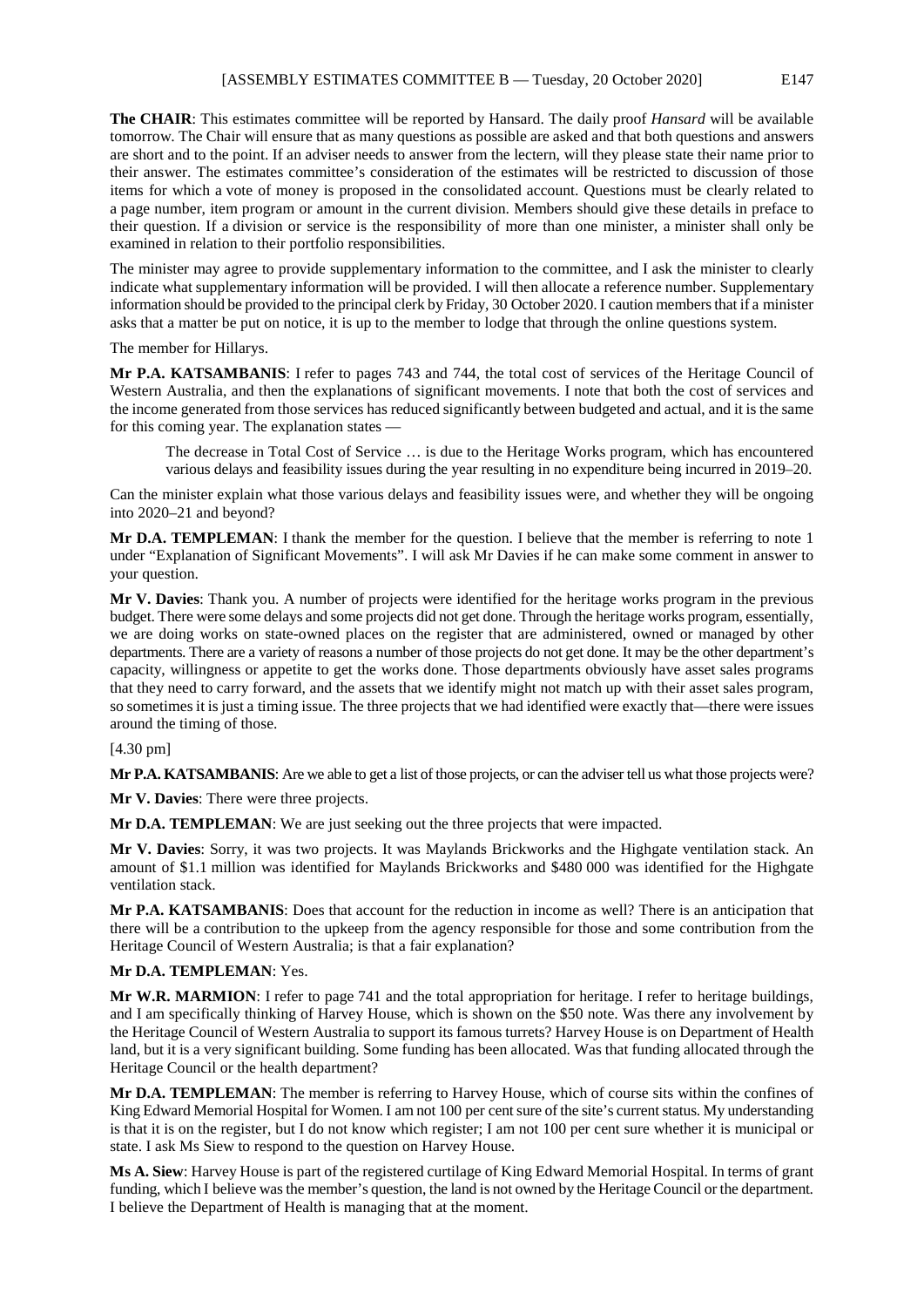**The CHAIR**: This estimates committee will be reported by Hansard. The daily proof *Hansard* will be available tomorrow. The Chair will ensure that as many questions as possible are asked and that both questions and answers are short and to the point. If an adviser needs to answer from the lectern, will they please state their name prior to their answer. The estimates committee's consideration of the estimates will be restricted to discussion of those items for which a vote of money is proposed in the consolidated account. Questions must be clearly related to a page number, item program or amount in the current division. Members should give these details in preface to their question. If a division or service is the responsibility of more than one minister, a minister shall only be examined in relation to their portfolio responsibilities.

The minister may agree to provide supplementary information to the committee, and I ask the minister to clearly indicate what supplementary information will be provided. I will then allocate a reference number. Supplementary information should be provided to the principal clerk by Friday, 30 October 2020. I caution members that if a minister asks that a matter be put on notice, it is up to the member to lodge that through the online questions system.

The member for Hillarys.

**Mr P.A. KATSAMBANIS**: I refer to pages 743 and 744, the total cost of services of the Heritage Council of Western Australia, and then the explanations of significant movements. I note that both the cost of services and the income generated from those services has reduced significantly between budgeted and actual, and it is the same for this coming year. The explanation states —

> The decrease in Total Cost of Service … is due to the Heritage Works program, which has encountered various delays and feasibility issues during the year resulting in no expenditure being incurred in 2019–20.

Can the minister explain what those various delays and feasibility issues were, and whether they will be ongoing into 2020–21 and beyond?

**Mr D.A. TEMPLEMAN**: I thank the member for the question. I believe that the member is referring to note 1 under "Explanation of Significant Movements". I will ask Mr Davies if he can make some comment in answer to your question.

**Mr V. Davies**: Thank you. A number of projects were identified for the heritage works program in the previous budget. There were some delays and some projects did not get done. Through the heritage works program, essentially, we are doing works on state-owned places on the register that are administered, owned or managed by other departments. There are a variety of reasons a number of those projects do not get done. It may be the other department's capacity, willingness or appetite to get the works done. Those departments obviously have asset sales programs that they need to carry forward, and the assets that we identify might not match up with their asset sales program, so sometimes it is just a timing issue. The three projects that we had identified were exactly that—there were issues around the timing of those.

[4.30 pm]

**Mr P.A. KATSAMBANIS**: Are we able to get a list of those projects, or can the adviser tell us what those projects were?

**Mr V. Davies**: There were three projects.

**Mr D.A. TEMPLEMAN**: We are just seeking out the three projects that were impacted.

**Mr V. Davies**: Sorry, it was two projects. It was Maylands Brickworks and the Highgate ventilation stack. An amount of $1.1 million was identified for Maylands Brickworks and $480 000 was identified for the Highgate ventilation stack.

**Mr P.A. KATSAMBANIS**: Does that account for the reduction in income as well? There is an anticipation that there will be a contribution to the upkeep from the agency responsible for those and some contribution from the Heritage Council of Western Australia; is that a fair explanation?

**Mr D.A. TEMPLEMAN**: Yes.

**Mr W.R. MARMION**: I refer to page 741 and the total appropriation for heritage. I refer to heritage buildings, and I am specifically thinking of Harvey House, which is shown on the $50 note. Was there any involvement by the Heritage Council of Western Australia to support its famous turrets? Harvey House is on Department of Health land, but it is a very significant building. Some funding has been allocated. Was that funding allocated through the Heritage Council or the health department?

**Mr D.A. TEMPLEMAN**: The member is referring to Harvey House, which of course sits within the confines of King Edward Memorial Hospital for Women. I am not 100 per cent sure of the site's current status. My understanding is that it is on the register, but I do not know which register; I am not 100 per cent sure whether it is municipal or state. I ask Ms Siew to respond to the question on Harvey House.

**Ms A. Siew**: Harvey House is part of the registered curtilage of King Edward Memorial Hospital. In terms of grant funding, which I believe was the member's question, the land is not owned by the Heritage Council or the department. I believe the Department of Health is managing that at the moment.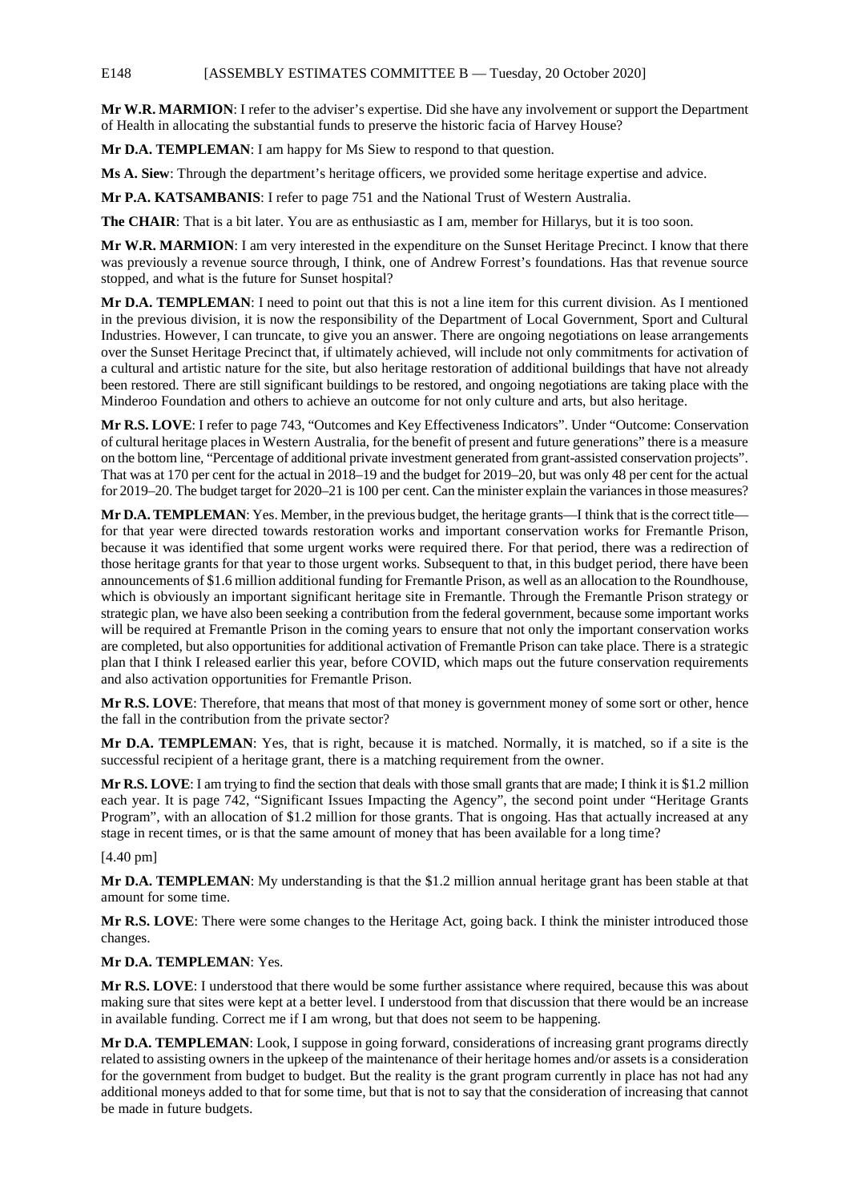**Mr W.R. MARMION**: I refer to the adviser's expertise. Did she have any involvement or support the Department of Health in allocating the substantial funds to preserve the historic facia of Harvey House?

**Mr D.A. TEMPLEMAN**: I am happy for Ms Siew to respond to that question.

**Ms A. Siew**: Through the department's heritage officers, we provided some heritage expertise and advice.

**Mr P.A. KATSAMBANIS**: I refer to page 751 and the National Trust of Western Australia.

**The CHAIR**: That is a bit later. You are as enthusiastic as I am, member for Hillarys, but it is too soon.

**Mr W.R. MARMION**: I am very interested in the expenditure on the Sunset Heritage Precinct. I know that there was previously a revenue source through, I think, one of Andrew Forrest's foundations. Has that revenue source stopped, and what is the future for Sunset hospital?

**Mr D.A. TEMPLEMAN**: I need to point out that this is not a line item for this current division. As I mentioned in the previous division, it is now the responsibility of the Department of Local Government, Sport and Cultural Industries. However, I can truncate, to give you an answer. There are ongoing negotiations on lease arrangements over the Sunset Heritage Precinct that, if ultimately achieved, will include not only commitments for activation of a cultural and artistic nature for the site, but also heritage restoration of additional buildings that have not already been restored. There are still significant buildings to be restored, and ongoing negotiations are taking place with the Minderoo Foundation and others to achieve an outcome for not only culture and arts, but also heritage.

**Mr R.S. LOVE**: I refer to page 743, "Outcomes and Key Effectiveness Indicators". Under "Outcome: Conservation of cultural heritage places in Western Australia, for the benefit of present and future generations" there is a measure on the bottom line, "Percentage of additional private investment generated from grant-assisted conservation projects". That was at 170 per cent for the actual in 2018–19 and the budget for 2019–20, but was only 48 per cent for the actual for 2019–20. The budget target for 2020–21 is 100 per cent. Can the minister explain the variances in those measures?

**Mr D.A. TEMPLEMAN**: Yes. Member, in the previous budget, the heritage grants—I think that is the correct title—for that year were directed towards restoration works and important conservation works for Fremantle Prison, because it was identified that some urgent works were required there. For that period, there was a redirection of those heritage grants for that year to those urgent works. Subsequent to that, in this budget period, there have been announcements of $1.6 million additional funding for Fremantle Prison, as well as an allocation to the Roundhouse, which is obviously an important significant heritage site in Fremantle. Through the Fremantle Prison strategy or strategic plan, we have also been seeking a contribution from the federal government, because some important works will be required at Fremantle Prison in the coming years to ensure that not only the important conservation works are completed, but also opportunities for additional activation of Fremantle Prison can take place. There is a strategic plan that I think I released earlier this year, before COVID, which maps out the future conservation requirements and also activation opportunities for Fremantle Prison.

**Mr R.S. LOVE**: Therefore, that means that most of that money is government money of some sort or other, hence the fall in the contribution from the private sector?

**Mr D.A. TEMPLEMAN**: Yes, that is right, because it is matched. Normally, it is matched, so if a site is the successful recipient of a heritage grant, there is a matching requirement from the owner.

**Mr R.S. LOVE**: I am trying to find the section that deals with those small grants that are made; I think it is $1.2 million each year. It is page 742, "Significant Issues Impacting the Agency", the second point under "Heritage Grants Program", with an allocation of $1.2 million for those grants. That is ongoing. Has that actually increased at any stage in recent times, or is that the same amount of money that has been available for a long time?

[4.40 pm]

**Mr D.A. TEMPLEMAN**: My understanding is that the $1.2 million annual heritage grant has been stable at that amount for some time.

**Mr R.S. LOVE**: There were some changes to the Heritage Act, going back. I think the minister introduced those changes.

**Mr D.A. TEMPLEMAN**: Yes.

**Mr R.S. LOVE**: I understood that there would be some further assistance where required, because this was about making sure that sites were kept at a better level. I understood from that discussion that there would be an increase in available funding. Correct me if I am wrong, but that does not seem to be happening.

**Mr D.A. TEMPLEMAN**: Look, I suppose in going forward, considerations of increasing grant programs directly related to assisting owners in the upkeep of the maintenance of their heritage homes and/or assets is a consideration for the government from budget to budget. But the reality is the grant program currently in place has not had any additional moneys added to that for some time, but that is not to say that the consideration of increasing that cannot be made in future budgets.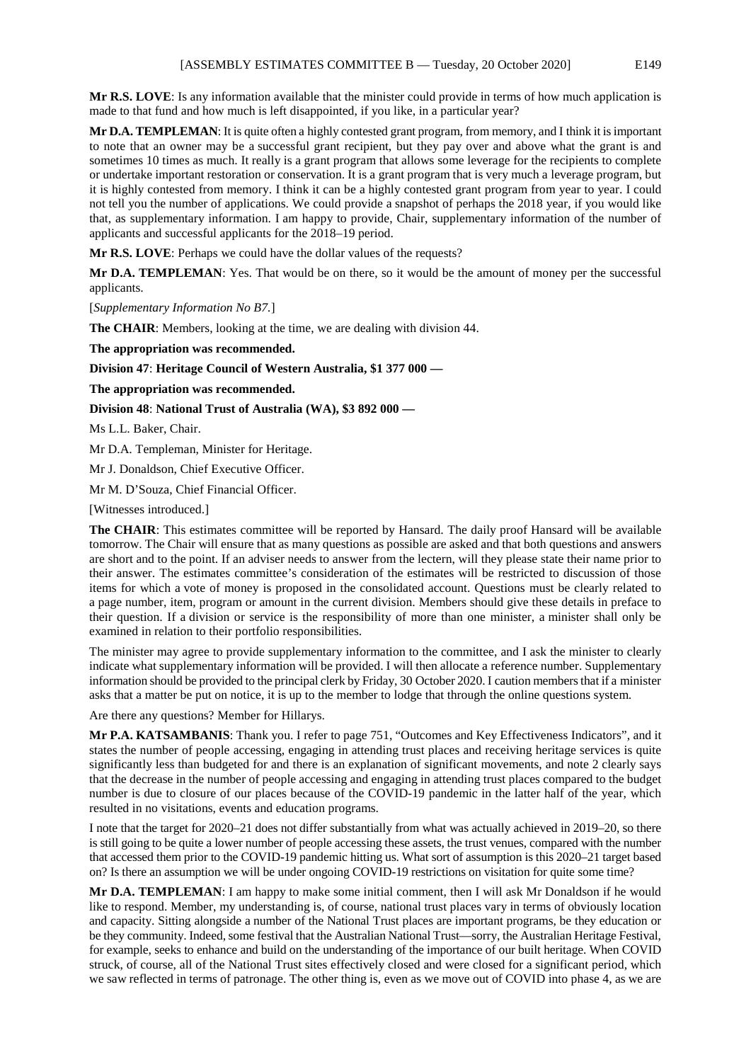**Mr R.S. LOVE**: Is any information available that the minister could provide in terms of how much application is made to that fund and how much is left disappointed, if you like, in a particular year?

**Mr D.A. TEMPLEMAN**: It is quite often a highly contested grant program, from memory, and I think it is important to note that an owner may be a successful grant recipient, but they pay over and above what the grant is and sometimes 10 times as much. It really is a grant program that allows some leverage for the recipients to complete or undertake important restoration or conservation. It is a grant program that is very much a leverage program, but it is highly contested from memory. I think it can be a highly contested grant program from year to year. I could not tell you the number of applications. We could provide a snapshot of perhaps the 2018 year, if you would like that, as supplementary information. I am happy to provide, Chair, supplementary information of the number of applicants and successful applicants for the 2018–19 period.

**Mr R.S. LOVE**: Perhaps we could have the dollar values of the requests?

**Mr D.A. TEMPLEMAN**: Yes. That would be on there, so it would be the amount of money per the successful applicants.

[*Supplementary Information No B7.*]

**The CHAIR**: Members, looking at the time, we are dealing with division 44.

**The appropriation was recommended.**

**Division 47**: **Heritage Council of Western Australia, $1 377 000 —**

**The appropriation was recommended.**

**Division 48**: **National Trust of Australia (WA), $3 892 000 —**

Ms L.L. Baker, Chair.

Mr D.A. Templeman, Minister for Heritage.

Mr J. Donaldson, Chief Executive Officer.

Mr M. D'Souza, Chief Financial Officer.

[Witnesses introduced.]

**The CHAIR**: This estimates committee will be reported by Hansard. The daily proof Hansard will be available tomorrow. The Chair will ensure that as many questions as possible are asked and that both questions and answers are short and to the point. If an adviser needs to answer from the lectern, will they please state their name prior to their answer. The estimates committee's consideration of the estimates will be restricted to discussion of those items for which a vote of money is proposed in the consolidated account. Questions must be clearly related to a page number, item, program or amount in the current division. Members should give these details in preface to their question. If a division or service is the responsibility of more than one minister, a minister shall only be examined in relation to their portfolio responsibilities.

The minister may agree to provide supplementary information to the committee, and I ask the minister to clearly indicate what supplementary information will be provided. I will then allocate a reference number. Supplementary information should be provided to the principal clerk by Friday, 30 October 2020. I caution members that if a minister asks that a matter be put on notice, it is up to the member to lodge that through the online questions system.

Are there any questions? Member for Hillarys.

**Mr P.A. KATSAMBANIS**: Thank you. I refer to page 751, "Outcomes and Key Effectiveness Indicators", and it states the number of people accessing, engaging in attending trust places and receiving heritage services is quite significantly less than budgeted for and there is an explanation of significant movements, and note 2 clearly says that the decrease in the number of people accessing and engaging in attending trust places compared to the budget number is due to closure of our places because of the COVID-19 pandemic in the latter half of the year, which resulted in no visitations, events and education programs.

I note that the target for 2020–21 does not differ substantially from what was actually achieved in 2019–20, so there is still going to be quite a lower number of people accessing these assets, the trust venues, compared with the number that accessed them prior to the COVID-19 pandemic hitting us. What sort of assumption is this 2020–21 target based on? Is there an assumption we will be under ongoing COVID-19 restrictions on visitation for quite some time?

**Mr D.A. TEMPLEMAN**: I am happy to make some initial comment, then I will ask Mr Donaldson if he would like to respond. Member, my understanding is, of course, national trust places vary in terms of obviously location and capacity. Sitting alongside a number of the National Trust places are important programs, be they education or be they community. Indeed, some festival that the Australian National Trust—sorry, the Australian Heritage Festival, for example, seeks to enhance and build on the understanding of the importance of our built heritage. When COVID struck, of course, all of the National Trust sites effectively closed and were closed for a significant period, which we saw reflected in terms of patronage. The other thing is, even as we move out of COVID into phase 4, as we are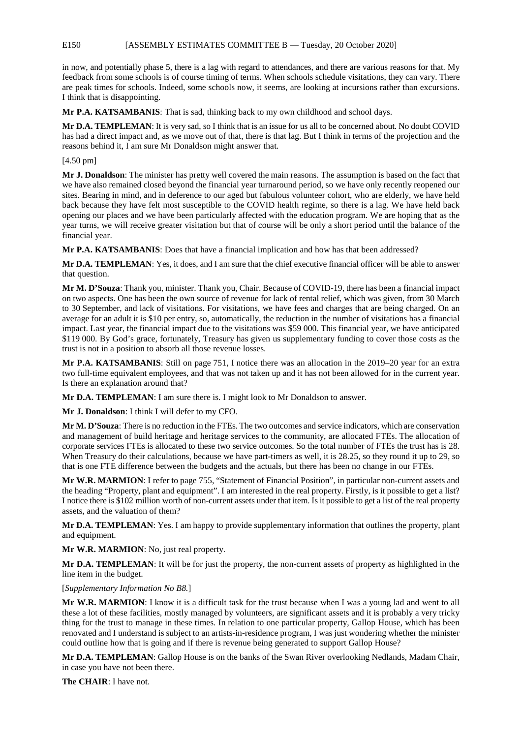in now, and potentially phase 5, there is a lag with regard to attendances, and there are various reasons for that. My feedback from some schools is of course timing of terms. When schools schedule visitations, they can vary. There are peak times for schools. Indeed, some schools now, it seems, are looking at incursions rather than excursions. I think that is disappointing.

**Mr P.A. KATSAMBANIS**: That is sad, thinking back to my own childhood and school days.

**Mr D.A. TEMPLEMAN**: It is very sad, so I think that is an issue for us all to be concerned about. No doubt COVID has had a direct impact and, as we move out of that, there is that lag. But I think in terms of the projection and the reasons behind it, I am sure Mr Donaldson might answer that.

[4.50 pm]

**Mr J. Donaldson**: The minister has pretty well covered the main reasons. The assumption is based on the fact that we have also remained closed beyond the financial year turnaround period, so we have only recently reopened our sites. Bearing in mind, and in deference to our aged but fabulous volunteer cohort, who are elderly, we have held back because they have felt most susceptible to the COVID health regime, so there is a lag. We have held back opening our places and we have been particularly affected with the education program. We are hoping that as the year turns, we will receive greater visitation but that of course will be only a short period until the balance of the financial year.

**Mr P.A. KATSAMBANIS**: Does that have a financial implication and how has that been addressed?

**Mr D.A. TEMPLEMAN**: Yes, it does, and I am sure that the chief executive financial officer will be able to answer that question.

**Mr M. D'Souza**: Thank you, minister. Thank you, Chair. Because of COVID-19, there has been a financial impact on two aspects. One has been the own source of revenue for lack of rental relief, which was given, from 30 March to 30 September, and lack of visitations. For visitations, we have fees and charges that are being charged. On an average for an adult it is $10 per entry, so, automatically, the reduction in the number of visitations has a financial impact. Last year, the financial impact due to the visitations was $59 000. This financial year, we have anticipated $119 000. By God's grace, fortunately, Treasury has given us supplementary funding to cover those costs as the trust is not in a position to absorb all those revenue losses.

**Mr P.A. KATSAMBANIS**: Still on page 751, I notice there was an allocation in the 2019–20 year for an extra two full-time equivalent employees, and that was not taken up and it has not been allowed for in the current year. Is there an explanation around that?

**Mr D.A. TEMPLEMAN**: I am sure there is. I might look to Mr Donaldson to answer.

**Mr J. Donaldson**: I think I will defer to my CFO.

**Mr M. D'Souza**: There is no reduction in the FTEs. The two outcomes and service indicators, which are conservation and management of build heritage and heritage services to the community, are allocated FTEs. The allocation of corporate services FTEs is allocated to these two service outcomes. So the total number of FTEs the trust has is 28. When Treasury do their calculations, because we have part-timers as well, it is 28.25, so they round it up to 29, so that is one FTE difference between the budgets and the actuals, but there has been no change in our FTEs.

**Mr W.R. MARMION**: I refer to page 755, "Statement of Financial Position", in particular non-current assets and the heading "Property, plant and equipment". I am interested in the real property. Firstly, is it possible to get a list? I notice there is $102 million worth of non-current assets under that item. Is it possible to get a list of the real property assets, and the valuation of them?

**Mr D.A. TEMPLEMAN**: Yes. I am happy to provide supplementary information that outlines the property, plant and equipment.

**Mr W.R. MARMION**: No, just real property.

**Mr D.A. TEMPLEMAN**: It will be for just the property, the non-current assets of property as highlighted in the line item in the budget.

[*Supplementary Information No B8.*]

**Mr W.R. MARMION**: I know it is a difficult task for the trust because when I was a young lad and went to all these a lot of these facilities, mostly managed by volunteers, are significant assets and it is probably a very tricky thing for the trust to manage in these times. In relation to one particular property, Gallop House, which has been renovated and I understand is subject to an artists-in-residence program, I was just wondering whether the minister could outline how that is going and if there is revenue being generated to support Gallop House?

**Mr D.A. TEMPLEMAN**: Gallop House is on the banks of the Swan River overlooking Nedlands, Madam Chair, in case you have not been there.

**The CHAIR**: I have not.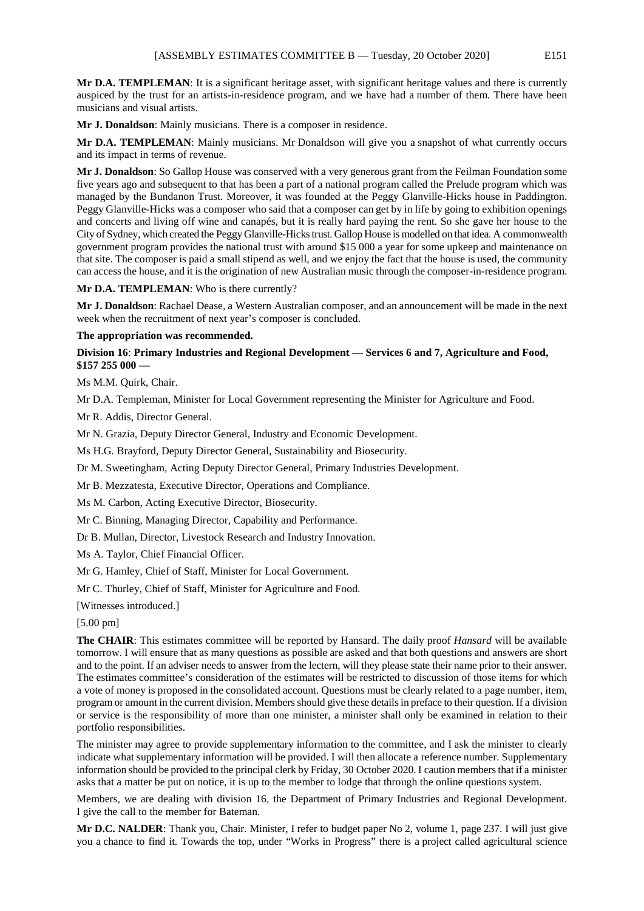**Mr D.A. TEMPLEMAN**: It is a significant heritage asset, with significant heritage values and there is currently auspiced by the trust for an artists-in-residence program, and we have had a number of them. There have been musicians and visual artists.

**Mr J. Donaldson**: Mainly musicians. There is a composer in residence.

**Mr D.A. TEMPLEMAN**: Mainly musicians. Mr Donaldson will give you a snapshot of what currently occurs and its impact in terms of revenue.

**Mr J. Donaldson**: So Gallop House was conserved with a very generous grant from the Feilman Foundation some five years ago and subsequent to that has been a part of a national program called the Prelude program which was managed by the Bundanon Trust. Moreover, it was founded at the Peggy Glanville-Hicks house in Paddington. Peggy Glanville-Hicks was a composer who said that a composer can get by in life by going to exhibition openings and concerts and living off wine and canapés, but it is really hard paying the rent. So she gave her house to the City of Sydney, which created the Peggy Glanville-Hicks trust. Gallop House is modelled on that idea. A commonwealth government program provides the national trust with around $15 000 a year for some upkeep and maintenance on that site. The composer is paid a small stipend as well, and we enjoy the fact that the house is used, the community can access the house, and it is the origination of new Australian music through the composer-in-residence program.

**Mr D.A. TEMPLEMAN**: Who is there currently?

**Mr J. Donaldson**: Rachael Dease, a Western Australian composer, and an announcement will be made in the next week when the recruitment of next year's composer is concluded.

**The appropriation was recommended.**

**Division 16**: **Primary Industries and Regional Development — Services 6 and 7, Agriculture and Food, $157 255 000 —**

Ms M.M. Quirk, Chair.

Mr D.A. Templeman, Minister for Local Government representing the Minister for Agriculture and Food.

Mr R. Addis, Director General.

Mr N. Grazia, Deputy Director General, Industry and Economic Development.

Ms H.G. Brayford, Deputy Director General, Sustainability and Biosecurity.

Dr M. Sweetingham, Acting Deputy Director General, Primary Industries Development.

Mr B. Mezzatesta, Executive Director, Operations and Compliance.

Ms M. Carbon, Acting Executive Director, Biosecurity.

Mr C. Binning, Managing Director, Capability and Performance.

Dr B. Mullan, Director, Livestock Research and Industry Innovation.

Ms A. Taylor, Chief Financial Officer.

Mr G. Hamley, Chief of Staff, Minister for Local Government.

Mr C. Thurley, Chief of Staff, Minister for Agriculture and Food.

[Witnesses introduced.]

[5.00 pm]

**The CHAIR**: This estimates committee will be reported by Hansard. The daily proof *Hansard* will be available tomorrow. I will ensure that as many questions as possible are asked and that both questions and answers are short and to the point. If an adviser needs to answer from the lectern, will they please state their name prior to their answer. The estimates committee's consideration of the estimates will be restricted to discussion of those items for which a vote of money is proposed in the consolidated account. Questions must be clearly related to a page number, item, program or amount in the current division. Members should give these details in preface to their question. If a division or service is the responsibility of more than one minister, a minister shall only be examined in relation to their portfolio responsibilities.

The minister may agree to provide supplementary information to the committee, and I ask the minister to clearly indicate what supplementary information will be provided. I will then allocate a reference number. Supplementary information should be provided to the principal clerk by Friday, 30 October 2020. I caution members that if a minister asks that a matter be put on notice, it is up to the member to lodge that through the online questions system.

Members, we are dealing with division 16, the Department of Primary Industries and Regional Development. I give the call to the member for Bateman.

**Mr D.C. NALDER**: Thank you, Chair. Minister, I refer to budget paper No 2, volume 1, page 237. I will just give you a chance to find it. Towards the top, under "Works in Progress" there is a project called agricultural science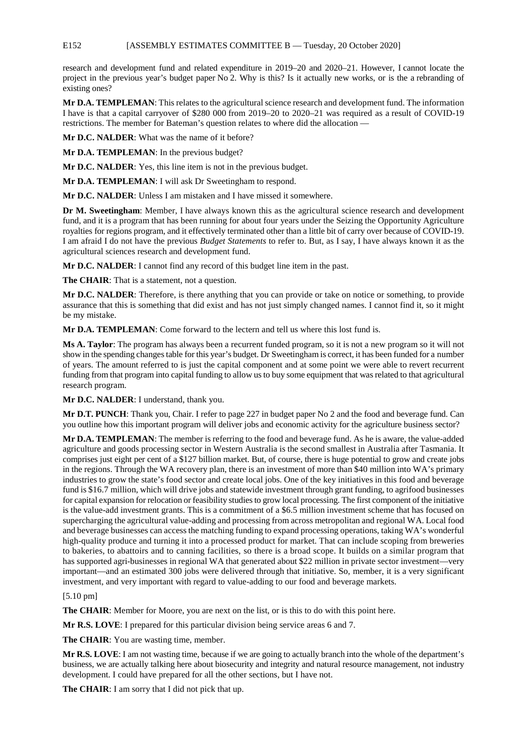research and development fund and related expenditure in 2019–20 and 2020–21. However, I cannot locate the project in the previous year's budget paper No 2. Why is this? Is it actually new works, or is the a rebranding of existing ones?

**Mr D.A. TEMPLEMAN**: This relates to the agricultural science research and development fund. The information I have is that a capital carryover of $280 000 from 2019–20 to 2020–21 was required as a result of COVID-19 restrictions. The member for Bateman's question relates to where did the allocation —

**Mr D.C. NALDER**: What was the name of it before?

**Mr D.A. TEMPLEMAN**: In the previous budget?

**Mr D.C. NALDER**: Yes, this line item is not in the previous budget.

**Mr D.A. TEMPLEMAN**: I will ask Dr Sweetingham to respond.

**Mr D.C. NALDER**: Unless I am mistaken and I have missed it somewhere.

**Dr M. Sweetingham**: Member, I have always known this as the agricultural science research and development fund, and it is a program that has been running for about four years under the Seizing the Opportunity Agriculture royalties for regions program, and it effectively terminated other than a little bit of carry over because of COVID-19. I am afraid I do not have the previous *Budget Statements* to refer to. But, as I say, I have always known it as the agricultural sciences research and development fund.

**Mr D.C. NALDER**: I cannot find any record of this budget line item in the past.

**The CHAIR**: That is a statement, not a question.

**Mr D.C. NALDER**: Therefore, is there anything that you can provide or take on notice or something, to provide assurance that this is something that did exist and has not just simply changed names. I cannot find it, so it might be my mistake.

**Mr D.A. TEMPLEMAN**: Come forward to the lectern and tell us where this lost fund is.

**Ms A. Taylor**: The program has always been a recurrent funded program, so it is not a new program so it will not show in the spending changes table for this year's budget. Dr Sweetingham is correct, it has been funded for a number of years. The amount referred to is just the capital component and at some point we were able to revert recurrent funding from that program into capital funding to allow us to buy some equipment that was related to that agricultural research program.

**Mr D.C. NALDER**: I understand, thank you.

**Mr D.T. PUNCH**: Thank you, Chair. I refer to page 227 in budget paper No 2 and the food and beverage fund. Can you outline how this important program will deliver jobs and economic activity for the agriculture business sector?

**Mr D.A. TEMPLEMAN**: The member is referring to the food and beverage fund. As he is aware, the value-added agriculture and goods processing sector in Western Australia is the second smallest in Australia after Tasmania. It comprises just eight per cent of a $127 billion market. But, of course, there is huge potential to grow and create jobs in the regions. Through the WA recovery plan, there is an investment of more than $40 million into WA's primary industries to grow the state's food sector and create local jobs. One of the key initiatives in this food and beverage fund is $16.7 million, which will drive jobs and statewide investment through grant funding, to agrifood businesses for capital expansion for relocation or feasibility studies to grow local processing. The first component of the initiative is the value-add investment grants. This is a commitment of a $6.5 million investment scheme that has focused on supercharging the agricultural value-adding and processing from across metropolitan and regional WA. Local food and beverage businesses can access the matching funding to expand processing operations, taking WA's wonderful high-quality produce and turning it into a processed product for market. That can include scoping from breweries to bakeries, to abattoirs and to canning facilities, so there is a broad scope. It builds on a similar program that has supported agri-businesses in regional WA that generated about $22 million in private sector investment—very important—and an estimated 300 jobs were delivered through that initiative. So, member, it is a very significant investment, and very important with regard to value-adding to our food and beverage markets.

[5.10 pm]

**The CHAIR**: Member for Moore, you are next on the list, or is this to do with this point here.

**Mr R.S. LOVE**: I prepared for this particular division being service areas 6 and 7.

**The CHAIR**: You are wasting time, member.

**Mr R.S. LOVE**: I am not wasting time, because if we are going to actually branch into the whole of the department's business, we are actually talking here about biosecurity and integrity and natural resource management, not industry development. I could have prepared for all the other sections, but I have not.

**The CHAIR**: I am sorry that I did not pick that up.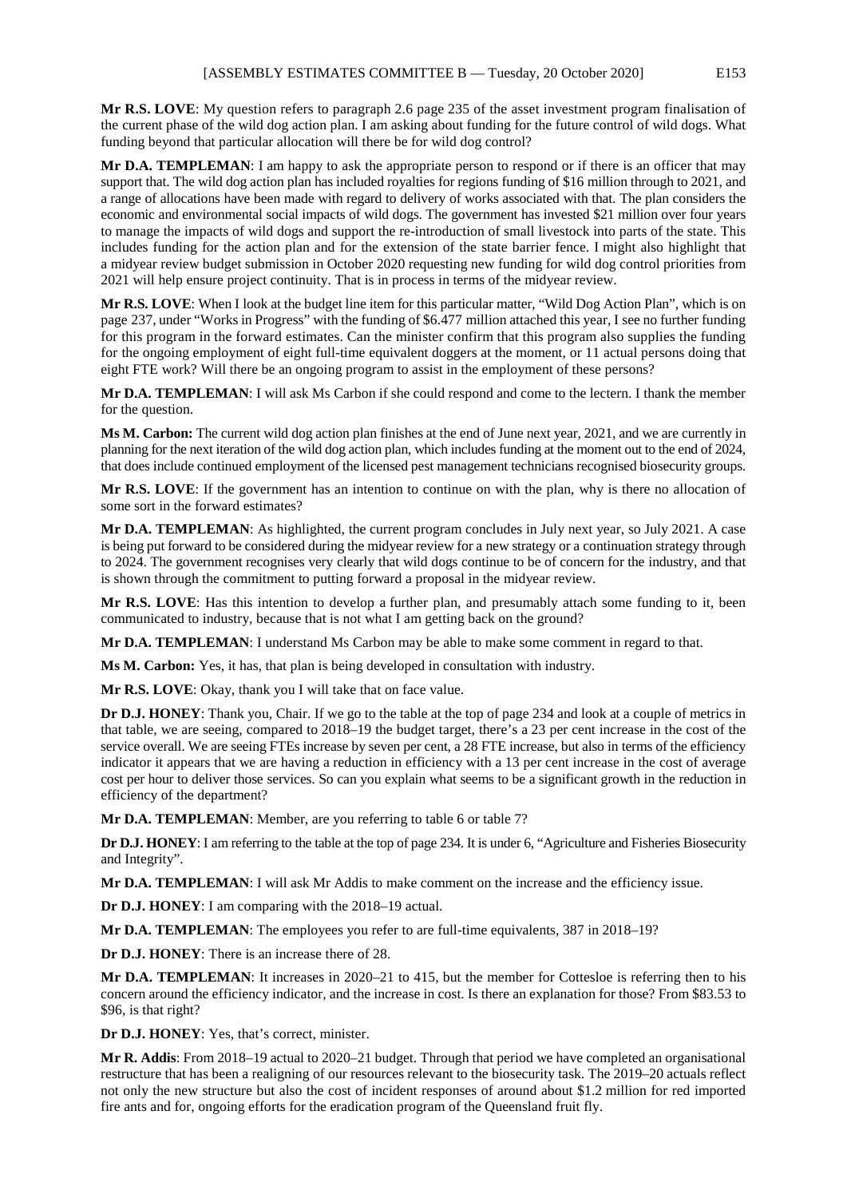**Mr R.S. LOVE**: My question refers to paragraph 2.6 page 235 of the asset investment program finalisation of the current phase of the wild dog action plan. I am asking about funding for the future control of wild dogs. What funding beyond that particular allocation will there be for wild dog control?

**Mr D.A. TEMPLEMAN**: I am happy to ask the appropriate person to respond or if there is an officer that may support that. The wild dog action plan has included royalties for regions funding of $16 million through to 2021, and a range of allocations have been made with regard to delivery of works associated with that. The plan considers the economic and environmental social impacts of wild dogs. The government has invested $21 million over four years to manage the impacts of wild dogs and support the re-introduction of small livestock into parts of the state. This includes funding for the action plan and for the extension of the state barrier fence. I might also highlight that a midyear review budget submission in October 2020 requesting new funding for wild dog control priorities from 2021 will help ensure project continuity. That is in process in terms of the midyear review.

**Mr R.S. LOVE**: When I look at the budget line item for this particular matter, "Wild Dog Action Plan", which is on page 237, under "Works in Progress" with the funding of $6.477 million attached this year, I see no further funding for this program in the forward estimates. Can the minister confirm that this program also supplies the funding for the ongoing employment of eight full-time equivalent doggers at the moment, or 11 actual persons doing that eight FTE work? Will there be an ongoing program to assist in the employment of these persons?

**Mr D.A. TEMPLEMAN**: I will ask Ms Carbon if she could respond and come to the lectern. I thank the member for the question.

**Ms M. Carbon:** The current wild dog action plan finishes at the end of June next year, 2021, and we are currently in planning for the next iteration of the wild dog action plan, which includes funding at the moment out to the end of 2024, that does include continued employment of the licensed pest management technicians recognised biosecurity groups.

**Mr R.S. LOVE**: If the government has an intention to continue on with the plan, why is there no allocation of some sort in the forward estimates?

**Mr D.A. TEMPLEMAN**: As highlighted, the current program concludes in July next year, so July 2021. A case is being put forward to be considered during the midyear review for a new strategy or a continuation strategy through to 2024. The government recognises very clearly that wild dogs continue to be of concern for the industry, and that is shown through the commitment to putting forward a proposal in the midyear review.

**Mr R.S. LOVE**: Has this intention to develop a further plan, and presumably attach some funding to it, been communicated to industry, because that is not what I am getting back on the ground?

**Mr D.A. TEMPLEMAN**: I understand Ms Carbon may be able to make some comment in regard to that.

**Ms M. Carbon:** Yes, it has, that plan is being developed in consultation with industry.

**Mr R.S. LOVE**: Okay, thank you I will take that on face value.

**Dr D.J. HONEY**: Thank you, Chair. If we go to the table at the top of page 234 and look at a couple of metrics in that table, we are seeing, compared to 2018–19 the budget target, there's a 23 per cent increase in the cost of the service overall. We are seeing FTEs increase by seven per cent, a 28 FTE increase, but also in terms of the efficiency indicator it appears that we are having a reduction in efficiency with a 13 per cent increase in the cost of average cost per hour to deliver those services. So can you explain what seems to be a significant growth in the reduction in efficiency of the department?

**Mr D.A. TEMPLEMAN**: Member, are you referring to table 6 or table 7?

**Dr D.J. HONEY**: I am referring to the table at the top of page 234. It is under 6, "Agriculture and Fisheries Biosecurity and Integrity".

**Mr D.A. TEMPLEMAN**: I will ask Mr Addis to make comment on the increase and the efficiency issue.

**Dr D.J. HONEY**: I am comparing with the 2018–19 actual.

**Mr D.A. TEMPLEMAN**: The employees you refer to are full-time equivalents, 387 in 2018–19?

**Dr D.J. HONEY**: There is an increase there of 28.

**Mr D.A. TEMPLEMAN**: It increases in 2020–21 to 415, but the member for Cottesloe is referring then to his concern around the efficiency indicator, and the increase in cost. Is there an explanation for those? From $83.53 to $96, is that right?

**Dr D.J. HONEY**: Yes, that's correct, minister.

**Mr R. Addis**: From 2018–19 actual to 2020–21 budget. Through that period we have completed an organisational restructure that has been a realigning of our resources relevant to the biosecurity task. The 2019–20 actuals reflect not only the new structure but also the cost of incident responses of around about $1.2 million for red imported fire ants and for, ongoing efforts for the eradication program of the Queensland fruit fly.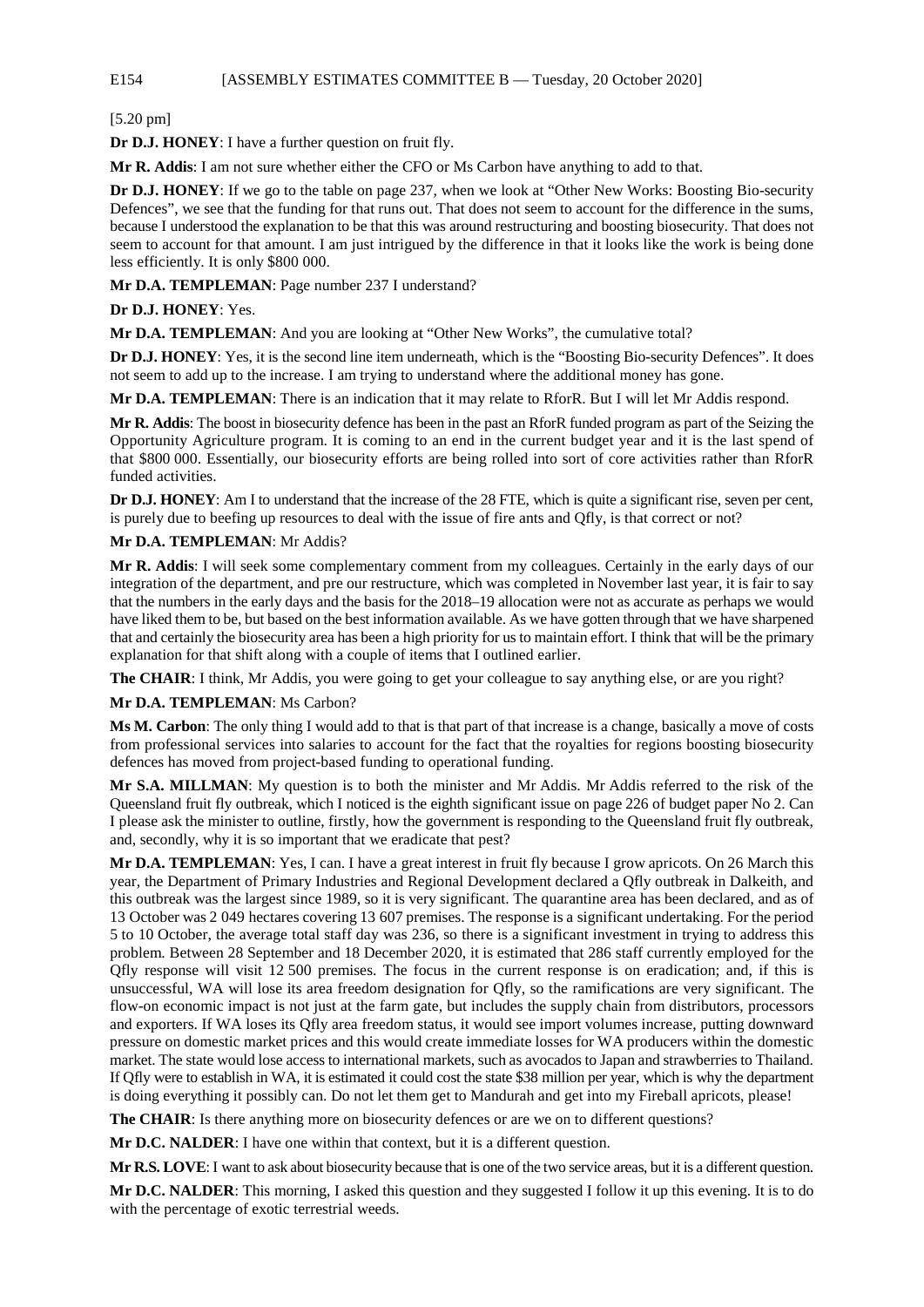[5.20 pm]

**Dr D.J. HONEY**: I have a further question on fruit fly.

**Mr R. Addis**: I am not sure whether either the CFO or Ms Carbon have anything to add to that.

**Dr D.J. HONEY**: If we go to the table on page 237, when we look at "Other New Works: Boosting Bio-security Defences", we see that the funding for that runs out. That does not seem to account for the difference in the sums, because I understood the explanation to be that this was around restructuring and boosting biosecurity. That does not seem to account for that amount. I am just intrigued by the difference in that it looks like the work is being done less efficiently. It is only $800 000.

**Mr D.A. TEMPLEMAN**: Page number 237 I understand?

**Dr D.J. HONEY**: Yes.

**Mr D.A. TEMPLEMAN**: And you are looking at "Other New Works", the cumulative total?

**Dr D.J. HONEY**: Yes, it is the second line item underneath, which is the "Boosting Bio-security Defences". It does not seem to add up to the increase. I am trying to understand where the additional money has gone.

**Mr D.A. TEMPLEMAN**: There is an indication that it may relate to RforR. But I will let Mr Addis respond.

**Mr R. Addis**: The boost in biosecurity defence has been in the past an RforR funded program as part of the Seizing the Opportunity Agriculture program. It is coming to an end in the current budget year and it is the last spend of that $800 000. Essentially, our biosecurity efforts are being rolled into sort of core activities rather than RforR funded activities.

**Dr D.J. HONEY**: Am I to understand that the increase of the 28 FTE, which is quite a significant rise, seven per cent, is purely due to beefing up resources to deal with the issue of fire ants and Qfly, is that correct or not?

**Mr D.A. TEMPLEMAN**: Mr Addis?

**Mr R. Addis**: I will seek some complementary comment from my colleagues. Certainly in the early days of our integration of the department, and pre our restructure, which was completed in November last year, it is fair to say that the numbers in the early days and the basis for the 2018–19 allocation were not as accurate as perhaps we would have liked them to be, but based on the best information available. As we have gotten through that we have sharpened that and certainly the biosecurity area has been a high priority for us to maintain effort. I think that will be the primary explanation for that shift along with a couple of items that I outlined earlier.

**The CHAIR**: I think, Mr Addis, you were going to get your colleague to say anything else, or are you right?

**Mr D.A. TEMPLEMAN**: Ms Carbon?

**Ms M. Carbon**: The only thing I would add to that is that part of that increase is a change, basically a move of costs from professional services into salaries to account for the fact that the royalties for regions boosting biosecurity defences has moved from project-based funding to operational funding.

**Mr S.A. MILLMAN**: My question is to both the minister and Mr Addis. Mr Addis referred to the risk of the Queensland fruit fly outbreak, which I noticed is the eighth significant issue on page 226 of budget paper No 2. Can I please ask the minister to outline, firstly, how the government is responding to the Queensland fruit fly outbreak, and, secondly, why it is so important that we eradicate that pest?

**Mr D.A. TEMPLEMAN**: Yes, I can. I have a great interest in fruit fly because I grow apricots. On 26 March this year, the Department of Primary Industries and Regional Development declared a Qfly outbreak in Dalkeith, and this outbreak was the largest since 1989, so it is very significant. The quarantine area has been declared, and as of 13 October was 2 049 hectares covering 13 607 premises. The response is a significant undertaking. For the period 5 to 10 October, the average total staff day was 236, so there is a significant investment in trying to address this problem. Between 28 September and 18 December 2020, it is estimated that 286 staff currently employed for the Qfly response will visit 12 500 premises. The focus in the current response is on eradication; and, if this is unsuccessful, WA will lose its area freedom designation for Qfly, so the ramifications are very significant. The flow-on economic impact is not just at the farm gate, but includes the supply chain from distributors, processors and exporters. If WA loses its Qfly area freedom status, it would see import volumes increase, putting downward pressure on domestic market prices and this would create immediate losses for WA producers within the domestic market. The state would lose access to international markets, such as avocados to Japan and strawberries to Thailand. If Qfly were to establish in WA, it is estimated it could cost the state $38 million per year, which is why the department is doing everything it possibly can. Do not let them get to Mandurah and get into my Fireball apricots, please!

**The CHAIR**: Is there anything more on biosecurity defences or are we on to different questions?

**Mr D.C. NALDER**: I have one within that context, but it is a different question.

**Mr R.S. LOVE**: I want to ask about biosecurity because that is one of the two service areas, but it is a different question.

**Mr D.C. NALDER**: This morning, I asked this question and they suggested I follow it up this evening. It is to do with the percentage of exotic terrestrial weeds.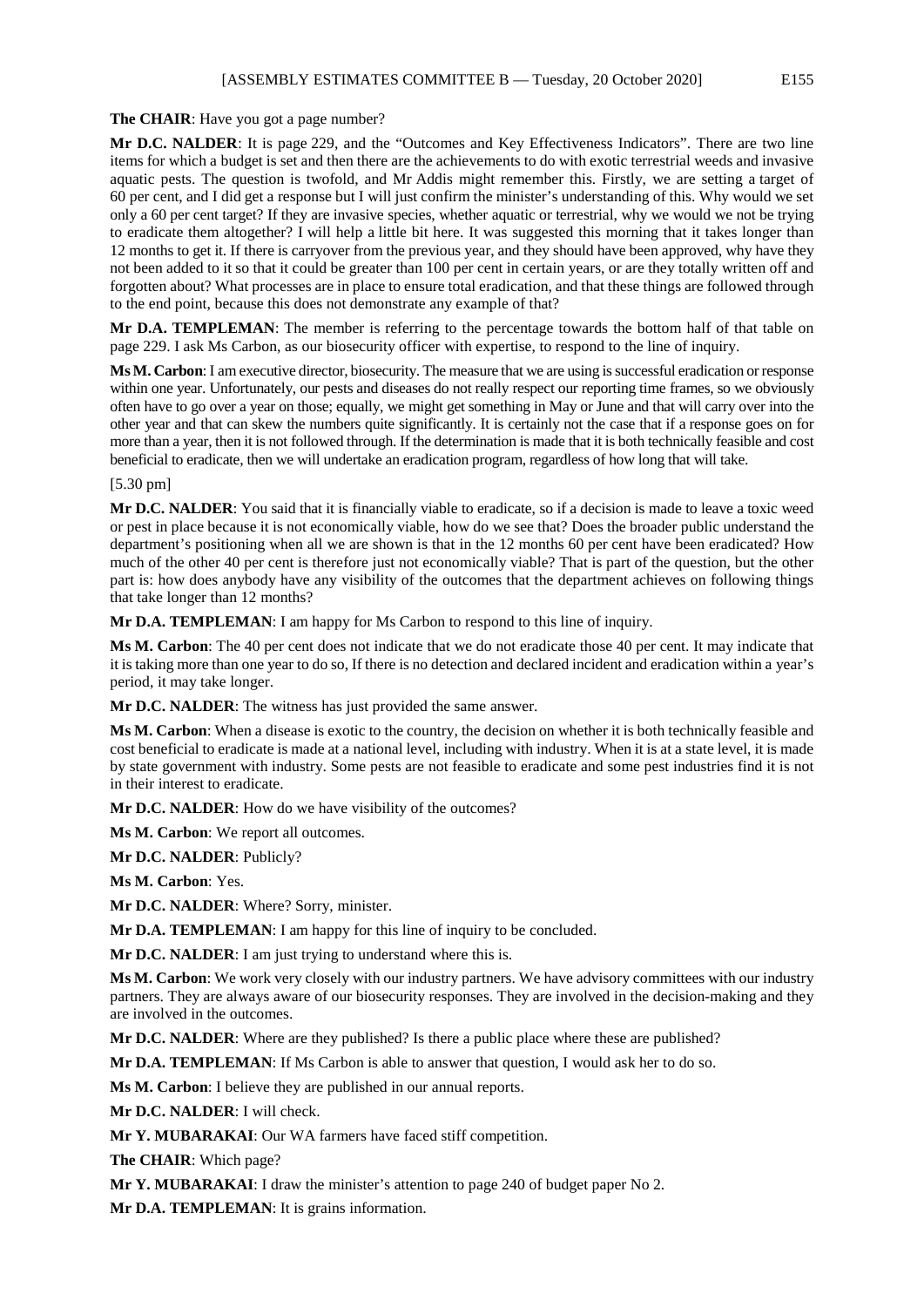**The CHAIR**: Have you got a page number?

**Mr D.C. NALDER**: It is page 229, and the "Outcomes and Key Effectiveness Indicators". There are two line items for which a budget is set and then there are the achievements to do with exotic terrestrial weeds and invasive aquatic pests. The question is twofold, and Mr Addis might remember this. Firstly, we are setting a target of 60 per cent, and I did get a response but I will just confirm the minister's understanding of this. Why would we set only a 60 per cent target? If they are invasive species, whether aquatic or terrestrial, why we would we not be trying to eradicate them altogether? I will help a little bit here. It was suggested this morning that it takes longer than 12 months to get it. If there is carryover from the previous year, and they should have been approved, why have they not been added to it so that it could be greater than 100 per cent in certain years, or are they totally written off and forgotten about? What processes are in place to ensure total eradication, and that these things are followed through to the end point, because this does not demonstrate any example of that?

**Mr D.A. TEMPLEMAN**: The member is referring to the percentage towards the bottom half of that table on page 229. I ask Ms Carbon, as our biosecurity officer with expertise, to respond to the line of inquiry.

**Ms M. Carbon**: I am executive director, biosecurity. The measure that we are using is successful eradication or response within one year. Unfortunately, our pests and diseases do not really respect our reporting time frames, so we obviously often have to go over a year on those; equally, we might get something in May or June and that will carry over into the other year and that can skew the numbers quite significantly. It is certainly not the case that if a response goes on for more than a year, then it is not followed through. If the determination is made that it is both technically feasible and cost beneficial to eradicate, then we will undertake an eradication program, regardless of how long that will take.

[5.30 pm]

**Mr D.C. NALDER**: You said that it is financially viable to eradicate, so if a decision is made to leave a toxic weed or pest in place because it is not economically viable, how do we see that? Does the broader public understand the department's positioning when all we are shown is that in the 12 months 60 per cent have been eradicated? How much of the other 40 per cent is therefore just not economically viable? That is part of the question, but the other part is: how does anybody have any visibility of the outcomes that the department achieves on following things that take longer than 12 months?

**Mr D.A. TEMPLEMAN**: I am happy for Ms Carbon to respond to this line of inquiry.

**Ms M. Carbon**: The 40 per cent does not indicate that we do not eradicate those 40 per cent. It may indicate that it is taking more than one year to do so, If there is no detection and declared incident and eradication within a year's period, it may take longer.

**Mr D.C. NALDER**: The witness has just provided the same answer.

**Ms M. Carbon**: When a disease is exotic to the country, the decision on whether it is both technically feasible and cost beneficial to eradicate is made at a national level, including with industry. When it is at a state level, it is made by state government with industry. Some pests are not feasible to eradicate and some pest industries find it is not in their interest to eradicate.

**Mr D.C. NALDER**: How do we have visibility of the outcomes?

**Ms M. Carbon**: We report all outcomes.

**Mr D.C. NALDER**: Publicly?

**Ms M. Carbon**: Yes.

**Mr D.C. NALDER**: Where? Sorry, minister.

**Mr D.A. TEMPLEMAN**: I am happy for this line of inquiry to be concluded.

**Mr D.C. NALDER**: I am just trying to understand where this is.

**Ms M. Carbon**: We work very closely with our industry partners. We have advisory committees with our industry partners. They are always aware of our biosecurity responses. They are involved in the decision-making and they are involved in the outcomes.

**Mr D.C. NALDER**: Where are they published? Is there a public place where these are published?

**Mr D.A. TEMPLEMAN**: If Ms Carbon is able to answer that question, I would ask her to do so.

**Ms M. Carbon**: I believe they are published in our annual reports.

**Mr D.C. NALDER**: I will check.

**Mr Y. MUBARAKAI**: Our WA farmers have faced stiff competition.

**The CHAIR**: Which page?

**Mr Y. MUBARAKAI**: I draw the minister's attention to page 240 of budget paper No 2.

**Mr D.A. TEMPLEMAN**: It is grains information.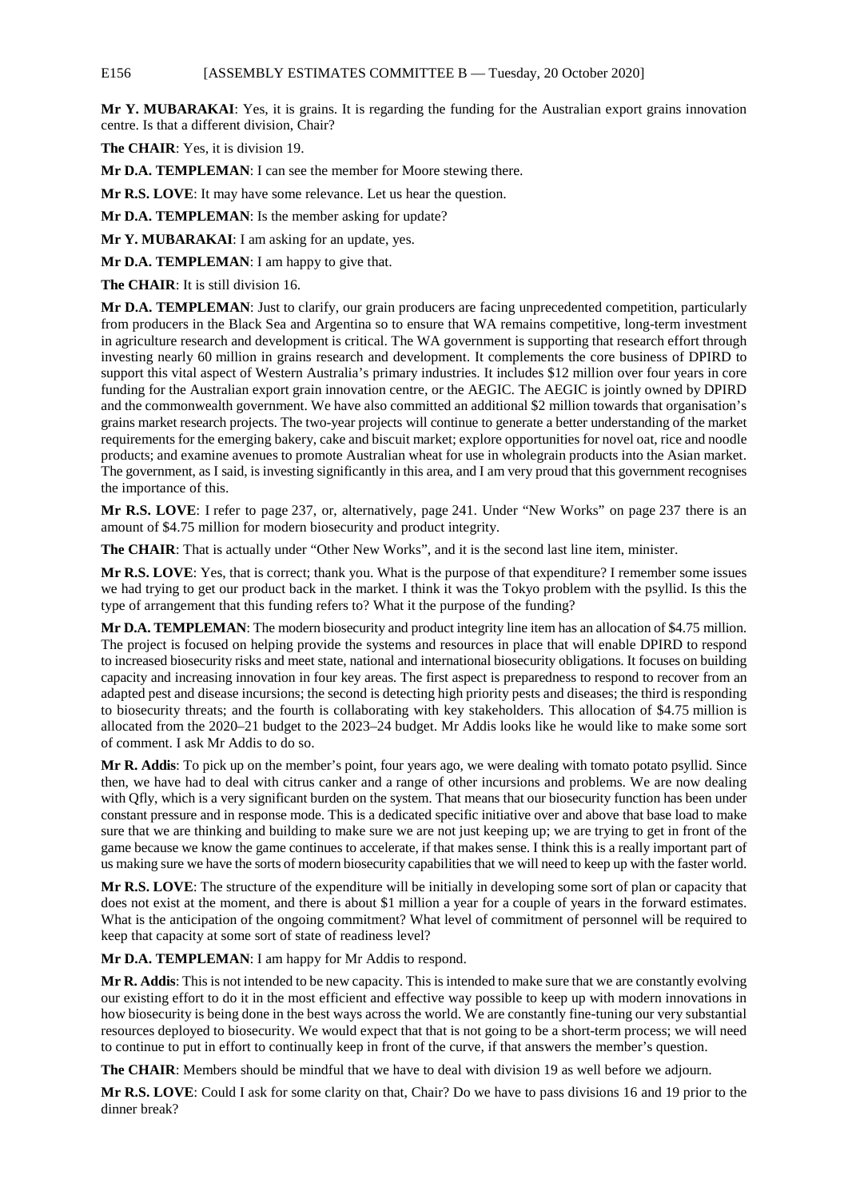**Mr Y. MUBARAKAI**: Yes, it is grains. It is regarding the funding for the Australian export grains innovation centre. Is that a different division, Chair?

**The CHAIR**: Yes, it is division 19.

**Mr D.A. TEMPLEMAN**: I can see the member for Moore stewing there.

**Mr R.S. LOVE**: It may have some relevance. Let us hear the question.

**Mr D.A. TEMPLEMAN**: Is the member asking for update?

**Mr Y. MUBARAKAI**: I am asking for an update, yes.

**Mr D.A. TEMPLEMAN**: I am happy to give that.

**The CHAIR**: It is still division 16.

**Mr D.A. TEMPLEMAN**: Just to clarify, our grain producers are facing unprecedented competition, particularly from producers in the Black Sea and Argentina so to ensure that WA remains competitive, long-term investment in agriculture research and development is critical. The WA government is supporting that research effort through investing nearly 60 million in grains research and development. It complements the core business of DPIRD to support this vital aspect of Western Australia's primary industries. It includes $12 million over four years in core funding for the Australian export grain innovation centre, or the AEGIC. The AEGIC is jointly owned by DPIRD and the commonwealth government. We have also committed an additional $2 million towards that organisation's grains market research projects. The two-year projects will continue to generate a better understanding of the market requirements for the emerging bakery, cake and biscuit market; explore opportunities for novel oat, rice and noodle products; and examine avenues to promote Australian wheat for use in wholegrain products into the Asian market. The government, as I said, is investing significantly in this area, and I am very proud that this government recognises the importance of this.

**Mr R.S. LOVE**: I refer to page 237, or, alternatively, page 241. Under "New Works" on page 237 there is an amount of $4.75 million for modern biosecurity and product integrity.

**The CHAIR**: That is actually under "Other New Works", and it is the second last line item, minister.

**Mr R.S. LOVE**: Yes, that is correct; thank you. What is the purpose of that expenditure? I remember some issues we had trying to get our product back in the market. I think it was the Tokyo problem with the psyllid. Is this the type of arrangement that this funding refers to? What it the purpose of the funding?

**Mr D.A. TEMPLEMAN**: The modern biosecurity and product integrity line item has an allocation of $4.75 million. The project is focused on helping provide the systems and resources in place that will enable DPIRD to respond to increased biosecurity risks and meet state, national and international biosecurity obligations. It focuses on building capacity and increasing innovation in four key areas. The first aspect is preparedness to respond to recover from an adapted pest and disease incursions; the second is detecting high priority pests and diseases; the third is responding to biosecurity threats; and the fourth is collaborating with key stakeholders. This allocation of $4.75 million is allocated from the 2020–21 budget to the 2023–24 budget. Mr Addis looks like he would like to make some sort of comment. I ask Mr Addis to do so.

**Mr R. Addis**: To pick up on the member's point, four years ago, we were dealing with tomato potato psyllid. Since then, we have had to deal with citrus canker and a range of other incursions and problems. We are now dealing with Qfly, which is a very significant burden on the system. That means that our biosecurity function has been under constant pressure and in response mode. This is a dedicated specific initiative over and above that base load to make sure that we are thinking and building to make sure we are not just keeping up; we are trying to get in front of the game because we know the game continues to accelerate, if that makes sense. I think this is a really important part of us making sure we have the sorts of modern biosecurity capabilities that we will need to keep up with the faster world.

**Mr R.S. LOVE**: The structure of the expenditure will be initially in developing some sort of plan or capacity that does not exist at the moment, and there is about $1 million a year for a couple of years in the forward estimates. What is the anticipation of the ongoing commitment? What level of commitment of personnel will be required to keep that capacity at some sort of state of readiness level?

**Mr D.A. TEMPLEMAN**: I am happy for Mr Addis to respond.

**Mr R. Addis**: This is not intended to be new capacity. This is intended to make sure that we are constantly evolving our existing effort to do it in the most efficient and effective way possible to keep up with modern innovations in how biosecurity is being done in the best ways across the world. We are constantly fine-tuning our very substantial resources deployed to biosecurity. We would expect that that is not going to be a short-term process; we will need to continue to put in effort to continually keep in front of the curve, if that answers the member's question.

**The CHAIR**: Members should be mindful that we have to deal with division 19 as well before we adjourn.

**Mr R.S. LOVE**: Could I ask for some clarity on that, Chair? Do we have to pass divisions 16 and 19 prior to the dinner break?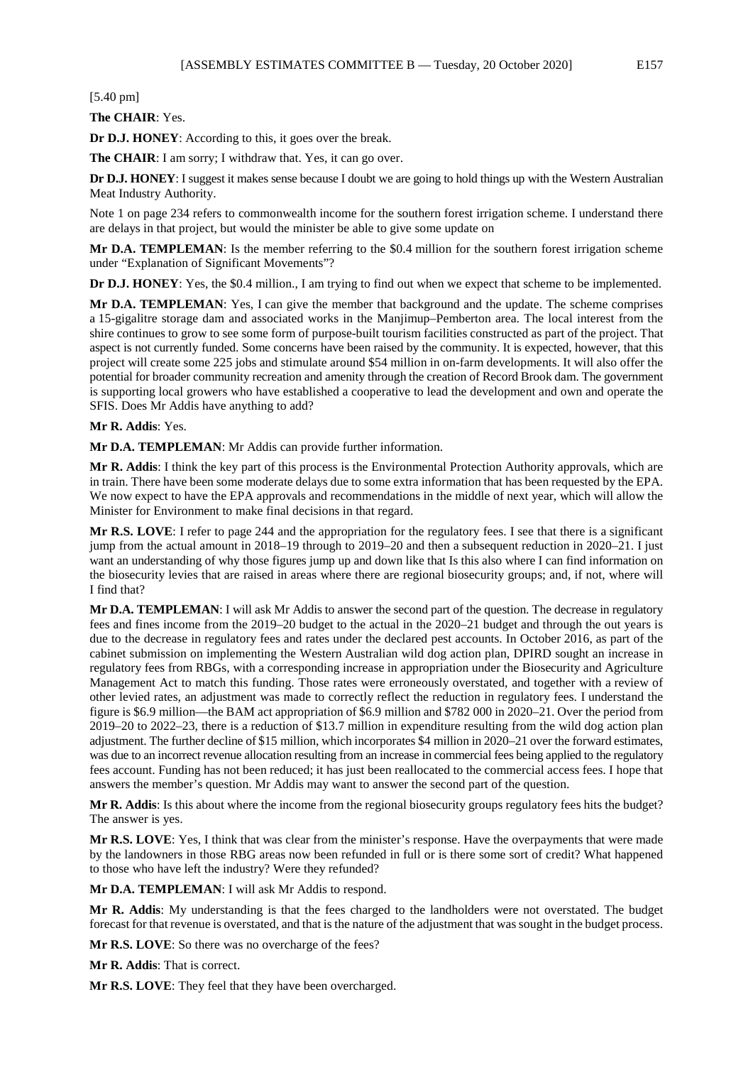[5.40 pm]

**The CHAIR**: Yes.

**Dr D.J. HONEY**: According to this, it goes over the break.

**The CHAIR**: I am sorry; I withdraw that. Yes, it can go over.

**Dr D.J. HONEY**: I suggest it makes sense because I doubt we are going to hold things up with the Western Australian Meat Industry Authority.

Note 1 on page 234 refers to commonwealth income for the southern forest irrigation scheme. I understand there are delays in that project, but would the minister be able to give some update on

**Mr D.A. TEMPLEMAN**: Is the member referring to the $0.4 million for the southern forest irrigation scheme under "Explanation of Significant Movements"?

**Dr D.J. HONEY**: Yes, the $0.4 million., I am trying to find out when we expect that scheme to be implemented.

**Mr D.A. TEMPLEMAN**: Yes, I can give the member that background and the update. The scheme comprises a 15-gigalitre storage dam and associated works in the Manjimup–Pemberton area. The local interest from the shire continues to grow to see some form of purpose-built tourism facilities constructed as part of the project. That aspect is not currently funded. Some concerns have been raised by the community. It is expected, however, that this project will create some 225 jobs and stimulate around $54 million in on-farm developments. It will also offer the potential for broader community recreation and amenity through the creation of Record Brook dam. The government is supporting local growers who have established a cooperative to lead the development and own and operate the SFIS. Does Mr Addis have anything to add?

**Mr R. Addis**: Yes.

**Mr D.A. TEMPLEMAN**: Mr Addis can provide further information.

**Mr R. Addis**: I think the key part of this process is the Environmental Protection Authority approvals, which are in train. There have been some moderate delays due to some extra information that has been requested by the EPA. We now expect to have the EPA approvals and recommendations in the middle of next year, which will allow the Minister for Environment to make final decisions in that regard.

**Mr R.S. LOVE**: I refer to page 244 and the appropriation for the regulatory fees. I see that there is a significant jump from the actual amount in 2018–19 through to 2019–20 and then a subsequent reduction in 2020–21. I just want an understanding of why those figures jump up and down like that Is this also where I can find information on the biosecurity levies that are raised in areas where there are regional biosecurity groups; and, if not, where will I find that?

**Mr D.A. TEMPLEMAN**: I will ask Mr Addis to answer the second part of the question. The decrease in regulatory fees and fines income from the 2019–20 budget to the actual in the 2020–21 budget and through the out years is due to the decrease in regulatory fees and rates under the declared pest accounts. In October 2016, as part of the cabinet submission on implementing the Western Australian wild dog action plan, DPIRD sought an increase in regulatory fees from RBGs, with a corresponding increase in appropriation under the Biosecurity and Agriculture Management Act to match this funding. Those rates were erroneously overstated, and together with a review of other levied rates, an adjustment was made to correctly reflect the reduction in regulatory fees. I understand the figure is $6.9 million—the BAM act appropriation of $6.9 million and $782 000 in 2020–21. Over the period from 2019–20 to 2022–23, there is a reduction of $13.7 million in expenditure resulting from the wild dog action plan adjustment. The further decline of $15 million, which incorporates $4 million in 2020–21 over the forward estimates, was due to an incorrect revenue allocation resulting from an increase in commercial fees being applied to the regulatory fees account. Funding has not been reduced; it has just been reallocated to the commercial access fees. I hope that answers the member's question. Mr Addis may want to answer the second part of the question.

**Mr R. Addis**: Is this about where the income from the regional biosecurity groups regulatory fees hits the budget? The answer is yes.

**Mr R.S. LOVE**: Yes, I think that was clear from the minister's response. Have the overpayments that were made by the landowners in those RBG areas now been refunded in full or is there some sort of credit? What happened to those who have left the industry? Were they refunded?

**Mr D.A. TEMPLEMAN**: I will ask Mr Addis to respond.

**Mr R. Addis**: My understanding is that the fees charged to the landholders were not overstated. The budget forecast for that revenue is overstated, and that is the nature of the adjustment that was sought in the budget process.

**Mr R.S. LOVE**: So there was no overcharge of the fees?

**Mr R. Addis**: That is correct.

**Mr R.S. LOVE**: They feel that they have been overcharged.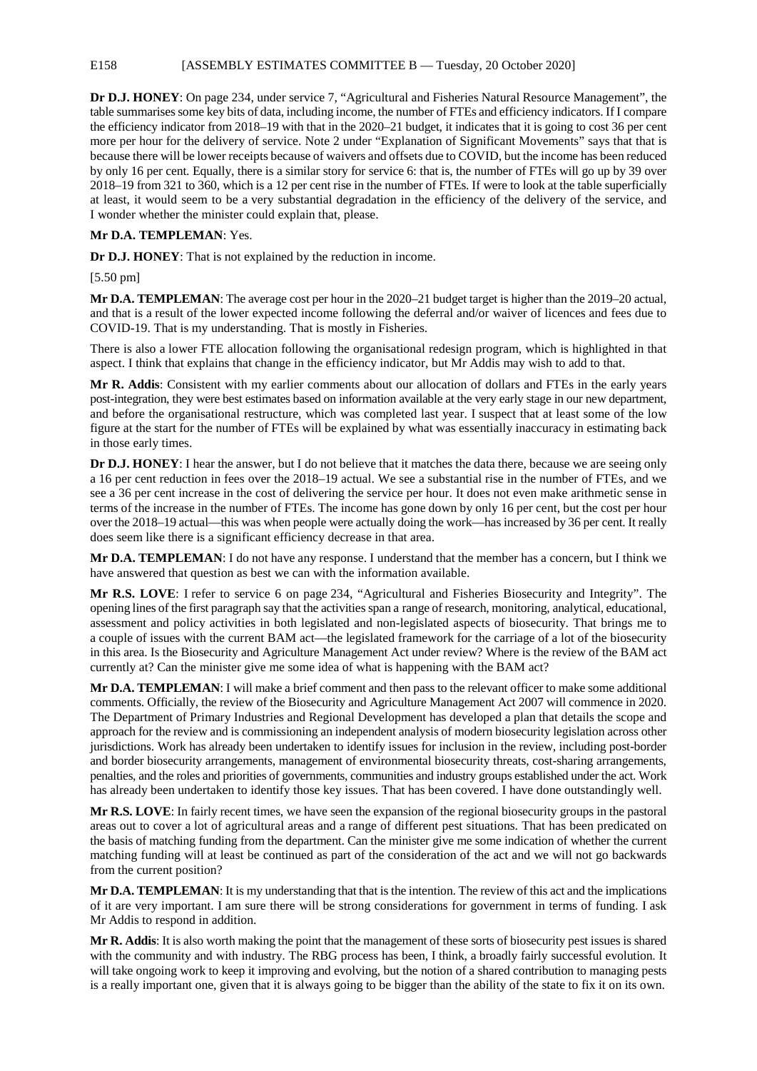**Dr D.J. HONEY**: On page 234, under service 7, "Agricultural and Fisheries Natural Resource Management", the table summarises some key bits of data, including income, the number of FTEs and efficiency indicators. If I compare the efficiency indicator from 2018–19 with that in the 2020–21 budget, it indicates that it is going to cost 36 per cent more per hour for the delivery of service. Note 2 under "Explanation of Significant Movements" says that that is because there will be lower receipts because of waivers and offsets due to COVID, but the income has been reduced by only 16 per cent. Equally, there is a similar story for service 6: that is, the number of FTEs will go up by 39 over 2018–19 from 321 to 360, which is a 12 per cent rise in the number of FTEs. If were to look at the table superficially at least, it would seem to be a very substantial degradation in the efficiency of the delivery of the service, and I wonder whether the minister could explain that, please.

**Mr D.A. TEMPLEMAN**: Yes.

**Dr D.J. HONEY**: That is not explained by the reduction in income.

[5.50 pm]

**Mr D.A. TEMPLEMAN**: The average cost per hour in the 2020–21 budget target is higher than the 2019–20 actual, and that is a result of the lower expected income following the deferral and/or waiver of licences and fees due to COVID-19. That is my understanding. That is mostly in Fisheries.

There is also a lower FTE allocation following the organisational redesign program, which is highlighted in that aspect. I think that explains that change in the efficiency indicator, but Mr Addis may wish to add to that.

**Mr R. Addis**: Consistent with my earlier comments about our allocation of dollars and FTEs in the early years post-integration, they were best estimates based on information available at the very early stage in our new department, and before the organisational restructure, which was completed last year. I suspect that at least some of the low figure at the start for the number of FTEs will be explained by what was essentially inaccuracy in estimating back in those early times.

**Dr D.J. HONEY**: I hear the answer, but I do not believe that it matches the data there, because we are seeing only a 16 per cent reduction in fees over the 2018–19 actual. We see a substantial rise in the number of FTEs, and we see a 36 per cent increase in the cost of delivering the service per hour. It does not even make arithmetic sense in terms of the increase in the number of FTEs. The income has gone down by only 16 per cent, but the cost per hour over the 2018–19 actual—this was when people were actually doing the work—has increased by 36 per cent. It really does seem like there is a significant efficiency decrease in that area.

**Mr D.A. TEMPLEMAN**: I do not have any response. I understand that the member has a concern, but I think we have answered that question as best we can with the information available.

**Mr R.S. LOVE**: I refer to service 6 on page 234, "Agricultural and Fisheries Biosecurity and Integrity". The opening lines of the first paragraph say that the activities span a range of research, monitoring, analytical, educational, assessment and policy activities in both legislated and non-legislated aspects of biosecurity. That brings me to a couple of issues with the current BAM act—the legislated framework for the carriage of a lot of the biosecurity in this area. Is the Biosecurity and Agriculture Management Act under review? Where is the review of the BAM act currently at? Can the minister give me some idea of what is happening with the BAM act?

**Mr D.A. TEMPLEMAN**: I will make a brief comment and then pass to the relevant officer to make some additional comments. Officially, the review of the Biosecurity and Agriculture Management Act 2007 will commence in 2020. The Department of Primary Industries and Regional Development has developed a plan that details the scope and approach for the review and is commissioning an independent analysis of modern biosecurity legislation across other jurisdictions. Work has already been undertaken to identify issues for inclusion in the review, including post-border and border biosecurity arrangements, management of environmental biosecurity threats, cost-sharing arrangements, penalties, and the roles and priorities of governments, communities and industry groups established under the act. Work has already been undertaken to identify those key issues. That has been covered. I have done outstandingly well.

**Mr R.S. LOVE**: In fairly recent times, we have seen the expansion of the regional biosecurity groups in the pastoral areas out to cover a lot of agricultural areas and a range of different pest situations. That has been predicated on the basis of matching funding from the department. Can the minister give me some indication of whether the current matching funding will at least be continued as part of the consideration of the act and we will not go backwards from the current position?

**Mr D.A. TEMPLEMAN**: It is my understanding that that is the intention. The review of this act and the implications of it are very important. I am sure there will be strong considerations for government in terms of funding. I ask Mr Addis to respond in addition.

**Mr R. Addis**: It is also worth making the point that the management of these sorts of biosecurity pest issues is shared with the community and with industry. The RBG process has been, I think, a broadly fairly successful evolution. It will take ongoing work to keep it improving and evolving, but the notion of a shared contribution to managing pests is a really important one, given that it is always going to be bigger than the ability of the state to fix it on its own.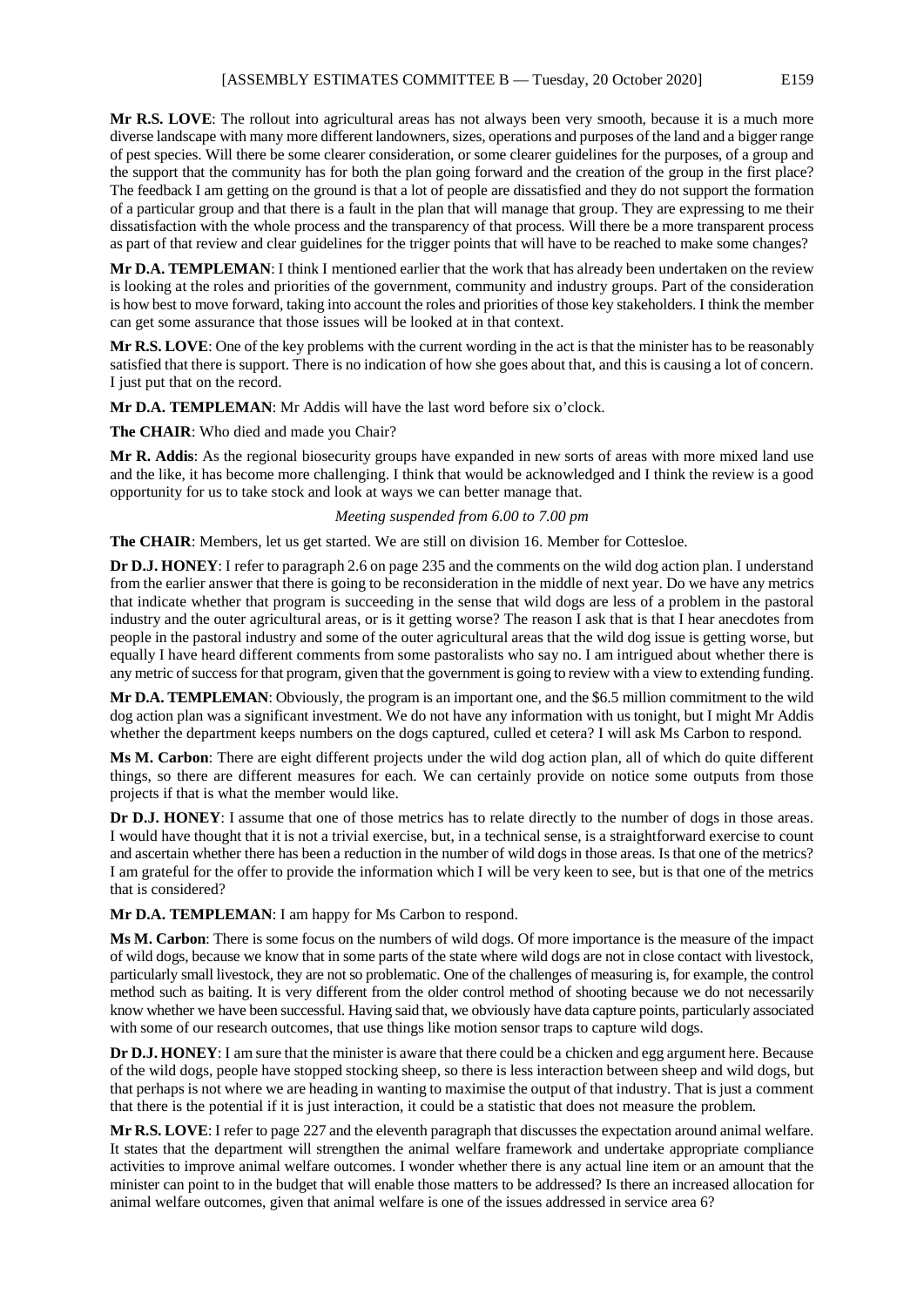**Mr R.S. LOVE**: The rollout into agricultural areas has not always been very smooth, because it is a much more diverse landscape with many more different landowners, sizes, operations and purposes of the land and a bigger range of pest species. Will there be some clearer consideration, or some clearer guidelines for the purposes, of a group and the support that the community has for both the plan going forward and the creation of the group in the first place? The feedback I am getting on the ground is that a lot of people are dissatisfied and they do not support the formation of a particular group and that there is a fault in the plan that will manage that group. They are expressing to me their dissatisfaction with the whole process and the transparency of that process. Will there be a more transparent process as part of that review and clear guidelines for the trigger points that will have to be reached to make some changes?

**Mr D.A. TEMPLEMAN**: I think I mentioned earlier that the work that has already been undertaken on the review is looking at the roles and priorities of the government, community and industry groups. Part of the consideration is how best to move forward, taking into account the roles and priorities of those key stakeholders. I think the member can get some assurance that those issues will be looked at in that context.

**Mr R.S. LOVE**: One of the key problems with the current wording in the act is that the minister has to be reasonably satisfied that there is support. There is no indication of how she goes about that, and this is causing a lot of concern. I just put that on the record.

**Mr D.A. TEMPLEMAN**: Mr Addis will have the last word before six o'clock.

**The CHAIR**: Who died and made you Chair?

**Mr R. Addis**: As the regional biosecurity groups have expanded in new sorts of areas with more mixed land use and the like, it has become more challenging. I think that would be acknowledged and I think the review is a good opportunity for us to take stock and look at ways we can better manage that.

*Meeting suspended from 6.00 to 7.00 pm*

**The CHAIR**: Members, let us get started. We are still on division 16. Member for Cottesloe.

**Dr D.J. HONEY**: I refer to paragraph 2.6 on page 235 and the comments on the wild dog action plan. I understand from the earlier answer that there is going to be reconsideration in the middle of next year. Do we have any metrics that indicate whether that program is succeeding in the sense that wild dogs are less of a problem in the pastoral industry and the outer agricultural areas, or is it getting worse? The reason I ask that is that I hear anecdotes from people in the pastoral industry and some of the outer agricultural areas that the wild dog issue is getting worse, but equally I have heard different comments from some pastoralists who say no. I am intrigued about whether there is any metric of success for that program, given that the government is going to review with a view to extending funding.

**Mr D.A. TEMPLEMAN**: Obviously, the program is an important one, and the $6.5 million commitment to the wild dog action plan was a significant investment. We do not have any information with us tonight, but I might ask Mr Addis whether the department keeps numbers on the dogs captured, culled et cetera? I will ask Ms Carbon to respond.

**Ms M. Carbon**: There are eight different projects under the wild dog action plan, all of which do quite different things, so there are different measures for each. We can certainly provide on notice some outputs from those projects if that is what the member would like.

**Dr D.J. HONEY**: I assume that one of those metrics has to relate directly to the number of dogs in those areas. I would have thought that it is not a trivial exercise, but, in a technical sense, is a straightforward exercise to count and ascertain whether there has been a reduction in the number of wild dogs in those areas. Is that one of the metrics? I am grateful for the offer to provide the information which I will be very keen to see, but is that one of the metrics that is considered?

**Mr D.A. TEMPLEMAN**: I am happy for Ms Carbon to respond.

**Ms M. Carbon**: There is some focus on the numbers of wild dogs. Of more importance is the measure of the impact of wild dogs, because we know that in some parts of the state where wild dogs are not in close contact with livestock, particularly small livestock, they are not so problematic. One of the challenges of measuring is, for example, the control method such as baiting. It is very different from the older control method of shooting because we do not necessarily know whether we have been successful. Having said that, we obviously have data capture points, particularly associated with some of our research outcomes, that use things like motion sensor traps to capture wild dogs.

**Dr D.J. HONEY**: I am sure that the minister is aware that there could be a chicken and egg argument here. Because of the wild dogs, people have stopped stocking sheep, so there is less interaction between sheep and wild dogs, but that perhaps is not where we are heading in wanting to maximise the output of that industry. That is just a comment that there is the potential if it is just interaction, it could be a statistic that does not measure the problem.

**Mr R.S. LOVE**: I refer to page 227 and the eleventh paragraph that discusses the expectation around animal welfare. It states that the department will strengthen the animal welfare framework and undertake appropriate compliance activities to improve animal welfare outcomes. I wonder whether there is any actual line item or an amount that the minister can point to in the budget that will enable those matters to be addressed? Is there an increased allocation for animal welfare outcomes, given that animal welfare is one of the issues addressed in service area 6?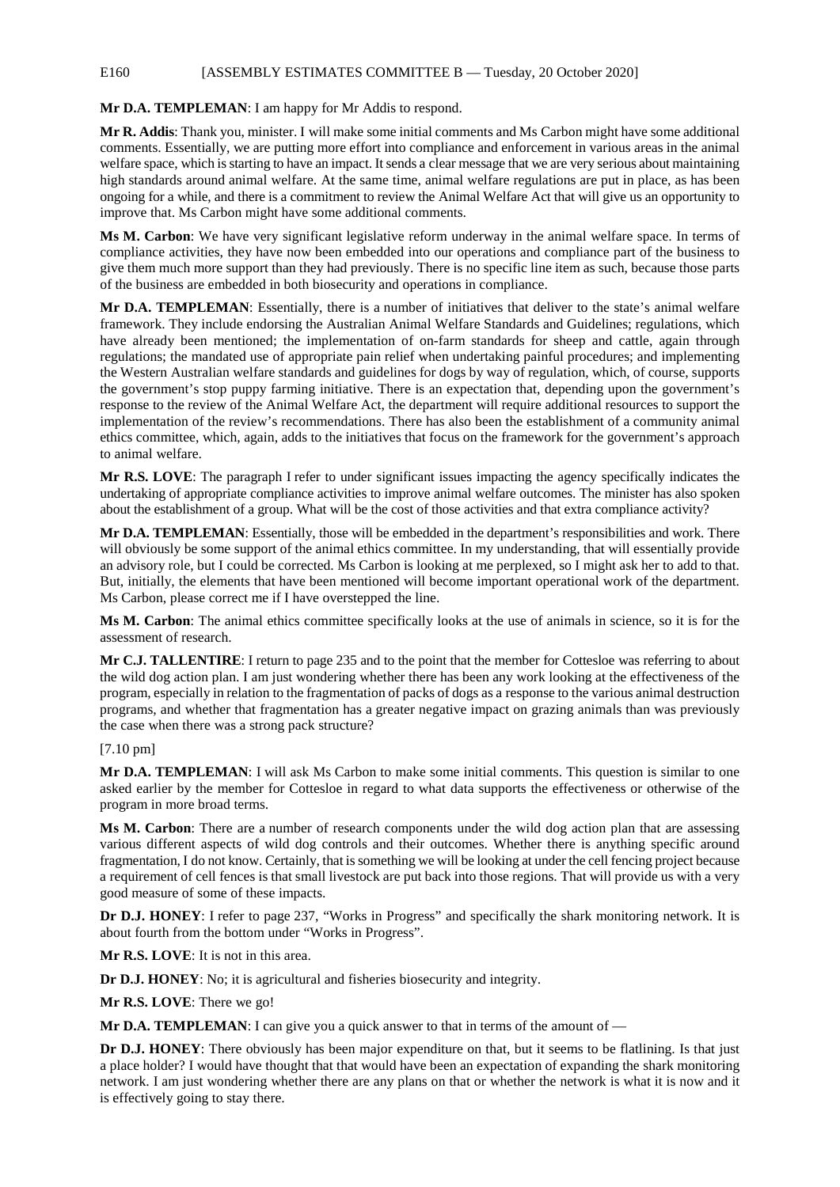**Mr D.A. TEMPLEMAN**: I am happy for Mr Addis to respond.

**Mr R. Addis**: Thank you, minister. I will make some initial comments and Ms Carbon might have some additional comments. Essentially, we are putting more effort into compliance and enforcement in various areas in the animal welfare space, which is starting to have an impact. It sends a clear message that we are very serious about maintaining high standards around animal welfare. At the same time, animal welfare regulations are put in place, as has been ongoing for a while, and there is a commitment to review the Animal Welfare Act that will give us an opportunity to improve that. Ms Carbon might have some additional comments.

**Ms M. Carbon**: We have very significant legislative reform underway in the animal welfare space. In terms of compliance activities, they have now been embedded into our operations and compliance part of the business to give them much more support than they had previously. There is no specific line item as such, because those parts of the business are embedded in both biosecurity and operations in compliance.

**Mr D.A. TEMPLEMAN**: Essentially, there is a number of initiatives that deliver to the state's animal welfare framework. They include endorsing the Australian Animal Welfare Standards and Guidelines; regulations, which have already been mentioned; the implementation of on-farm standards for sheep and cattle, again through regulations; the mandated use of appropriate pain relief when undertaking painful procedures; and implementing the Western Australian welfare standards and guidelines for dogs by way of regulation, which, of course, supports the government's stop puppy farming initiative. There is an expectation that, depending upon the government's response to the review of the Animal Welfare Act, the department will require additional resources to support the implementation of the review's recommendations. There has also been the establishment of a community animal ethics committee, which, again, adds to the initiatives that focus on the framework for the government's approach to animal welfare.

**Mr R.S. LOVE**: The paragraph I refer to under significant issues impacting the agency specifically indicates the undertaking of appropriate compliance activities to improve animal welfare outcomes. The minister has also spoken about the establishment of a group. What will be the cost of those activities and that extra compliance activity?

**Mr D.A. TEMPLEMAN**: Essentially, those will be embedded in the department's responsibilities and work. There will obviously be some support of the animal ethics committee. In my understanding, that will essentially provide an advisory role, but I could be corrected. Ms Carbon is looking at me perplexed, so I might ask her to add to that. But, initially, the elements that have been mentioned will become important operational work of the department. Ms Carbon, please correct me if I have overstepped the line.

**Ms M. Carbon**: The animal ethics committee specifically looks at the use of animals in science, so it is for the assessment of research.

**Mr C.J. TALLENTIRE**: I return to page 235 and to the point that the member for Cottesloe was referring to about the wild dog action plan. I am just wondering whether there has been any work looking at the effectiveness of the program, especially in relation to the fragmentation of packs of dogs as a response to the various animal destruction programs, and whether that fragmentation has a greater negative impact on grazing animals than was previously the case when there was a strong pack structure?

[7.10 pm]

**Mr D.A. TEMPLEMAN**: I will ask Ms Carbon to make some initial comments. This question is similar to one asked earlier by the member for Cottesloe in regard to what data supports the effectiveness or otherwise of the program in more broad terms.

**Ms M. Carbon**: There are a number of research components under the wild dog action plan that are assessing various different aspects of wild dog controls and their outcomes. Whether there is anything specific around fragmentation, I do not know. Certainly, that is something we will be looking at under the cell fencing project because a requirement of cell fences is that small livestock are put back into those regions. That will provide us with a very good measure of some of these impacts.

**Dr D.J. HONEY**: I refer to page 237, "Works in Progress" and specifically the shark monitoring network. It is about fourth from the bottom under "Works in Progress".

**Mr R.S. LOVE**: It is not in this area.

**Dr D.J. HONEY**: No; it is agricultural and fisheries biosecurity and integrity.

**Mr R.S. LOVE**: There we go!

**Mr D.A. TEMPLEMAN**: I can give you a quick answer to that in terms of the amount of —

**Dr D.J. HONEY**: There obviously has been major expenditure on that, but it seems to be flatlining. Is that just a place holder? I would have thought that that would have been an expectation of expanding the shark monitoring network. I am just wondering whether there are any plans on that or whether the network is what it is now and it is effectively going to stay there.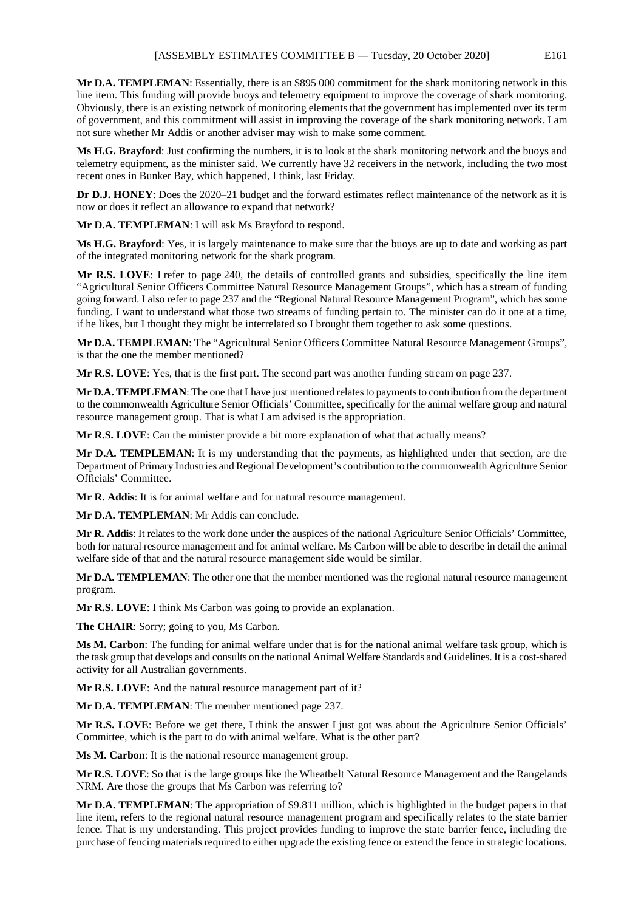**Mr D.A. TEMPLEMAN**: Essentially, there is an $895 000 commitment for the shark monitoring network in this line item. This funding will provide buoys and telemetry equipment to improve the coverage of shark monitoring. Obviously, there is an existing network of monitoring elements that the government has implemented over its term of government, and this commitment will assist in improving the coverage of the shark monitoring network. I am not sure whether Mr Addis or another adviser may wish to make some comment.

**Ms H.G. Brayford**: Just confirming the numbers, it is to look at the shark monitoring network and the buoys and telemetry equipment, as the minister said. We currently have 32 receivers in the network, including the two most recent ones in Bunker Bay, which happened, I think, last Friday.

**Dr D.J. HONEY**: Does the 2020–21 budget and the forward estimates reflect maintenance of the network as it is now or does it reflect an allowance to expand that network?

**Mr D.A. TEMPLEMAN**: I will ask Ms Brayford to respond.

**Ms H.G. Brayford**: Yes, it is largely maintenance to make sure that the buoys are up to date and working as part of the integrated monitoring network for the shark program.

**Mr R.S. LOVE**: I refer to page 240, the details of controlled grants and subsidies, specifically the line item "Agricultural Senior Officers Committee Natural Resource Management Groups", which has a stream of funding going forward. I also refer to page 237 and the "Regional Natural Resource Management Program", which has some funding. I want to understand what those two streams of funding pertain to. The minister can do it one at a time, if he likes, but I thought they might be interrelated so I brought them together to ask some questions.

**Mr D.A. TEMPLEMAN**: The "Agricultural Senior Officers Committee Natural Resource Management Groups", is that the one the member mentioned?

**Mr R.S. LOVE**: Yes, that is the first part. The second part was another funding stream on page 237.

**Mr D.A. TEMPLEMAN**: The one that I have just mentioned relates to payments to contribution from the department to the commonwealth Agriculture Senior Officials' Committee, specifically for the animal welfare group and natural resource management group. That is what I am advised is the appropriation.

**Mr R.S. LOVE**: Can the minister provide a bit more explanation of what that actually means?

**Mr D.A. TEMPLEMAN**: It is my understanding that the payments, as highlighted under that section, are the Department of Primary Industries and Regional Development's contribution to the commonwealth Agriculture Senior Officials' Committee.

**Mr R. Addis**: It is for animal welfare and for natural resource management.

**Mr D.A. TEMPLEMAN**: Mr Addis can conclude.

**Mr R. Addis**: It relates to the work done under the auspices of the national Agriculture Senior Officials' Committee, both for natural resource management and for animal welfare. Ms Carbon will be able to describe in detail the animal welfare side of that and the natural resource management side would be similar.

**Mr D.A. TEMPLEMAN**: The other one that the member mentioned was the regional natural resource management program.

**Mr R.S. LOVE**: I think Ms Carbon was going to provide an explanation.

**The CHAIR**: Sorry; going to you, Ms Carbon.

**Ms M. Carbon**: The funding for animal welfare under that is for the national animal welfare task group, which is the task group that develops and consults on the national Animal Welfare Standards and Guidelines. It is a cost-shared activity for all Australian governments.

**Mr R.S. LOVE**: And the natural resource management part of it?

**Mr D.A. TEMPLEMAN**: The member mentioned page 237.

**Mr R.S. LOVE**: Before we get there, I think the answer I just got was about the Agriculture Senior Officials' Committee, which is the part to do with animal welfare. What is the other part?

**Ms M. Carbon**: It is the national resource management group.

**Mr R.S. LOVE**: So that is the large groups like the Wheatbelt Natural Resource Management and the Rangelands NRM. Are those the groups that Ms Carbon was referring to?

**Mr D.A. TEMPLEMAN**: The appropriation of $9.811 million, which is highlighted in the budget papers in that line item, refers to the regional natural resource management program and specifically relates to the state barrier fence. That is my understanding. This project provides funding to improve the state barrier fence, including the purchase of fencing materials required to either upgrade the existing fence or extend the fence in strategic locations.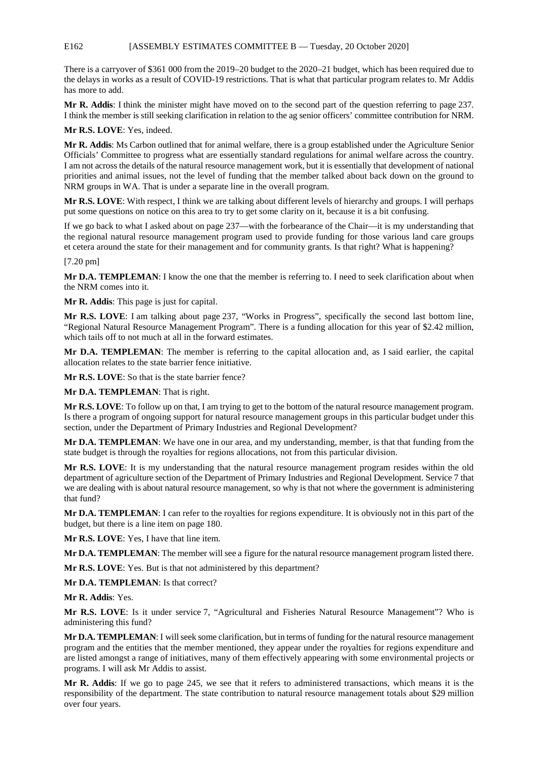There is a carryover of $361 000 from the 2019–20 budget to the 2020–21 budget, which has been required due to the delays in works as a result of COVID-19 restrictions. That is what that particular program relates to. Mr Addis has more to add.

**Mr R. Addis**: I think the minister might have moved on to the second part of the question referring to page 237. I think the member is still seeking clarification in relation to the ag senior officers' committee contribution for NRM.

**Mr R.S. LOVE**: Yes, indeed.

**Mr R. Addis**: Ms Carbon outlined that for animal welfare, there is a group established under the Agriculture Senior Officials' Committee to progress what are essentially standard regulations for animal welfare across the country. I am not across the details of the natural resource management work, but it is essentially that development of national priorities and animal issues, not the level of funding that the member talked about back down on the ground to NRM groups in WA. That is under a separate line in the overall program.

**Mr R.S. LOVE**: With respect, I think we are talking about different levels of hierarchy and groups. I will perhaps put some questions on notice on this area to try to get some clarity on it, because it is a bit confusing.

If we go back to what I asked about on page 237—with the forbearance of the Chair—it is my understanding that the regional natural resource management program used to provide funding for those various land care groups et cetera around the state for their management and for community grants. Is that right? What is happening?

[7.20 pm]

**Mr D.A. TEMPLEMAN**: I know the one that the member is referring to. I need to seek clarification about when the NRM comes into it.

**Mr R. Addis**: This page is just for capital.

**Mr R.S. LOVE**: I am talking about page 237, "Works in Progress", specifically the second last bottom line, "Regional Natural Resource Management Program". There is a funding allocation for this year of $2.42 million, which tails off to not much at all in the forward estimates.

**Mr D.A. TEMPLEMAN**: The member is referring to the capital allocation and, as I said earlier, the capital allocation relates to the state barrier fence initiative.

**Mr R.S. LOVE**: So that is the state barrier fence?

**Mr D.A. TEMPLEMAN**: That is right.

**Mr R.S. LOVE**: To follow up on that, I am trying to get to the bottom of the natural resource management program. Is there a program of ongoing support for natural resource management groups in this particular budget under this section, under the Department of Primary Industries and Regional Development?

**Mr D.A. TEMPLEMAN**: We have one in our area, and my understanding, member, is that that funding from the state budget is through the royalties for regions allocations, not from this particular division.

**Mr R.S. LOVE**: It is my understanding that the natural resource management program resides within the old department of agriculture section of the Department of Primary Industries and Regional Development. Service 7 that we are dealing with is about natural resource management, so why is that not where the government is administering that fund?

**Mr D.A. TEMPLEMAN**: I can refer to the royalties for regions expenditure. It is obviously not in this part of the budget, but there is a line item on page 180.

**Mr R.S. LOVE**: Yes, I have that line item.

**Mr D.A. TEMPLEMAN**: The member will see a figure for the natural resource management program listed there.

**Mr R.S. LOVE**: Yes. But is that not administered by this department?

**Mr D.A. TEMPLEMAN**: Is that correct?

**Mr R. Addis**: Yes.

**Mr R.S. LOVE**: Is it under service 7, "Agricultural and Fisheries Natural Resource Management"? Who is administering this fund?

**Mr D.A. TEMPLEMAN**: I will seek some clarification, but in terms of funding for the natural resource management program and the entities that the member mentioned, they appear under the royalties for regions expenditure and are listed amongst a range of initiatives, many of them effectively appearing with some environmental projects or programs. I will ask Mr Addis to assist.

**Mr R. Addis**: If we go to page 245, we see that it refers to administered transactions, which means it is the responsibility of the department. The state contribution to natural resource management totals about $29 million over four years.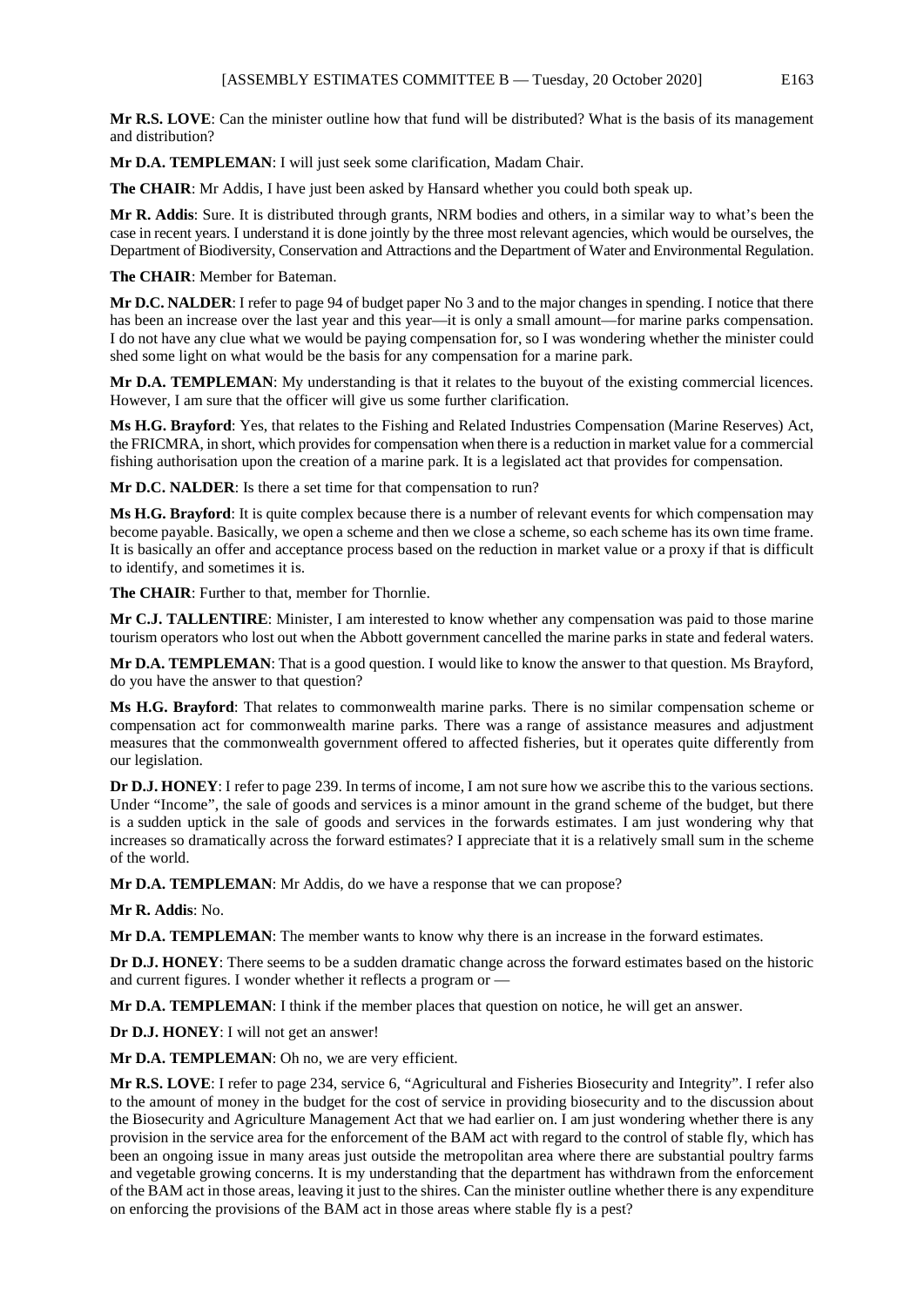**Mr R.S. LOVE**: Can the minister outline how that fund will be distributed? What is the basis of its management and distribution?

**Mr D.A. TEMPLEMAN**: I will just seek some clarification, Madam Chair.

**The CHAIR**: Mr Addis, I have just been asked by Hansard whether you could both speak up.

**Mr R. Addis**: Sure. It is distributed through grants, NRM bodies and others, in a similar way to what's been the case in recent years. I understand it is done jointly by the three most relevant agencies, which would be ourselves, the Department of Biodiversity, Conservation and Attractions and the Department of Water and Environmental Regulation.

**The CHAIR**: Member for Bateman.

**Mr D.C. NALDER**: I refer to page 94 of budget paper No 3 and to the major changes in spending. I notice that there has been an increase over the last year and this year—it is only a small amount—for marine parks compensation. I do not have any clue what we would be paying compensation for, so I was wondering whether the minister could shed some light on what would be the basis for any compensation for a marine park.

**Mr D.A. TEMPLEMAN**: My understanding is that it relates to the buyout of the existing commercial licences. However, I am sure that the officer will give us some further clarification.

**Ms H.G. Brayford**: Yes, that relates to the Fishing and Related Industries Compensation (Marine Reserves) Act, the FRICMRA, in short, which provides for compensation when there is a reduction in market value for a commercial fishing authorisation upon the creation of a marine park. It is a legislated act that provides for compensation.

**Mr D.C. NALDER**: Is there a set time for that compensation to run?

**Ms H.G. Brayford**: It is quite complex because there is a number of relevant events for which compensation may become payable. Basically, we open a scheme and then we close a scheme, so each scheme has its own time frame. It is basically an offer and acceptance process based on the reduction in market value or a proxy if that is difficult to identify, and sometimes it is.

**The CHAIR**: Further to that, member for Thornlie.

**Mr C.J. TALLENTIRE**: Minister, I am interested to know whether any compensation was paid to those marine tourism operators who lost out when the Abbott government cancelled the marine parks in state and federal waters.

**Mr D.A. TEMPLEMAN**: That is a good question. I would like to know the answer to that question. Ms Brayford, do you have the answer to that question?

**Ms H.G. Brayford**: That relates to commonwealth marine parks. There is no similar compensation scheme or compensation act for commonwealth marine parks. There was a range of assistance measures and adjustment measures that the commonwealth government offered to affected fisheries, but it operates quite differently from our legislation.

**Dr D.J. HONEY**: I refer to page 239. In terms of income, I am not sure how we ascribe this to the various sections. Under "Income", the sale of goods and services is a minor amount in the grand scheme of the budget, but there is a sudden uptick in the sale of goods and services in the forwards estimates. I am just wondering why that increases so dramatically across the forward estimates? I appreciate that it is a relatively small sum in the scheme of the world.

**Mr D.A. TEMPLEMAN**: Mr Addis, do we have a response that we can propose?

**Mr R. Addis**: No.

**Mr D.A. TEMPLEMAN**: The member wants to know why there is an increase in the forward estimates.

**Dr D.J. HONEY**: There seems to be a sudden dramatic change across the forward estimates based on the historic and current figures. I wonder whether it reflects a program or —

**Mr D.A. TEMPLEMAN**: I think if the member places that question on notice, he will get an answer.

**Dr D.J. HONEY**: I will not get an answer!

**Mr D.A. TEMPLEMAN**: Oh no, we are very efficient.

**Mr R.S. LOVE**: I refer to page 234, service 6, "Agricultural and Fisheries Biosecurity and Integrity". I refer also to the amount of money in the budget for the cost of service in providing biosecurity and to the discussion about the Biosecurity and Agriculture Management Act that we had earlier on. I am just wondering whether there is any provision in the service area for the enforcement of the BAM act with regard to the control of stable fly, which has been an ongoing issue in many areas just outside the metropolitan area where there are substantial poultry farms and vegetable growing concerns. It is my understanding that the department has withdrawn from the enforcement of the BAM act in those areas, leaving it just to the shires. Can the minister outline whether there is any expenditure on enforcing the provisions of the BAM act in those areas where stable fly is a pest?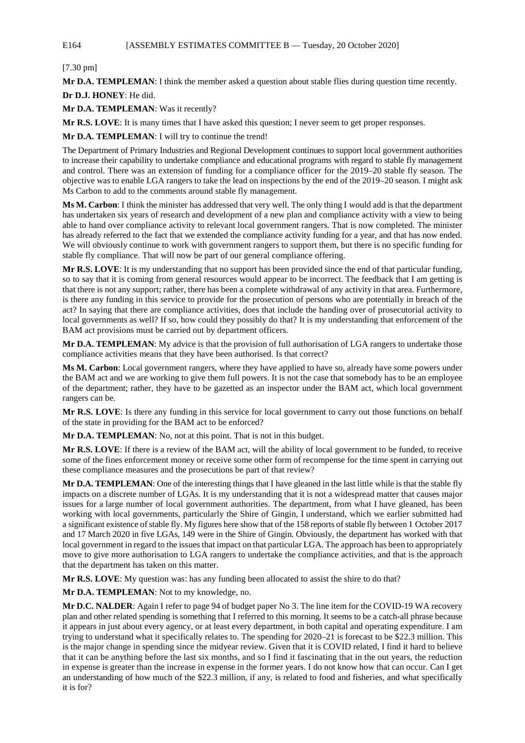[7.30 pm]

**Mr D.A. TEMPLEMAN**: I think the member asked a question about stable flies during question time recently.

**Dr D.J. HONEY**: He did.

**Mr D.A. TEMPLEMAN**: Was it recently?

**Mr R.S. LOVE**: It is many times that I have asked this question; I never seem to get proper responses.

**Mr D.A. TEMPLEMAN**: I will try to continue the trend!

The Department of Primary Industries and Regional Development continues to support local government authorities to increase their capability to undertake compliance and educational programs with regard to stable fly management and control. There was an extension of funding for a compliance officer for the 2019–20 stable fly season. The objective was to enable LGA rangers to take the lead on inspections by the end of the 2019–20 season. I might ask Ms Carbon to add to the comments around stable fly management.

**Ms M. Carbon**: I think the minister has addressed that very well. The only thing I would add is that the department has undertaken six years of research and development of a new plan and compliance activity with a view to being able to hand over compliance activity to relevant local government rangers. That is now completed. The minister has already referred to the fact that we extended the compliance activity funding for a year, and that has now ended. We will obviously continue to work with government rangers to support them, but there is no specific funding for stable fly compliance. That will now be part of our general compliance offering.

**Mr R.S. LOVE**: It is my understanding that no support has been provided since the end of that particular funding, so to say that it is coming from general resources would appear to be incorrect. The feedback that I am getting is that there is not any support; rather, there has been a complete withdrawal of any activity in that area. Furthermore, is there any funding in this service to provide for the prosecution of persons who are potentially in breach of the act? In saying that there are compliance activities, does that include the handing over of prosecutorial activity to local governments as well? If so, how could they possibly do that? It is my understanding that enforcement of the BAM act provisions must be carried out by department officers.

**Mr D.A. TEMPLEMAN**: My advice is that the provision of full authorisation of LGA rangers to undertake those compliance activities means that they have been authorised. Is that correct?

**Ms M. Carbon**: Local government rangers, where they have applied to have so, already have some powers under the BAM act and we are working to give them full powers. It is not the case that somebody has to be an employee of the department; rather, they have to be gazetted as an inspector under the BAM act, which local government rangers can be.

**Mr R.S. LOVE**: Is there any funding in this service for local government to carry out those functions on behalf of the state in providing for the BAM act to be enforced?

**Mr D.A. TEMPLEMAN**: No, not at this point. That is not in this budget.

**Mr R.S. LOVE**: If there is a review of the BAM act, will the ability of local government to be funded, to receive some of the fines enforcement money or receive some other form of recompense for the time spent in carrying out these compliance measures and the prosecutions be part of that review?

**Mr D.A. TEMPLEMAN**: One of the interesting things that I have gleaned in the last little while is that the stable fly impacts on a discrete number of LGAs. It is my understanding that it is not a widespread matter that causes major issues for a large number of local government authorities. The department, from what I have gleaned, has been working with local governments, particularly the Shire of Gingin, I understand, which we earlier submitted had a significant existence of stable fly. My figures here show that of the 158 reports of stable fly between 1 October 2017 and 17 March 2020 in five LGAs, 149 were in the Shire of Gingin. Obviously, the department has worked with that local government in regard to the issues that impact on that particular LGA. The approach has been to appropriately move to give more authorisation to LGA rangers to undertake the compliance activities, and that is the approach that the department has taken on this matter.

**Mr R.S. LOVE**: My question was: has any funding been allocated to assist the shire to do that?

**Mr D.A. TEMPLEMAN**: Not to my knowledge, no.

**Mr D.C. NALDER**: Again I refer to page 94 of budget paper No 3. The line item for the COVID-19 WA recovery plan and other related spending is something that I referred to this morning. It seems to be a catch-all phrase because it appears in just about every agency, or at least every department, in both capital and operating expenditure. I am trying to understand what it specifically relates to. The spending for 2020–21 is forecast to be $22.3 million. This is the major change in spending since the midyear review. Given that it is COVID related, I find it hard to believe that it can be anything before the last six months, and so I find it fascinating that in the out years, the reduction in expense is greater than the increase in expense in the former years. I do not know how that can occur. Can I get an understanding of how much of the $22.3 million, if any, is related to food and fisheries, and what specifically it is for?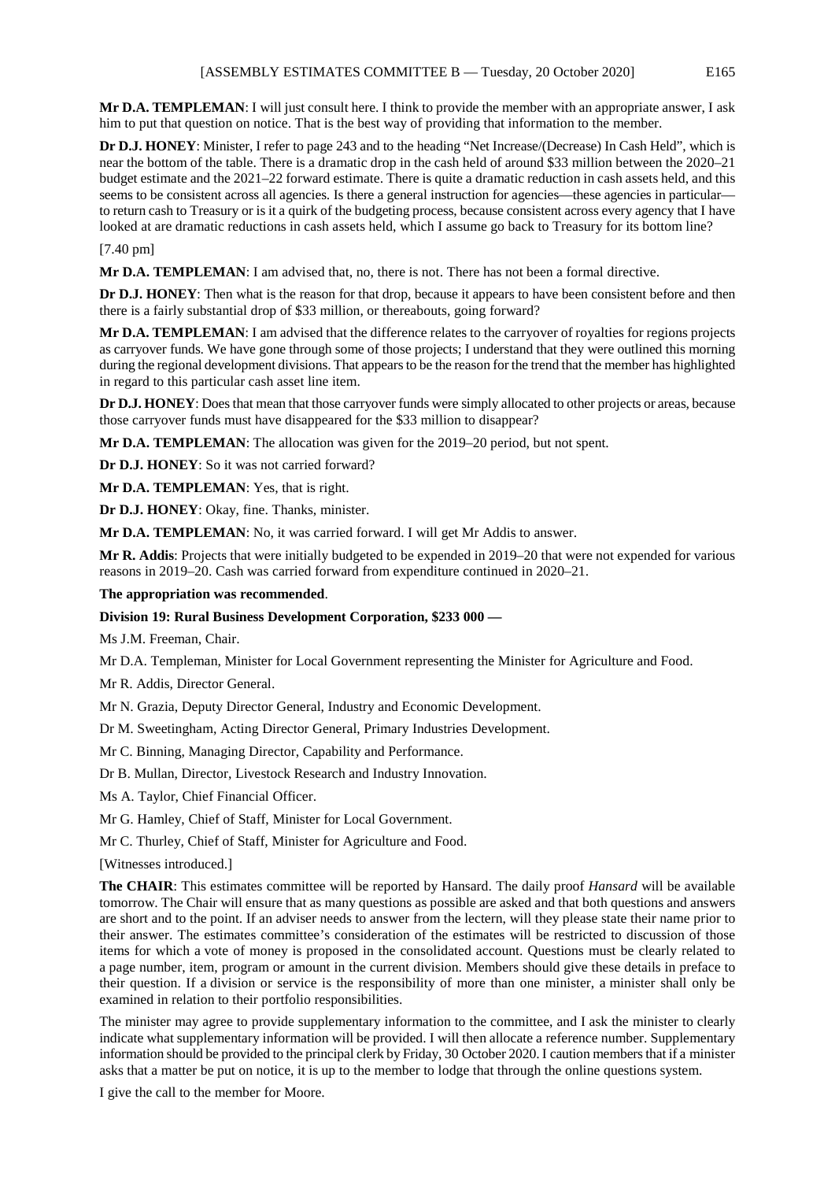**Mr D.A. TEMPLEMAN**: I will just consult here. I think to provide the member with an appropriate answer, I ask him to put that question on notice. That is the best way of providing that information to the member.

**Dr D.J. HONEY**: Minister, I refer to page 243 and to the heading "Net Increase/(Decrease) In Cash Held", which is near the bottom of the table. There is a dramatic drop in the cash held of around $33 million between the 2020–21 budget estimate and the 2021–22 forward estimate. There is quite a dramatic reduction in cash assets held, and this seems to be consistent across all agencies. Is there a general instruction for agencies—these agencies in particular—to return cash to Treasury or is it a quirk of the budgeting process, because consistent across every agency that I have looked at are dramatic reductions in cash assets held, which I assume go back to Treasury for its bottom line?

[7.40 pm]

**Mr D.A. TEMPLEMAN**: I am advised that, no, there is not. There has not been a formal directive.

**Dr D.J. HONEY**: Then what is the reason for that drop, because it appears to have been consistent before and then there is a fairly substantial drop of $33 million, or thereabouts, going forward?

**Mr D.A. TEMPLEMAN**: I am advised that the difference relates to the carryover of royalties for regions projects as carryover funds. We have gone through some of those projects; I understand that they were outlined this morning during the regional development divisions. That appears to be the reason for the trend that the member has highlighted in regard to this particular cash asset line item.

**Dr D.J. HONEY**: Does that mean that those carryover funds were simply allocated to other projects or areas, because those carryover funds must have disappeared for the $33 million to disappear?

**Mr D.A. TEMPLEMAN**: The allocation was given for the 2019–20 period, but not spent.

**Dr D.J. HONEY**: So it was not carried forward?

**Mr D.A. TEMPLEMAN**: Yes, that is right.

**Dr D.J. HONEY**: Okay, fine. Thanks, minister.

**Mr D.A. TEMPLEMAN**: No, it was carried forward. I will get Mr Addis to answer.

**Mr R. Addis**: Projects that were initially budgeted to be expended in 2019–20 that were not expended for various reasons in 2019–20. Cash was carried forward from expenditure continued in 2020–21.

**The appropriation was recommended**.

**Division 19: Rural Business Development Corporation, $233 000 —**

Ms J.M. Freeman, Chair.

Mr D.A. Templeman, Minister for Local Government representing the Minister for Agriculture and Food.

Mr R. Addis, Director General.

Mr N. Grazia, Deputy Director General, Industry and Economic Development.

Dr M. Sweetingham, Acting Director General, Primary Industries Development.

Mr C. Binning, Managing Director, Capability and Performance.

Dr B. Mullan, Director, Livestock Research and Industry Innovation.

Ms A. Taylor, Chief Financial Officer.

Mr G. Hamley, Chief of Staff, Minister for Local Government.

Mr C. Thurley, Chief of Staff, Minister for Agriculture and Food.

[Witnesses introduced.]

**The CHAIR**: This estimates committee will be reported by Hansard. The daily proof *Hansard* will be available tomorrow. The Chair will ensure that as many questions as possible are asked and that both questions and answers are short and to the point. If an adviser needs to answer from the lectern, will they please state their name prior to their answer. The estimates committee's consideration of the estimates will be restricted to discussion of those items for which a vote of money is proposed in the consolidated account. Questions must be clearly related to a page number, item, program or amount in the current division. Members should give these details in preface to their question. If a division or service is the responsibility of more than one minister, a minister shall only be examined in relation to their portfolio responsibilities.

The minister may agree to provide supplementary information to the committee, and I ask the minister to clearly indicate what supplementary information will be provided. I will then allocate a reference number. Supplementary information should be provided to the principal clerk by Friday, 30 October 2020. I caution members that if a minister asks that a matter be put on notice, it is up to the member to lodge that through the online questions system.

I give the call to the member for Moore.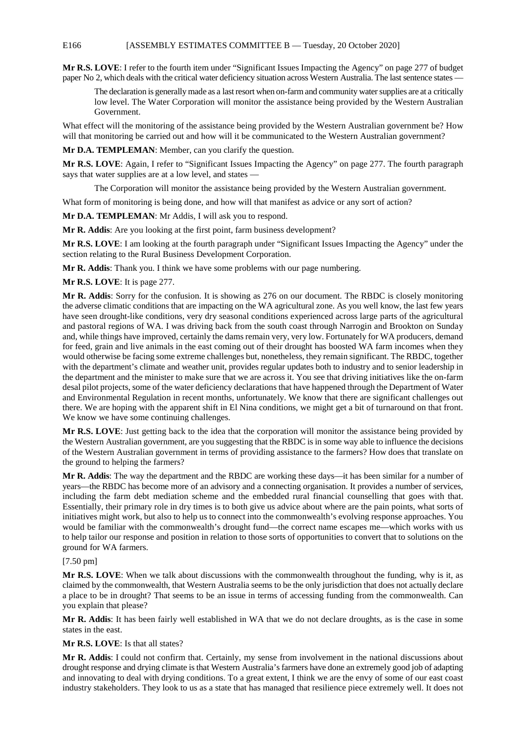**Mr R.S. LOVE**: I refer to the fourth item under "Significant Issues Impacting the Agency" on page 277 of budget paper No 2, which deals with the critical water deficiency situation across Western Australia. The last sentence states —

> The declaration is generally made as a last resort when on-farm and community water supplies are at a critically low level. The Water Corporation will monitor the assistance being provided by the Western Australian Government.

What effect will the monitoring of the assistance being provided by the Western Australian government be? How will that monitoring be carried out and how will it be communicated to the Western Australian government?

**Mr D.A. TEMPLEMAN**: Member, can you clarify the question.

**Mr R.S. LOVE**: Again, I refer to "Significant Issues Impacting the Agency" on page 277. The fourth paragraph says that water supplies are at a low level, and states —

> The Corporation will monitor the assistance being provided by the Western Australian government.

What form of monitoring is being done, and how will that manifest as advice or any sort of action?

**Mr D.A. TEMPLEMAN**: Mr Addis, I will ask you to respond.

**Mr R. Addis**: Are you looking at the first point, farm business development?

**Mr R.S. LOVE**: I am looking at the fourth paragraph under "Significant Issues Impacting the Agency" under the section relating to the Rural Business Development Corporation.

**Mr R. Addis**: Thank you. I think we have some problems with our page numbering.

**Mr R.S. LOVE**: It is page 277.

**Mr R. Addis**: Sorry for the confusion. It is showing as 276 on our document. The RBDC is closely monitoring the adverse climatic conditions that are impacting on the WA agricultural zone. As you well know, the last few years have seen drought-like conditions, very dry seasonal conditions experienced across large parts of the agricultural and pastoral regions of WA. I was driving back from the south coast through Narrogin and Brookton on Sunday and, while things have improved, certainly the dams remain very, very low. Fortunately for WA producers, demand for feed, grain and live animals in the east coming out of their drought has boosted WA farm incomes when they would otherwise be facing some extreme challenges but, nonetheless, they remain significant. The RBDC, together with the department's climate and weather unit, provides regular updates both to industry and to senior leadership in the department and the minister to make sure that we are across it. You see that driving initiatives like the on-farm desal pilot projects, some of the water deficiency declarations that have happened through the Department of Water and Environmental Regulation in recent months, unfortunately. We know that there are significant challenges out there. We are hoping with the apparent shift in El Nina conditions, we might get a bit of turnaround on that front. We know we have some continuing challenges.

**Mr R.S. LOVE**: Just getting back to the idea that the corporation will monitor the assistance being provided by the Western Australian government, are you suggesting that the RBDC is in some way able to influence the decisions of the Western Australian government in terms of providing assistance to the farmers? How does that translate on the ground to helping the farmers?

**Mr R. Addis**: The way the department and the RBDC are working these days—it has been similar for a number of years—the RBDC has become more of an advisory and a connecting organisation. It provides a number of services, including the farm debt mediation scheme and the embedded rural financial counselling that goes with that. Essentially, their primary role in dry times is to both give us advice about where are the pain points, what sorts of initiatives might work, but also to help us to connect into the commonwealth's evolving response approaches. You would be familiar with the commonwealth's drought fund—the correct name escapes me—which works with us to help tailor our response and position in relation to those sorts of opportunities to convert that to solutions on the ground for WA farmers.

[7.50 pm]

**Mr R.S. LOVE**: When we talk about discussions with the commonwealth throughout the funding, why is it, as claimed by the commonwealth, that Western Australia seems to be the only jurisdiction that does not actually declare a place to be in drought? That seems to be an issue in terms of accessing funding from the commonwealth. Can you explain that please?

**Mr R. Addis**: It has been fairly well established in WA that we do not declare droughts, as is the case in some states in the east.

**Mr R.S. LOVE**: Is that all states?

**Mr R. Addis**: I could not confirm that. Certainly, my sense from involvement in the national discussions about drought response and drying climate is that Western Australia's farmers have done an extremely good job of adapting and innovating to deal with drying conditions. To a great extent, I think we are the envy of some of our east coast industry stakeholders. They look to us as a state that has managed that resilience piece extremely well. It does not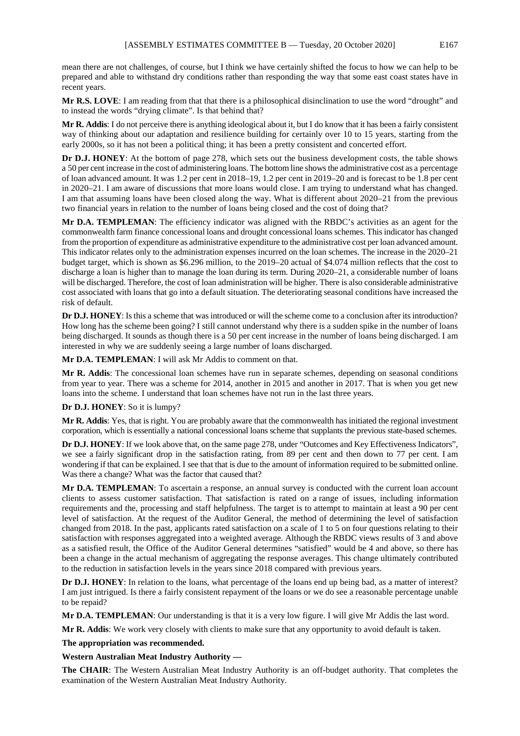mean there are not challenges, of course, but I think we have certainly shifted the focus to how we can help to be prepared and able to withstand dry conditions rather than responding the way that some east coast states have in recent years.

**Mr R.S. LOVE**: I am reading from that that there is a philosophical disinclination to use the word "drought" and to instead the words "drying climate". Is that behind that?

**Mr R. Addis**: I do not perceive there is anything ideological about it, but I do know that it has been a fairly consistent way of thinking about our adaptation and resilience building for certainly over 10 to 15 years, starting from the early 2000s, so it has not been a political thing; it has been a pretty consistent and concerted effort.

**Dr D.J. HONEY**: At the bottom of page 278, which sets out the business development costs, the table shows a 50 per cent increase in the cost of administering loans. The bottom line shows the administrative cost as a percentage of loan advanced amount. It was 1.2 per cent in 2018–19, 1.2 per cent in 2019–20 and is forecast to be 1.8 per cent in 2020–21. I am aware of discussions that more loans would close. I am trying to understand what has changed. I am that assuming loans have been closed along the way. What is different about 2020–21 from the previous two financial years in relation to the number of loans being closed and the cost of doing that?

**Mr D.A. TEMPLEMAN**: The efficiency indicator was aligned with the RBDC's activities as an agent for the commonwealth farm finance concessional loans and drought concessional loans schemes. This indicator has changed from the proportion of expenditure as administrative expenditure to the administrative cost per loan advanced amount. This indicator relates only to the administration expenses incurred on the loan schemes. The increase in the 2020–21 budget target, which is shown as $6.296 million, to the 2019–20 actual of $4.074 million reflects that the cost to discharge a loan is higher than to manage the loan during its term. During 2020–21, a considerable number of loans will be discharged. Therefore, the cost of loan administration will be higher. There is also considerable administrative cost associated with loans that go into a default situation. The deteriorating seasonal conditions have increased the risk of default.

**Dr D.J. HONEY**: Is this a scheme that was introduced or will the scheme come to a conclusion after its introduction? How long has the scheme been going? I still cannot understand why there is a sudden spike in the number of loans being discharged. It sounds as though there is a 50 per cent increase in the number of loans being discharged. I am interested in why we are suddenly seeing a large number of loans discharged.

**Mr D.A. TEMPLEMAN**: I will ask Mr Addis to comment on that.

**Mr R. Addis**: The concessional loan schemes have run in separate schemes, depending on seasonal conditions from year to year. There was a scheme for 2014, another in 2015 and another in 2017. That is when you get new loans into the scheme. I understand that loan schemes have not run in the last three years.

**Dr D.J. HONEY**: So it is lumpy?

**Mr R. Addis**: Yes, that is right. You are probably aware that the commonwealth has initiated the regional investment corporation, which is essentially a national concessional loans scheme that supplants the previous state-based schemes.

**Dr D.J. HONEY**: If we look above that, on the same page 278, under "Outcomes and Key Effectiveness Indicators", we see a fairly significant drop in the satisfaction rating, from 89 per cent and then down to 77 per cent. I am wondering if that can be explained. I see that that is due to the amount of information required to be submitted online. Was there a change? What was the factor that caused that?

**Mr D.A. TEMPLEMAN**: To ascertain a response, an annual survey is conducted with the current loan account clients to assess customer satisfaction. That satisfaction is rated on a range of issues, including information requirements and the, processing and staff helpfulness. The target is to attempt to maintain at least a 90 per cent level of satisfaction. At the request of the Auditor General, the method of determining the level of satisfaction changed from 2018. In the past, applicants rated satisfaction on a scale of 1 to 5 on four questions relating to their satisfaction with responses aggregated into a weighted average. Although the RBDC views results of 3 and above as a satisfied result, the Office of the Auditor General determines "satisfied" would be 4 and above, so there has been a change in the actual mechanism of aggregating the response averages. This change ultimately contributed to the reduction in satisfaction levels in the years since 2018 compared with previous years.

**Dr D.J. HONEY**: In relation to the loans, what percentage of the loans end up being bad, as a matter of interest? I am just intrigued. Is there a fairly consistent repayment of the loans or we do see a reasonable percentage unable to be repaid?

**Mr D.A. TEMPLEMAN**: Our understanding is that it is a very low figure. I will give Mr Addis the last word.

**Mr R. Addis**: We work very closely with clients to make sure that any opportunity to avoid default is taken.

**The appropriation was recommended.**

**Western Australian Meat Industry Authority —**

**The CHAIR**: The Western Australian Meat Industry Authority is an off-budget authority. That completes the examination of the Western Australian Meat Industry Authority.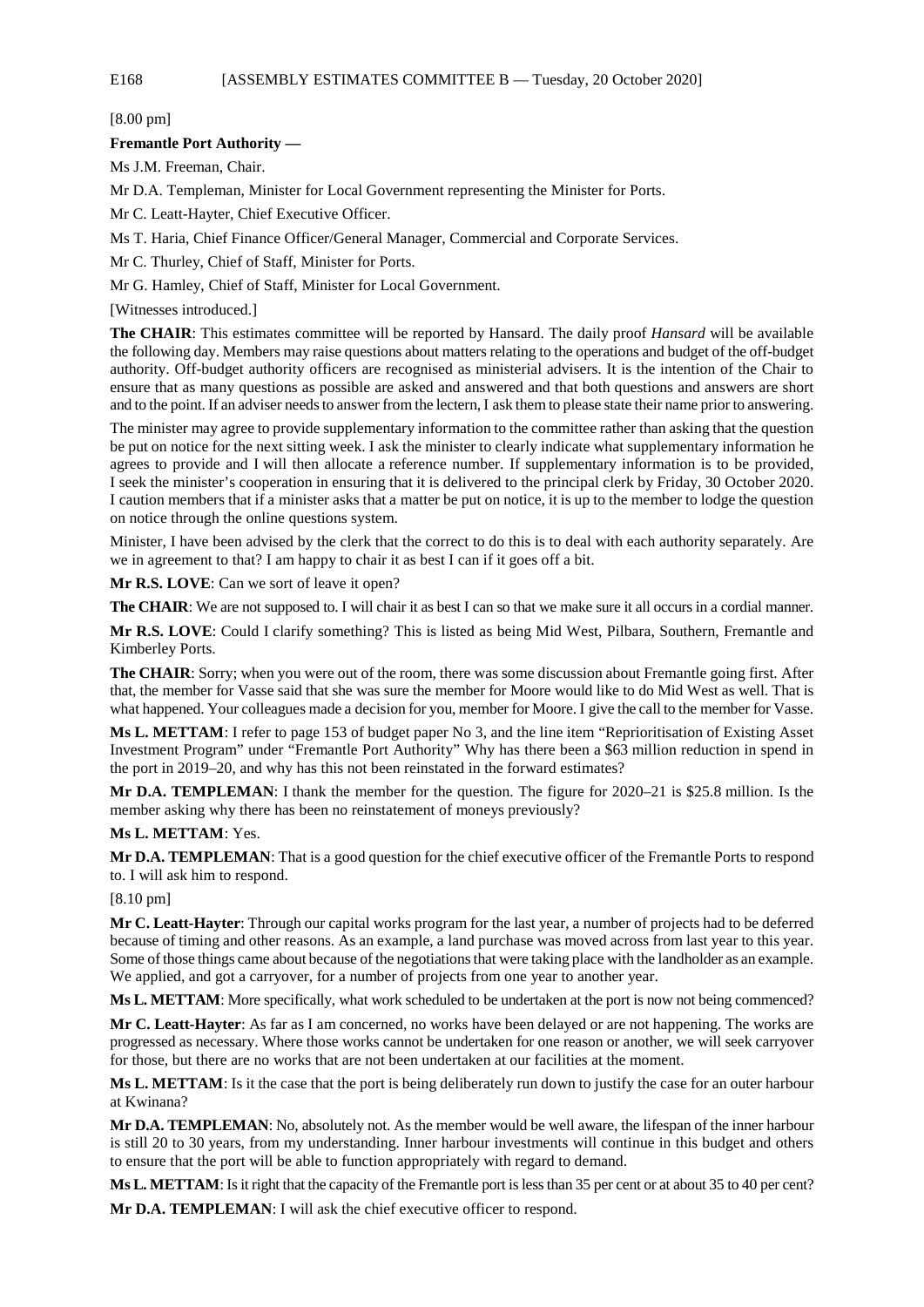[8.00 pm]

**Fremantle Port Authority —**

Ms J.M. Freeman, Chair.

Mr D.A. Templeman, Minister for Local Government representing the Minister for Ports.

Mr C. Leatt-Hayter, Chief Executive Officer.

Ms T. Haria, Chief Finance Officer/General Manager, Commercial and Corporate Services.

Mr C. Thurley, Chief of Staff, Minister for Ports.

Mr G. Hamley, Chief of Staff, Minister for Local Government.

[Witnesses introduced.]

**The CHAIR**: This estimates committee will be reported by Hansard. The daily proof *Hansard* will be available the following day. Members may raise questions about matters relating to the operations and budget of the off-budget authority. Off-budget authority officers are recognised as ministerial advisers. It is the intention of the Chair to ensure that as many questions as possible are asked and answered and that both questions and answers are short and to the point. If an adviser needs to answer from the lectern, I ask them to please state their name prior to answering.

The minister may agree to provide supplementary information to the committee rather than asking that the question be put on notice for the next sitting week. I ask the minister to clearly indicate what supplementary information he agrees to provide and I will then allocate a reference number. If supplementary information is to be provided, I seek the minister's cooperation in ensuring that it is delivered to the principal clerk by Friday, 30 October 2020. I caution members that if a minister asks that a matter be put on notice, it is up to the member to lodge the question on notice through the online questions system.

Minister, I have been advised by the clerk that the correct to do this is to deal with each authority separately. Are we in agreement to that? I am happy to chair it as best I can if it goes off a bit.

**Mr R.S. LOVE**: Can we sort of leave it open?

**The CHAIR**: We are not supposed to. I will chair it as best I can so that we make sure it all occurs in a cordial manner.

**Mr R.S. LOVE**: Could I clarify something? This is listed as being Mid West, Pilbara, Southern, Fremantle and Kimberley Ports.

**The CHAIR**: Sorry; when you were out of the room, there was some discussion about Fremantle going first. After that, the member for Vasse said that she was sure the member for Moore would like to do Mid West as well. That is what happened. Your colleagues made a decision for you, member for Moore. I give the call to the member for Vasse.

**Ms L. METTAM**: I refer to page 153 of budget paper No 3, and the line item "Reprioritisation of Existing Asset Investment Program" under "Fremantle Port Authority" Why has there been a $63 million reduction in spend in the port in 2019–20, and why has this not been reinstated in the forward estimates?

**Mr D.A. TEMPLEMAN**: I thank the member for the question. The figure for 2020–21 is $25.8 million. Is the member asking why there has been no reinstatement of moneys previously?

**Ms L. METTAM**: Yes.

**Mr D.A. TEMPLEMAN**: That is a good question for the chief executive officer of the Fremantle Ports to respond to. I will ask him to respond.

[8.10 pm]

**Mr C. Leatt-Hayter**: Through our capital works program for the last year, a number of projects had to be deferred because of timing and other reasons. As an example, a land purchase was moved across from last year to this year. Some of those things came about because of the negotiations that were taking place with the landholder as an example. We applied, and got a carryover, for a number of projects from one year to another year.

**Ms L. METTAM**: More specifically, what work scheduled to be undertaken at the port is now not being commenced?

**Mr C. Leatt-Hayter**: As far as I am concerned, no works have been delayed or are not happening. The works are progressed as necessary. Where those works cannot be undertaken for one reason or another, we will seek carryover for those, but there are no works that are not been undertaken at our facilities at the moment.

**Ms L. METTAM**: Is it the case that the port is being deliberately run down to justify the case for an outer harbour at Kwinana?

**Mr D.A. TEMPLEMAN**: No, absolutely not. As the member would be well aware, the lifespan of the inner harbour is still 20 to 30 years, from my understanding. Inner harbour investments will continue in this budget and others to ensure that the port will be able to function appropriately with regard to demand.

**Ms L. METTAM**: Is it right that the capacity of the Fremantle port is less than 35 per cent or at about 35 to 40 per cent?

**Mr D.A. TEMPLEMAN**: I will ask the chief executive officer to respond.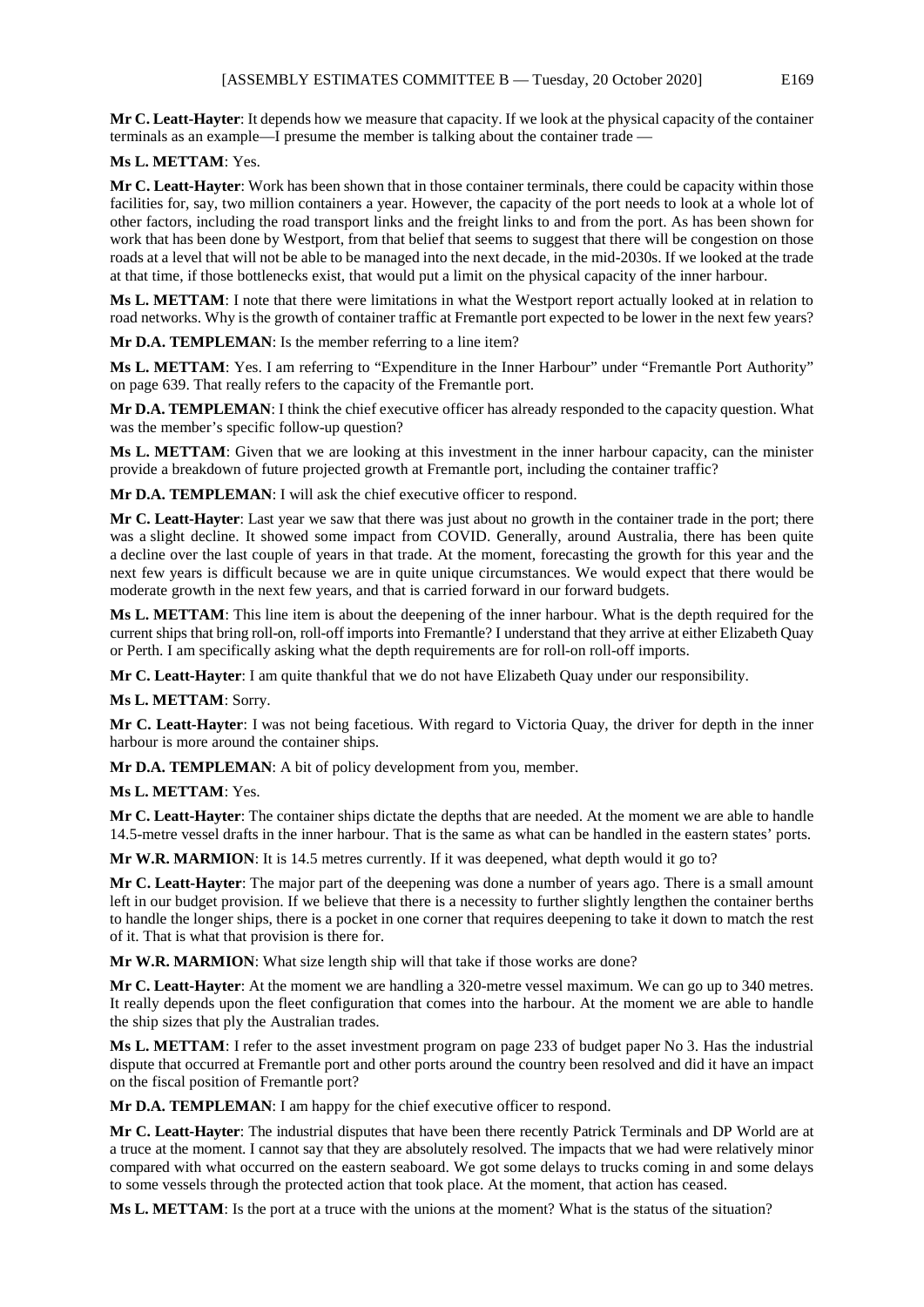**Mr C. Leatt-Hayter**: It depends how we measure that capacity. If we look at the physical capacity of the container terminals as an example—I presume the member is talking about the container trade —

**Ms L. METTAM**: Yes.

**Mr C. Leatt-Hayter**: Work has been shown that in those container terminals, there could be capacity within those facilities for, say, two million containers a year. However, the capacity of the port needs to look at a whole lot of other factors, including the road transport links and the freight links to and from the port. As has been shown for work that has been done by Westport, from that belief that seems to suggest that there will be congestion on those roads at a level that will not be able to be managed into the next decade, in the mid-2030s. If we looked at the trade at that time, if those bottlenecks exist, that would put a limit on the physical capacity of the inner harbour.

**Ms L. METTAM**: I note that there were limitations in what the Westport report actually looked at in relation to road networks. Why is the growth of container traffic at Fremantle port expected to be lower in the next few years?

**Mr D.A. TEMPLEMAN**: Is the member referring to a line item?

**Ms L. METTAM**: Yes. I am referring to "Expenditure in the Inner Harbour" under "Fremantle Port Authority" on page 639. That really refers to the capacity of the Fremantle port.

**Mr D.A. TEMPLEMAN**: I think the chief executive officer has already responded to the capacity question. What was the member's specific follow-up question?

**Ms L. METTAM**: Given that we are looking at this investment in the inner harbour capacity, can the minister provide a breakdown of future projected growth at Fremantle port, including the container traffic?

**Mr D.A. TEMPLEMAN**: I will ask the chief executive officer to respond.

**Mr C. Leatt-Hayter**: Last year we saw that there was just about no growth in the container trade in the port; there was a slight decline. It showed some impact from COVID. Generally, around Australia, there has been quite a decline over the last couple of years in that trade. At the moment, forecasting the growth for this year and the next few years is difficult because we are in quite unique circumstances. We would expect that there would be moderate growth in the next few years, and that is carried forward in our forward budgets.

**Ms L. METTAM**: This line item is about the deepening of the inner harbour. What is the depth required for the current ships that bring roll-on, roll-off imports into Fremantle? I understand that they arrive at either Elizabeth Quay or Perth. I am specifically asking what the depth requirements are for roll-on roll-off imports.

**Mr C. Leatt-Hayter**: I am quite thankful that we do not have Elizabeth Quay under our responsibility.

**Ms L. METTAM**: Sorry.

**Mr C. Leatt-Hayter**: I was not being facetious. With regard to Victoria Quay, the driver for depth in the inner harbour is more around the container ships.

**Mr D.A. TEMPLEMAN**: A bit of policy development from you, member.

**Ms L. METTAM**: Yes.

**Mr C. Leatt-Hayter**: The container ships dictate the depths that are needed. At the moment we are able to handle 14.5-metre vessel drafts in the inner harbour. That is the same as what can be handled in the eastern states' ports.

**Mr W.R. MARMION**: It is 14.5 metres currently. If it was deepened, what depth would it go to?

**Mr C. Leatt-Hayter**: The major part of the deepening was done a number of years ago. There is a small amount left in our budget provision. If we believe that there is a necessity to further slightly lengthen the container berths to handle the longer ships, there is a pocket in one corner that requires deepening to take it down to match the rest of it. That is what that provision is there for.

**Mr W.R. MARMION**: What size length ship will that take if those works are done?

**Mr C. Leatt-Hayter**: At the moment we are handling a 320-metre vessel maximum. We can go up to 340 metres. It really depends upon the fleet configuration that comes into the harbour. At the moment we are able to handle the ship sizes that ply the Australian trades.

**Ms L. METTAM**: I refer to the asset investment program on page 233 of budget paper No 3. Has the industrial dispute that occurred at Fremantle port and other ports around the country been resolved and did it have an impact on the fiscal position of Fremantle port?

**Mr D.A. TEMPLEMAN**: I am happy for the chief executive officer to respond.

**Mr C. Leatt-Hayter**: The industrial disputes that have been there recently Patrick Terminals and DP World are at a truce at the moment. I cannot say that they are absolutely resolved. The impacts that we had were relatively minor compared with what occurred on the eastern seaboard. We got some delays to trucks coming in and some delays to some vessels through the protected action that took place. At the moment, that action has ceased.

**Ms L. METTAM**: Is the port at a truce with the unions at the moment? What is the status of the situation?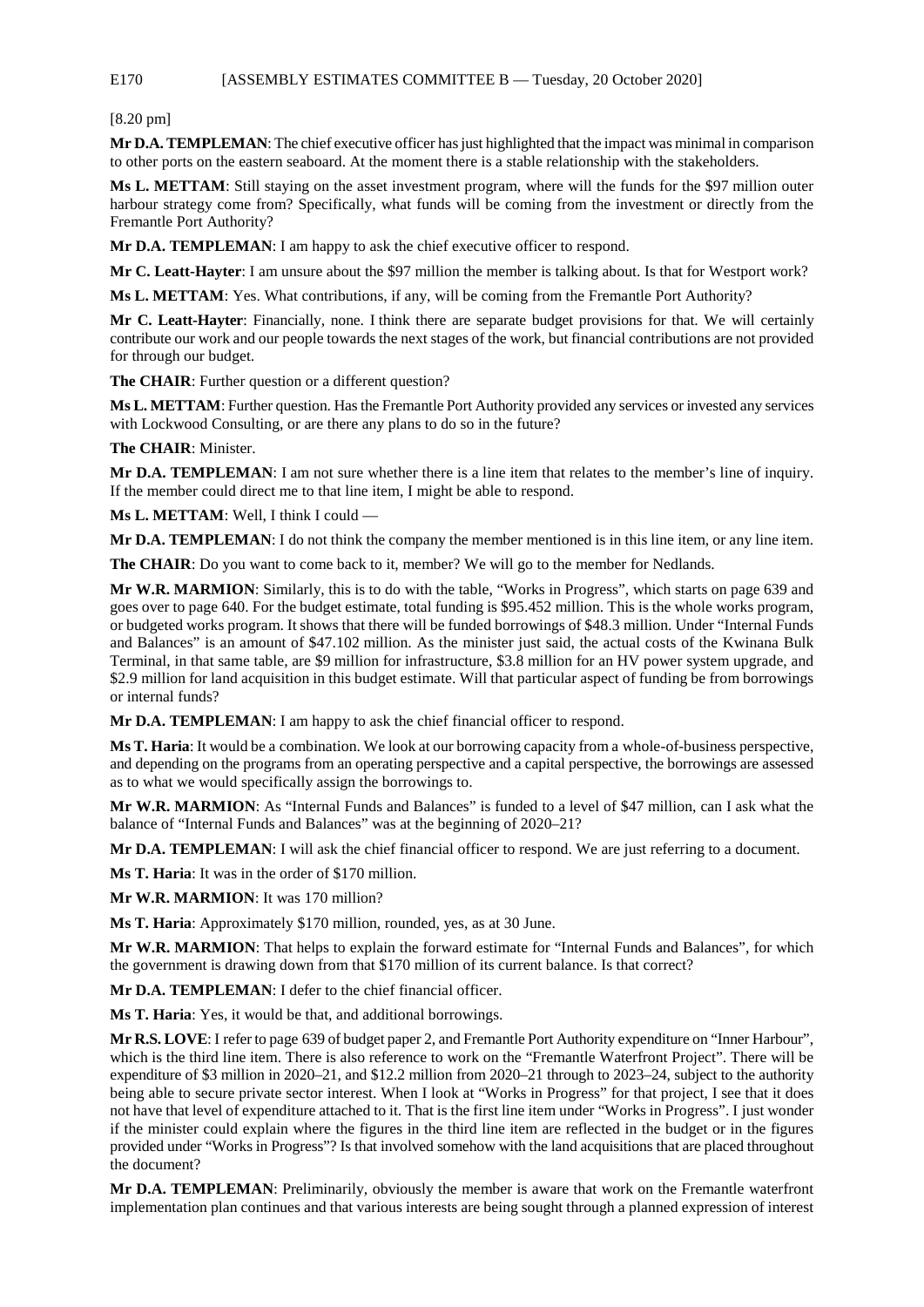[8.20 pm]

**Mr D.A. TEMPLEMAN**: The chief executive officer has just highlighted that the impact was minimal in comparison to other ports on the eastern seaboard. At the moment there is a stable relationship with the stakeholders.

**Ms L. METTAM**: Still staying on the asset investment program, where will the funds for the $97 million outer harbour strategy come from? Specifically, what funds will be coming from the investment or directly from the Fremantle Port Authority?

**Mr D.A. TEMPLEMAN**: I am happy to ask the chief executive officer to respond.

**Mr C. Leatt-Hayter**: I am unsure about the $97 million the member is talking about. Is that for Westport work?

**Ms L. METTAM**: Yes. What contributions, if any, will be coming from the Fremantle Port Authority?

**Mr C. Leatt-Hayter**: Financially, none. I think there are separate budget provisions for that. We will certainly contribute our work and our people towards the next stages of the work, but financial contributions are not provided for through our budget.

**The CHAIR**: Further question or a different question?

**Ms L. METTAM**: Further question. Has the Fremantle Port Authority provided any services or invested any services with Lockwood Consulting, or are there any plans to do so in the future?

**The CHAIR**: Minister.

**Mr D.A. TEMPLEMAN**: I am not sure whether there is a line item that relates to the member's line of inquiry. If the member could direct me to that line item, I might be able to respond.

**Ms L. METTAM**: Well, I think I could —

**Mr D.A. TEMPLEMAN**: I do not think the company the member mentioned is in this line item, or any line item.

**The CHAIR**: Do you want to come back to it, member? We will go to the member for Nedlands.

**Mr W.R. MARMION**: Similarly, this is to do with the table, "Works in Progress", which starts on page 639 and goes over to page 640. For the budget estimate, total funding is $95.452 million. This is the whole works program, or budgeted works program. It shows that there will be funded borrowings of $48.3 million. Under "Internal Funds and Balances" is an amount of $47.102 million. As the minister just said, the actual costs of the Kwinana Bulk Terminal, in that same table, are $9 million for infrastructure, $3.8 million for an HV power system upgrade, and $2.9 million for land acquisition in this budget estimate. Will that particular aspect of funding be from borrowings or internal funds?

**Mr D.A. TEMPLEMAN**: I am happy to ask the chief financial officer to respond.

**Ms T. Haria**: It would be a combination. We look at our borrowing capacity from a whole-of-business perspective, and depending on the programs from an operating perspective and a capital perspective, the borrowings are assessed as to what we would specifically assign the borrowings to.

**Mr W.R. MARMION**: As "Internal Funds and Balances" is funded to a level of $47 million, can I ask what the balance of "Internal Funds and Balances" was at the beginning of 2020–21?

**Mr D.A. TEMPLEMAN**: I will ask the chief financial officer to respond. We are just referring to a document.

**Ms T. Haria**: It was in the order of $170 million.

**Mr W.R. MARMION**: It was 170 million?

**Ms T. Haria**: Approximately $170 million, rounded, yes, as at 30 June.

**Mr W.R. MARMION**: That helps to explain the forward estimate for "Internal Funds and Balances", for which the government is drawing down from that $170 million of its current balance. Is that correct?

**Mr D.A. TEMPLEMAN**: I defer to the chief financial officer.

**Ms T. Haria**: Yes, it would be that, and additional borrowings.

**Mr R.S. LOVE**: I refer to page 639 of budget paper 2, and Fremantle Port Authority expenditure on "Inner Harbour", which is the third line item. There is also reference to work on the "Fremantle Waterfront Project". There will be expenditure of $3 million in 2020–21, and $12.2 million from 2020–21 through to 2023–24, subject to the authority being able to secure private sector interest. When I look at "Works in Progress" for that project, I see that it does not have that level of expenditure attached to it. That is the first line item under "Works in Progress". I just wonder if the minister could explain where the figures in the third line item are reflected in the budget or in the figures provided under "Works in Progress"? Is that involved somehow with the land acquisitions that are placed throughout the document?

**Mr D.A. TEMPLEMAN**: Preliminarily, obviously the member is aware that work on the Fremantle waterfront implementation plan continues and that various interests are being sought through a planned expression of interest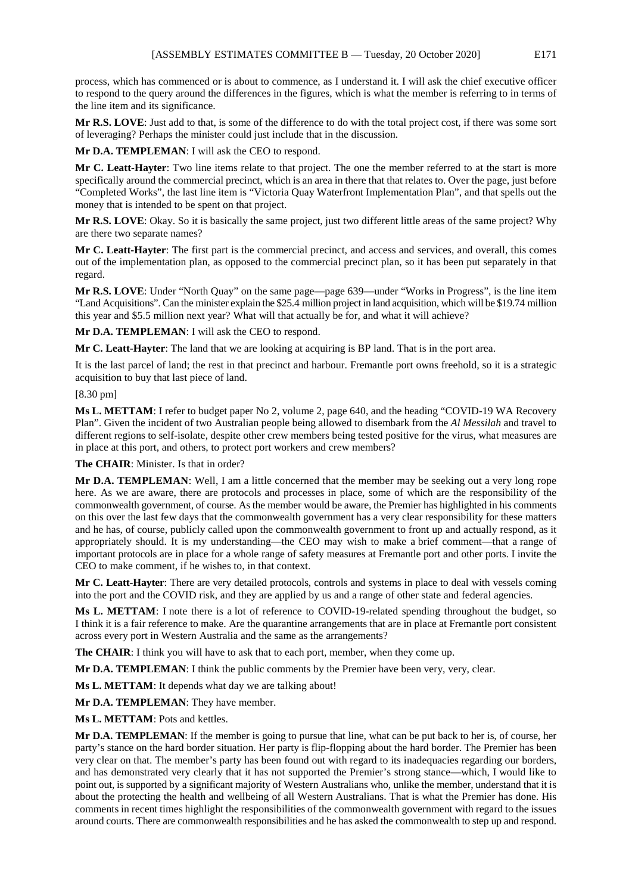process, which has commenced or is about to commence, as I understand it. I will ask the chief executive officer to respond to the query around the differences in the figures, which is what the member is referring to in terms of the line item and its significance.

**Mr R.S. LOVE**: Just add to that, is some of the difference to do with the total project cost, if there was some sort of leveraging? Perhaps the minister could just include that in the discussion.

**Mr D.A. TEMPLEMAN**: I will ask the CEO to respond.

**Mr C. Leatt-Hayter**: Two line items relate to that project. The one the member referred to at the start is more specifically around the commercial precinct, which is an area in there that that relates to. Over the page, just before "Completed Works", the last line item is "Victoria Quay Waterfront Implementation Plan", and that spells out the money that is intended to be spent on that project.

**Mr R.S. LOVE**: Okay. So it is basically the same project, just two different little areas of the same project? Why are there two separate names?

**Mr C. Leatt-Hayter**: The first part is the commercial precinct, and access and services, and overall, this comes out of the implementation plan, as opposed to the commercial precinct plan, so it has been put separately in that regard.

**Mr R.S. LOVE**: Under "North Quay" on the same page—page 639—under "Works in Progress", is the line item "Land Acquisitions". Can the minister explain the $25.4 million project in land acquisition, which will be $19.74 million this year and $5.5 million next year? What will that actually be for, and what it will achieve?

**Mr D.A. TEMPLEMAN**: I will ask the CEO to respond.

**Mr C. Leatt-Hayter**: The land that we are looking at acquiring is BP land. That is in the port area.

It is the last parcel of land; the rest in that precinct and harbour. Fremantle port owns freehold, so it is a strategic acquisition to buy that last piece of land.

[8.30 pm]

**Ms L. METTAM**: I refer to budget paper No 2, volume 2, page 640, and the heading "COVID-19 WA Recovery Plan". Given the incident of two Australian people being allowed to disembark from the *Al Messilah* and travel to different regions to self-isolate, despite other crew members being tested positive for the virus, what measures are in place at this port, and others, to protect port workers and crew members?

**The CHAIR**: Minister. Is that in order?

**Mr D.A. TEMPLEMAN**: Well, I am a little concerned that the member may be seeking out a very long rope here. As we are aware, there are protocols and processes in place, some of which are the responsibility of the commonwealth government, of course. As the member would be aware, the Premier has highlighted in his comments on this over the last few days that the commonwealth government has a very clear responsibility for these matters and he has, of course, publicly called upon the commonwealth government to front up and actually respond, as it appropriately should. It is my understanding—the CEO may wish to make a brief comment—that a range of important protocols are in place for a whole range of safety measures at Fremantle port and other ports. I invite the CEO to make comment, if he wishes to, in that context.

**Mr C. Leatt-Hayter**: There are very detailed protocols, controls and systems in place to deal with vessels coming into the port and the COVID risk, and they are applied by us and a range of other state and federal agencies.

**Ms L. METTAM**: I note there is a lot of reference to COVID-19-related spending throughout the budget, so I think it is a fair reference to make. Are the quarantine arrangements that are in place at Fremantle port consistent across every port in Western Australia and the same as the arrangements?

**The CHAIR**: I think you will have to ask that to each port, member, when they come up.

**Mr D.A. TEMPLEMAN**: I think the public comments by the Premier have been very, very, clear.

**Ms L. METTAM**: It depends what day we are talking about!

**Mr D.A. TEMPLEMAN**: They have member.

**Ms L. METTAM**: Pots and kettles.

**Mr D.A. TEMPLEMAN**: If the member is going to pursue that line, what can be put back to her is, of course, her party's stance on the hard border situation. Her party is flip-flopping about the hard border. The Premier has been very clear on that. The member's party has been found out with regard to its inadequacies regarding our borders, and has demonstrated very clearly that it has not supported the Premier's strong stance—which, I would like to point out, is supported by a significant majority of Western Australians who, unlike the member, understand that it is about the protecting the health and wellbeing of all Western Australians. That is what the Premier has done. His comments in recent times highlight the responsibilities of the commonwealth government with regard to the issues around courts. There are commonwealth responsibilities and he has asked the commonwealth to step up and respond.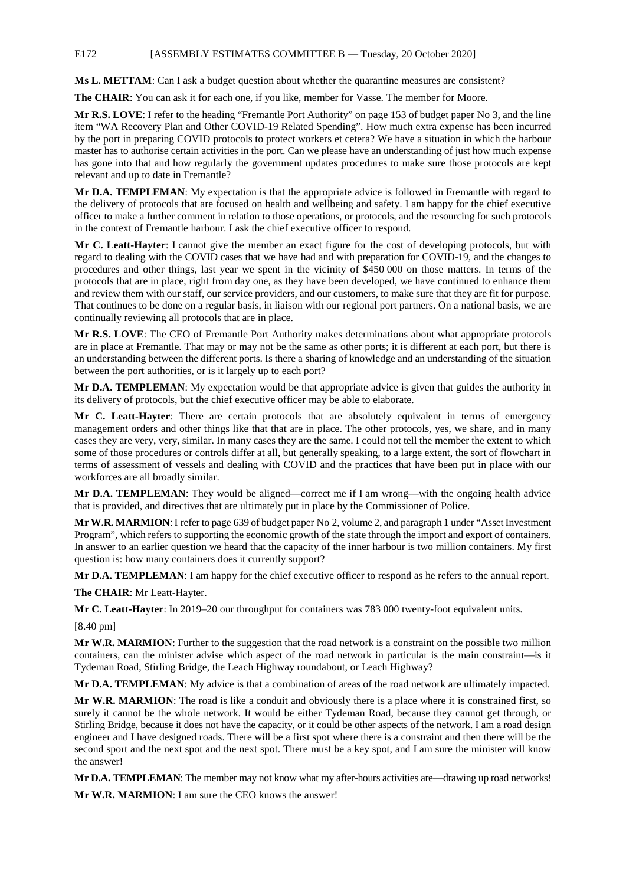**Ms L. METTAM**: Can I ask a budget question about whether the quarantine measures are consistent?

**The CHAIR**: You can ask it for each one, if you like, member for Vasse. The member for Moore.

**Mr R.S. LOVE**: I refer to the heading "Fremantle Port Authority" on page 153 of budget paper No 3, and the line item "WA Recovery Plan and Other COVID-19 Related Spending". How much extra expense has been incurred by the port in preparing COVID protocols to protect workers et cetera? We have a situation in which the harbour master has to authorise certain activities in the port. Can we please have an understanding of just how much expense has gone into that and how regularly the government updates procedures to make sure those protocols are kept relevant and up to date in Fremantle?

**Mr D.A. TEMPLEMAN**: My expectation is that the appropriate advice is followed in Fremantle with regard to the delivery of protocols that are focused on health and wellbeing and safety. I am happy for the chief executive officer to make a further comment in relation to those operations, or protocols, and the resourcing for such protocols in the context of Fremantle harbour. I ask the chief executive officer to respond.

**Mr C. Leatt-Hayter**: I cannot give the member an exact figure for the cost of developing protocols, but with regard to dealing with the COVID cases that we have had and with preparation for COVID-19, and the changes to procedures and other things, last year we spent in the vicinity of $450 000 on those matters. In terms of the protocols that are in place, right from day one, as they have been developed, we have continued to enhance them and review them with our staff, our service providers, and our customers, to make sure that they are fit for purpose. That continues to be done on a regular basis, in liaison with our regional port partners. On a national basis, we are continually reviewing all protocols that are in place.

**Mr R.S. LOVE**: The CEO of Fremantle Port Authority makes determinations about what appropriate protocols are in place at Fremantle. That may or may not be the same as other ports; it is different at each port, but there is an understanding between the different ports. Is there a sharing of knowledge and an understanding of the situation between the port authorities, or is it largely up to each port?

**Mr D.A. TEMPLEMAN**: My expectation would be that appropriate advice is given that guides the authority in its delivery of protocols, but the chief executive officer may be able to elaborate.

**Mr C. Leatt-Hayter**: There are certain protocols that are absolutely equivalent in terms of emergency management orders and other things like that that are in place. The other protocols, yes, we share, and in many cases they are very, very, similar. In many cases they are the same. I could not tell the member the extent to which some of those procedures or controls differ at all, but generally speaking, to a large extent, the sort of flowchart in terms of assessment of vessels and dealing with COVID and the practices that have been put in place with our workforces are all broadly similar.

**Mr D.A. TEMPLEMAN**: They would be aligned—correct me if I am wrong—with the ongoing health advice that is provided, and directives that are ultimately put in place by the Commissioner of Police.

**Mr W.R. MARMION**: I refer to page 639 of budget paper No 2, volume 2, and paragraph 1 under "Asset Investment Program", which refers to supporting the economic growth of the state through the import and export of containers. In answer to an earlier question we heard that the capacity of the inner harbour is two million containers. My first question is: how many containers does it currently support?

**Mr D.A. TEMPLEMAN**: I am happy for the chief executive officer to respond as he refers to the annual report.

**The CHAIR**: Mr Leatt-Hayter.

**Mr C. Leatt-Hayter**: In 2019–20 our throughput for containers was 783 000 twenty-foot equivalent units.

[8.40 pm]

**Mr W.R. MARMION**: Further to the suggestion that the road network is a constraint on the possible two million containers, can the minister advise which aspect of the road network in particular is the main constraint—is it Tydeman Road, Stirling Bridge, the Leach Highway roundabout, or Leach Highway?

**Mr D.A. TEMPLEMAN**: My advice is that a combination of areas of the road network are ultimately impacted.

**Mr W.R. MARMION**: The road is like a conduit and obviously there is a place where it is constrained first, so surely it cannot be the whole network. It would be either Tydeman Road, because they cannot get through, or Stirling Bridge, because it does not have the capacity, or it could be other aspects of the network. I am a road design engineer and I have designed roads. There will be a first spot where there is a constraint and then there will be the second sport and the next spot and the next spot. There must be a key spot, and I am sure the minister will know the answer!

**Mr D.A. TEMPLEMAN**: The member may not know what my after-hours activities are—drawing up road networks!

**Mr W.R. MARMION**: I am sure the CEO knows the answer!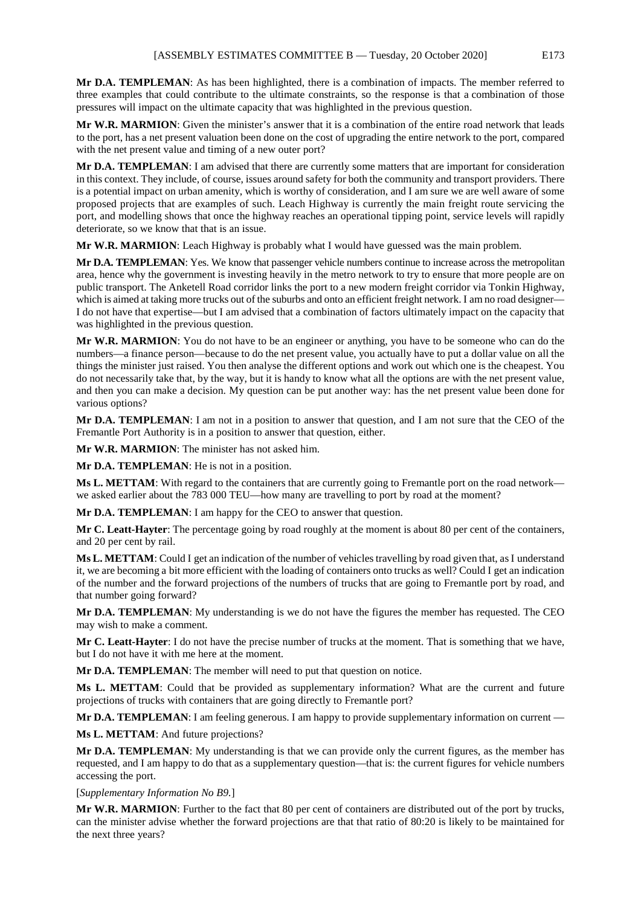**Mr D.A. TEMPLEMAN**: As has been highlighted, there is a combination of impacts. The member referred to three examples that could contribute to the ultimate constraints, so the response is that a combination of those pressures will impact on the ultimate capacity that was highlighted in the previous question.

**Mr W.R. MARMION**: Given the minister's answer that it is a combination of the entire road network that leads to the port, has a net present valuation been done on the cost of upgrading the entire network to the port, compared with the net present value and timing of a new outer port?

**Mr D.A. TEMPLEMAN**: I am advised that there are currently some matters that are important for consideration in this context. They include, of course, issues around safety for both the community and transport providers. There is a potential impact on urban amenity, which is worthy of consideration, and I am sure we are well aware of some proposed projects that are examples of such. Leach Highway is currently the main freight route servicing the port, and modelling shows that once the highway reaches an operational tipping point, service levels will rapidly deteriorate, so we know that that is an issue.

**Mr W.R. MARMION**: Leach Highway is probably what I would have guessed was the main problem.

**Mr D.A. TEMPLEMAN**: Yes. We know that passenger vehicle numbers continue to increase across the metropolitan area, hence why the government is investing heavily in the metro network to try to ensure that more people are on public transport. The Anketell Road corridor links the port to a new modern freight corridor via Tonkin Highway, which is aimed at taking more trucks out of the suburbs and onto an efficient freight network. I am no road designer—I do not have that expertise—but I am advised that a combination of factors ultimately impact on the capacity that was highlighted in the previous question.

**Mr W.R. MARMION**: You do not have to be an engineer or anything, you have to be someone who can do the numbers—a finance person—because to do the net present value, you actually have to put a dollar value on all the things the minister just raised. You then analyse the different options and work out which one is the cheapest. You do not necessarily take that, by the way, but it is handy to know what all the options are with the net present value, and then you can make a decision. My question can be put another way: has the net present value been done for various options?

**Mr D.A. TEMPLEMAN**: I am not in a position to answer that question, and I am not sure that the CEO of the Fremantle Port Authority is in a position to answer that question, either.

**Mr W.R. MARMION**: The minister has not asked him.

**Mr D.A. TEMPLEMAN**: He is not in a position.

**Ms L. METTAM**: With regard to the containers that are currently going to Fremantle port on the road network—we asked earlier about the 783 000 TEU—how many are travelling to port by road at the moment?

**Mr D.A. TEMPLEMAN**: I am happy for the CEO to answer that question.

**Mr C. Leatt-Hayter**: The percentage going by road roughly at the moment is about 80 per cent of the containers, and 20 per cent by rail.

**Ms L. METTAM**: Could I get an indication of the number of vehicles travelling by road given that, as I understand it, we are becoming a bit more efficient with the loading of containers onto trucks as well? Could I get an indication of the number and the forward projections of the numbers of trucks that are going to Fremantle port by road, and that number going forward?

**Mr D.A. TEMPLEMAN**: My understanding is we do not have the figures the member has requested. The CEO may wish to make a comment.

**Mr C. Leatt-Hayter**: I do not have the precise number of trucks at the moment. That is something that we have, but I do not have it with me here at the moment.

**Mr D.A. TEMPLEMAN**: The member will need to put that question on notice.

**Ms L. METTAM**: Could that be provided as supplementary information? What are the current and future projections of trucks with containers that are going directly to Fremantle port?

**Mr D.A. TEMPLEMAN**: I am feeling generous. I am happy to provide supplementary information on current —

**Ms L. METTAM**: And future projections?

**Mr D.A. TEMPLEMAN**: My understanding is that we can provide only the current figures, as the member has requested, and I am happy to do that as a supplementary question—that is: the current figures for vehicle numbers accessing the port.

[*Supplementary Information No B9.*]

**Mr W.R. MARMION**: Further to the fact that 80 per cent of containers are distributed out of the port by trucks, can the minister advise whether the forward projections are that that ratio of 80:20 is likely to be maintained for the next three years?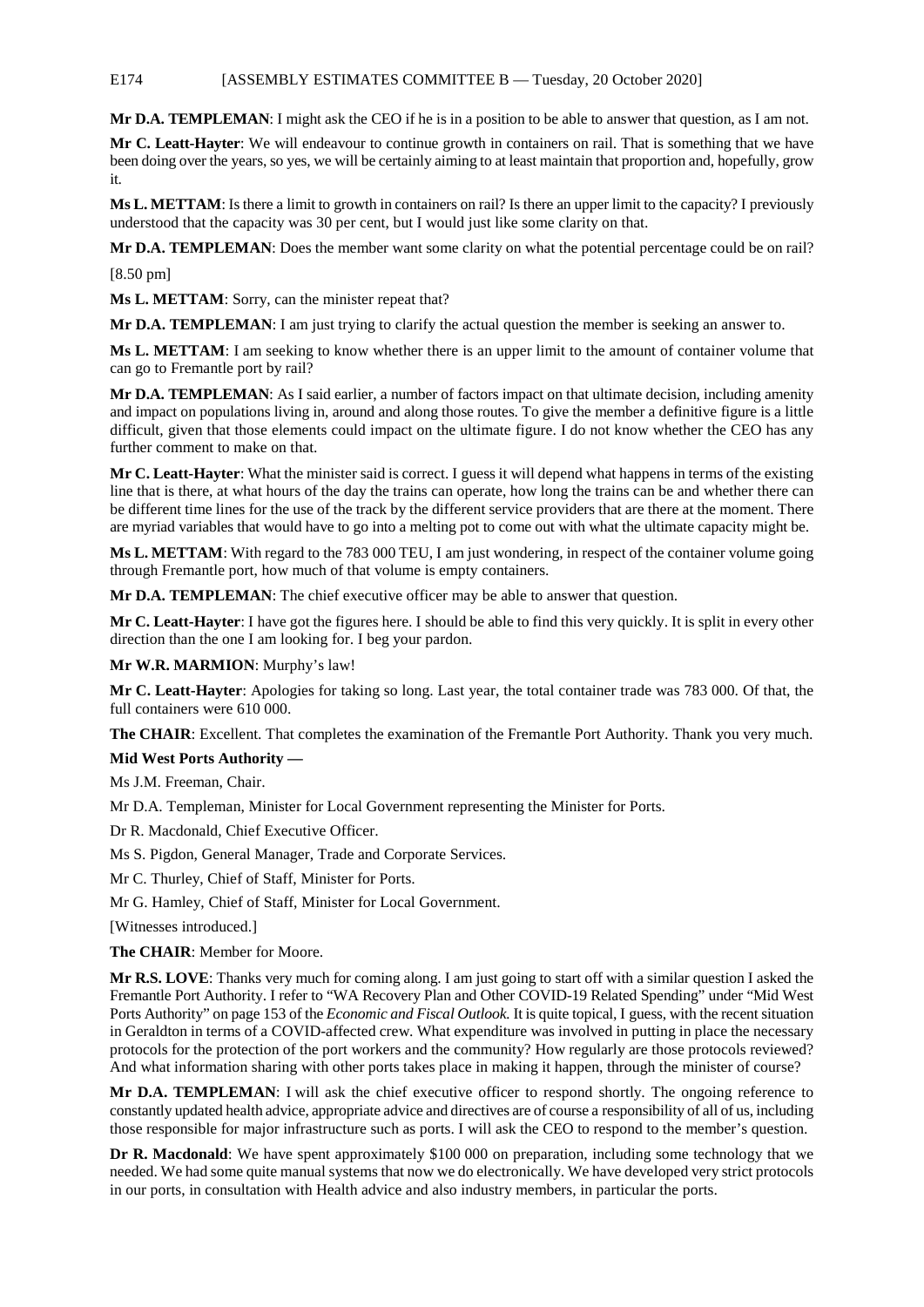**Mr D.A. TEMPLEMAN**: I might ask the CEO if he is in a position to be able to answer that question, as I am not.

**Mr C. Leatt-Hayter**: We will endeavour to continue growth in containers on rail. That is something that we have been doing over the years, so yes, we will be certainly aiming to at least maintain that proportion and, hopefully, grow it.

**Ms L. METTAM**: Is there a limit to growth in containers on rail? Is there an upper limit to the capacity? I previously understood that the capacity was 30 per cent, but I would just like some clarity on that.

**Mr D.A. TEMPLEMAN**: Does the member want some clarity on what the potential percentage could be on rail?

[8.50 pm]

**Ms L. METTAM**: Sorry, can the minister repeat that?

**Mr D.A. TEMPLEMAN**: I am just trying to clarify the actual question the member is seeking an answer to.

**Ms L. METTAM**: I am seeking to know whether there is an upper limit to the amount of container volume that can go to Fremantle port by rail?

**Mr D.A. TEMPLEMAN**: As I said earlier, a number of factors impact on that ultimate decision, including amenity and impact on populations living in, around and along those routes. To give the member a definitive figure is a little difficult, given that those elements could impact on the ultimate figure. I do not know whether the CEO has any further comment to make on that.

**Mr C. Leatt-Hayter**: What the minister said is correct. I guess it will depend what happens in terms of the existing line that is there, at what hours of the day the trains can operate, how long the trains can be and whether there can be different time lines for the use of the track by the different service providers that are there at the moment. There are myriad variables that would have to go into a melting pot to come out with what the ultimate capacity might be.

**Ms L. METTAM**: With regard to the 783 000 TEU, I am just wondering, in respect of the container volume going through Fremantle port, how much of that volume is empty containers.

**Mr D.A. TEMPLEMAN**: The chief executive officer may be able to answer that question.

**Mr C. Leatt-Hayter**: I have got the figures here. I should be able to find this very quickly. It is split in every other direction than the one I am looking for. I beg your pardon.

**Mr W.R. MARMION**: Murphy's law!

**Mr C. Leatt-Hayter**: Apologies for taking so long. Last year, the total container trade was 783 000. Of that, the full containers were 610 000.

**The CHAIR**: Excellent. That completes the examination of the Fremantle Port Authority. Thank you very much.

**Mid West Ports Authority —**

Ms J.M. Freeman, Chair.

Mr D.A. Templeman, Minister for Local Government representing the Minister for Ports.

Dr R. Macdonald, Chief Executive Officer.

Ms S. Pigdon, General Manager, Trade and Corporate Services.

Mr C. Thurley, Chief of Staff, Minister for Ports.

Mr G. Hamley, Chief of Staff, Minister for Local Government.

[Witnesses introduced.]

**The CHAIR**: Member for Moore.

**Mr R.S. LOVE**: Thanks very much for coming along. I am just going to start off with a similar question I asked the Fremantle Port Authority. I refer to "WA Recovery Plan and Other COVID-19 Related Spending" under "Mid West Ports Authority" on page 153 of the *Economic and Fiscal Outlook.* It is quite topical, I guess, with the recent situation in Geraldton in terms of a COVID-affected crew. What expenditure was involved in putting in place the necessary protocols for the protection of the port workers and the community? How regularly are those protocols reviewed? And what information sharing with other ports takes place in making it happen, through the minister of course?

**Mr D.A. TEMPLEMAN**: I will ask the chief executive officer to respond shortly. The ongoing reference to constantly updated health advice, appropriate advice and directives are of course a responsibility of all of us, including those responsible for major infrastructure such as ports. I will ask the CEO to respond to the member's question.

**Dr R. Macdonald**: We have spent approximately $100 000 on preparation, including some technology that we needed. We had some quite manual systems that now we do electronically. We have developed very strict protocols in our ports, in consultation with Health advice and also industry members, in particular the ports.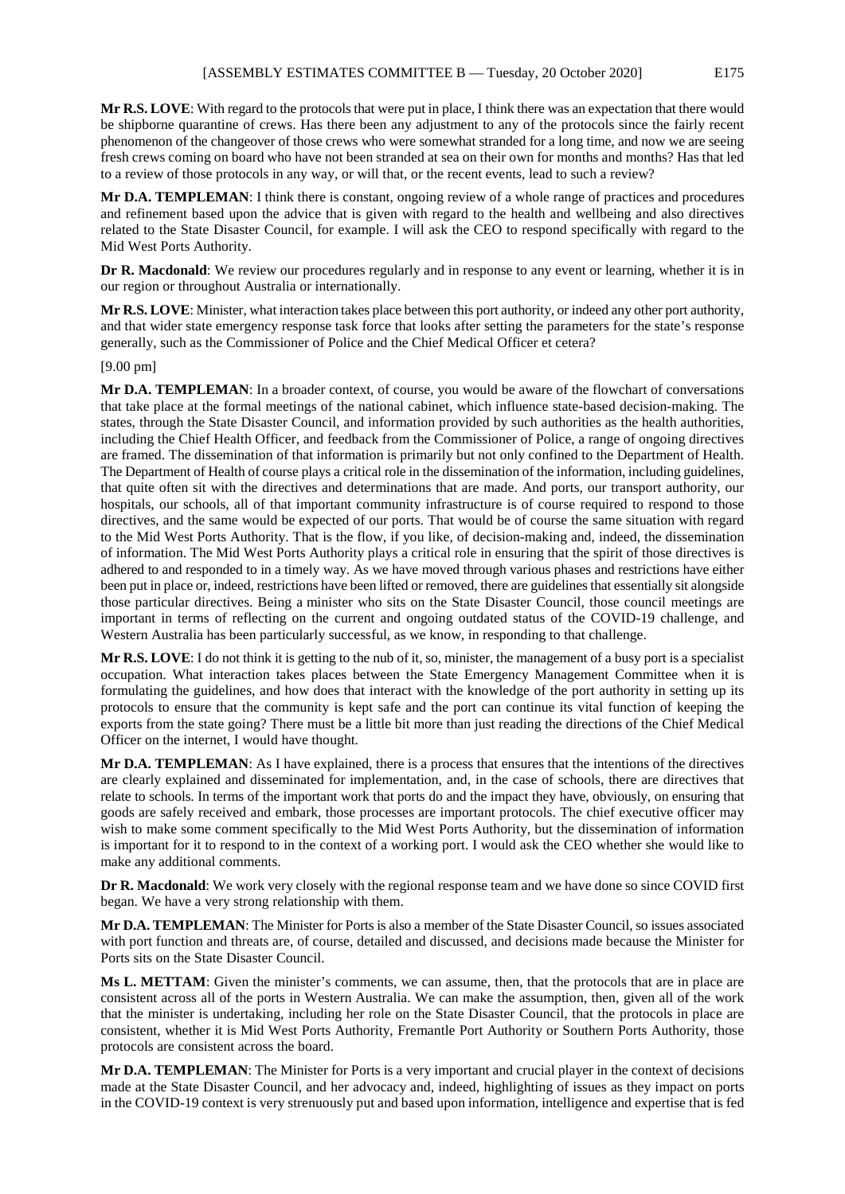**Mr R.S. LOVE**: With regard to the protocols that were put in place, I think there was an expectation that there would be shipborne quarantine of crews. Has there been any adjustment to any of the protocols since the fairly recent phenomenon of the changeover of those crews who were somewhat stranded for a long time, and now we are seeing fresh crews coming on board who have not been stranded at sea on their own for months and months? Has that led to a review of those protocols in any way, or will that, or the recent events, lead to such a review?

**Mr D.A. TEMPLEMAN**: I think there is constant, ongoing review of a whole range of practices and procedures and refinement based upon the advice that is given with regard to the health and wellbeing and also directives related to the State Disaster Council, for example. I will ask the CEO to respond specifically with regard to the Mid West Ports Authority.

**Dr R. Macdonald**: We review our procedures regularly and in response to any event or learning, whether it is in our region or throughout Australia or internationally.

**Mr R.S. LOVE**: Minister, what interaction takes place between this port authority, or indeed any other port authority, and that wider state emergency response task force that looks after setting the parameters for the state's response generally, such as the Commissioner of Police and the Chief Medical Officer et cetera?

[9.00 pm]

**Mr D.A. TEMPLEMAN**: In a broader context, of course, you would be aware of the flowchart of conversations that take place at the formal meetings of the national cabinet, which influence state-based decision-making. The states, through the State Disaster Council, and information provided by such authorities as the health authorities, including the Chief Health Officer, and feedback from the Commissioner of Police, a range of ongoing directives are framed. The dissemination of that information is primarily but not only confined to the Department of Health. The Department of Health of course plays a critical role in the dissemination of the information, including guidelines, that quite often sit with the directives and determinations that are made. And ports, our transport authority, our hospitals, our schools, all of that important community infrastructure is of course required to respond to those directives, and the same would be expected of our ports. That would be of course the same situation with regard to the Mid West Ports Authority. That is the flow, if you like, of decision-making and, indeed, the dissemination of information. The Mid West Ports Authority plays a critical role in ensuring that the spirit of those directives is adhered to and responded to in a timely way. As we have moved through various phases and restrictions have either been put in place or, indeed, restrictions have been lifted or removed, there are guidelines that essentially sit alongside those particular directives. Being a minister who sits on the State Disaster Council, those council meetings are important in terms of reflecting on the current and ongoing outdated status of the COVID-19 challenge, and Western Australia has been particularly successful, as we know, in responding to that challenge.

**Mr R.S. LOVE**: I do not think it is getting to the nub of it, so, minister, the management of a busy port is a specialist occupation. What interaction takes places between the State Emergency Management Committee when it is formulating the guidelines, and how does that interact with the knowledge of the port authority in setting up its protocols to ensure that the community is kept safe and the port can continue its vital function of keeping the exports from the state going? There must be a little bit more than just reading the directions of the Chief Medical Officer on the internet, I would have thought.

**Mr D.A. TEMPLEMAN**: As I have explained, there is a process that ensures that the intentions of the directives are clearly explained and disseminated for implementation, and, in the case of schools, there are directives that relate to schools. In terms of the important work that ports do and the impact they have, obviously, on ensuring that goods are safely received and embark, those processes are important protocols. The chief executive officer may wish to make some comment specifically to the Mid West Ports Authority, but the dissemination of information is important for it to respond to in the context of a working port. I would ask the CEO whether she would like to make any additional comments.

**Dr R. Macdonald**: We work very closely with the regional response team and we have done so since COVID first began. We have a very strong relationship with them.

**Mr D.A. TEMPLEMAN**: The Minister for Ports is also a member of the State Disaster Council, so issues associated with port function and threats are, of course, detailed and discussed, and decisions made because the Minister for Ports sits on the State Disaster Council.

**Ms L. METTAM**: Given the minister's comments, we can assume, then, that the protocols that are in place are consistent across all of the ports in Western Australia. We can make the assumption, then, given all of the work that the minister is undertaking, including her role on the State Disaster Council, that the protocols in place are consistent, whether it is Mid West Ports Authority, Fremantle Port Authority or Southern Ports Authority, those protocols are consistent across the board.

**Mr D.A. TEMPLEMAN**: The Minister for Ports is a very important and crucial player in the context of decisions made at the State Disaster Council, and her advocacy and, indeed, highlighting of issues as they impact on ports in the COVID-19 context is very strenuously put and based upon information, intelligence and expertise that is fed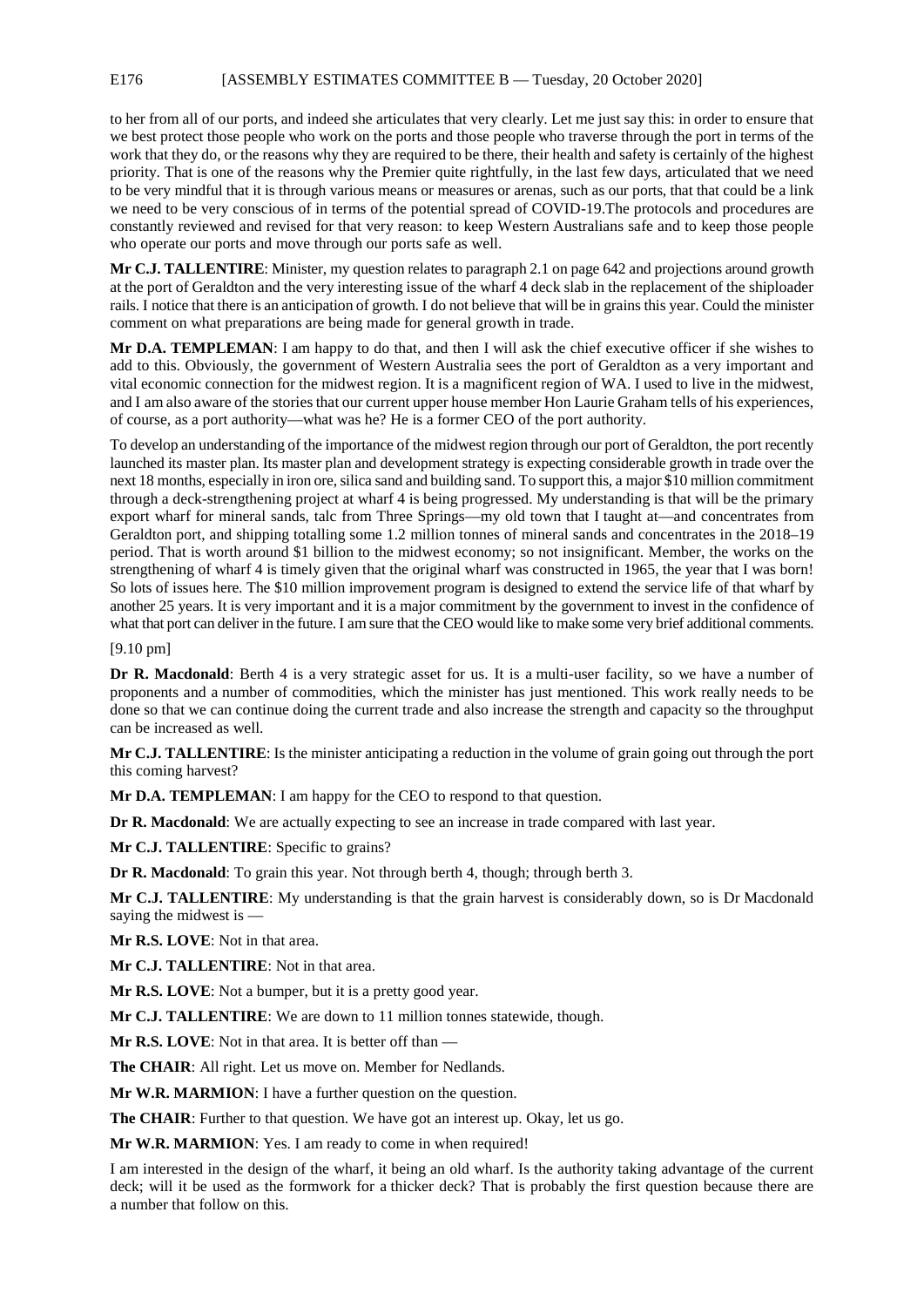to her from all of our ports, and indeed she articulates that very clearly. Let me just say this: in order to ensure that we best protect those people who work on the ports and those people who traverse through the port in terms of the work that they do, or the reasons why they are required to be there, their health and safety is certainly of the highest priority. That is one of the reasons why the Premier quite rightfully, in the last few days, articulated that we need to be very mindful that it is through various means or measures or arenas, such as our ports, that that could be a link we need to be very conscious of in terms of the potential spread of COVID-19.The protocols and procedures are constantly reviewed and revised for that very reason: to keep Western Australians safe and to keep those people who operate our ports and move through our ports safe as well.

**Mr C.J. TALLENTIRE**: Minister, my question relates to paragraph 2.1 on page 642 and projections around growth at the port of Geraldton and the very interesting issue of the wharf 4 deck slab in the replacement of the shiploader rails. I notice that there is an anticipation of growth. I do not believe that will be in grains this year. Could the minister comment on what preparations are being made for general growth in trade.

**Mr D.A. TEMPLEMAN**: I am happy to do that, and then I will ask the chief executive officer if she wishes to add to this. Obviously, the government of Western Australia sees the port of Geraldton as a very important and vital economic connection for the midwest region. It is a magnificent region of WA. I used to live in the midwest, and I am also aware of the stories that our current upper house member Hon Laurie Graham tells of his experiences, of course, as a port authority—what was he? He is a former CEO of the port authority.

To develop an understanding of the importance of the midwest region through our port of Geraldton, the port recently launched its master plan. Its master plan and development strategy is expecting considerable growth in trade over the next 18 months, especially in iron ore, silica sand and building sand. To support this, a major $10 million commitment through a deck-strengthening project at wharf 4 is being progressed. My understanding is that will be the primary export wharf for mineral sands, talc from Three Springs—my old town that I taught at—and concentrates from Geraldton port, and shipping totalling some 1.2 million tonnes of mineral sands and concentrates in the 2018–19 period. That is worth around $1 billion to the midwest economy; so not insignificant. Member, the works on the strengthening of wharf 4 is timely given that the original wharf was constructed in 1965, the year that I was born! So lots of issues here. The $10 million improvement program is designed to extend the service life of that wharf by another 25 years. It is very important and it is a major commitment by the government to invest in the confidence of what that port can deliver in the future. I am sure that the CEO would like to make some very brief additional comments.

[9.10 pm]

**Dr R. Macdonald**: Berth 4 is a very strategic asset for us. It is a multi-user facility, so we have a number of proponents and a number of commodities, which the minister has just mentioned. This work really needs to be done so that we can continue doing the current trade and also increase the strength and capacity so the throughput can be increased as well.

**Mr C.J. TALLENTIRE**: Is the minister anticipating a reduction in the volume of grain going out through the port this coming harvest?

**Mr D.A. TEMPLEMAN**: I am happy for the CEO to respond to that question.

**Dr R. Macdonald**: We are actually expecting to see an increase in trade compared with last year.

**Mr C.J. TALLENTIRE**: Specific to grains?

**Dr R. Macdonald**: To grain this year. Not through berth 4, though; through berth 3.

**Mr C.J. TALLENTIRE**: My understanding is that the grain harvest is considerably down, so is Dr Macdonald saying the midwest is —

**Mr R.S. LOVE**: Not in that area.

**Mr C.J. TALLENTIRE**: Not in that area.

**Mr R.S. LOVE**: Not a bumper, but it is a pretty good year.

**Mr C.J. TALLENTIRE**: We are down to 11 million tonnes statewide, though.

**Mr R.S. LOVE**: Not in that area. It is better off than —

**The CHAIR**: All right. Let us move on. Member for Nedlands.

**Mr W.R. MARMION**: I have a further question on the question.

**The CHAIR**: Further to that question. We have got an interest up. Okay, let us go.

**Mr W.R. MARMION**: Yes. I am ready to come in when required!

I am interested in the design of the wharf, it being an old wharf. Is the authority taking advantage of the current deck; will it be used as the formwork for a thicker deck? That is probably the first question because there are a number that follow on this.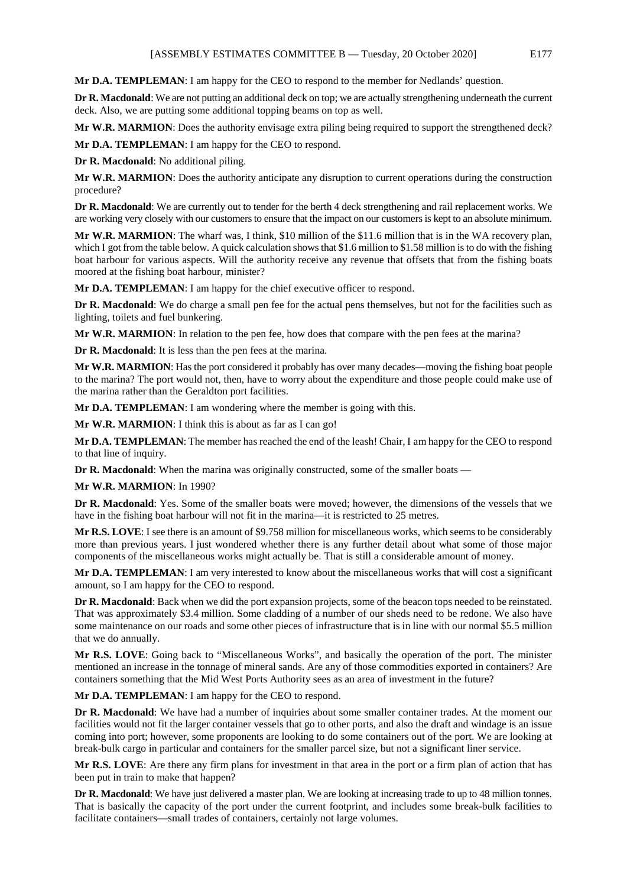**Mr D.A. TEMPLEMAN**: I am happy for the CEO to respond to the member for Nedlands' question.

**Dr R. Macdonald**: We are not putting an additional deck on top; we are actually strengthening underneath the current deck. Also, we are putting some additional topping beams on top as well.

**Mr W.R. MARMION**: Does the authority envisage extra piling being required to support the strengthened deck?

**Mr D.A. TEMPLEMAN**: I am happy for the CEO to respond.

**Dr R. Macdonald**: No additional piling.

**Mr W.R. MARMION**: Does the authority anticipate any disruption to current operations during the construction procedure?

**Dr R. Macdonald**: We are currently out to tender for the berth 4 deck strengthening and rail replacement works. We are working very closely with our customers to ensure that the impact on our customers is kept to an absolute minimum.

**Mr W.R. MARMION**: The wharf was, I think, $10 million of the $11.6 million that is in the WA recovery plan, which I got from the table below. A quick calculation shows that $1.6 million to $1.58 million is to do with the fishing boat harbour for various aspects. Will the authority receive any revenue that offsets that from the fishing boats moored at the fishing boat harbour, minister?

**Mr D.A. TEMPLEMAN**: I am happy for the chief executive officer to respond.

**Dr R. Macdonald**: We do charge a small pen fee for the actual pens themselves, but not for the facilities such as lighting, toilets and fuel bunkering.

**Mr W.R. MARMION**: In relation to the pen fee, how does that compare with the pen fees at the marina?

**Dr R. Macdonald**: It is less than the pen fees at the marina.

**Mr W.R. MARMION**: Has the port considered it probably has over many decades—moving the fishing boat people to the marina? The port would not, then, have to worry about the expenditure and those people could make use of the marina rather than the Geraldton port facilities.

**Mr D.A. TEMPLEMAN**: I am wondering where the member is going with this.

**Mr W.R. MARMION**: I think this is about as far as I can go!

**Mr D.A. TEMPLEMAN**: The member has reached the end of the leash! Chair, I am happy for the CEO to respond to that line of inquiry.

**Dr R. Macdonald**: When the marina was originally constructed, some of the smaller boats —

**Mr W.R. MARMION**: In 1990?

**Dr R. Macdonald**: Yes. Some of the smaller boats were moved; however, the dimensions of the vessels that we have in the fishing boat harbour will not fit in the marina—it is restricted to 25 metres.

**Mr R.S. LOVE**: I see there is an amount of $9.758 million for miscellaneous works, which seems to be considerably more than previous years. I just wondered whether there is any further detail about what some of those major components of the miscellaneous works might actually be. That is still a considerable amount of money.

**Mr D.A. TEMPLEMAN**: I am very interested to know about the miscellaneous works that will cost a significant amount, so I am happy for the CEO to respond.

**Dr R. Macdonald**: Back when we did the port expansion projects, some of the beacon tops needed to be reinstated. That was approximately $3.4 million. Some cladding of a number of our sheds need to be redone. We also have some maintenance on our roads and some other pieces of infrastructure that is in line with our normal $5.5 million that we do annually.

**Mr R.S. LOVE**: Going back to "Miscellaneous Works", and basically the operation of the port. The minister mentioned an increase in the tonnage of mineral sands. Are any of those commodities exported in containers? Are containers something that the Mid West Ports Authority sees as an area of investment in the future?

**Mr D.A. TEMPLEMAN**: I am happy for the CEO to respond.

**Dr R. Macdonald**: We have had a number of inquiries about some smaller container trades. At the moment our facilities would not fit the larger container vessels that go to other ports, and also the draft and windage is an issue coming into port; however, some proponents are looking to do some containers out of the port. We are looking at break-bulk cargo in particular and containers for the smaller parcel size, but not a significant liner service.

**Mr R.S. LOVE**: Are there any firm plans for investment in that area in the port or a firm plan of action that has been put in train to make that happen?

**Dr R. Macdonald**: We have just delivered a master plan. We are looking at increasing trade to up to 48 million tonnes. That is basically the capacity of the port under the current footprint, and includes some break-bulk facilities to facilitate containers—small trades of containers, certainly not large volumes.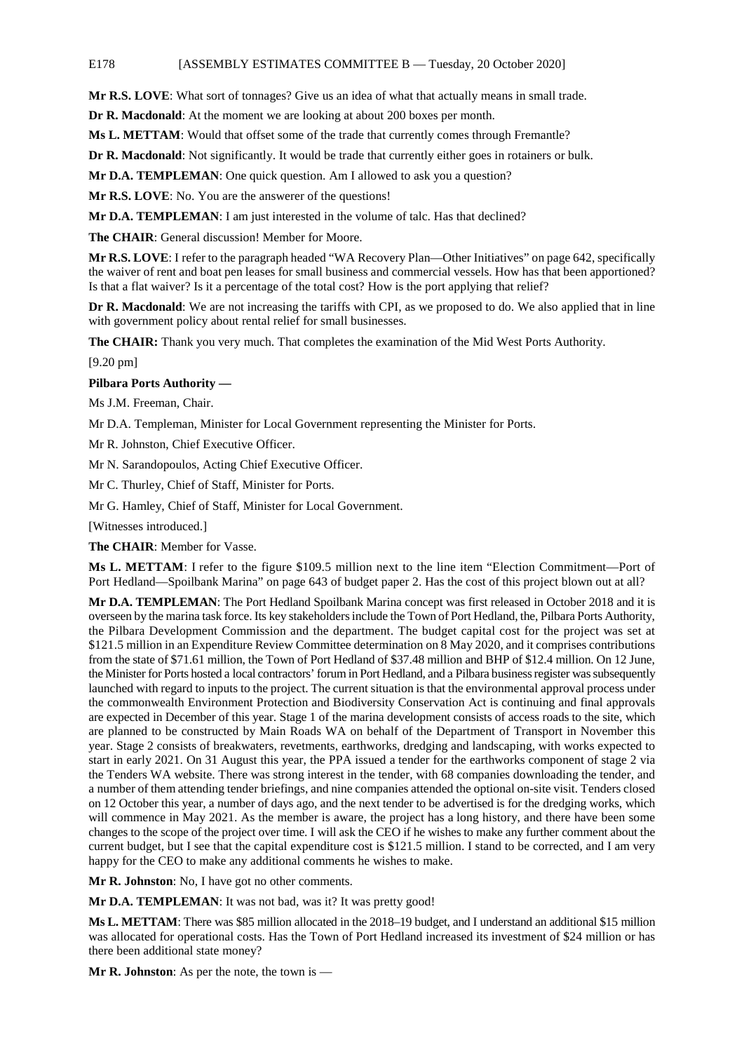**Mr R.S. LOVE**: What sort of tonnages? Give us an idea of what that actually means in small trade.

**Dr R. Macdonald**: At the moment we are looking at about 200 boxes per month.

**Ms L. METTAM**: Would that offset some of the trade that currently comes through Fremantle?

**Dr R. Macdonald**: Not significantly. It would be trade that currently either goes in rotainers or bulk.

**Mr D.A. TEMPLEMAN**: One quick question. Am I allowed to ask you a question?

**Mr R.S. LOVE**: No. You are the answerer of the questions!

**Mr D.A. TEMPLEMAN**: I am just interested in the volume of talc. Has that declined?

**The CHAIR**: General discussion! Member for Moore.

**Mr R.S. LOVE**: I refer to the paragraph headed "WA Recovery Plan—Other Initiatives" on page 642, specifically the waiver of rent and boat pen leases for small business and commercial vessels. How has that been apportioned? Is that a flat waiver? Is it a percentage of the total cost? How is the port applying that relief?

**Dr R. Macdonald**: We are not increasing the tariffs with CPI, as we proposed to do. We also applied that in line with government policy about rental relief for small businesses.

**The CHAIR:** Thank you very much. That completes the examination of the Mid West Ports Authority.

[9.20 pm]

**Pilbara Ports Authority —**

Ms J.M. Freeman, Chair.

Mr D.A. Templeman, Minister for Local Government representing the Minister for Ports.

Mr R. Johnston, Chief Executive Officer.

Mr N. Sarandopoulos, Acting Chief Executive Officer.

Mr C. Thurley, Chief of Staff, Minister for Ports.

Mr G. Hamley, Chief of Staff, Minister for Local Government.

[Witnesses introduced.]

**The CHAIR**: Member for Vasse.

**Ms L. METTAM**: I refer to the figure $109.5 million next to the line item "Election Commitment—Port of Port Hedland—Spoilbank Marina" on page 643 of budget paper 2. Has the cost of this project blown out at all?

**Mr D.A. TEMPLEMAN**: The Port Hedland Spoilbank Marina concept was first released in October 2018 and it is overseen by the marina task force. Its key stakeholders include the Town of Port Hedland, the, Pilbara Ports Authority, the Pilbara Development Commission and the department. The budget capital cost for the project was set at $121.5 million in an Expenditure Review Committee determination on 8 May 2020, and it comprises contributions from the state of $71.61 million, the Town of Port Hedland of $37.48 million and BHP of $12.4 million. On 12 June, the Minister for Ports hosted a local contractors' forum in Port Hedland, and a Pilbara business register was subsequently launched with regard to inputs to the project. The current situation is that the environmental approval process under the commonwealth Environment Protection and Biodiversity Conservation Act is continuing and final approvals are expected in December of this year. Stage 1 of the marina development consists of access roads to the site, which are planned to be constructed by Main Roads WA on behalf of the Department of Transport in November this year. Stage 2 consists of breakwaters, revetments, earthworks, dredging and landscaping, with works expected to start in early 2021. On 31 August this year, the PPA issued a tender for the earthworks component of stage 2 via the Tenders WA website. There was strong interest in the tender, with 68 companies downloading the tender, and a number of them attending tender briefings, and nine companies attended the optional on-site visit. Tenders closed on 12 October this year, a number of days ago, and the next tender to be advertised is for the dredging works, which will commence in May 2021. As the member is aware, the project has a long history, and there have been some changes to the scope of the project over time. I will ask the CEO if he wishes to make any further comment about the current budget, but I see that the capital expenditure cost is $121.5 million. I stand to be corrected, and I am very happy for the CEO to make any additional comments he wishes to make.

**Mr R. Johnston**: No, I have got no other comments.

**Mr D.A. TEMPLEMAN**: It was not bad, was it? It was pretty good!

**Ms L. METTAM**: There was $85 million allocated in the 2018–19 budget, and I understand an additional $15 million was allocated for operational costs. Has the Town of Port Hedland increased its investment of $24 million or has there been additional state money?

**Mr R. Johnston**: As per the note, the town is —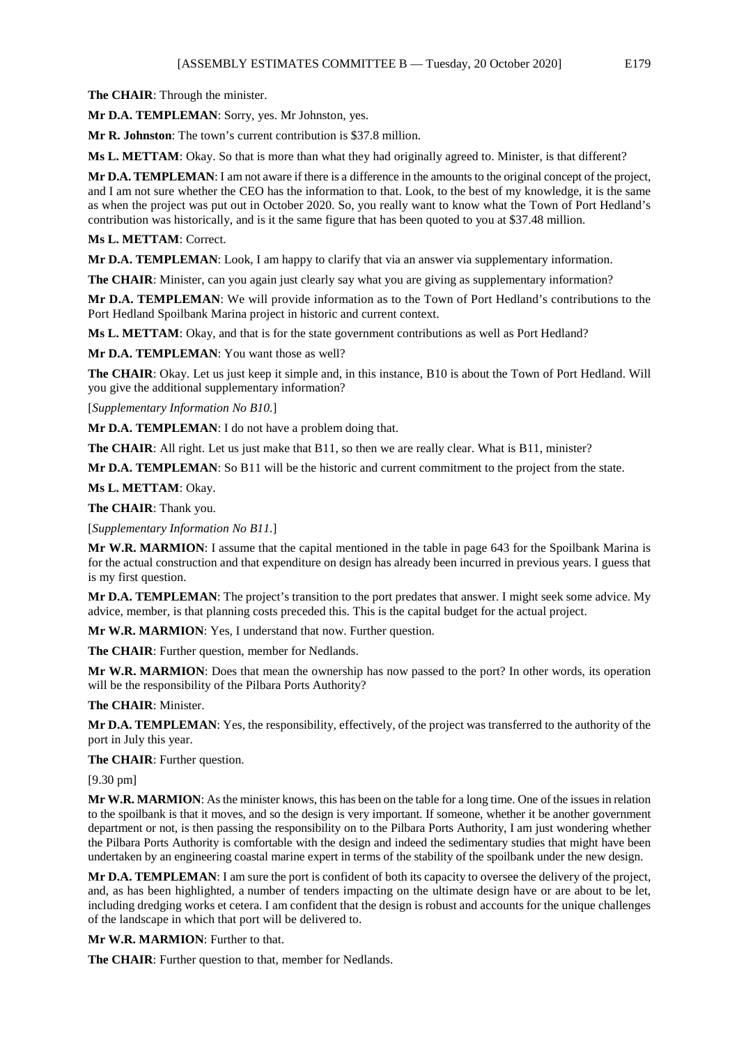**The CHAIR**: Through the minister.

**Mr D.A. TEMPLEMAN**: Sorry, yes. Mr Johnston, yes.

**Mr R. Johnston**: The town's current contribution is $37.8 million.

**Ms L. METTAM**: Okay. So that is more than what they had originally agreed to. Minister, is that different?

**Mr D.A. TEMPLEMAN**: I am not aware if there is a difference in the amounts to the original concept of the project, and I am not sure whether the CEO has the information to that. Look, to the best of my knowledge, it is the same as when the project was put out in October 2020. So, you really want to know what the Town of Port Hedland's contribution was historically, and is it the same figure that has been quoted to you at $37.48 million.

**Ms L. METTAM**: Correct.

**Mr D.A. TEMPLEMAN**: Look, I am happy to clarify that via an answer via supplementary information.

**The CHAIR**: Minister, can you again just clearly say what you are giving as supplementary information?

**Mr D.A. TEMPLEMAN**: We will provide information as to the Town of Port Hedland's contributions to the Port Hedland Spoilbank Marina project in historic and current context.

**Ms L. METTAM**: Okay, and that is for the state government contributions as well as Port Hedland?

**Mr D.A. TEMPLEMAN**: You want those as well?

**The CHAIR**: Okay. Let us just keep it simple and, in this instance, B10 is about the Town of Port Hedland. Will you give the additional supplementary information?

[*Supplementary Information No B10.*]

**Mr D.A. TEMPLEMAN**: I do not have a problem doing that.

**The CHAIR**: All right. Let us just make that B11, so then we are really clear. What is B11, minister?

**Mr D.A. TEMPLEMAN**: So B11 will be the historic and current commitment to the project from the state.

**Ms L. METTAM**: Okay.

**The CHAIR**: Thank you.

[*Supplementary Information No B11.*]

**Mr W.R. MARMION**: I assume that the capital mentioned in the table in page 643 for the Spoilbank Marina is for the actual construction and that expenditure on design has already been incurred in previous years. I guess that is my first question.

**Mr D.A. TEMPLEMAN**: The project's transition to the port predates that answer. I might seek some advice. My advice, member, is that planning costs preceded this. This is the capital budget for the actual project.

**Mr W.R. MARMION**: Yes, I understand that now. Further question.

**The CHAIR**: Further question, member for Nedlands.

**Mr W.R. MARMION**: Does that mean the ownership has now passed to the port? In other words, its operation will be the responsibility of the Pilbara Ports Authority?

**The CHAIR**: Minister.

**Mr D.A. TEMPLEMAN**: Yes, the responsibility, effectively, of the project was transferred to the authority of the port in July this year.

**The CHAIR**: Further question.

[9.30 pm]

**Mr W.R. MARMION**: As the minister knows, this has been on the table for a long time. One of the issues in relation to the spoilbank is that it moves, and so the design is very important. If someone, whether it be another government department or not, is then passing the responsibility on to the Pilbara Ports Authority, I am just wondering whether the Pilbara Ports Authority is comfortable with the design and indeed the sedimentary studies that might have been undertaken by an engineering coastal marine expert in terms of the stability of the spoilbank under the new design.

**Mr D.A. TEMPLEMAN**: I am sure the port is confident of both its capacity to oversee the delivery of the project, and, as has been highlighted, a number of tenders impacting on the ultimate design have or are about to be let, including dredging works et cetera. I am confident that the design is robust and accounts for the unique challenges of the landscape in which that port will be delivered to.

**Mr W.R. MARMION**: Further to that.

**The CHAIR**: Further question to that, member for Nedlands.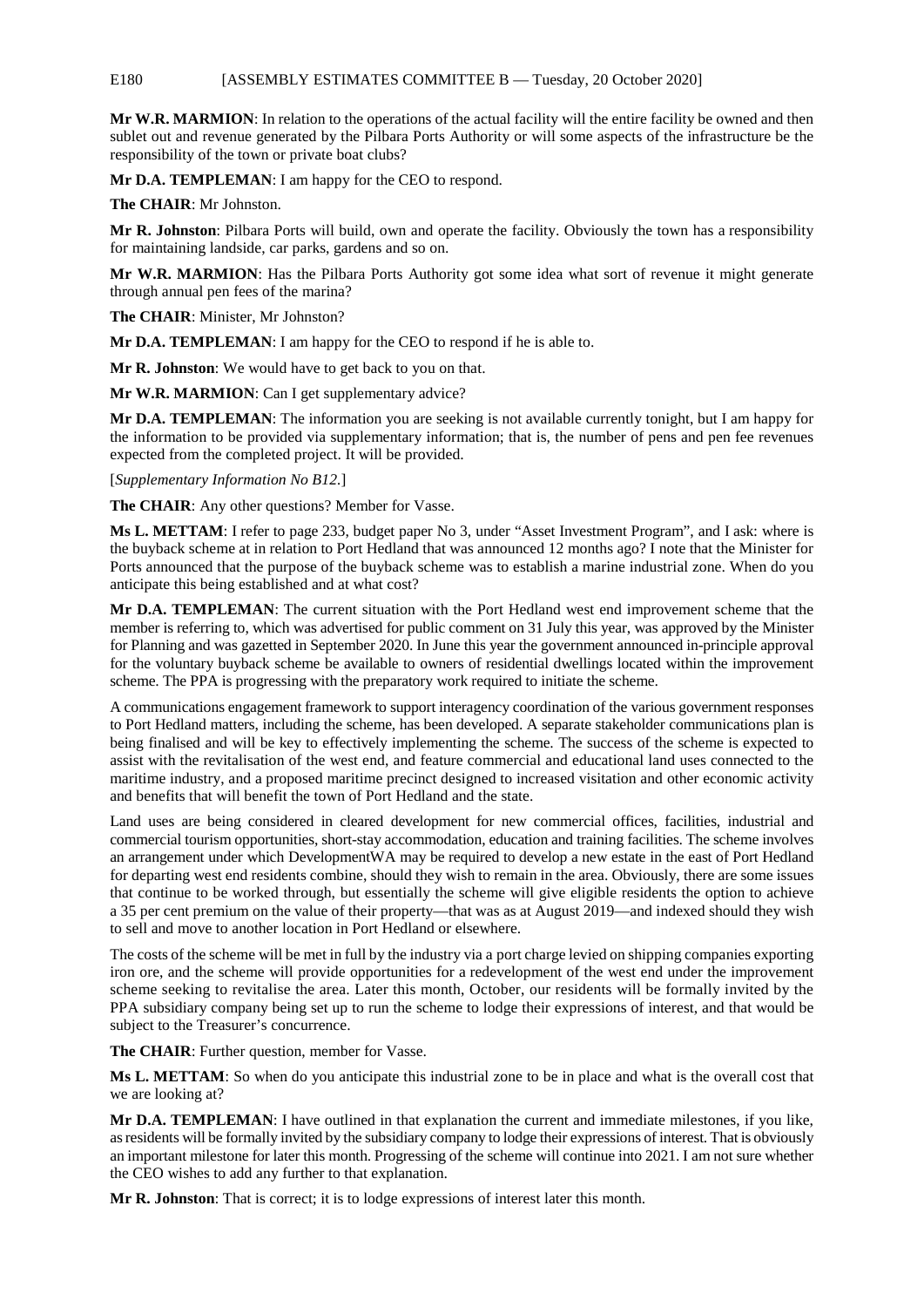**Mr W.R. MARMION**: In relation to the operations of the actual facility will the entire facility be owned and then sublet out and revenue generated by the Pilbara Ports Authority or will some aspects of the infrastructure be the responsibility of the town or private boat clubs?

**Mr D.A. TEMPLEMAN**: I am happy for the CEO to respond.

**The CHAIR**: Mr Johnston.

**Mr R. Johnston**: Pilbara Ports will build, own and operate the facility. Obviously the town has a responsibility for maintaining landside, car parks, gardens and so on.

**Mr W.R. MARMION**: Has the Pilbara Ports Authority got some idea what sort of revenue it might generate through annual pen fees of the marina?

**The CHAIR**: Minister, Mr Johnston?

**Mr D.A. TEMPLEMAN**: I am happy for the CEO to respond if he is able to.

**Mr R. Johnston**: We would have to get back to you on that.

**Mr W.R. MARMION**: Can I get supplementary advice?

**Mr D.A. TEMPLEMAN**: The information you are seeking is not available currently tonight, but I am happy for the information to be provided via supplementary information; that is, the number of pens and pen fee revenues expected from the completed project. It will be provided.

[*Supplementary Information No B12.*]

**The CHAIR**: Any other questions? Member for Vasse.

**Ms L. METTAM**: I refer to page 233, budget paper No 3, under "Asset Investment Program", and I ask: where is the buyback scheme at in relation to Port Hedland that was announced 12 months ago? I note that the Minister for Ports announced that the purpose of the buyback scheme was to establish a marine industrial zone. When do you anticipate this being established and at what cost?

**Mr D.A. TEMPLEMAN**: The current situation with the Port Hedland west end improvement scheme that the member is referring to, which was advertised for public comment on 31 July this year, was approved by the Minister for Planning and was gazetted in September 2020. In June this year the government announced in-principle approval for the voluntary buyback scheme be available to owners of residential dwellings located within the improvement scheme. The PPA is progressing with the preparatory work required to initiate the scheme.

A communications engagement framework to support interagency coordination of the various government responses to Port Hedland matters, including the scheme, has been developed. A separate stakeholder communications plan is being finalised and will be key to effectively implementing the scheme. The success of the scheme is expected to assist with the revitalisation of the west end, and feature commercial and educational land uses connected to the maritime industry, and a proposed maritime precinct designed to increased visitation and other economic activity and benefits that will benefit the town of Port Hedland and the state.

Land uses are being considered in cleared development for new commercial offices, facilities, industrial and commercial tourism opportunities, short-stay accommodation, education and training facilities. The scheme involves an arrangement under which DevelopmentWA may be required to develop a new estate in the east of Port Hedland for departing west end residents combine, should they wish to remain in the area. Obviously, there are some issues that continue to be worked through, but essentially the scheme will give eligible residents the option to achieve a 35 per cent premium on the value of their property—that was as at August 2019—and indexed should they wish to sell and move to another location in Port Hedland or elsewhere.

The costs of the scheme will be met in full by the industry via a port charge levied on shipping companies exporting iron ore, and the scheme will provide opportunities for a redevelopment of the west end under the improvement scheme seeking to revitalise the area. Later this month, October, our residents will be formally invited by the PPA subsidiary company being set up to run the scheme to lodge their expressions of interest, and that would be subject to the Treasurer's concurrence.

**The CHAIR**: Further question, member for Vasse.

**Ms L. METTAM**: So when do you anticipate this industrial zone to be in place and what is the overall cost that we are looking at?

**Mr D.A. TEMPLEMAN**: I have outlined in that explanation the current and immediate milestones, if you like, as residents will be formally invited by the subsidiary company to lodge their expressions of interest. That is obviously an important milestone for later this month. Progressing of the scheme will continue into 2021. I am not sure whether the CEO wishes to add any further to that explanation.

**Mr R. Johnston**: That is correct; it is to lodge expressions of interest later this month.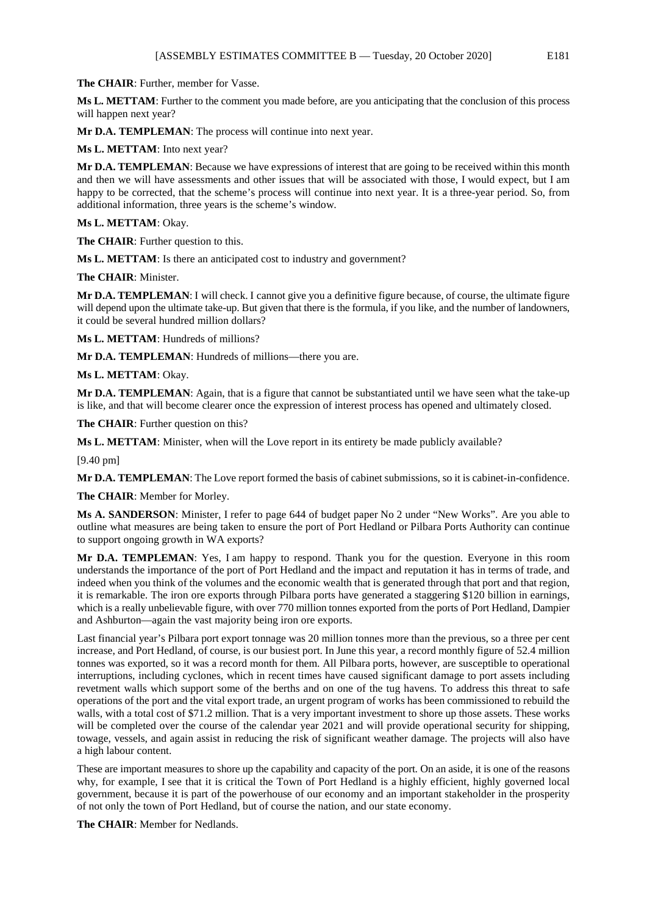**The CHAIR**: Further, member for Vasse.

**Ms L. METTAM**: Further to the comment you made before, are you anticipating that the conclusion of this process will happen next year?

**Mr D.A. TEMPLEMAN**: The process will continue into next year.

**Ms L. METTAM**: Into next year?

**Mr D.A. TEMPLEMAN**: Because we have expressions of interest that are going to be received within this month and then we will have assessments and other issues that will be associated with those, I would expect, but I am happy to be corrected, that the scheme's process will continue into next year. It is a three-year period. So, from additional information, three years is the scheme's window.

**Ms L. METTAM**: Okay.

**The CHAIR**: Further question to this.

**Ms L. METTAM**: Is there an anticipated cost to industry and government?

**The CHAIR**: Minister.

**Mr D.A. TEMPLEMAN**: I will check. I cannot give you a definitive figure because, of course, the ultimate figure will depend upon the ultimate take-up. But given that there is the formula, if you like, and the number of landowners, it could be several hundred million dollars?

**Ms L. METTAM**: Hundreds of millions?

**Mr D.A. TEMPLEMAN**: Hundreds of millions—there you are.

**Ms L. METTAM**: Okay.

**Mr D.A. TEMPLEMAN**: Again, that is a figure that cannot be substantiated until we have seen what the take-up is like, and that will become clearer once the expression of interest process has opened and ultimately closed.

**The CHAIR**: Further question on this?

**Ms L. METTAM**: Minister, when will the Love report in its entirety be made publicly available?

[9.40 pm]

**Mr D.A. TEMPLEMAN**: The Love report formed the basis of cabinet submissions, so it is cabinet-in-confidence.

**The CHAIR**: Member for Morley.

**Ms A. SANDERSON**: Minister, I refer to page 644 of budget paper No 2 under "New Works". Are you able to outline what measures are being taken to ensure the port of Port Hedland or Pilbara Ports Authority can continue to support ongoing growth in WA exports?

**Mr D.A. TEMPLEMAN**: Yes, I am happy to respond. Thank you for the question. Everyone in this room understands the importance of the port of Port Hedland and the impact and reputation it has in terms of trade, and indeed when you think of the volumes and the economic wealth that is generated through that port and that region, it is remarkable. The iron ore exports through Pilbara ports have generated a staggering $120 billion in earnings, which is a really unbelievable figure, with over 770 million tonnes exported from the ports of Port Hedland, Dampier and Ashburton—again the vast majority being iron ore exports.

Last financial year's Pilbara port export tonnage was 20 million tonnes more than the previous, so a three per cent increase, and Port Hedland, of course, is our busiest port. In June this year, a record monthly figure of 52.4 million tonnes was exported, so it was a record month for them. All Pilbara ports, however, are susceptible to operational interruptions, including cyclones, which in recent times have caused significant damage to port assets including revetment walls which support some of the berths and on one of the tug havens. To address this threat to safe operations of the port and the vital export trade, an urgent program of works has been commissioned to rebuild the walls, with a total cost of $71.2 million. That is a very important investment to shore up those assets. These works will be completed over the course of the calendar year 2021 and will provide operational security for shipping, towage, vessels, and again assist in reducing the risk of significant weather damage. The projects will also have a high labour content.

These are important measures to shore up the capability and capacity of the port. On an aside, it is one of the reasons why, for example, I see that it is critical the Town of Port Hedland is a highly efficient, highly governed local government, because it is part of the powerhouse of our economy and an important stakeholder in the prosperity of not only the town of Port Hedland, but of course the nation, and our state economy.

**The CHAIR**: Member for Nedlands.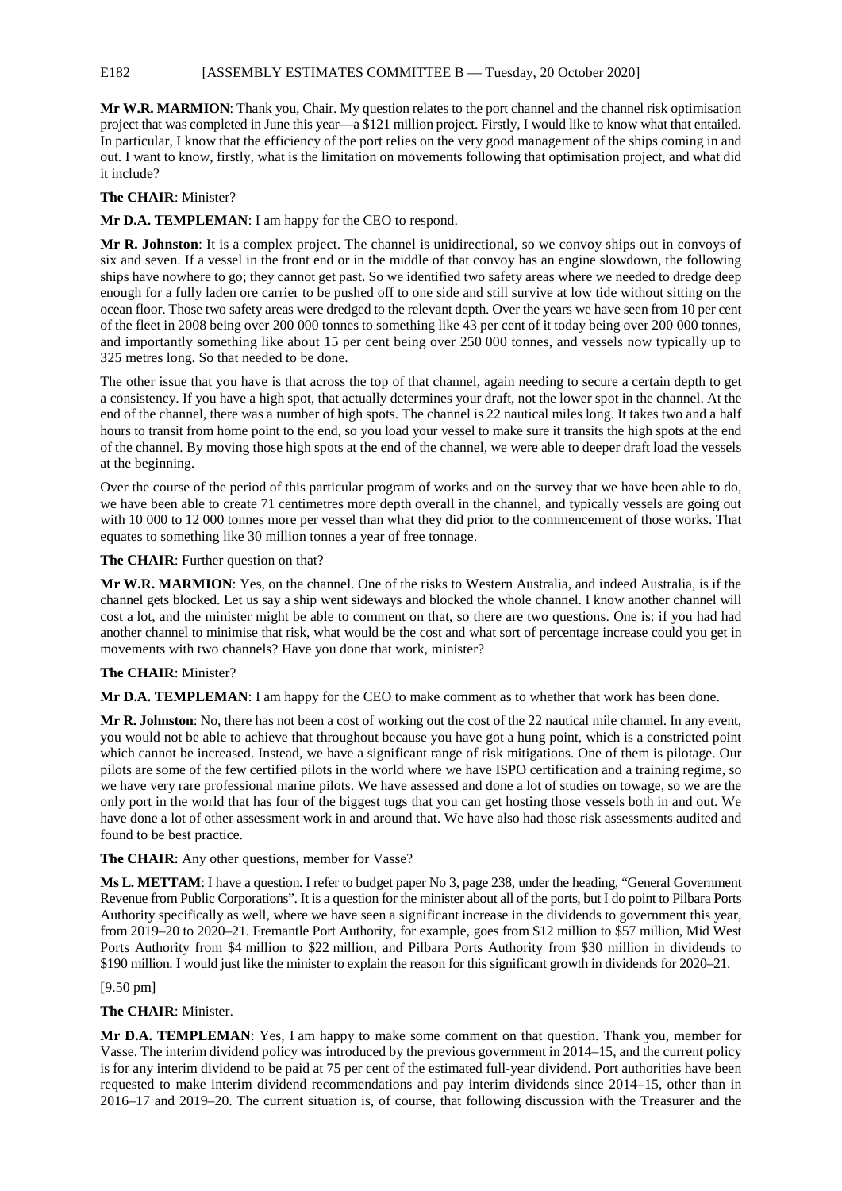**Mr W.R. MARMION**: Thank you, Chair. My question relates to the port channel and the channel risk optimisation project that was completed in June this year—a $121 million project. Firstly, I would like to know what that entailed. In particular, I know that the efficiency of the port relies on the very good management of the ships coming in and out. I want to know, firstly, what is the limitation on movements following that optimisation project, and what did it include?

**The CHAIR**: Minister?

**Mr D.A. TEMPLEMAN**: I am happy for the CEO to respond.

**Mr R. Johnston**: It is a complex project. The channel is unidirectional, so we convoy ships out in convoys of six and seven. If a vessel in the front end or in the middle of that convoy has an engine slowdown, the following ships have nowhere to go; they cannot get past. So we identified two safety areas where we needed to dredge deep enough for a fully laden ore carrier to be pushed off to one side and still survive at low tide without sitting on the ocean floor. Those two safety areas were dredged to the relevant depth. Over the years we have seen from 10 per cent of the fleet in 2008 being over 200 000 tonnes to something like 43 per cent of it today being over 200 000 tonnes, and importantly something like about 15 per cent being over 250 000 tonnes, and vessels now typically up to 325 metres long. So that needed to be done.

The other issue that you have is that across the top of that channel, again needing to secure a certain depth to get a consistency. If you have a high spot, that actually determines your draft, not the lower spot in the channel. At the end of the channel, there was a number of high spots. The channel is 22 nautical miles long. It takes two and a half hours to transit from home point to the end, so you load your vessel to make sure it transits the high spots at the end of the channel. By moving those high spots at the end of the channel, we were able to deeper draft load the vessels at the beginning.

Over the course of the period of this particular program of works and on the survey that we have been able to do, we have been able to create 71 centimetres more depth overall in the channel, and typically vessels are going out with 10 000 to 12 000 tonnes more per vessel than what they did prior to the commencement of those works. That equates to something like 30 million tonnes a year of free tonnage.

**The CHAIR**: Further question on that?

**Mr W.R. MARMION**: Yes, on the channel. One of the risks to Western Australia, and indeed Australia, is if the channel gets blocked. Let us say a ship went sideways and blocked the whole channel. I know another channel will cost a lot, and the minister might be able to comment on that, so there are two questions. One is: if you had had another channel to minimise that risk, what would be the cost and what sort of percentage increase could you get in movements with two channels? Have you done that work, minister?

**The CHAIR**: Minister?

**Mr D.A. TEMPLEMAN**: I am happy for the CEO to make comment as to whether that work has been done.

**Mr R. Johnston**: No, there has not been a cost of working out the cost of the 22 nautical mile channel. In any event, you would not be able to achieve that throughout because you have got a hung point, which is a constricted point which cannot be increased. Instead, we have a significant range of risk mitigations. One of them is pilotage. Our pilots are some of the few certified pilots in the world where we have ISPO certification and a training regime, so we have very rare professional marine pilots. We have assessed and done a lot of studies on towage, so we are the only port in the world that has four of the biggest tugs that you can get hosting those vessels both in and out. We have done a lot of other assessment work in and around that. We have also had those risk assessments audited and found to be best practice.

**The CHAIR**: Any other questions, member for Vasse?

**Ms L. METTAM**: I have a question. I refer to budget paper No 3, page 238, under the heading, "General Government Revenue from Public Corporations". It is a question for the minister about all of the ports, but I do point to Pilbara Ports Authority specifically as well, where we have seen a significant increase in the dividends to government this year, from 2019–20 to 2020–21. Fremantle Port Authority, for example, goes from $12 million to $57 million, Mid West Ports Authority from $4 million to $22 million, and Pilbara Ports Authority from $30 million in dividends to $190 million. I would just like the minister to explain the reason for this significant growth in dividends for 2020–21.

[9.50 pm]

**The CHAIR**: Minister.

**Mr D.A. TEMPLEMAN**: Yes, I am happy to make some comment on that question. Thank you, member for Vasse. The interim dividend policy was introduced by the previous government in 2014–15, and the current policy is for any interim dividend to be paid at 75 per cent of the estimated full-year dividend. Port authorities have been requested to make interim dividend recommendations and pay interim dividends since 2014–15, other than in 2016–17 and 2019–20. The current situation is, of course, that following discussion with the Treasurer and the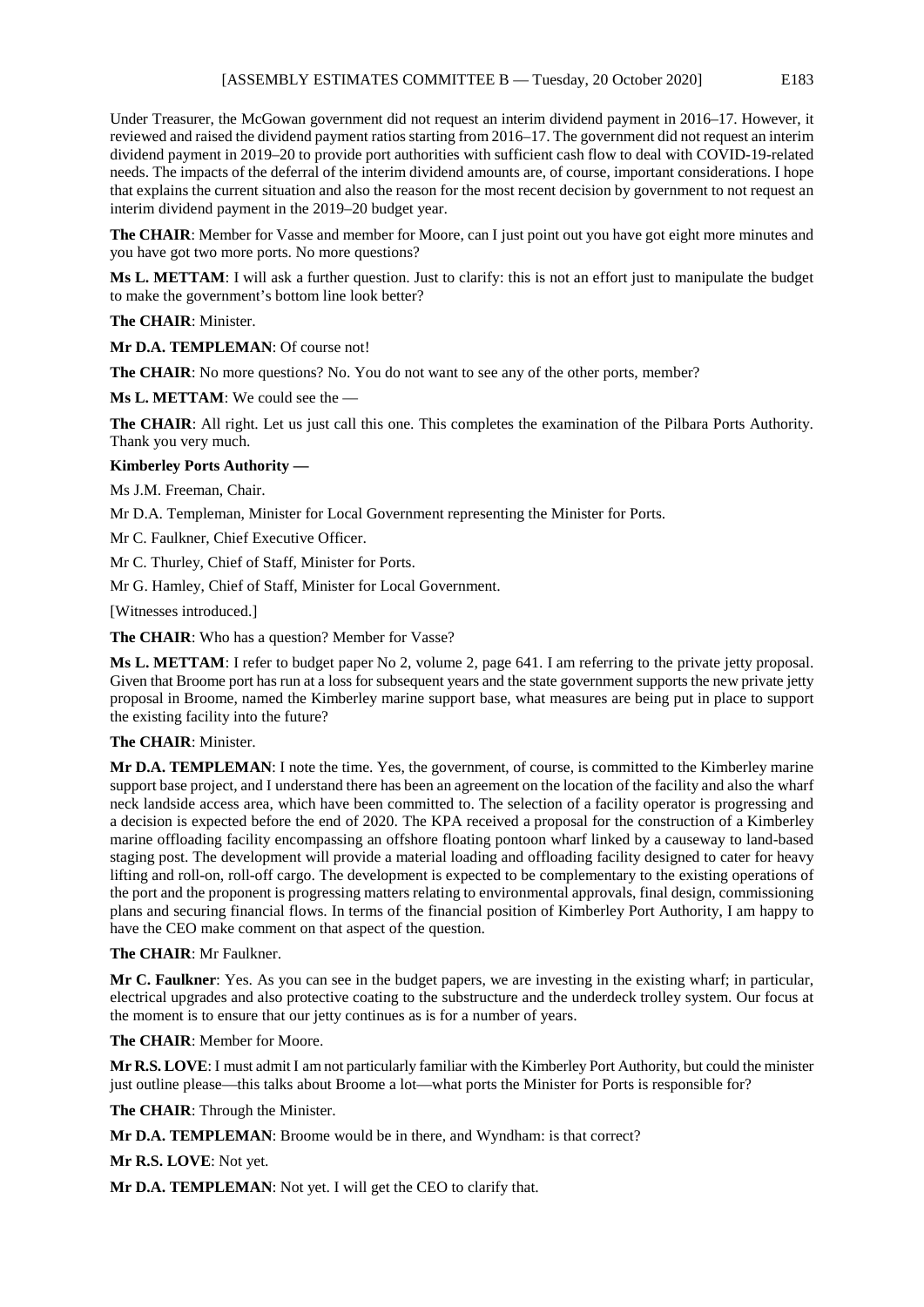Under Treasurer, the McGowan government did not request an interim dividend payment in 2016–17. However, it reviewed and raised the dividend payment ratios starting from 2016–17. The government did not request an interim dividend payment in 2019–20 to provide port authorities with sufficient cash flow to deal with COVID-19-related needs. The impacts of the deferral of the interim dividend amounts are, of course, important considerations. I hope that explains the current situation and also the reason for the most recent decision by government to not request an interim dividend payment in the 2019–20 budget year.

**The CHAIR**: Member for Vasse and member for Moore, can I just point out you have got eight more minutes and you have got two more ports. No more questions?

**Ms L. METTAM**: I will ask a further question. Just to clarify: this is not an effort just to manipulate the budget to make the government's bottom line look better?

**The CHAIR**: Minister.

**Mr D.A. TEMPLEMAN**: Of course not!

**The CHAIR**: No more questions? No. You do not want to see any of the other ports, member?

**Ms L. METTAM**: We could see the —

**The CHAIR**: All right. Let us just call this one. This completes the examination of the Pilbara Ports Authority. Thank you very much.

**Kimberley Ports Authority —**

Ms J.M. Freeman, Chair.

Mr D.A. Templeman, Minister for Local Government representing the Minister for Ports.

Mr C. Faulkner, Chief Executive Officer.

Mr C. Thurley, Chief of Staff, Minister for Ports.

Mr G. Hamley, Chief of Staff, Minister for Local Government.

[Witnesses introduced.]

**The CHAIR**: Who has a question? Member for Vasse?

**Ms L. METTAM**: I refer to budget paper No 2, volume 2, page 641. I am referring to the private jetty proposal. Given that Broome port has run at a loss for subsequent years and the state government supports the new private jetty proposal in Broome, named the Kimberley marine support base, what measures are being put in place to support the existing facility into the future?

**The CHAIR**: Minister.

**Mr D.A. TEMPLEMAN**: I note the time. Yes, the government, of course, is committed to the Kimberley marine support base project, and I understand there has been an agreement on the location of the facility and also the wharf neck landside access area, which have been committed to. The selection of a facility operator is progressing and a decision is expected before the end of 2020. The KPA received a proposal for the construction of a Kimberley marine offloading facility encompassing an offshore floating pontoon wharf linked by a causeway to land-based staging post. The development will provide a material loading and offloading facility designed to cater for heavy lifting and roll-on, roll-off cargo. The development is expected to be complementary to the existing operations of the port and the proponent is progressing matters relating to environmental approvals, final design, commissioning plans and securing financial flows. In terms of the financial position of Kimberley Port Authority, I am happy to have the CEO make comment on that aspect of the question.

**The CHAIR**: Mr Faulkner.

**Mr C. Faulkner**: Yes. As you can see in the budget papers, we are investing in the existing wharf; in particular, electrical upgrades and also protective coating to the substructure and the underdeck trolley system. Our focus at the moment is to ensure that our jetty continues as is for a number of years.

**The CHAIR**: Member for Moore.

**Mr R.S. LOVE**: I must admit I am not particularly familiar with the Kimberley Port Authority, but could the minister just outline please—this talks about Broome a lot—what ports the Minister for Ports is responsible for?

**The CHAIR**: Through the Minister.

**Mr D.A. TEMPLEMAN**: Broome would be in there, and Wyndham: is that correct?

**Mr R.S. LOVE**: Not yet.

**Mr D.A. TEMPLEMAN**: Not yet. I will get the CEO to clarify that.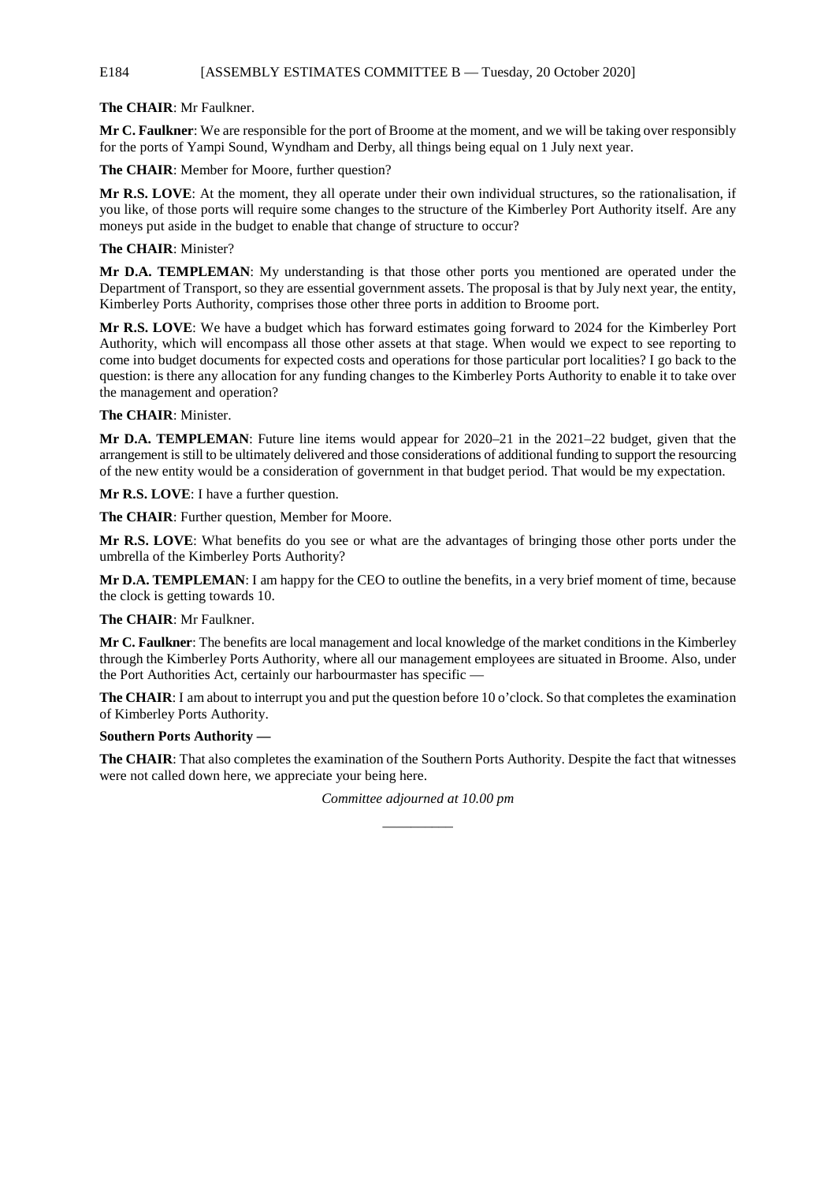**The CHAIR**: Mr Faulkner.

**Mr C. Faulkner**: We are responsible for the port of Broome at the moment, and we will be taking over responsibly for the ports of Yampi Sound, Wyndham and Derby, all things being equal on 1 July next year.

**The CHAIR**: Member for Moore, further question?

**Mr R.S. LOVE**: At the moment, they all operate under their own individual structures, so the rationalisation, if you like, of those ports will require some changes to the structure of the Kimberley Port Authority itself. Are any moneys put aside in the budget to enable that change of structure to occur?

**The CHAIR**: Minister?

**Mr D.A. TEMPLEMAN**: My understanding is that those other ports you mentioned are operated under the Department of Transport, so they are essential government assets. The proposal is that by July next year, the entity, Kimberley Ports Authority, comprises those other three ports in addition to Broome port.

**Mr R.S. LOVE**: We have a budget which has forward estimates going forward to 2024 for the Kimberley Port Authority, which will encompass all those other assets at that stage. When would we expect to see reporting to come into budget documents for expected costs and operations for those particular port localities? I go back to the question: is there any allocation for any funding changes to the Kimberley Ports Authority to enable it to take over the management and operation?

**The CHAIR**: Minister.

**Mr D.A. TEMPLEMAN**: Future line items would appear for 2020–21 in the 2021–22 budget, given that the arrangement is still to be ultimately delivered and those considerations of additional funding to support the resourcing of the new entity would be a consideration of government in that budget period. That would be my expectation.

**Mr R.S. LOVE**: I have a further question.

**The CHAIR**: Further question, Member for Moore.

**Mr R.S. LOVE**: What benefits do you see or what are the advantages of bringing those other ports under the umbrella of the Kimberley Ports Authority?

**Mr D.A. TEMPLEMAN**: I am happy for the CEO to outline the benefits, in a very brief moment of time, because the clock is getting towards 10.

**The CHAIR**: Mr Faulkner.

**Mr C. Faulkner**: The benefits are local management and local knowledge of the market conditions in the Kimberley through the Kimberley Ports Authority, where all our management employees are situated in Broome. Also, under the Port Authorities Act, certainly our harbourmaster has specific —

**The CHAIR**: I am about to interrupt you and put the question before 10 o'clock. So that completes the examination of Kimberley Ports Authority.

**Southern Ports Authority —**

**The CHAIR**: That also completes the examination of the Southern Ports Authority. Despite the fact that witnesses were not called down here, we appreciate your being here.

*Committee adjourned at 10.00 pm*

__________